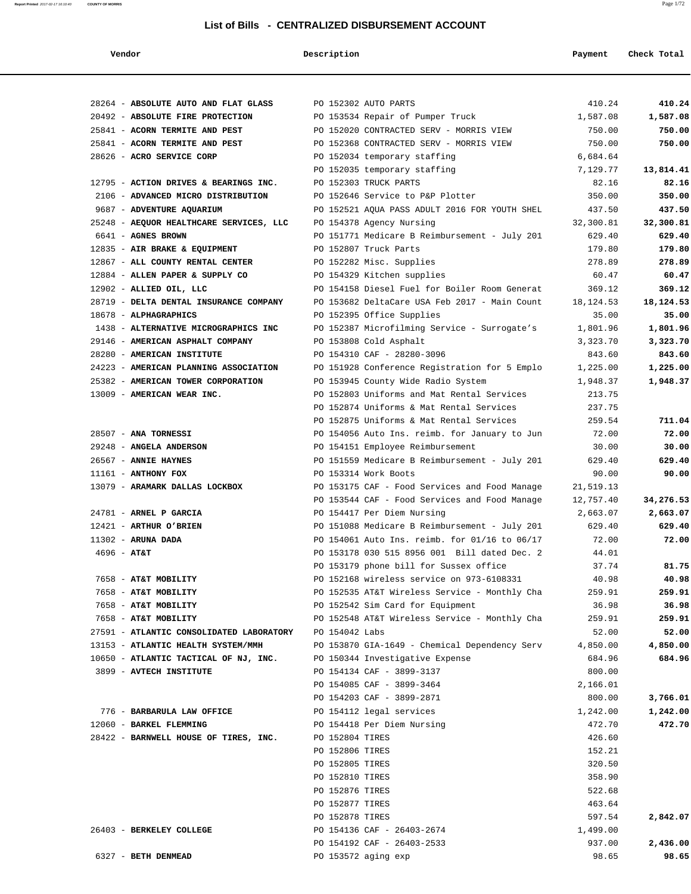# List of Bills - CENTRALIZED DISBURSEMENT ACCOUNT

| Vendor | Description | Payment | Check Total |
|---|---|---|---|
| 28264 - **ABSOLUTE AUTO AND FLAT GLASS** | PO 152302 AUTO PARTS | 410.24 | **410.24** |
| 20492 - **ABSOLUTE FIRE PROTECTION** | PO 153534 Repair of Pumper Truck | 1,587.08 | **1,587.08** |
| 25841 - **ACORN TERMITE AND PEST** | PO 152020 CONTRACTED SERV - MORRIS VIEW | 750.00 | **750.00** |
| 25841 - **ACORN TERMITE AND PEST** | PO 152368 CONTRACTED SERV - MORRIS VIEW | 750.00 | **750.00** |
| 28626 - **ACRO SERVICE CORP** | PO 152034 temporary staffing | 6,684.64 | |
| | PO 152035 temporary staffing | 7,129.77 | **13,814.41** |
| 12795 - **ACTION DRIVES & BEARINGS INC.** | PO 152303 TRUCK PARTS | 82.16 | **82.16** |
| 2106 - **ADVANCED MICRO DISTRIBUTION** | PO 152646 Service to P&P Plotter | 350.00 | **350.00** |
| 9687 - **ADVENTURE AQUARIUM** | PO 152521 AQUA PASS ADULT 2016 FOR YOUTH SHEL | 437.50 | **437.50** |
| 25248 - **AEQUOR HEALTHCARE SERVICES, LLC** | PO 154378 Agency Nursing | 32,300.81 | **32,300.81** |
| 6641 - **AGNES BROWN** | PO 151771 Medicare B Reimbursement - July 201 | 629.40 | **629.40** |
| 12835 - **AIR BRAKE & EQUIPMENT** | PO 152807 Truck Parts | 179.80 | **179.80** |
| 12867 - **ALL COUNTY RENTAL CENTER** | PO 152282 Misc. Supplies | 278.89 | **278.89** |
| 12884 - **ALLEN PAPER & SUPPLY CO** | PO 154329 Kitchen supplies | 60.47 | **60.47** |
| 12902 - **ALLIED OIL, LLC** | PO 154158 Diesel Fuel for Boiler Room Generat | 369.12 | **369.12** |
| 28719 - **DELTA DENTAL INSURANCE COMPANY** | PO 153682 DeltaCare USA Feb 2017 - Main Count | 18,124.53 | **18,124.53** |
| 18678 - **ALPHAGRAPHICS** | PO 152395 Office Supplies | 35.00 | **35.00** |
| 1438 - **ALTERNATIVE MICROGRAPHICS INC** | PO 152387 Microfilming Service - Surrogate's | 1,801.96 | **1,801.96** |
| 29146 - **AMERICAN ASPHALT COMPANY** | PO 153808 Cold Asphalt | 3,323.70 | **3,323.70** |
| 28280 - **AMERICAN INSTITUTE** | PO 154310 CAF - 28280-3096 | 843.60 | **843.60** |
| 24223 - **AMERICAN PLANNING ASSOCIATION** | PO 151928 Conference Registration for 5 Emplo | 1,225.00 | **1,225.00** |
| 25382 - **AMERICAN TOWER CORPORATION** | PO 153945 County Wide Radio System | 1,948.37 | **1,948.37** |
| 13009 - **AMERICAN WEAR INC.** | PO 152803 Uniforms and Mat Rental Services | 213.75 | |
| | PO 152874 Uniforms & Mat Rental Services | 237.75 | |
| | PO 152875 Uniforms & Mat Rental Services | 259.54 | **711.04** |
| 28507 - **ANA TORNESSI** | PO 154056 Auto Ins. reimb. for January to Jun | 72.00 | **72.00** |
| 29248 - **ANGELA ANDERSON** | PO 154151 Employee Reimbursement | 30.00 | **30.00** |
| 26567 - **ANNIE HAYNES** | PO 151559 Medicare B Reimbursement - July 201 | 629.40 | **629.40** |
| 11161 - **ANTHONY FOX** | PO 153314 Work Boots | 90.00 | **90.00** |
| 13079 - **ARAMARK DALLAS LOCKBOX** | PO 153175 CAF - Food Services and Food Manage | 21,519.13 | |
| | PO 153544 CAF - Food Services and Food Manage | 12,757.40 | **34,276.53** |
| 24781 - **ARNEL P GARCIA** | PO 154417 Per Diem Nursing | 2,663.07 | **2,663.07** |
| 12421 - **ARTHUR O'BRIEN** | PO 151088 Medicare B Reimbursement - July 201 | 629.40 | **629.40** |
| 11302 - **ARUNA DADA** | PO 154061 Auto Ins. reimb. for 01/16 to 06/17 | 72.00 | **72.00** |
| 4696 - **AT&T** | PO 153178 030 515 8956 001 Bill dated Dec. 2 | 44.01 | |
| | PO 153179 phone bill for Sussex office | 37.74 | **81.75** |
| 7658 - **AT&T MOBILITY** | PO 152168 wireless service on 973-6108331 | 40.98 | **40.98** |
| 7658 - **AT&T MOBILITY** | PO 152535 AT&T Wireless Service - Monthly Cha | 259.91 | **259.91** |
| 7658 - **AT&T MOBILITY** | PO 152542 Sim Card for Equipment | 36.98 | **36.98** |
| 7658 - **AT&T MOBILITY** | PO 152548 AT&T Wireless Service - Monthly Cha | 259.91 | **259.91** |
| 27591 - **ATLANTIC CONSOLIDATED LABORATORY** | PO 154042 Labs | 52.00 | **52.00** |
| 13153 - **ATLANTIC HEALTH SYSTEM/MMH** | PO 153870 GIA-1649 - Chemical Dependency Serv | 4,850.00 | **4,850.00** |
| 10650 - **ATLANTIC TACTICAL OF NJ, INC.** | PO 150344 Investigative Expense | 684.96 | **684.96** |
| 3899 - **AVTECH INSTITUTE** | PO 154134 CAF - 3899-3137 | 800.00 | |
| | PO 154085 CAF - 3899-3464 | 2,166.01 | |
| | PO 154203 CAF - 3899-2871 | 800.00 | **3,766.01** |
| 776 - **BARBARULA LAW OFFICE** | PO 154112 legal services | 1,242.00 | **1,242.00** |
| 12060 - **BARKEL FLEMMING** | PO 154418 Per Diem Nursing | 472.70 | **472.70** |
| 28422 - **BARNWELL HOUSE OF TIRES, INC.** | PO 152804 TIRES | 426.60 | |
| | PO 152806 TIRES | 152.21 | |
| | PO 152805 TIRES | 320.50 | |
| | PO 152810 TIRES | 358.90 | |
| | PO 152876 TIRES | 522.68 | |
| | PO 152877 TIRES | 463.64 | |
| | PO 152878 TIRES | 597.54 | **2,842.07** |
| 26403 - **BERKELEY COLLEGE** | PO 154136 CAF - 26403-2674 | 1,499.00 | |
| | PO 154192 CAF - 26403-2533 | 937.00 | **2,436.00** |
| 6327 - **BETH DENMEAD** | PO 153572 aging exp | 98.65 | **98.65** |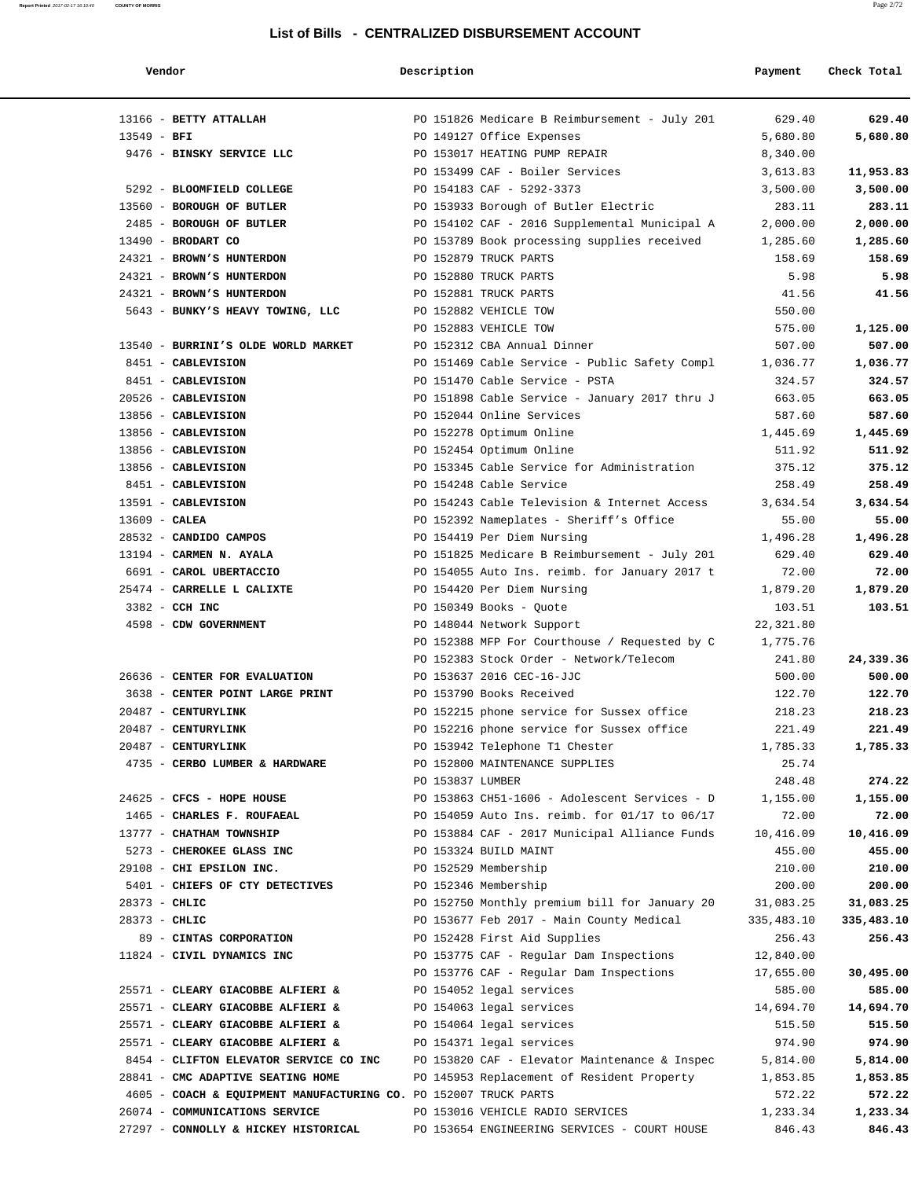# List of Bills - CENTRALIZED DISBURSEMENT ACCOUNT

| Vendor | Description | Payment | Check Total |
|---|---|---|---|
| 13166 - **BETTY ATTALLAH** | PO 151826 Medicare B Reimbursement - July 201 | 629.40 | **629.40** |
| 13549 - **BFI** | PO 149127 Office Expenses | 5,680.80 | **5,680.80** |
| 9476 - **BINSKY SERVICE LLC** | PO 153017 HEATING PUMP REPAIR | 8,340.00 | |
| | PO 153499 CAF - Boiler Services | 3,613.83 | **11,953.83** |
| 5292 - **BLOOMFIELD COLLEGE** | PO 154183 CAF - 5292-3373 | 3,500.00 | **3,500.00** |
| 13560 - **BOROUGH OF BUTLER** | PO 153933 Borough of Butler Electric | 283.11 | **283.11** |
| 2485 - **BOROUGH OF BUTLER** | PO 154102 CAF - 2016 Supplemental Municipal A | 2,000.00 | **2,000.00** |
| 13490 - **BRODART CO** | PO 153789 Book processing supplies received | 1,285.60 | **1,285.60** |
| 24321 - **BROWN'S HUNTERDON** | PO 152879 TRUCK PARTS | 158.69 | **158.69** |
| 24321 - **BROWN'S HUNTERDON** | PO 152880 TRUCK PARTS | 5.98 | **5.98** |
| 24321 - **BROWN'S HUNTERDON** | PO 152881 TRUCK PARTS | 41.56 | **41.56** |
| 5643 - **BUNKY'S HEAVY TOWING, LLC** | PO 152882 VEHICLE TOW | 550.00 | |
| | PO 152883 VEHICLE TOW | 575.00 | **1,125.00** |
| 13540 - **BURRINI'S OLDE WORLD MARKET** | PO 152312 CBA Annual Dinner | 507.00 | **507.00** |
| 8451 - **CABLEVISION** | PO 151469 Cable Service - Public Safety Compl | 1,036.77 | **1,036.77** |
| 8451 - **CABLEVISION** | PO 151470 Cable Service - PSTA | 324.57 | **324.57** |
| 20526 - **CABLEVISION** | PO 151898 Cable Service - January 2017 thru J | 663.05 | **663.05** |
| 13856 - **CABLEVISION** | PO 152044 Online Services | 587.60 | **587.60** |
| 13856 - **CABLEVISION** | PO 152278 Optimum Online | 1,445.69 | **1,445.69** |
| 13856 - **CABLEVISION** | PO 152454 Optimum Online | 511.92 | **511.92** |
| 13856 - **CABLEVISION** | PO 153345 Cable Service for Administration | 375.12 | **375.12** |
| 8451 - **CABLEVISION** | PO 154248 Cable Service | 258.49 | **258.49** |
| 13591 - **CABLEVISION** | PO 154243 Cable Television & Internet Access | 3,634.54 | **3,634.54** |
| 13609 - **CALEA** | PO 152392 Nameplates - Sheriff's Office | 55.00 | **55.00** |
| 28532 - **CANDIDO CAMPOS** | PO 154419 Per Diem Nursing | 1,496.28 | **1,496.28** |
| 13194 - **CARMEN N. AYALA** | PO 151825 Medicare B Reimbursement - July 201 | 629.40 | **629.40** |
| 6691 - **CAROL UBERTACCIO** | PO 154055 Auto Ins. reimb. for January 2017 t | 72.00 | **72.00** |
| 25474 - **CARRELLE L CALIXTE** | PO 154420 Per Diem Nursing | 1,879.20 | **1,879.20** |
| 3382 - **CCH INC** | PO 150349 Books - Quote | 103.51 | **103.51** |
| 4598 - **CDW GOVERNMENT** | PO 148044 Network Support | 22,321.80 | |
| | PO 152388 MFP For Courthouse / Requested by C | 1,775.76 | |
| | PO 152383 Stock Order - Network/Telecom | 241.80 | **24,339.36** |
| 26636 - **CENTER FOR EVALUATION** | PO 153637 2016 CEC-16-JJC | 500.00 | **500.00** |
| 3638 - **CENTER POINT LARGE PRINT** | PO 153790 Books Received | 122.70 | **122.70** |
| 20487 - **CENTURYLINK** | PO 152215 phone service for Sussex office | 218.23 | **218.23** |
| 20487 - **CENTURYLINK** | PO 152216 phone service for Sussex office | 221.49 | **221.49** |
| 20487 - **CENTURYLINK** | PO 153942 Telephone T1 Chester | 1,785.33 | **1,785.33** |
| 4735 - **CERBO LUMBER & HARDWARE** | PO 152800 MAINTENANCE SUPPLIES | 25.74 | |
| | PO 153837 LUMBER | 248.48 | **274.22** |
| 24625 - **CFCS - HOPE HOUSE** | PO 153863 CH51-1606 - Adolescent Services - D | 1,155.00 | **1,155.00** |
| 1465 - **CHARLES F. ROUFAEAL** | PO 154059 Auto Ins. reimb. for 01/17 to 06/17 | 72.00 | **72.00** |
| 13777 - **CHATHAM TOWNSHIP** | PO 153884 CAF - 2017 Municipal Alliance Funds | 10,416.09 | **10,416.09** |
| 5273 - **CHEROKEE GLASS INC** | PO 153324 BUILD MAINT | 455.00 | **455.00** |
| 29108 - **CHI EPSILON INC.** | PO 152529 Membership | 210.00 | **210.00** |
| 5401 - **CHIEFS OF CTY DETECTIVES** | PO 152346 Membership | 200.00 | **200.00** |
| 28373 - **CHLIC** | PO 152750 Monthly premium bill for January 20 | 31,083.25 | **31,083.25** |
| 28373 - **CHLIC** | PO 153677 Feb 2017 - Main County Medical | 335,483.10 | **335,483.10** |
| 89 - **CINTAS CORPORATION** | PO 152428 First Aid Supplies | 256.43 | **256.43** |
| 11824 - **CIVIL DYNAMICS INC** | PO 153775 CAF - Regular Dam Inspections | 12,840.00 | |
| | PO 153776 CAF - Regular Dam Inspections | 17,655.00 | **30,495.00** |
| 25571 - **CLEARY GIACOBBE ALFIERI &** | PO 154052 legal services | 585.00 | **585.00** |
| 25571 - **CLEARY GIACOBBE ALFIERI &** | PO 154063 legal services | 14,694.70 | **14,694.70** |
| 25571 - **CLEARY GIACOBBE ALFIERI &** | PO 154064 legal services | 515.50 | **515.50** |
| 25571 - **CLEARY GIACOBBE ALFIERI &** | PO 154371 legal services | 974.90 | **974.90** |
| 8454 - **CLIFTON ELEVATOR SERVICE CO INC** | PO 153820 CAF - Elevator Maintenance & Inspec | 5,814.00 | **5,814.00** |
| 28841 - **CMC ADAPTIVE SEATING HOME** | PO 145953 Replacement of Resident Property | 1,853.85 | **1,853.85** |
| 4605 - **COACH & EQUIPMENT MANUFACTURING CO.** | PO 152007 TRUCK PARTS | 572.22 | **572.22** |
| 26074 - **COMMUNICATIONS SERVICE** | PO 153016 VEHICLE RADIO SERVICES | 1,233.34 | **1,233.34** |
| 27297 - **CONNOLLY & HICKEY HISTORICAL** | PO 153654 ENGINEERING SERVICES - COURT HOUSE | 846.43 | **846.43** |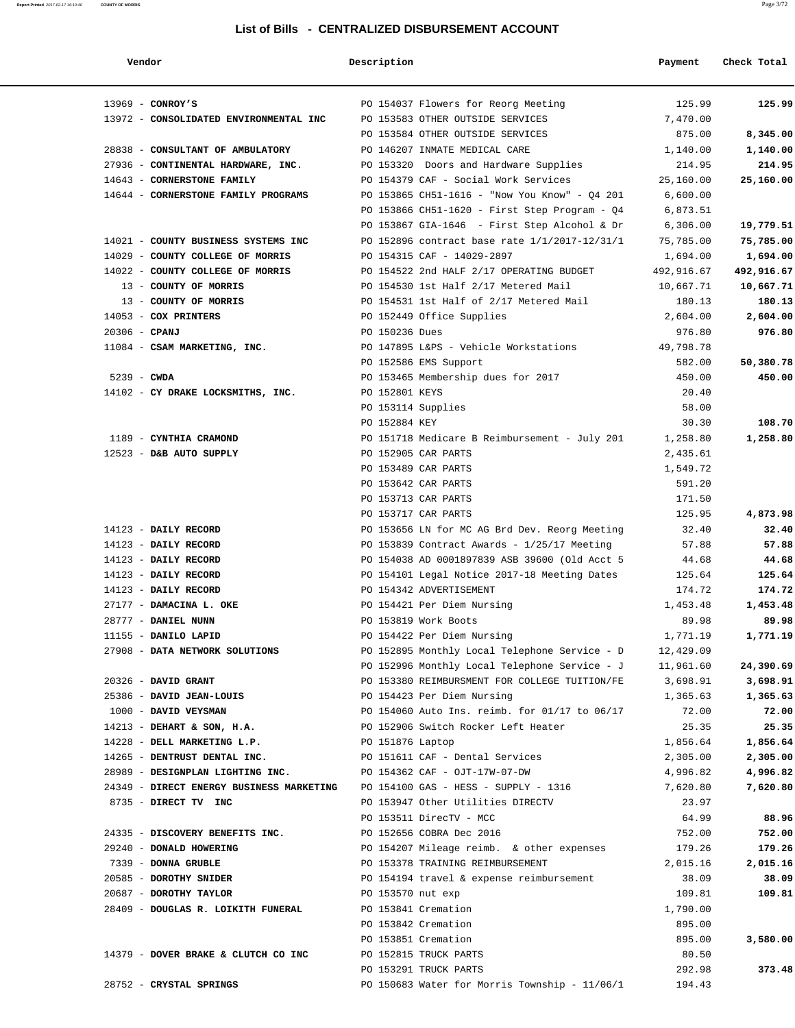# List of Bills - CENTRALIZED DISBURSEMENT ACCOUNT

| Vendor | Description | Payment | Check Total |
|---|---|---|---|
| 13969 - **CONROY'S** | PO 154037 Flowers for Reorg Meeting | 125.99 | **125.99** |
| 13972 - **CONSOLIDATED ENVIRONMENTAL INC** | PO 153583 OTHER OUTSIDE SERVICES | 7,470.00 | |
| | PO 153584 OTHER OUTSIDE SERVICES | 875.00 | **8,345.00** |
| 28838 - **CONSULTANT OF AMBULATORY** | PO 146207 INMATE MEDICAL CARE | 1,140.00 | **1,140.00** |
| 27936 - **CONTINENTAL HARDWARE, INC.** | PO 153320 Doors and Hardware Supplies | 214.95 | **214.95** |
| 14643 - **CORNERSTONE FAMILY** | PO 154379 CAF - Social Work Services | 25,160.00 | **25,160.00** |
| 14644 - **CORNERSTONE FAMILY PROGRAMS** | PO 153865 CH51-1616 - "Now You Know" - Q4 201 | 6,600.00 | |
| | PO 153866 CH51-1620 - First Step Program - Q4 | 6,873.51 | |
| | PO 153867 GIA-1646 - First Step Alcohol & Dr | 6,306.00 | **19,779.51** |
| 14021 - **COUNTY BUSINESS SYSTEMS INC** | PO 152896 contract base rate 1/1/2017-12/31/1 | 75,785.00 | **75,785.00** |
| 14029 - **COUNTY COLLEGE OF MORRIS** | PO 154315 CAF - 14029-2897 | 1,694.00 | **1,694.00** |
| 14022 - **COUNTY COLLEGE OF MORRIS** | PO 154522 2nd HALF 2/17 OPERATING BUDGET | 492,916.67 | **492,916.67** |
| 13 - **COUNTY OF MORRIS** | PO 154530 1st Half 2/17 Metered Mail | 10,667.71 | **10,667.71** |
| 13 - **COUNTY OF MORRIS** | PO 154531 1st Half of 2/17 Metered Mail | 180.13 | **180.13** |
| 14053 - **COX PRINTERS** | PO 152449 Office Supplies | 2,604.00 | **2,604.00** |
| 20306 - **CPANJ** | PO 150236 Dues | 976.80 | **976.80** |
| 11084 - **CSAM MARKETING, INC.** | PO 147895 L&PS - Vehicle Workstations | 49,798.78 | |
| | PO 152586 EMS Support | 582.00 | **50,380.78** |
| 5239 - **CWDA** | PO 153465 Membership dues for 2017 | 450.00 | **450.00** |
| 14102 - **CY DRAKE LOCKSMITHS, INC.** | PO 152801 KEYS | 20.40 | |
| | PO 153114 Supplies | 58.00 | |
| | PO 152884 KEY | 30.30 | **108.70** |
| 1189 - **CYNTHIA CRAMOND** | PO 151718 Medicare B Reimbursement - July 201 | 1,258.80 | **1,258.80** |
| 12523 - **D&B AUTO SUPPLY** | PO 152905 CAR PARTS | 2,435.61 | |
| | PO 153489 CAR PARTS | 1,549.72 | |
| | PO 153642 CAR PARTS | 591.20 | |
| | PO 153713 CAR PARTS | 171.50 | |
| | PO 153717 CAR PARTS | 125.95 | **4,873.98** |
| 14123 - **DAILY RECORD** | PO 153656 LN for MC AG Brd Dev. Reorg Meeting | 32.40 | **32.40** |
| 14123 - **DAILY RECORD** | PO 153839 Contract Awards - 1/25/17 Meeting | 57.88 | **57.88** |
| 14123 - **DAILY RECORD** | PO 154038 AD 0001897839 ASB 39600 (Old Acct 5 | 44.68 | **44.68** |
| 14123 - **DAILY RECORD** | PO 154101 Legal Notice 2017-18 Meeting Dates | 125.64 | **125.64** |
| 14123 - **DAILY RECORD** | PO 154342 ADVERTISEMENT | 174.72 | **174.72** |
| 27177 - **DAMACINA L. OKE** | PO 154421 Per Diem Nursing | 1,453.48 | **1,453.48** |
| 28777 - **DANIEL NUNN** | PO 153819 Work Boots | 89.98 | **89.98** |
| 11155 - **DANILO LAPID** | PO 154422 Per Diem Nursing | 1,771.19 | **1,771.19** |
| 27908 - **DATA NETWORK SOLUTIONS** | PO 152895 Monthly Local Telephone Service - D | 12,429.09 | |
| | PO 152996 Monthly Local Telephone Service - J | 11,961.60 | **24,390.69** |
| 20326 - **DAVID GRANT** | PO 153380 REIMBURSMENT FOR COLLEGE TUITION/FE | 3,698.91 | **3,698.91** |
| 25386 - **DAVID JEAN-LOUIS** | PO 154423 Per Diem Nursing | 1,365.63 | **1,365.63** |
| 1000 - **DAVID VEYSMAN** | PO 154060 Auto Ins. reimb. for 01/17 to 06/17 | 72.00 | **72.00** |
| 14213 - **DEHART & SON, H.A.** | PO 152906 Switch Rocker Left Heater | 25.35 | **25.35** |
| 14228 - **DELL MARKETING L.P.** | PO 151876 Laptop | 1,856.64 | **1,856.64** |
| 14265 - **DENTRUST DENTAL INC.** | PO 151611 CAF - Dental Services | 2,305.00 | **2,305.00** |
| 28989 - **DESIGNPLAN LIGHTING INC.** | PO 154362 CAF - OJT-17W-07-DW | 4,996.82 | **4,996.82** |
| 24349 - **DIRECT ENERGY BUSINESS MARKETING** | PO 154100 GAS - HESS - SUPPLY - 1316 | 7,620.80 | **7,620.80** |
| 8735 - **DIRECT TV INC** | PO 153947 Other Utilities DIRECTV | 23.97 | |
| | PO 153511 DirecTV - MCC | 64.99 | **88.96** |
| 24335 - **DISCOVERY BENEFITS INC.** | PO 152656 COBRA Dec 2016 | 752.00 | **752.00** |
| 29240 - **DONALD HOWERING** | PO 154207 Mileage reimb. & other expenses | 179.26 | **179.26** |
| 7339 - **DONNA GRUBLE** | PO 153378 TRAINING REIMBURSEMENT | 2,015.16 | **2,015.16** |
| 20585 - **DOROTHY SNIDER** | PO 154194 travel & expense reimbursement | 38.09 | **38.09** |
| 20687 - **DOROTHY TAYLOR** | PO 153570 nut exp | 109.81 | **109.81** |
| 28409 - **DOUGLAS R. LOIKITH FUNERAL** | PO 153841 Cremation | 1,790.00 | |
| | PO 153842 Cremation | 895.00 | |
| | PO 153851 Cremation | 895.00 | **3,580.00** |
| 14379 - **DOVER BRAKE & CLUTCH CO INC** | PO 152815 TRUCK PARTS | 80.50 | |
| | PO 153291 TRUCK PARTS | 292.98 | **373.48** |
| 28752 - **CRYSTAL SPRINGS** | PO 150683 Water for Morris Township - 11/06/1 | 194.43 | |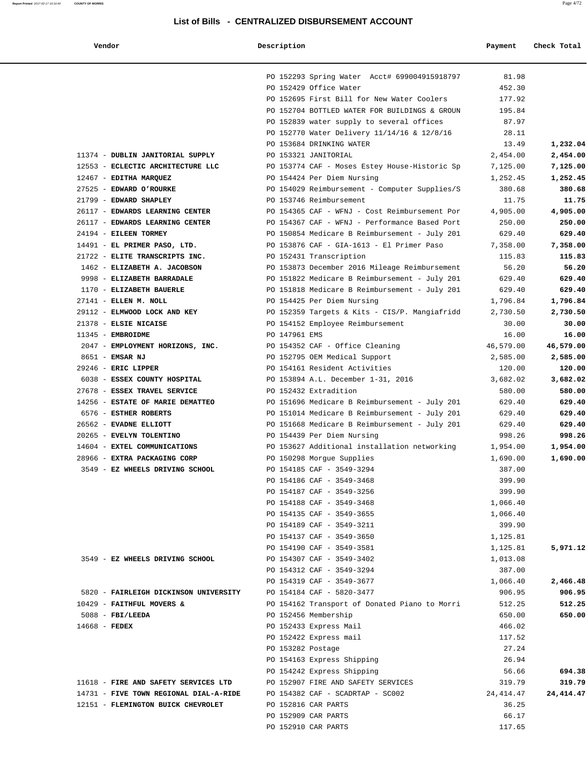## List of Bills - CENTRALIZED DISBURSEMENT ACCOUNT

| Vendor | Description | Payment | Check Total |
|---|---|---|---|
| | PO 152293 Spring Water Acct# 699004915918797 | 81.98 | |
| | PO 152429 Office Water | 452.30 | |
| | PO 152695 First Bill for New Water Coolers | 177.92 | |
| | PO 152704 BOTTLED WATER FOR BUILDINGS & GROUN | 195.84 | |
| | PO 152839 water supply to several offices | 87.97 | |
| | PO 152770 Water Delivery 11/14/16 & 12/8/16 | 28.11 | |
| | PO 153684 DRINKING WATER | 13.49 | **1,232.04** |
| 11374 - **DUBLIN JANITORIAL SUPPLY** | PO 153321 JANITORIAL | 2,454.00 | **2,454.00** |
| 12553 - **ECLECTIC ARCHITECTURE LLC** | PO 153774 CAF - Moses Estey House-Historic Sp | 7,125.00 | **7,125.00** |
| 12467 - **EDITHA MARQUEZ** | PO 154424 Per Diem Nursing | 1,252.45 | **1,252.45** |
| 27525 - **EDWARD O'ROURKE** | PO 154029 Reimbursement - Computer Supplies/S | 380.68 | **380.68** |
| 21799 - **EDWARD SHAPLEY** | PO 153746 Reimbursement | 11.75 | **11.75** |
| 26117 - **EDWARDS LEARNING CENTER** | PO 154365 CAF - WFNJ - Cost Reimbursement Por | 4,905.00 | **4,905.00** |
| 26117 - **EDWARDS LEARNING CENTER** | PO 154367 CAF - WFNJ - Performance Based Port | 250.00 | **250.00** |
| 24194 - **EILEEN TORMEY** | PO 150854 Medicare B Reimbursement - July 201 | 629.40 | **629.40** |
| 14491 - **EL PRIMER PASO, LTD.** | PO 153876 CAF - GIA-1613 - El Primer Paso | 7,358.00 | **7,358.00** |
| 21722 - **ELITE TRANSCRIPTS INC.** | PO 152431 Transcription | 115.83 | **115.83** |
| 1462 - **ELIZABETH A. JACOBSON** | PO 153873 December 2016 Mileage Reimbursement | 56.20 | **56.20** |
| 9998 - **ELIZABETH BARRADALE** | PO 151822 Medicare B Reimbursement - July 201 | 629.40 | **629.40** |
| 1170 - **ELIZABETH BAUERLE** | PO 151818 Medicare B Reimbursement - July 201 | 629.40 | **629.40** |
| 27141 - **ELLEN M. NOLL** | PO 154425 Per Diem Nursing | 1,796.84 | **1,796.84** |
| 29112 - **ELMWOOD LOCK AND KEY** | PO 152359 Targets & Kits - CIS/P. Mangiafridd | 2,730.50 | **2,730.50** |
| 21378 - **ELSIE NICAISE** | PO 154152 Employee Reimbursement | 30.00 | **30.00** |
| 11345 - **EMBROIDME** | PO 147961 EMS | 16.00 | **16.00** |
| 2047 - **EMPLOYMENT HORIZONS, INC.** | PO 154352 CAF - Office Cleaning | 46,579.00 | **46,579.00** |
| 8651 - **EMSAR NJ** | PO 152795 OEM Medical Support | 2,585.00 | **2,585.00** |
| 29246 - **ERIC LIPPER** | PO 154161 Resident Activities | 120.00 | **120.00** |
| 6038 - **ESSEX COUNTY HOSPITAL** | PO 153894 A.L. December 1-31, 2016 | 3,682.02 | **3,682.02** |
| 27678 - **ESSEX TRAVEL SERVICE** | PO 152432 Extradition | 580.00 | **580.00** |
| 14256 - **ESTATE OF MARIE DEMATTEO** | PO 151696 Medicare B Reimbursement - July 201 | 629.40 | **629.40** |
| 6576 - **ESTHER ROBERTS** | PO 151014 Medicare B Reimbursement - July 201 | 629.40 | **629.40** |
| 26562 - **EVADNE ELLIOTT** | PO 151668 Medicare B Reimbursement - July 201 | 629.40 | **629.40** |
| 20265 - **EVELYN TOLENTINO** | PO 154439 Per Diem Nursing | 998.26 | **998.26** |
| 14604 - **EXTEL COMMUNICATIONS** | PO 153627 Additional installation networking | 1,954.00 | **1,954.00** |
| 28966 - **EXTRA PACKAGING CORP** | PO 150298 Morgue Supplies | 1,690.00 | **1,690.00** |
| 3549 - **EZ WHEELS DRIVING SCHOOL** | PO 154185 CAF - 3549-3294 | 387.00 | |
| | PO 154186 CAF - 3549-3468 | 399.90 | |
| | PO 154187 CAF - 3549-3256 | 399.90 | |
| | PO 154188 CAF - 3549-3468 | 1,066.40 | |
| | PO 154135 CAF - 3549-3655 | 1,066.40 | |
| | PO 154189 CAF - 3549-3211 | 399.90 | |
| | PO 154137 CAF - 3549-3650 | 1,125.81 | |
| | PO 154190 CAF - 3549-3581 | 1,125.81 | **5,971.12** |
| 3549 - **EZ WHEELS DRIVING SCHOOL** | PO 154307 CAF - 3549-3402 | 1,013.08 | |
| | PO 154312 CAF - 3549-3294 | 387.00 | |
| | PO 154319 CAF - 3549-3677 | 1,066.40 | **2,466.48** |
| 5820 - **FAIRLEIGH DICKINSON UNIVERSITY** | PO 154184 CAF - 5820-3477 | 906.95 | **906.95** |
| 10429 - **FAITHFUL MOVERS &** | PO 154162 Transport of Donated Piano to Morri | 512.25 | **512.25** |
| 5088 - **FBI/LEEDA** | PO 152456 Membership | 650.00 | **650.00** |
| 14668 - **FEDEX** | PO 152433 Express Mail | 466.02 | |
| | PO 152422 Express mail | 117.52 | |
| | PO 153282 Postage | 27.24 | |
| | PO 154163 Express Shipping | 26.94 | |
| | PO 154242 Express Shipping | 56.66 | **694.38** |
| 11618 - **FIRE AND SAFETY SERVICES LTD** | PO 152907 FIRE AND SAFETY SERVICES | 319.79 | **319.79** |
| 14731 - **FIVE TOWN REGIONAL DIAL-A-RIDE** | PO 154382 CAF - SCADRTAP - SC002 | 24,414.47 | **24,414.47** |
| 12151 - **FLEMINGTON BUICK CHEVROLET** | PO 152816 CAR PARTS | 36.25 | |
| | PO 152909 CAR PARTS | 66.17 | |
| | PO 152910 CAR PARTS | 117.65 | |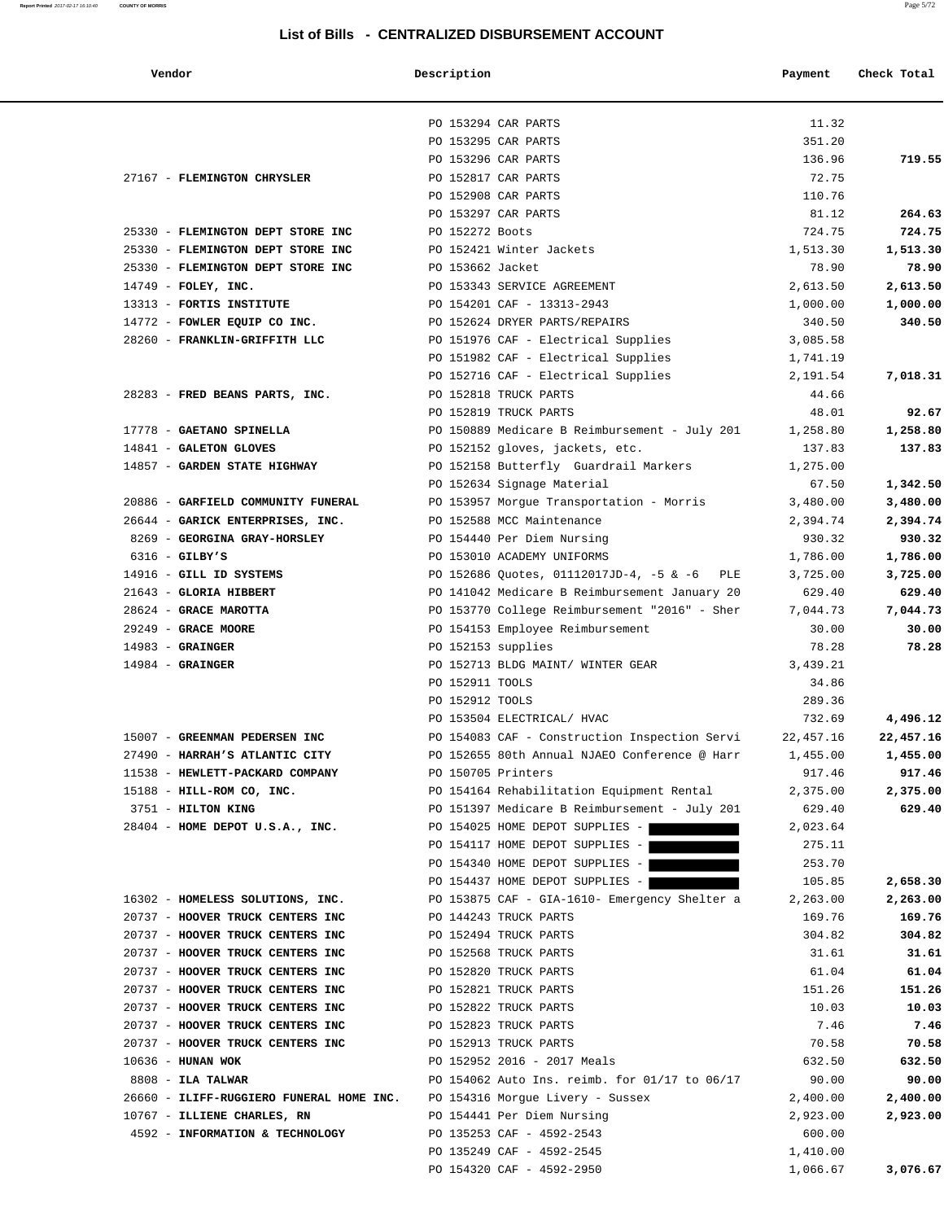## List of Bills - CENTRALIZED DISBURSEMENT ACCOUNT

| Vendor | Description | Payment | Check Total |
|---|---|---|---|
| | PO 153294 CAR PARTS | 11.32 | |
| | PO 153295 CAR PARTS | 351.20 | |
| | PO 153296 CAR PARTS | 136.96 | **719.55** |
| 27167 - **FLEMINGTON CHRYSLER** | PO 152817 CAR PARTS | 72.75 | |
| | PO 152908 CAR PARTS | 110.76 | |
| | PO 153297 CAR PARTS | 81.12 | **264.63** |
| 25330 - **FLEMINGTON DEPT STORE INC** | PO 152272 Boots | 724.75 | **724.75** |
| 25330 - **FLEMINGTON DEPT STORE INC** | PO 152421 Winter Jackets | 1,513.30 | **1,513.30** |
| 25330 - **FLEMINGTON DEPT STORE INC** | PO 153662 Jacket | 78.90 | **78.90** |
| 14749 - **FOLEY, INC.** | PO 153343 SERVICE AGREEMENT | 2,613.50 | **2,613.50** |
| 13313 - **FORTIS INSTITUTE** | PO 154201 CAF - 13313-2943 | 1,000.00 | **1,000.00** |
| 14772 - **FOWLER EQUIP CO INC.** | PO 152624 DRYER PARTS/REPAIRS | 340.50 | **340.50** |
| 28260 - **FRANKLIN-GRIFFITH LLC** | PO 151976 CAF - Electrical Supplies | 3,085.58 | |
| | PO 151982 CAF - Electrical Supplies | 1,741.19 | |
| | PO 152716 CAF - Electrical Supplies | 2,191.54 | **7,018.31** |
| 28283 - **FRED BEANS PARTS, INC.** | PO 152818 TRUCK PARTS | 44.66 | |
| | PO 152819 TRUCK PARTS | 48.01 | **92.67** |
| 17778 - **GAETANO SPINELLA** | PO 150889 Medicare B Reimbursement - July 201 | 1,258.80 | **1,258.80** |
| 14841 - **GALETON GLOVES** | PO 152152 gloves, jackets, etc. | 137.83 | **137.83** |
| 14857 - **GARDEN STATE HIGHWAY** | PO 152158 Butterfly Guardrail Markers | 1,275.00 | |
| | PO 152634 Signage Material | 67.50 | **1,342.50** |
| 20886 - **GARFIELD COMMUNITY FUNERAL** | PO 153957 Morgue Transportation - Morris | 3,480.00 | **3,480.00** |
| 26644 - **GARICK ENTERPRISES, INC.** | PO 152588 MCC Maintenance | 2,394.74 | **2,394.74** |
| 8269 - **GEORGINA GRAY-HORSLEY** | PO 154440 Per Diem Nursing | 930.32 | **930.32** |
| 6316 - **GILBY'S** | PO 153010 ACADEMY UNIFORMS | 1,786.00 | **1,786.00** |
| 14916 - **GILL ID SYSTEMS** | PO 152686 Quotes, 01112017JD-4, -5 & -6 PLE | 3,725.00 | **3,725.00** |
| 21643 - **GLORIA HIBBERT** | PO 141042 Medicare B Reimbursement January 20 | 629.40 | **629.40** |
| 28624 - **GRACE MAROTTA** | PO 153770 College Reimbursement "2016" - Sher | 7,044.73 | **7,044.73** |
| 29249 - **GRACE MOORE** | PO 154153 Employee Reimbursement | 30.00 | **30.00** |
| 14983 - **GRAINGER** | PO 152153 supplies | 78.28 | **78.28** |
| 14984 - **GRAINGER** | PO 152713 BLDG MAINT/ WINTER GEAR | 3,439.21 | |
| | PO 152911 TOOLS | 34.86 | |
| | PO 152912 TOOLS | 289.36 | |
| | PO 153504 ELECTRICAL/ HVAC | 732.69 | **4,496.12** |
| 15007 - **GREENMAN PEDERSEN INC** | PO 154083 CAF - Construction Inspection Servi | 22,457.16 | **22,457.16** |
| 27490 - **HARRAH'S ATLANTIC CITY** | PO 152655 80th Annual NJAEO Conference @ Harr | 1,455.00 | **1,455.00** |
| 11538 - **HEWLETT-PACKARD COMPANY** | PO 150705 Printers | 917.46 | **917.46** |
| 15188 - **HILL-ROM CO, INC.** | PO 154164 Rehabilitation Equipment Rental | 2,375.00 | **2,375.00** |
| 3751 - **HILTON KING** | PO 151397 Medicare B Reimbursement - July 201 | 629.40 | **629.40** |
| 28404 - **HOME DEPOT U.S.A., INC.** | PO 154025 HOME DEPOT SUPPLIES - | 2,023.64 | |
| | PO 154117 HOME DEPOT SUPPLIES - | 275.11 | |
| | PO 154340 HOME DEPOT SUPPLIES - | 253.70 | |
| | PO 154437 HOME DEPOT SUPPLIES - | 105.85 | **2,658.30** |
| 16302 - **HOMELESS SOLUTIONS, INC.** | PO 153875 CAF - GIA-1610- Emergency Shelter a | 2,263.00 | **2,263.00** |
| 20737 - **HOOVER TRUCK CENTERS INC** | PO 144243 TRUCK PARTS | 169.76 | **169.76** |
| 20737 - **HOOVER TRUCK CENTERS INC** | PO 152494 TRUCK PARTS | 304.82 | **304.82** |
| 20737 - **HOOVER TRUCK CENTERS INC** | PO 152568 TRUCK PARTS | 31.61 | **31.61** |
| 20737 - **HOOVER TRUCK CENTERS INC** | PO 152820 TRUCK PARTS | 61.04 | **61.04** |
| 20737 - **HOOVER TRUCK CENTERS INC** | PO 152821 TRUCK PARTS | 151.26 | **151.26** |
| 20737 - **HOOVER TRUCK CENTERS INC** | PO 152822 TRUCK PARTS | 10.03 | **10.03** |
| 20737 - **HOOVER TRUCK CENTERS INC** | PO 152823 TRUCK PARTS | 7.46 | **7.46** |
| 20737 - **HOOVER TRUCK CENTERS INC** | PO 152913 TRUCK PARTS | 70.58 | **70.58** |
| 10636 - **HUNAN WOK** | PO 152952 2016 - 2017 Meals | 632.50 | **632.50** |
| 8808 - **ILA TALWAR** | PO 154062 Auto Ins. reimb. for 01/17 to 06/17 | 90.00 | **90.00** |
| 26660 - **ILIFF-RUGGIERO FUNERAL HOME INC.** | PO 154316 Morgue Livery - Sussex | 2,400.00 | **2,400.00** |
| 10767 - **ILLIENE CHARLES, RN** | PO 154441 Per Diem Nursing | 2,923.00 | **2,923.00** |
| 4592 - **INFORMATION & TECHNOLOGY** | PO 135253 CAF - 4592-2543 | 600.00 | |
| | PO 135249 CAF - 4592-2545 | 1,410.00 | |
| | PO 154320 CAF - 4592-2950 | 1,066.67 | **3,076.67** |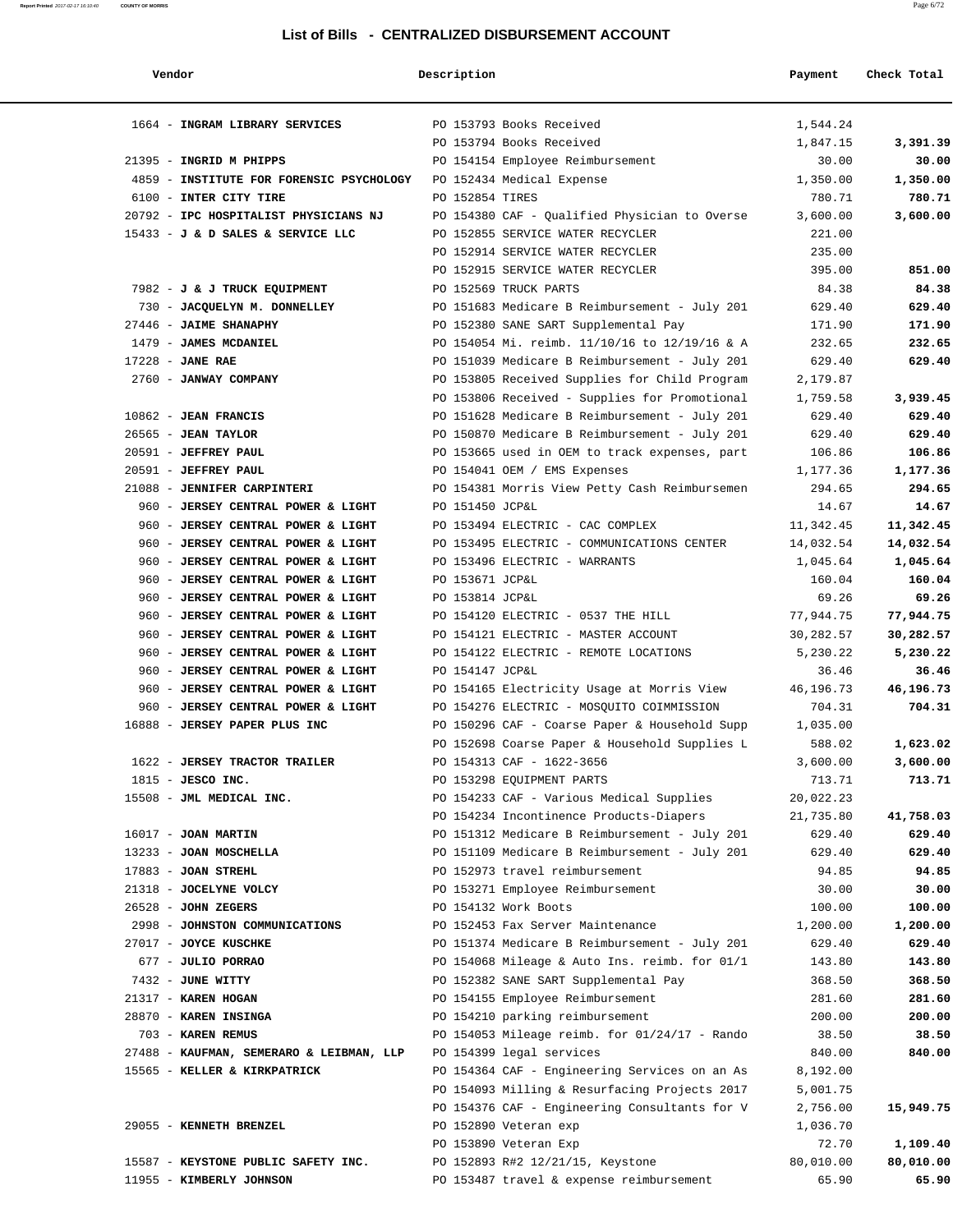# List of Bills - CENTRALIZED DISBURSEMENT ACCOUNT

| Vendor | Description | Payment | Check Total |
|---|---|---|---|
| 1664 - **INGRAM LIBRARY SERVICES** | PO 153793 Books Received | 1,544.24 | |
| | PO 153794 Books Received | 1,847.15 | **3,391.39** |
| 21395 - **INGRID M PHIPPS** | PO 154154 Employee Reimbursement | 30.00 | **30.00** |
| 4859 - **INSTITUTE FOR FORENSIC PSYCHOLOGY** | PO 152434 Medical Expense | 1,350.00 | **1,350.00** |
| 6100 - **INTER CITY TIRE** | PO 152854 TIRES | 780.71 | **780.71** |
| 20792 - **IPC HOSPITALIST PHYSICIANS NJ** | PO 154380 CAF - Qualified Physician to Overse | 3,600.00 | **3,600.00** |
| 15433 - **J & D SALES & SERVICE LLC** | PO 152855 SERVICE WATER RECYCLER | 221.00 | |
| | PO 152914 SERVICE WATER RECYCLER | 235.00 | |
| | PO 152915 SERVICE WATER RECYCLER | 395.00 | **851.00** |
| 7982 - **J & J TRUCK EQUIPMENT** | PO 152569 TRUCK PARTS | 84.38 | **84.38** |
| 730 - **JACQUELYN M. DONNELLEY** | PO 151683 Medicare B Reimbursement - July 201 | 629.40 | **629.40** |
| 27446 - **JAIME SHANAPHY** | PO 152380 SANE SART Supplemental Pay | 171.90 | **171.90** |
| 1479 - **JAMES MCDANIEL** | PO 154054 Mi. reimb. 11/10/16 to 12/19/16 & A | 232.65 | **232.65** |
| 17228 - **JANE RAE** | PO 151039 Medicare B Reimbursement - July 201 | 629.40 | **629.40** |
| 2760 - **JANWAY COMPANY** | PO 153805 Received Supplies for Child Program | 2,179.87 | |
| | PO 153806 Received - Supplies for Promotional | 1,759.58 | **3,939.45** |
| 10862 - **JEAN FRANCIS** | PO 151628 Medicare B Reimbursement - July 201 | 629.40 | **629.40** |
| 26565 - **JEAN TAYLOR** | PO 150870 Medicare B Reimbursement - July 201 | 629.40 | **629.40** |
| 20591 - **JEFFREY PAUL** | PO 153665 used in OEM to track expenses, part | 106.86 | **106.86** |
| 20591 - **JEFFREY PAUL** | PO 154041 OEM / EMS Expenses | 1,177.36 | **1,177.36** |
| 21088 - **JENNIFER CARPINTERI** | PO 154381 Morris View Petty Cash Reimbursemen | 294.65 | **294.65** |
| 960 - **JERSEY CENTRAL POWER & LIGHT** | PO 151450 JCP&L | 14.67 | **14.67** |
| 960 - **JERSEY CENTRAL POWER & LIGHT** | PO 153494 ELECTRIC - CAC COMPLEX | 11,342.45 | **11,342.45** |
| 960 - **JERSEY CENTRAL POWER & LIGHT** | PO 153495 ELECTRIC - COMMUNICATIONS CENTER | 14,032.54 | **14,032.54** |
| 960 - **JERSEY CENTRAL POWER & LIGHT** | PO 153496 ELECTRIC - WARRANTS | 1,045.64 | **1,045.64** |
| 960 - **JERSEY CENTRAL POWER & LIGHT** | PO 153671 JCP&L | 160.04 | **160.04** |
| 960 - **JERSEY CENTRAL POWER & LIGHT** | PO 153814 JCP&L | 69.26 | **69.26** |
| 960 - **JERSEY CENTRAL POWER & LIGHT** | PO 154120 ELECTRIC - 0537 THE HILL | 77,944.75 | **77,944.75** |
| 960 - **JERSEY CENTRAL POWER & LIGHT** | PO 154121 ELECTRIC - MASTER ACCOUNT | 30,282.57 | **30,282.57** |
| 960 - **JERSEY CENTRAL POWER & LIGHT** | PO 154122 ELECTRIC - REMOTE LOCATIONS | 5,230.22 | **5,230.22** |
| 960 - **JERSEY CENTRAL POWER & LIGHT** | PO 154147 JCP&L | 36.46 | **36.46** |
| 960 - **JERSEY CENTRAL POWER & LIGHT** | PO 154165 Electricity Usage at Morris View | 46,196.73 | **46,196.73** |
| 960 - **JERSEY CENTRAL POWER & LIGHT** | PO 154276 ELECTRIC - MOSQUITO COIMMISSION | 704.31 | **704.31** |
| 16888 - **JERSEY PAPER PLUS INC** | PO 150296 CAF - Coarse Paper & Household Supp | 1,035.00 | |
| | PO 152698 Coarse Paper & Household Supplies L | 588.02 | **1,623.02** |
| 1622 - **JERSEY TRACTOR TRAILER** | PO 154313 CAF - 1622-3656 | 3,600.00 | **3,600.00** |
| 1815 - **JESCO INC.** | PO 153298 EQUIPMENT PARTS | 713.71 | **713.71** |
| 15508 - **JML MEDICAL INC.** | PO 154233 CAF - Various Medical Supplies | 20,022.23 | |
| | PO 154234 Incontinence Products-Diapers | 21,735.80 | **41,758.03** |
| 16017 - **JOAN MARTIN** | PO 151312 Medicare B Reimbursement - July 201 | 629.40 | **629.40** |
| 13233 - **JOAN MOSCHELLA** | PO 151109 Medicare B Reimbursement - July 201 | 629.40 | **629.40** |
| 17883 - **JOAN STREHL** | PO 152973 travel reimbursement | 94.85 | **94.85** |
| 21318 - **JOCELYNE VOLCY** | PO 153271 Employee Reimbursement | 30.00 | **30.00** |
| 26528 - **JOHN ZEGERS** | PO 154132 Work Boots | 100.00 | **100.00** |
| 2998 - **JOHNSTON COMMUNICATIONS** | PO 152453 Fax Server Maintenance | 1,200.00 | **1,200.00** |
| 27017 - **JOYCE KUSCHKE** | PO 151374 Medicare B Reimbursement - July 201 | 629.40 | **629.40** |
| 677 - **JULIO PORRAO** | PO 154068 Mileage & Auto Ins. reimb. for 01/1 | 143.80 | **143.80** |
| 7432 - **JUNE WITTY** | PO 152382 SANE SART Supplemental Pay | 368.50 | **368.50** |
| 21317 - **KAREN HOGAN** | PO 154155 Employee Reimbursement | 281.60 | **281.60** |
| 28870 - **KAREN INSINGA** | PO 154210 parking reimbursement | 200.00 | **200.00** |
| 703 - **KAREN REMUS** | PO 154053 Mileage reimb. for 01/24/17 - Rando | 38.50 | **38.50** |
| 27488 - **KAUFMAN, SEMERARO & LEIBMAN, LLP** | PO 154399 legal services | 840.00 | **840.00** |
| 15565 - **KELLER & KIRKPATRICK** | PO 154364 CAF - Engineering Services on an As | 8,192.00 | |
| | PO 154093 Milling & Resurfacing Projects 2017 | 5,001.75 | |
| | PO 154376 CAF - Engineering Consultants for V | 2,756.00 | **15,949.75** |
| 29055 - **KENNETH BRENZEL** | PO 152890 Veteran exp | 1,036.70 | |
| | PO 153890 Veteran Exp | 72.70 | **1,109.40** |
| 15587 - **KEYSTONE PUBLIC SAFETY INC.** | PO 152893 R#2 12/21/15, Keystone | 80,010.00 | **80,010.00** |
| 11955 - **KIMBERLY JOHNSON** | PO 153487 travel & expense reimbursement | 65.90 | **65.90** |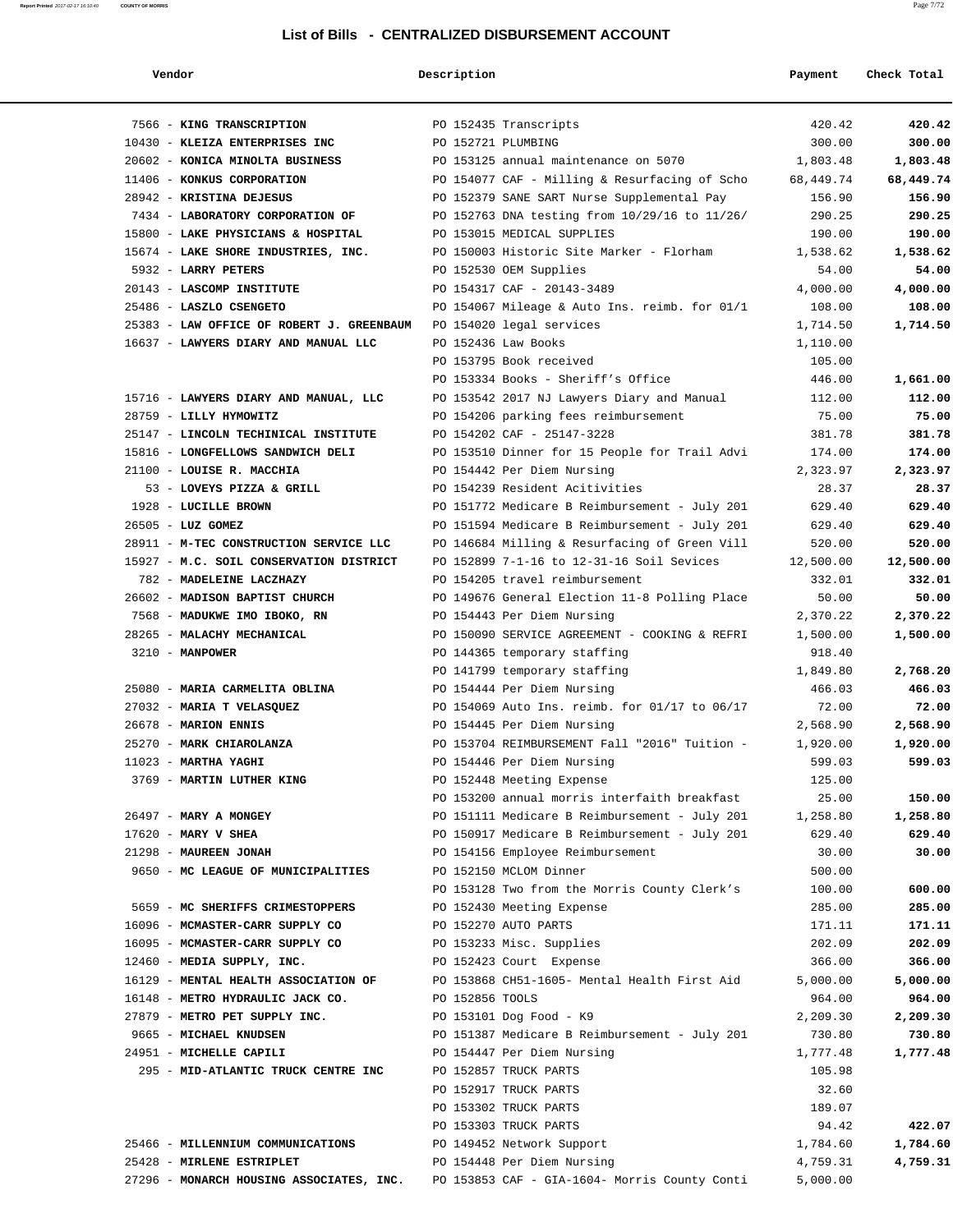## List of Bills - CENTRALIZED DISBURSEMENT ACCOUNT

| Vendor | Description | Payment | Check Total |
|---|---|---|---|
| 7566 - **KING TRANSCRIPTION** | PO 152435 Transcripts | 420.42 | **420.42** |
| 10430 - **KLEIZA ENTERPRISES INC** | PO 152721 PLUMBING | 300.00 | **300.00** |
| 20602 - **KONICA MINOLTA BUSINESS** | PO 153125 annual maintenance on 5070 | 1,803.48 | **1,803.48** |
| 11406 - **KONKUS CORPORATION** | PO 154077 CAF - Milling & Resurfacing of Scho | 68,449.74 | **68,449.74** |
| 28942 - **KRISTINA DEJESUS** | PO 152379 SANE SART Nurse Supplemental Pay | 156.90 | **156.90** |
| 7434 - **LABORATORY CORPORATION OF** | PO 152763 DNA testing from 10/29/16 to 11/26/ | 290.25 | **290.25** |
| 15800 - **LAKE PHYSICIANS & HOSPITAL** | PO 153015 MEDICAL SUPPLIES | 190.00 | **190.00** |
| 15674 - **LAKE SHORE INDUSTRIES, INC.** | PO 150003 Historic Site Marker - Florham | 1,538.62 | **1,538.62** |
| 5932 - **LARRY PETERS** | PO 152530 OEM Supplies | 54.00 | **54.00** |
| 20143 - **LASCOMP INSTITUTE** | PO 154317 CAF - 20143-3489 | 4,000.00 | **4,000.00** |
| 25486 - **LASZLO CSENGETO** | PO 154067 Mileage & Auto Ins. reimb. for 01/1 | 108.00 | **108.00** |
| 25383 - **LAW OFFICE OF ROBERT J. GREENBAUM** | PO 154020 legal services | 1,714.50 | **1,714.50** |
| 16637 - **LAWYERS DIARY AND MANUAL LLC** | PO 152436 Law Books | 1,110.00 | |
| | PO 153795 Book received | 105.00 | |
| | PO 153334 Books - Sheriff's Office | 446.00 | **1,661.00** |
| 15716 - **LAWYERS DIARY AND MANUAL, LLC** | PO 153542 2017 NJ Lawyers Diary and Manual | 112.00 | **112.00** |
| 28759 - **LILLY HYMOWITZ** | PO 154206 parking fees reimbursement | 75.00 | **75.00** |
| 25147 - **LINCOLN TECHINICAL INSTITUTE** | PO 154202 CAF - 25147-3228 | 381.78 | **381.78** |
| 15816 - **LONGFELLOWS SANDWICH DELI** | PO 153510 Dinner for 15 People for Trail Advi | 174.00 | **174.00** |
| 21100 - **LOUISE R. MACCHIA** | PO 154442 Per Diem Nursing | 2,323.97 | **2,323.97** |
| 53 - **LOVEYS PIZZA & GRILL** | PO 154239 Resident Acitivities | 28.37 | **28.37** |
| 1928 - **LUCILLE BROWN** | PO 151772 Medicare B Reimbursement - July 201 | 629.40 | **629.40** |
| 26505 - **LUZ GOMEZ** | PO 151594 Medicare B Reimbursement - July 201 | 629.40 | **629.40** |
| 28911 - **M-TEC CONSTRUCTION SERVICE LLC** | PO 146684 Milling & Resurfacing of Green Vill | 520.00 | **520.00** |
| 15927 - **M.C. SOIL CONSERVATION DISTRICT** | PO 152899 7-1-16 to 12-31-16 Soil Sevices | 12,500.00 | **12,500.00** |
| 782 - **MADELEINE LACZHAZY** | PO 154205 travel reimbursement | 332.01 | **332.01** |
| 26602 - **MADISON BAPTIST CHURCH** | PO 149676 General Election 11-8 Polling Place | 50.00 | **50.00** |
| 7568 - **MADUKWE IMO IBOKO, RN** | PO 154443 Per Diem Nursing | 2,370.22 | **2,370.22** |
| 28265 - **MALACHY MECHANICAL** | PO 150090 SERVICE AGREEMENT - COOKING & REFRI | 1,500.00 | **1,500.00** |
| 3210 - **MANPOWER** | PO 144365 temporary staffing | 918.40 | |
| | PO 141799 temporary staffing | 1,849.80 | **2,768.20** |
| 25080 - **MARIA CARMELITA OBLINA** | PO 154444 Per Diem Nursing | 466.03 | **466.03** |
| 27032 - **MARIA T VELASQUEZ** | PO 154069 Auto Ins. reimb. for 01/17 to 06/17 | 72.00 | **72.00** |
| 26678 - **MARION ENNIS** | PO 154445 Per Diem Nursing | 2,568.90 | **2,568.90** |
| 25270 - **MARK CHIAROLANZA** | PO 153704 REIMBURSEMENT Fall "2016" Tuition - | 1,920.00 | **1,920.00** |
| 11023 - **MARTHA YAGHI** | PO 154446 Per Diem Nursing | 599.03 | **599.03** |
| 3769 - **MARTIN LUTHER KING** | PO 152448 Meeting Expense | 125.00 | |
| | PO 153200 annual morris interfaith breakfast | 25.00 | **150.00** |
| 26497 - **MARY A MONGEY** | PO 151111 Medicare B Reimbursement - July 201 | 1,258.80 | **1,258.80** |
| 17620 - **MARY V SHEA** | PO 150917 Medicare B Reimbursement - July 201 | 629.40 | **629.40** |
| 21298 - **MAUREEN JONAH** | PO 154156 Employee Reimbursement | 30.00 | **30.00** |
| 9650 - **MC LEAGUE OF MUNICIPALITIES** | PO 152150 MCLOM Dinner | 500.00 | |
| | PO 153128 Two from the Morris County Clerk's | 100.00 | **600.00** |
| 5659 - **MC SHERIFFS CRIMESTOPPERS** | PO 152430 Meeting Expense | 285.00 | **285.00** |
| 16096 - **MCMASTER-CARR SUPPLY CO** | PO 152270 AUTO PARTS | 171.11 | **171.11** |
| 16095 - **MCMASTER-CARR SUPPLY CO** | PO 153233 Misc. Supplies | 202.09 | **202.09** |
| 12460 - **MEDIA SUPPLY, INC.** | PO 152423 Court Expense | 366.00 | **366.00** |
| 16129 - **MENTAL HEALTH ASSOCIATION OF** | PO 153868 CH51-1605- Mental Health First Aid | 5,000.00 | **5,000.00** |
| 16148 - **METRO HYDRAULIC JACK CO.** | PO 152856 TOOLS | 964.00 | **964.00** |
| 27879 - **METRO PET SUPPLY INC.** | PO 153101 Dog Food - K9 | 2,209.30 | **2,209.30** |
| 9665 - **MICHAEL KNUDSEN** | PO 151387 Medicare B Reimbursement - July 201 | 730.80 | **730.80** |
| 24951 - **MICHELLE CAPILI** | PO 154447 Per Diem Nursing | 1,777.48 | **1,777.48** |
| 295 - **MID-ATLANTIC TRUCK CENTRE INC** | PO 152857 TRUCK PARTS | 105.98 | |
| | PO 152917 TRUCK PARTS | 32.60 | |
| | PO 153302 TRUCK PARTS | 189.07 | |
| | PO 153303 TRUCK PARTS | 94.42 | **422.07** |
| 25466 - **MILLENNIUM COMMUNICATIONS** | PO 149452 Network Support | 1,784.60 | **1,784.60** |
| 25428 - **MIRLENE ESTRIPLET** | PO 154448 Per Diem Nursing | 4,759.31 | **4,759.31** |
| 27296 - **MONARCH HOUSING ASSOCIATES, INC.** | PO 153853 CAF - GIA-1604- Morris County Conti | 5,000.00 | |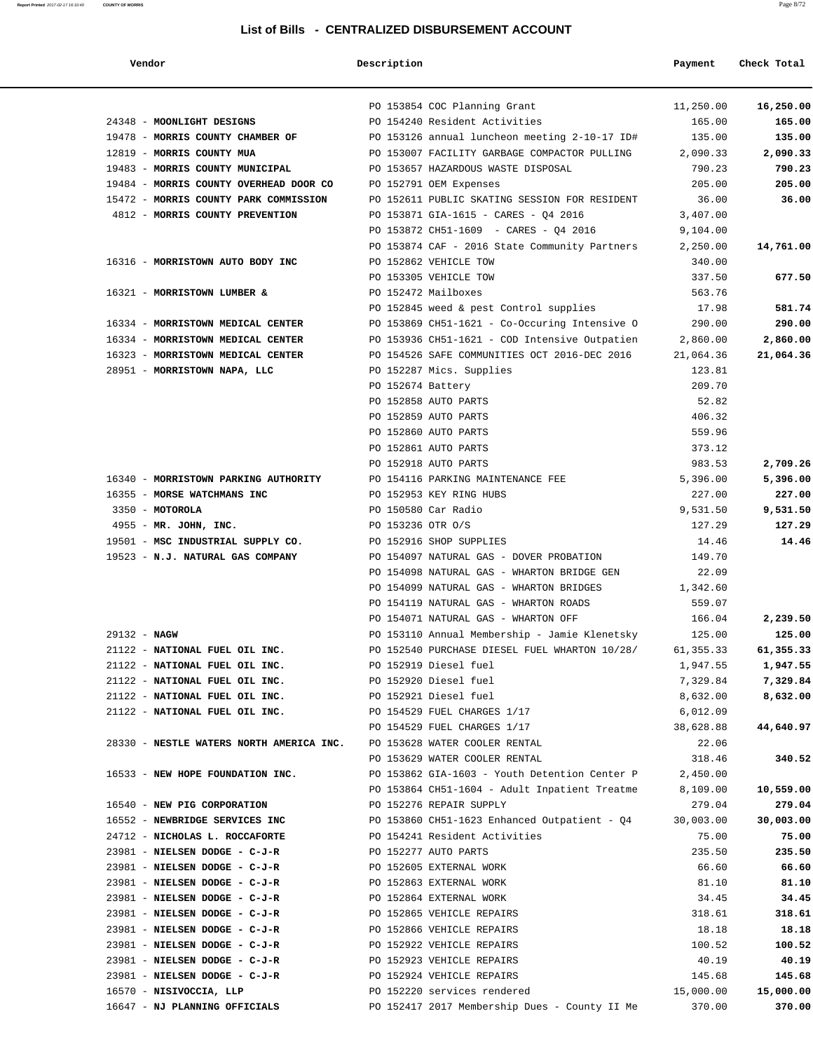## List of Bills - CENTRALIZED DISBURSEMENT ACCOUNT

| Vendor | Description | Payment | Check Total |
|---|---|---|---|
| | PO 153854 COC Planning Grant | 11,250.00 | **16,250.00** |
| 24348 - **MOONLIGHT DESIGNS** | PO 154240 Resident Activities | 165.00 | **165.00** |
| 19478 - **MORRIS COUNTY CHAMBER OF** | PO 153126 annual luncheon meeting 2-10-17 ID# | 135.00 | **135.00** |
| 12819 - **MORRIS COUNTY MUA** | PO 153007 FACILITY GARBAGE COMPACTOR PULLING | 2,090.33 | **2,090.33** |
| 19483 - **MORRIS COUNTY MUNICIPAL** | PO 153657 HAZARDOUS WASTE DISPOSAL | 790.23 | **790.23** |
| 19484 - **MORRIS COUNTY OVERHEAD DOOR CO** | PO 152791 OEM Expenses | 205.00 | **205.00** |
| 15472 - **MORRIS COUNTY PARK COMMISSION** | PO 152611 PUBLIC SKATING SESSION FOR RESIDENT | 36.00 | **36.00** |
| 4812 - **MORRIS COUNTY PREVENTION** | PO 153871 GIA-1615 - CARES - Q4 2016 | 3,407.00 | |
| | PO 153872 CH51-1609 - CARES - Q4 2016 | 9,104.00 | |
| | PO 153874 CAF - 2016 State Community Partners | 2,250.00 | **14,761.00** |
| 16316 - **MORRISTOWN AUTO BODY INC** | PO 152862 VEHICLE TOW | 340.00 | |
| | PO 153305 VEHICLE TOW | 337.50 | **677.50** |
| 16321 - **MORRISTOWN LUMBER &** | PO 152472 Mailboxes | 563.76 | |
| | PO 152845 weed & pest Control supplies | 17.98 | **581.74** |
| 16334 - **MORRISTOWN MEDICAL CENTER** | PO 153869 CH51-1621 - Co-Occuring Intensive O | 290.00 | **290.00** |
| 16334 - **MORRISTOWN MEDICAL CENTER** | PO 153936 CH51-1621 - COD Intensive Outpatien | 2,860.00 | **2,860.00** |
| 16323 - **MORRISTOWN MEDICAL CENTER** | PO 154526 SAFE COMMUNITIES OCT 2016-DEC 2016 | 21,064.36 | **21,064.36** |
| 28951 - **MORRISTOWN NAPA, LLC** | PO 152287 Mics. Supplies | 123.81 | |
| | PO 152674 Battery | 209.70 | |
| | PO 152858 AUTO PARTS | 52.82 | |
| | PO 152859 AUTO PARTS | 406.32 | |
| | PO 152860 AUTO PARTS | 559.96 | |
| | PO 152861 AUTO PARTS | 373.12 | |
| | PO 152918 AUTO PARTS | 983.53 | **2,709.26** |
| 16340 - **MORRISTOWN PARKING AUTHORITY** | PO 154116 PARKING MAINTENANCE FEE | 5,396.00 | **5,396.00** |
| 16355 - **MORSE WATCHMANS INC** | PO 152953 KEY RING HUBS | 227.00 | **227.00** |
| 3350 - **MOTOROLA** | PO 150580 Car Radio | 9,531.50 | **9,531.50** |
| 4955 - **MR. JOHN, INC.** | PO 153236 OTR O/S | 127.29 | **127.29** |
| 19501 - **MSC INDUSTRIAL SUPPLY CO.** | PO 152916 SHOP SUPPLIES | 14.46 | **14.46** |
| 19523 - **N.J. NATURAL GAS COMPANY** | PO 154097 NATURAL GAS - DOVER PROBATION | 149.70 | |
| | PO 154098 NATURAL GAS - WHARTON BRIDGE GEN | 22.09 | |
| | PO 154099 NATURAL GAS - WHARTON BRIDGES | 1,342.60 | |
| | PO 154119 NATURAL GAS - WHARTON ROADS | 559.07 | |
| | PO 154071 NATURAL GAS - WHARTON OFF | 166.04 | **2,239.50** |
| 29132 - **NAGW** | PO 153110 Annual Membership - Jamie Klenetsky | 125.00 | **125.00** |
| 21122 - **NATIONAL FUEL OIL INC.** | PO 152540 PURCHASE DIESEL FUEL WHARTON 10/28/ | 61,355.33 | **61,355.33** |
| 21122 - **NATIONAL FUEL OIL INC.** | PO 152919 Diesel fuel | 1,947.55 | **1,947.55** |
| 21122 - **NATIONAL FUEL OIL INC.** | PO 152920 Diesel fuel | 7,329.84 | **7,329.84** |
| 21122 - **NATIONAL FUEL OIL INC.** | PO 152921 Diesel fuel | 8,632.00 | **8,632.00** |
| 21122 - **NATIONAL FUEL OIL INC.** | PO 154529 FUEL CHARGES 1/17 | 6,012.09 | |
| | PO 154529 FUEL CHARGES 1/17 | 38,628.88 | **44,640.97** |
| 28330 - **NESTLE WATERS NORTH AMERICA INC.** | PO 153628 WATER COOLER RENTAL | 22.06 | |
| | PO 153629 WATER COOLER RENTAL | 318.46 | **340.52** |
| 16533 - **NEW HOPE FOUNDATION INC.** | PO 153862 GIA-1603 - Youth Detention Center P | 2,450.00 | |
| | PO 153864 CH51-1604 - Adult Inpatient Treatme | 8,109.00 | **10,559.00** |
| 16540 - **NEW PIG CORPORATION** | PO 152276 REPAIR SUPPLY | 279.04 | **279.04** |
| 16552 - **NEWBRIDGE SERVICES INC** | PO 153860 CH51-1623 Enhanced Outpatient - Q4 | 30,003.00 | **30,003.00** |
| 24712 - **NICHOLAS L. ROCCAFORTE** | PO 154241 Resident Activities | 75.00 | **75.00** |
| 23981 - **NIELSEN DODGE - C-J-R** | PO 152277 AUTO PARTS | 235.50 | **235.50** |
| 23981 - **NIELSEN DODGE - C-J-R** | PO 152605 EXTERNAL WORK | 66.60 | **66.60** |
| 23981 - **NIELSEN DODGE - C-J-R** | PO 152863 EXTERNAL WORK | 81.10 | **81.10** |
| 23981 - **NIELSEN DODGE - C-J-R** | PO 152864 EXTERNAL WORK | 34.45 | **34.45** |
| 23981 - **NIELSEN DODGE - C-J-R** | PO 152865 VEHICLE REPAIRS | 318.61 | **318.61** |
| 23981 - **NIELSEN DODGE - C-J-R** | PO 152866 VEHICLE REPAIRS | 18.18 | **18.18** |
| 23981 - **NIELSEN DODGE - C-J-R** | PO 152922 VEHICLE REPAIRS | 100.52 | **100.52** |
| 23981 - **NIELSEN DODGE - C-J-R** | PO 152923 VEHICLE REPAIRS | 40.19 | **40.19** |
| 23981 - **NIELSEN DODGE - C-J-R** | PO 152924 VEHICLE REPAIRS | 145.68 | **145.68** |
| 16570 - **NISIVOCCIA, LLP** | PO 152220 services rendered | 15,000.00 | **15,000.00** |
| 16647 - **NJ PLANNING OFFICIALS** | PO 152417 2017 Membership Dues - County II Me | 370.00 | **370.00** |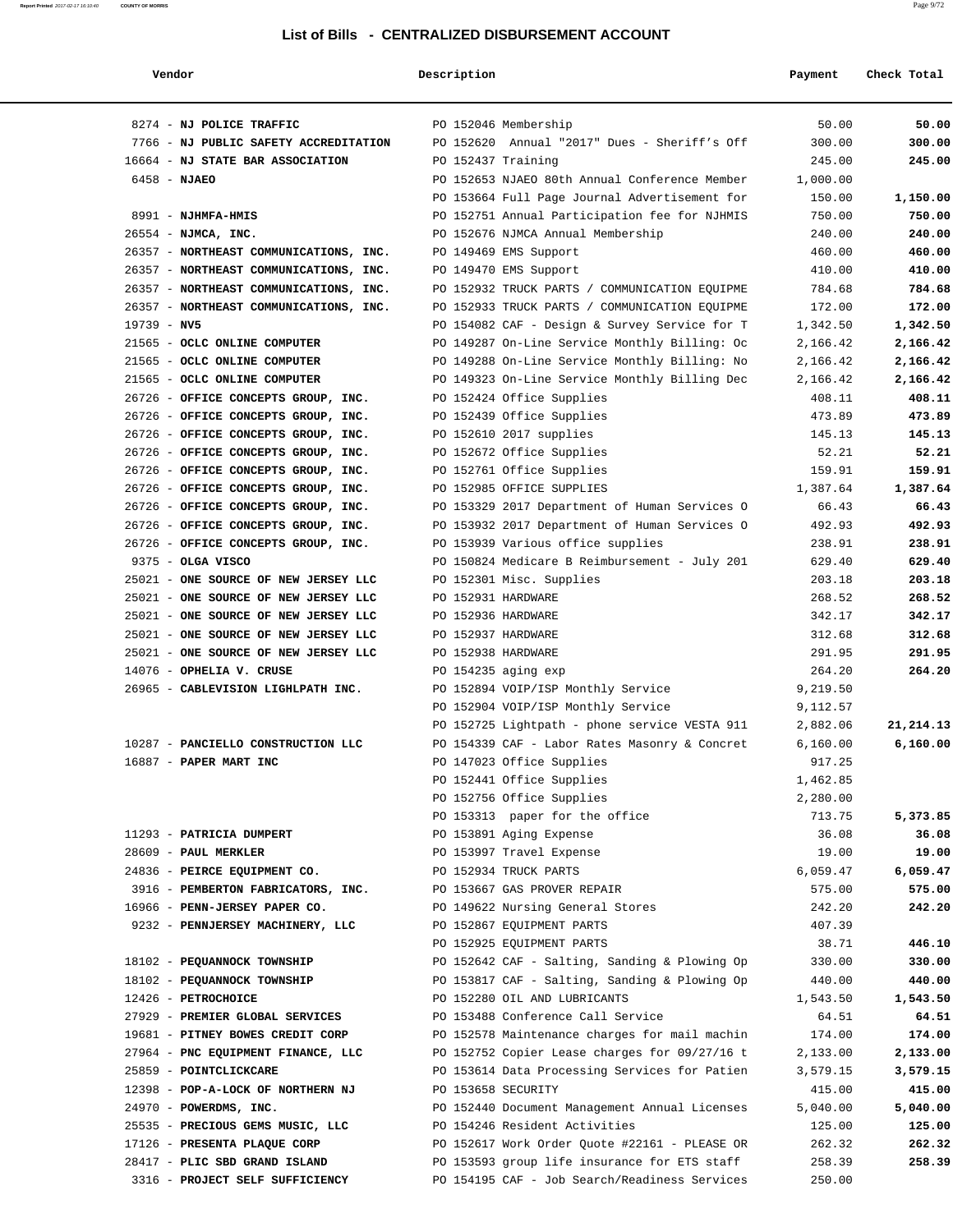## List of Bills - CENTRALIZED DISBURSEMENT ACCOUNT

| Vendor | Description | Payment | Check Total |
|---|---|---|---|
| 8274 - **NJ POLICE TRAFFIC** | PO 152046 Membership | 50.00 | **50.00** |
| 7766 - **NJ PUBLIC SAFETY ACCREDITATION** | PO 152620 Annual "2017" Dues - Sheriff's Off | 300.00 | **300.00** |
| 16664 - **NJ STATE BAR ASSOCIATION** | PO 152437 Training | 245.00 | **245.00** |
| 6458 - **NJAEO** | PO 152653 NJAEO 80th Annual Conference Member | 1,000.00 | |
| | PO 153664 Full Page Journal Advertisement for | 150.00 | **1,150.00** |
| 8991 - **NJHMFA-HMIS** | PO 152751 Annual Participation fee for NJHMIS | 750.00 | **750.00** |
| 26554 - **NJMCA, INC.** | PO 152676 NJMCA Annual Membership | 240.00 | **240.00** |
| 26357 - **NORTHEAST COMMUNICATIONS, INC.** | PO 149469 EMS Support | 460.00 | **460.00** |
| 26357 - **NORTHEAST COMMUNICATIONS, INC.** | PO 149470 EMS Support | 410.00 | **410.00** |
| 26357 - **NORTHEAST COMMUNICATIONS, INC.** | PO 152932 TRUCK PARTS / COMMUNICATION EQUIPME | 784.68 | **784.68** |
| 26357 - **NORTHEAST COMMUNICATIONS, INC.** | PO 152933 TRUCK PARTS / COMMUNICATION EQUIPME | 172.00 | **172.00** |
| 19739 - **NV5** | PO 154082 CAF - Design & Survey Service for T | 1,342.50 | **1,342.50** |
| 21565 - **OCLC ONLINE COMPUTER** | PO 149287 On-Line Service Monthly Billing: Oc | 2,166.42 | **2,166.42** |
| 21565 - **OCLC ONLINE COMPUTER** | PO 149288 On-Line Service Monthly Billing: No | 2,166.42 | **2,166.42** |
| 21565 - **OCLC ONLINE COMPUTER** | PO 149323 On-Line Service Monthly Billing Dec | 2,166.42 | **2,166.42** |
| 26726 - **OFFICE CONCEPTS GROUP, INC.** | PO 152424 Office Supplies | 408.11 | **408.11** |
| 26726 - **OFFICE CONCEPTS GROUP, INC.** | PO 152439 Office Supplies | 473.89 | **473.89** |
| 26726 - **OFFICE CONCEPTS GROUP, INC.** | PO 152610 2017 supplies | 145.13 | **145.13** |
| 26726 - **OFFICE CONCEPTS GROUP, INC.** | PO 152672 Office Supplies | 52.21 | **52.21** |
| 26726 - **OFFICE CONCEPTS GROUP, INC.** | PO 152761 Office Supplies | 159.91 | **159.91** |
| 26726 - **OFFICE CONCEPTS GROUP, INC.** | PO 152985 OFFICE SUPPLIES | 1,387.64 | **1,387.64** |
| 26726 - **OFFICE CONCEPTS GROUP, INC.** | PO 153329 2017 Department of Human Services O | 66.43 | **66.43** |
| 26726 - **OFFICE CONCEPTS GROUP, INC.** | PO 153932 2017 Department of Human Services O | 492.93 | **492.93** |
| 26726 - **OFFICE CONCEPTS GROUP, INC.** | PO 153939 Various office supplies | 238.91 | **238.91** |
| 9375 - **OLGA VISCO** | PO 150824 Medicare B Reimbursement - July 201 | 629.40 | **629.40** |
| 25021 - **ONE SOURCE OF NEW JERSEY LLC** | PO 152301 Misc. Supplies | 203.18 | **203.18** |
| 25021 - **ONE SOURCE OF NEW JERSEY LLC** | PO 152931 HARDWARE | 268.52 | **268.52** |
| 25021 - **ONE SOURCE OF NEW JERSEY LLC** | PO 152936 HARDWARE | 342.17 | **342.17** |
| 25021 - **ONE SOURCE OF NEW JERSEY LLC** | PO 152937 HARDWARE | 312.68 | **312.68** |
| 25021 - **ONE SOURCE OF NEW JERSEY LLC** | PO 152938 HARDWARE | 291.95 | **291.95** |
| 14076 - **OPHELIA V. CRUSE** | PO 154235 aging exp | 264.20 | **264.20** |
| 26965 - **CABLEVISION LIGHLPATH INC.** | PO 152894 VOIP/ISP Monthly Service | 9,219.50 | |
| | PO 152904 VOIP/ISP Monthly Service | 9,112.57 | |
| | PO 152725 Lightpath - phone service VESTA 911 | 2,882.06 | **21,214.13** |
| 10287 - **PANCIELLO CONSTRUCTION LLC** | PO 154339 CAF - Labor Rates Masonry & Concret | 6,160.00 | **6,160.00** |
| 16887 - **PAPER MART INC** | PO 147023 Office Supplies | 917.25 | |
| | PO 152441 Office Supplies | 1,462.85 | |
| | PO 152756 Office Supplies | 2,280.00 | |
| | PO 153313 paper for the office | 713.75 | **5,373.85** |
| 11293 - **PATRICIA DUMPERT** | PO 153891 Aging Expense | 36.08 | **36.08** |
| 28609 - **PAUL MERKLER** | PO 153997 Travel Expense | 19.00 | **19.00** |
| 24836 - **PEIRCE EQUIPMENT CO.** | PO 152934 TRUCK PARTS | 6,059.47 | **6,059.47** |
| 3916 - **PEMBERTON FABRICATORS, INC.** | PO 153667 GAS PROVER REPAIR | 575.00 | **575.00** |
| 16966 - **PENN-JERSEY PAPER CO.** | PO 149622 Nursing General Stores | 242.20 | **242.20** |
| 9232 - **PENNJERSEY MACHINERY, LLC** | PO 152867 EQUIPMENT PARTS | 407.39 | |
| | PO 152925 EQUIPMENT PARTS | 38.71 | **446.10** |
| 18102 - **PEQUANNOCK TOWNSHIP** | PO 152642 CAF - Salting, Sanding & Plowing Op | 330.00 | **330.00** |
| 18102 - **PEQUANNOCK TOWNSHIP** | PO 153817 CAF - Salting, Sanding & Plowing Op | 440.00 | **440.00** |
| 12426 - **PETROCHOICE** | PO 152280 OIL AND LUBRICANTS | 1,543.50 | **1,543.50** |
| 27929 - **PREMIER GLOBAL SERVICES** | PO 153488 Conference Call Service | 64.51 | **64.51** |
| 19681 - **PITNEY BOWES CREDIT CORP** | PO 152578 Maintenance charges for mail machin | 174.00 | **174.00** |
| 27964 - **PNC EQUIPMENT FINANCE, LLC** | PO 152752 Copier Lease charges for 09/27/16 t | 2,133.00 | **2,133.00** |
| 25859 - **POINTCLICKCARE** | PO 153614 Data Processing Services for Patien | 3,579.15 | **3,579.15** |
| 12398 - **POP-A-LOCK OF NORTHERN NJ** | PO 153658 SECURITY | 415.00 | **415.00** |
| 24970 - **POWERDMS, INC.** | PO 152440 Document Management Annual Licenses | 5,040.00 | **5,040.00** |
| 25535 - **PRECIOUS GEMS MUSIC, LLC** | PO 154246 Resident Activities | 125.00 | **125.00** |
| 17126 - **PRESENTA PLAQUE CORP** | PO 152617 Work Order Quote #22161 - PLEASE OR | 262.32 | **262.32** |
| 28417 - **PLIC SBD GRAND ISLAND** | PO 153593 group life insurance for ETS staff | 258.39 | **258.39** |
| 3316 - **PROJECT SELF SUFFICIENCY** | PO 154195 CAF - Job Search/Readiness Services | 250.00 | |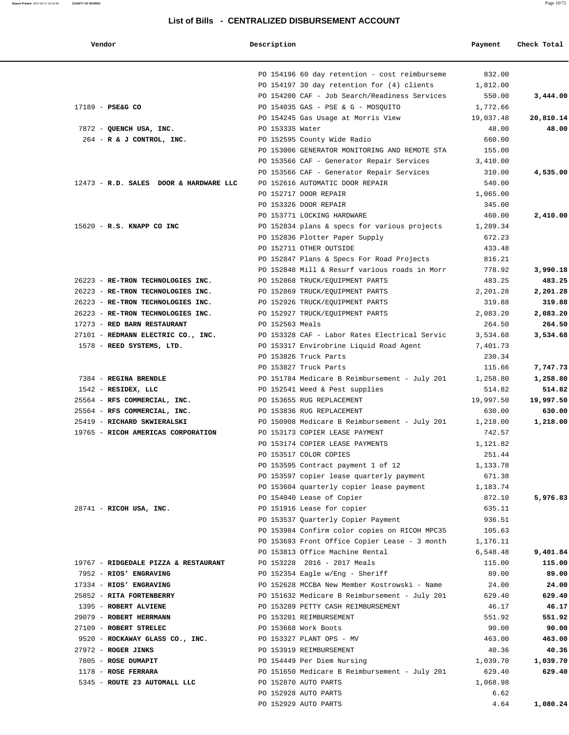## List of Bills - CENTRALIZED DISBURSEMENT ACCOUNT

| Vendor | Description | Payment | Check Total |
|---|---|---|---|
| | PO 154196 60 day retention - cost reimburseme | 832.00 | |
| | PO 154197 30 day retention for (4) clients | 1,812.00 | |
| | PO 154200 CAF - Job Search/Readiness Services | 550.00 | **3,444.00** |
| 17189 - **PSE&G CO** | PO 154035 GAS - PSE & G - MOSQUITO | 1,772.66 | |
| | PO 154245 Gas Usage at Morris View | 19,037.48 | **20,810.14** |
| 7872 - **QUENCH USA, INC.** | PO 153335 Water | 48.00 | **48.00** |
| 264 - **R & J CONTROL, INC.** | PO 152595 County Wide Radio | 660.00 | |
| | PO 153006 GENERATOR MONITORING AND REMOTE STA | 155.00 | |
| | PO 153566 CAF - Generator Repair Services | 3,410.00 | |
| | PO 153566 CAF - Generator Repair Services | 310.00 | **4,535.00** |
| 12473 - **R.D. SALES DOOR & HARDWARE LLC** | PO 152616 AUTOMATIC DOOR REPAIR | 540.00 | |
| | PO 152717 DOOR REPAIR | 1,065.00 | |
| | PO 153326 DOOR REPAIR | 345.00 | |
| | PO 153771 LOCKING HARDWARE | 460.00 | **2,410.00** |
| 15620 - **R.S. KNAPP CO INC** | PO 152834 plans & specs for various projects | 1,289.34 | |
| | PO 152836 Plotter Paper Supply | 672.23 | |
| | PO 152711 OTHER OUTSIDE | 433.48 | |
| | PO 152847 Plans & Specs For Road Projects | 816.21 | |
| | PO 152848 Mill & Resurf various roads in Morr | 778.92 | **3,990.18** |
| 26223 - **RE-TRON TECHNOLOGIES INC.** | PO 152868 TRUCK/EQUIPMENT PARTS | 483.25 | **483.25** |
| 26223 - **RE-TRON TECHNOLOGIES INC.** | PO 152869 TRUCK/EQUIPMENT PARTS | 2,201.28 | **2,201.28** |
| 26223 - **RE-TRON TECHNOLOGIES INC.** | PO 152926 TRUCK/EQUIPMENT PARTS | 319.88 | **319.88** |
| 26223 - **RE-TRON TECHNOLOGIES INC.** | PO 152927 TRUCK/EQUIPMENT PARTS | 2,083.20 | **2,083.20** |
| 17273 - **RED BARN RESTAURANT** | PO 152563 Meals | 264.50 | **264.50** |
| 27101 - **REDMANN ELECTRIC CO., INC.** | PO 153328 CAF - Labor Rates Electrical Servic | 3,534.68 | **3,534.68** |
| 1578 - **REED SYSTEMS, LTD.** | PO 153317 Envirobrine Liquid Road Agent | 7,401.73 | |
| | PO 153826 Truck Parts | 230.34 | |
| | PO 153827 Truck Parts | 115.66 | **7,747.73** |
| 7384 - **REGINA BRENDLE** | PO 151784 Medicare B Reimbursement - July 201 | 1,258.80 | **1,258.80** |
| 1542 - **RESIDEX, LLC** | PO 152541 Weed & Pest supplies | 514.82 | **514.82** |
| 25564 - **RFS COMMERCIAL, INC.** | PO 153655 RUG REPLACEMENT | 19,997.50 | **19,997.50** |
| 25564 - **RFS COMMERCIAL, INC.** | PO 153836 RUG REPLACEMENT | 630.00 | **630.00** |
| 25419 - **RICHARD SKWIERALSKI** | PO 150908 Medicare B Reimbursement - July 201 | 1,218.00 | **1,218.00** |
| 19765 - **RICOH AMERICAS CORPORATION** | PO 153173 COPIER LEASE PAYMENT | 742.57 | |
| | PO 153174 COPIER LEASE PAYMENTS | 1,121.82 | |
| | PO 153517 COLOR COPIES | 251.44 | |
| | PO 153595 Contract payment 1 of 12 | 1,133.78 | |
| | PO 153597 copier lease quarterly payment | 671.38 | |
| | PO 153604 quarterly copier lease payment | 1,183.74 | |
| | PO 154040 Lease of Copier | 872.10 | **5,976.83** |
| 28741 - **RICOH USA, INC.** | PO 151916 Lease for copier | 635.11 | |
| | PO 153537 Quarterly Copier Payment | 936.51 | |
| | PO 153984 Confirm color copies on RICOH MPC35 | 105.63 | |
| | PO 153693 Front Office Copier Lease - 3 month | 1,176.11 | |
| | PO 153813 Office Machine Rental | 6,548.48 | **9,401.84** |
| 19767 - **RIDGEDALE PIZZA & RESTAURANT** | PO 153228 2016 - 2017 Meals | 115.00 | **115.00** |
| 7952 - **RIOS' ENGRAVING** | PO 152354 Eagle w/Eng - Sheriff | 89.00 | **89.00** |
| 17334 - **RIOS' ENGRAVING** | PO 152628 MCCBA New Member Kostrowski - Name | 24.00 | **24.00** |
| 25852 - **RITA FORTENBERRY** | PO 151632 Medicare B Reimbursement - July 201 | 629.40 | **629.40** |
| 1395 - **ROBERT ALVIENE** | PO 153289 PETTY CASH REIMBURSEMENT | 46.17 | **46.17** |
| 29079 - **ROBERT HERRMANN** | PO 153201 REIMBURSEMENT | 551.92 | **551.92** |
| 27109 - **ROBERT STRELEC** | PO 153668 Work Boots | 90.00 | **90.00** |
| 9520 - **ROCKAWAY GLASS CO., INC.** | PO 153327 PLANT OPS - MV | 463.00 | **463.00** |
| 27972 - **ROGER JINKS** | PO 153919 REIMBURSEMENT | 40.36 | **40.36** |
| 7805 - **ROSE DUMAPIT** | PO 154449 Per Diem Nursing | 1,039.70 | **1,039.70** |
| 1178 - **ROSE FERRARA** | PO 151650 Medicare B Reimbursement - July 201 | 629.40 | **629.40** |
| 5345 - **ROUTE 23 AUTOMALL LLC** | PO 152870 AUTO PARTS | 1,068.98 | |
| | PO 152928 AUTO PARTS | 6.62 | |
| | PO 152929 AUTO PARTS | 4.64 | **1,080.24** |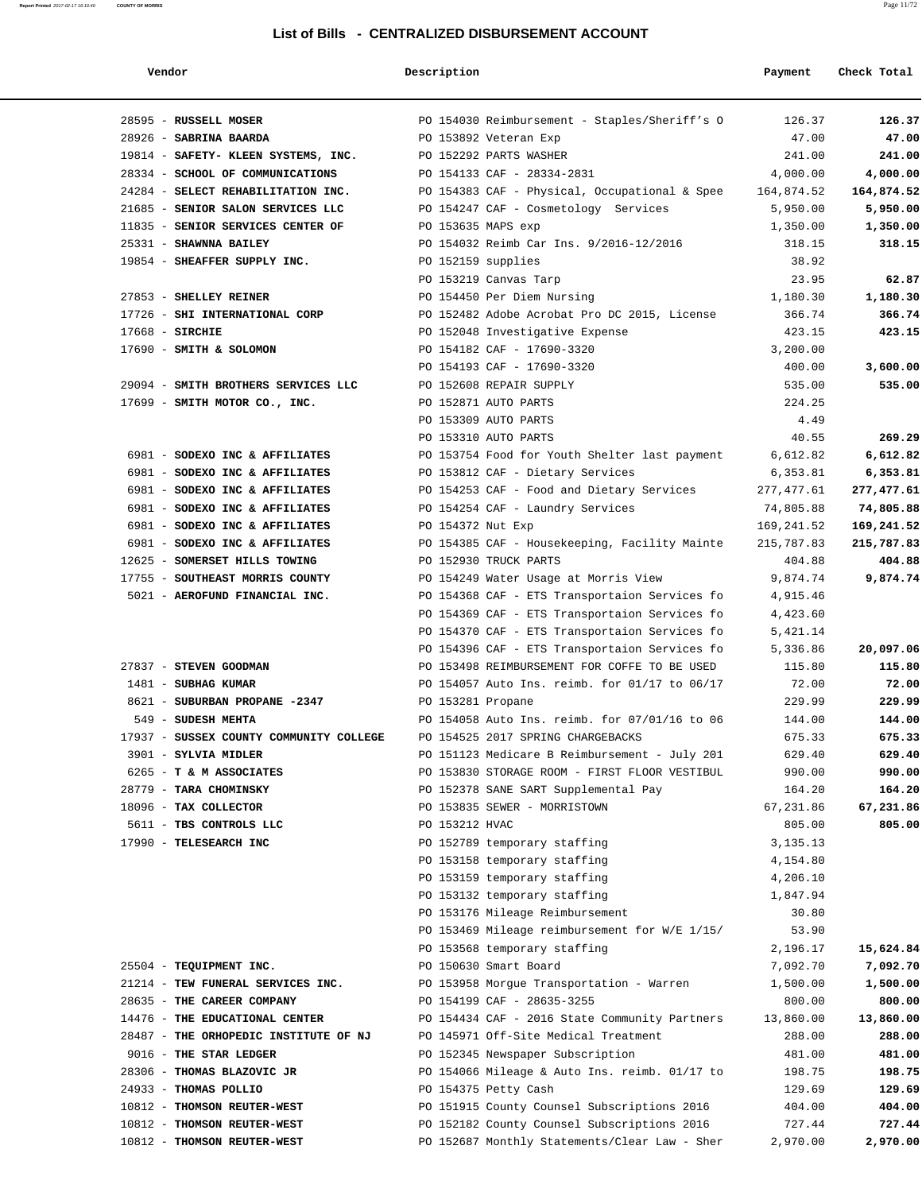## List of Bills - CENTRALIZED DISBURSEMENT ACCOUNT

| Vendor | Description | Payment | Check Total |
|---|---|---|---|
| 28595 - **RUSSELL MOSER** | PO 154030 Reimbursement - Staples/Sheriff's O | 126.37 | **126.37** |
| 28926 - **SABRINA BAARDA** | PO 153892 Veteran Exp | 47.00 | **47.00** |
| 19814 - **SAFETY- KLEEN SYSTEMS, INC.** | PO 152292 PARTS WASHER | 241.00 | **241.00** |
| 28334 - **SCHOOL OF COMMUNICATIONS** | PO 154133 CAF - 28334-2831 | 4,000.00 | **4,000.00** |
| 24284 - **SELECT REHABILITATION INC.** | PO 154383 CAF - Physical, Occupational & Spee | 164,874.52 | **164,874.52** |
| 21685 - **SENIOR SALON SERVICES LLC** | PO 154247 CAF - Cosmetology Services | 5,950.00 | **5,950.00** |
| 11835 - **SENIOR SERVICES CENTER OF** | PO 153635 MAPS exp | 1,350.00 | **1,350.00** |
| 25331 - **SHAWNNA BAILEY** | PO 154032 Reimb Car Ins. 9/2016-12/2016 | 318.15 | **318.15** |
| 19854 - **SHEAFFER SUPPLY INC.** | PO 152159 supplies | 38.92 | |
| | PO 153219 Canvas Tarp | 23.95 | **62.87** |
| 27853 - **SHELLEY REINER** | PO 154450 Per Diem Nursing | 1,180.30 | **1,180.30** |
| 17726 - **SHI INTERNATIONAL CORP** | PO 152482 Adobe Acrobat Pro DC 2015, License | 366.74 | **366.74** |
| 17668 - **SIRCHIE** | PO 152048 Investigative Expense | 423.15 | **423.15** |
| 17690 - **SMITH & SOLOMON** | PO 154182 CAF - 17690-3320 | 3,200.00 | |
| | PO 154193 CAF - 17690-3320 | 400.00 | **3,600.00** |
| 29094 - **SMITH BROTHERS SERVICES LLC** | PO 152608 REPAIR SUPPLY | 535.00 | **535.00** |
| 17699 - **SMITH MOTOR CO., INC.** | PO 152871 AUTO PARTS | 224.25 | |
| | PO 153309 AUTO PARTS | 4.49 | |
| | PO 153310 AUTO PARTS | 40.55 | **269.29** |
| 6981 - **SODEXO INC & AFFILIATES** | PO 153754 Food for Youth Shelter last payment | 6,612.82 | **6,612.82** |
| 6981 - **SODEXO INC & AFFILIATES** | PO 153812 CAF - Dietary Services | 6,353.81 | **6,353.81** |
| 6981 - **SODEXO INC & AFFILIATES** | PO 154253 CAF - Food and Dietary Services | 277,477.61 | **277,477.61** |
| 6981 - **SODEXO INC & AFFILIATES** | PO 154254 CAF - Laundry Services | 74,805.88 | **74,805.88** |
| 6981 - **SODEXO INC & AFFILIATES** | PO 154372 Nut Exp | 169,241.52 | **169,241.52** |
| 6981 - **SODEXO INC & AFFILIATES** | PO 154385 CAF - Housekeeping, Facility Mainte | 215,787.83 | **215,787.83** |
| 12625 - **SOMERSET HILLS TOWING** | PO 152930 TRUCK PARTS | 404.88 | **404.88** |
| 17755 - **SOUTHEAST MORRIS COUNTY** | PO 154249 Water Usage at Morris View | 9,874.74 | **9,874.74** |
| 5021 - **AEROFUND FINANCIAL INC.** | PO 154368 CAF - ETS Transportaion Services fo | 4,915.46 | |
| | PO 154369 CAF - ETS Transportaion Services fo | 4,423.60 | |
| | PO 154370 CAF - ETS Transportaion Services fo | 5,421.14 | |
| | PO 154396 CAF - ETS Transportaion Services fo | 5,336.86 | **20,097.06** |
| 27837 - **STEVEN GOODMAN** | PO 153498 REIMBURSEMENT FOR COFFE TO BE USED | 115.80 | **115.80** |
| 1481 - **SUBHAG KUMAR** | PO 154057 Auto Ins. reimb. for 01/17 to 06/17 | 72.00 | **72.00** |
| 8621 - **SUBURBAN PROPANE -2347** | PO 153281 Propane | 229.99 | **229.99** |
| 549 - **SUDESH MEHTA** | PO 154058 Auto Ins. reimb. for 07/01/16 to 06 | 144.00 | **144.00** |
| 17937 - **SUSSEX COUNTY COMMUNITY COLLEGE** | PO 154525 2017 SPRING CHARGEBACKS | 675.33 | **675.33** |
| 3901 - **SYLVIA MIDLER** | PO 151123 Medicare B Reimbursement - July 201 | 629.40 | **629.40** |
| 6265 - **T & M ASSOCIATES** | PO 153830 STORAGE ROOM - FIRST FLOOR VESTIBUL | 990.00 | **990.00** |
| 28779 - **TARA CHOMINSKY** | PO 152378 SANE SART Supplemental Pay | 164.20 | **164.20** |
| 18096 - **TAX COLLECTOR** | PO 153835 SEWER - MORRISTOWN | 67,231.86 | **67,231.86** |
| 5611 - **TBS CONTROLS LLC** | PO 153212 HVAC | 805.00 | **805.00** |
| 17990 - **TELESEARCH INC** | PO 152789 temporary staffing | 3,135.13 | |
| | PO 153158 temporary staffing | 4,154.80 | |
| | PO 153159 temporary staffing | 4,206.10 | |
| | PO 153132 temporary staffing | 1,847.94 | |
| | PO 153176 Mileage Reimbursement | 30.80 | |
| | PO 153469 Mileage reimbursement for W/E 1/15/ | 53.90 | |
| | PO 153568 temporary staffing | 2,196.17 | **15,624.84** |
| 25504 - **TEQUIPMENT INC.** | PO 150630 Smart Board | 7,092.70 | **7,092.70** |
| 21214 - **TEW FUNERAL SERVICES INC.** | PO 153958 Morgue Transportation - Warren | 1,500.00 | **1,500.00** |
| 28635 - **THE CAREER COMPANY** | PO 154199 CAF - 28635-3255 | 800.00 | **800.00** |
| 14476 - **THE EDUCATIONAL CENTER** | PO 154434 CAF - 2016 State Community Partners | 13,860.00 | **13,860.00** |
| 28487 - **THE ORHOPEDIC INSTITUTE OF NJ** | PO 145971 Off-Site Medical Treatment | 288.00 | **288.00** |
| 9016 - **THE STAR LEDGER** | PO 152345 Newspaper Subscription | 481.00 | **481.00** |
| 28306 - **THOMAS BLAZOVIC JR** | PO 154066 Mileage & Auto Ins. reimb. 01/17 to | 198.75 | **198.75** |
| 24933 - **THOMAS POLLIO** | PO 154375 Petty Cash | 129.69 | **129.69** |
| 10812 - **THOMSON REUTER-WEST** | PO 151915 County Counsel Subscriptions 2016 | 404.00 | **404.00** |
| 10812 - **THOMSON REUTER-WEST** | PO 152182 County Counsel Subscriptions 2016 | 727.44 | **727.44** |
| 10812 - **THOMSON REUTER-WEST** | PO 152687 Monthly Statements/Clear Law - Sher | 2,970.00 | **2,970.00** |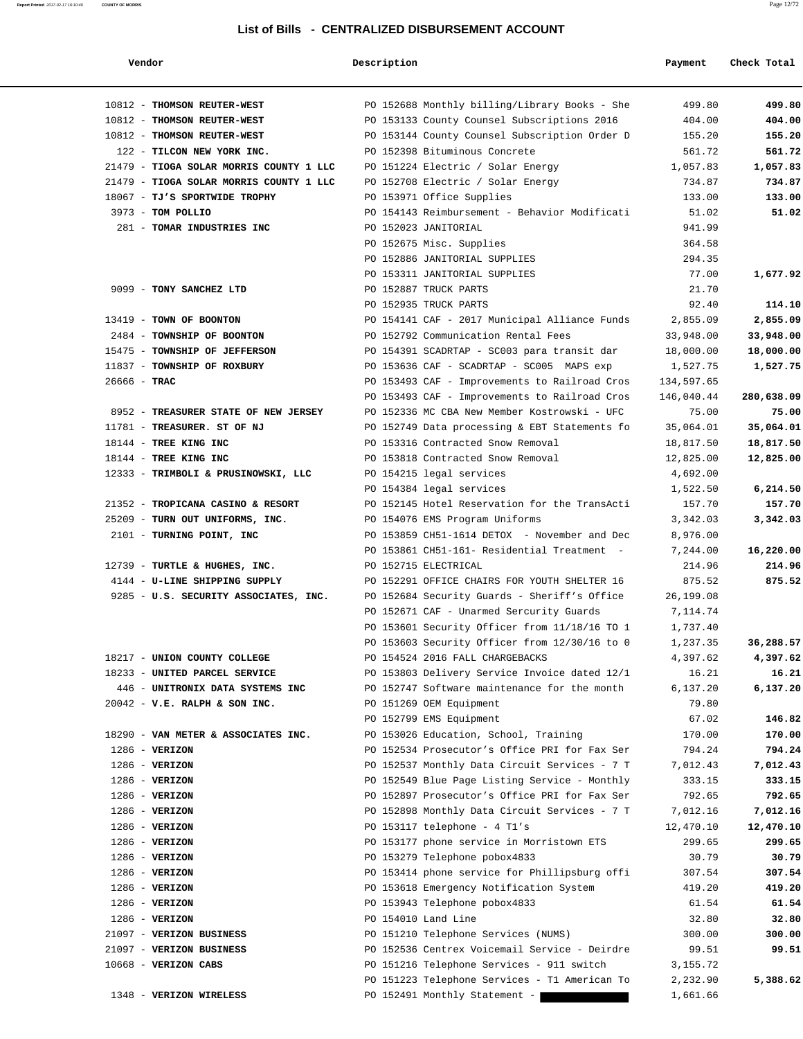## List of Bills - CENTRALIZED DISBURSEMENT ACCOUNT

| Vendor | Description | Payment | Check Total |
|---|---|---|---|
| 10812 - **THOMSON REUTER-WEST** | PO 152688 Monthly billing/Library Books - She | 499.80 | **499.80** |
| 10812 - **THOMSON REUTER-WEST** | PO 153133 County Counsel Subscriptions 2016 | 404.00 | **404.00** |
| 10812 - **THOMSON REUTER-WEST** | PO 153144 County Counsel Subscription Order D | 155.20 | **155.20** |
| 122 - **TILCON NEW YORK INC.** | PO 152398 Bituminous Concrete | 561.72 | **561.72** |
| 21479 - **TIOGA SOLAR MORRIS COUNTY 1 LLC** | PO 151224 Electric / Solar Energy | 1,057.83 | **1,057.83** |
| 21479 - **TIOGA SOLAR MORRIS COUNTY 1 LLC** | PO 152708 Electric / Solar Energy | 734.87 | **734.87** |
| 18067 - **TJ'S SPORTWIDE TROPHY** | PO 153971 Office Supplies | 133.00 | **133.00** |
| 3973 - **TOM POLLIO** | PO 154143 Reimbursement - Behavior Modificati | 51.02 | **51.02** |
| 281 - **TOMAR INDUSTRIES INC** | PO 152023 JANITORIAL | 941.99 | |
| | PO 152675 Misc. Supplies | 364.58 | |
| | PO 152886 JANITORIAL SUPPLIES | 294.35 | |
| | PO 153311 JANITORIAL SUPPLIES | 77.00 | **1,677.92** |
| 9099 - **TONY SANCHEZ LTD** | PO 152887 TRUCK PARTS | 21.70 | |
| | PO 152935 TRUCK PARTS | 92.40 | **114.10** |
| 13419 - **TOWN OF BOONTON** | PO 154141 CAF - 2017 Municipal Alliance Funds | 2,855.09 | **2,855.09** |
| 2484 - **TOWNSHIP OF BOONTON** | PO 152792 Communication Rental Fees | 33,948.00 | **33,948.00** |
| 15475 - **TOWNSHIP OF JEFFERSON** | PO 154391 SCADRTAP - SC003 para transit dar | 18,000.00 | **18,000.00** |
| 11837 - **TOWNSHIP OF ROXBURY** | PO 153636 CAF - SCADRTAP - SC005 MAPS exp | 1,527.75 | **1,527.75** |
| 26666 - **TRAC** | PO 153493 CAF - Improvements to Railroad Cros | 134,597.65 | |
| | PO 153493 CAF - Improvements to Railroad Cros | 146,040.44 | **280,638.09** |
| 8952 - **TREASURER STATE OF NEW JERSEY** | PO 152336 MC CBA New Member Kostrowski - UFC | 75.00 | **75.00** |
| 11781 - **TREASURER. ST OF NJ** | PO 152749 Data processing & EBT Statements fo | 35,064.01 | **35,064.01** |
| 18144 - **TREE KING INC** | PO 153316 Contracted Snow Removal | 18,817.50 | **18,817.50** |
| 18144 - **TREE KING INC** | PO 153818 Contracted Snow Removal | 12,825.00 | **12,825.00** |
| 12333 - **TRIMBOLI & PRUSINOWSKI, LLC** | PO 154215 legal services | 4,692.00 | |
| | PO 154384 legal services | 1,522.50 | **6,214.50** |
| 21352 - **TROPICANA CASINO & RESORT** | PO 152145 Hotel Reservation for the TransActi | 157.70 | **157.70** |
| 25209 - **TURN OUT UNIFORMS, INC.** | PO 154076 EMS Program Uniforms | 3,342.03 | **3,342.03** |
| 2101 - **TURNING POINT, INC** | PO 153859 CH51-1614 DETOX - November and Dec | 8,976.00 | |
| | PO 153861 CH51-161- Residential Treatment - | 7,244.00 | **16,220.00** |
| 12739 - **TURTLE & HUGHES, INC.** | PO 152715 ELECTRICAL | 214.96 | **214.96** |
| 4144 - **U-LINE SHIPPING SUPPLY** | PO 152291 OFFICE CHAIRS FOR YOUTH SHELTER 16 | 875.52 | **875.52** |
| 9285 - **U.S. SECURITY ASSOCIATES, INC.** | PO 152684 Security Guards - Sheriff's Office | 26,199.08 | |
| | PO 152671 CAF - Unarmed Sercurity Guards | 7,114.74 | |
| | PO 153601 Security Officer from 11/18/16 TO 1 | 1,737.40 | |
| | PO 153603 Security Officer from 12/30/16 to 0 | 1,237.35 | **36,288.57** |
| 18217 - **UNION COUNTY COLLEGE** | PO 154524 2016 FALL CHARGEBACKS | 4,397.62 | **4,397.62** |
| 18233 - **UNITED PARCEL SERVICE** | PO 153803 Delivery Service Invoice dated 12/1 | 16.21 | **16.21** |
| 446 - **UNITRONIX DATA SYSTEMS INC** | PO 152747 Software maintenance for the month | 6,137.20 | **6,137.20** |
| 20042 - **V.E. RALPH & SON INC.** | PO 151269 OEM Equipment | 79.80 | |
| | PO 152799 EMS Equipment | 67.02 | **146.82** |
| 18290 - **VAN METER & ASSOCIATES INC.** | PO 153026 Education, School, Training | 170.00 | **170.00** |
| 1286 - **VERIZON** | PO 152534 Prosecutor's Office PRI for Fax Ser | 794.24 | **794.24** |
| 1286 - **VERIZON** | PO 152537 Monthly Data Circuit Services - 7 T | 7,012.43 | **7,012.43** |
| 1286 - **VERIZON** | PO 152549 Blue Page Listing Service - Monthly | 333.15 | **333.15** |
| 1286 - **VERIZON** | PO 152897 Prosecutor's Office PRI for Fax Ser | 792.65 | **792.65** |
| 1286 - **VERIZON** | PO 152898 Monthly Data Circuit Services - 7 T | 7,012.16 | **7,012.16** |
| 1286 - **VERIZON** | PO 153117 telephone - 4 T1's | 12,470.10 | **12,470.10** |
| 1286 - **VERIZON** | PO 153177 phone service in Morristown ETS | 299.65 | **299.65** |
| 1286 - **VERIZON** | PO 153279 Telephone pobox4833 | 30.79 | **30.79** |
| 1286 - **VERIZON** | PO 153414 phone service for Phillipsburg offi | 307.54 | **307.54** |
| 1286 - **VERIZON** | PO 153618 Emergency Notification System | 419.20 | **419.20** |
| 1286 - **VERIZON** | PO 153943 Telephone pobox4833 | 61.54 | **61.54** |
| 1286 - **VERIZON** | PO 154010 Land Line | 32.80 | **32.80** |
| 21097 - **VERIZON BUSINESS** | PO 151210 Telephone Services (NUMS) | 300.00 | **300.00** |
| 21097 - **VERIZON BUSINESS** | PO 152536 Centrex Voicemail Service - Deirdre | 99.51 | **99.51** |
| 10668 - **VERIZON CABS** | PO 151216 Telephone Services - 911 switch | 3,155.72 | |
| | PO 151223 Telephone Services - T1 American To | 2,232.90 | **5,388.62** |
| 1348 - **VERIZON WIRELESS** | PO 152491 Monthly Statement - | 1,661.66 | |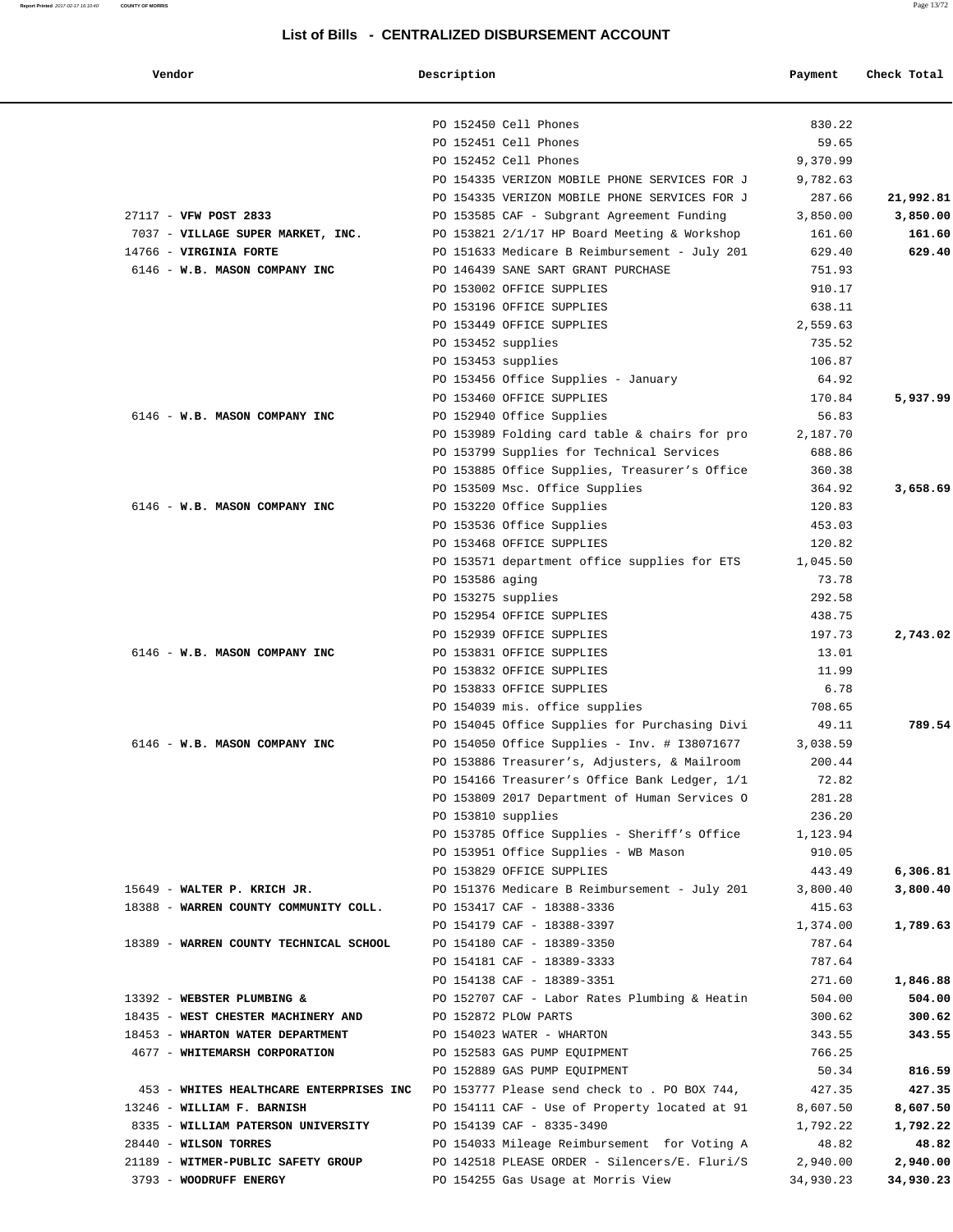## List of Bills - CENTRALIZED DISBURSEMENT ACCOUNT

| Vendor | Description | Payment | Check Total |
|---|---|---|---|
| | PO 152450 Cell Phones | 830.22 | |
| | PO 152451 Cell Phones | 59.65 | |
| | PO 152452 Cell Phones | 9,370.99 | |
| | PO 154335 VERIZON MOBILE PHONE SERVICES FOR J | 9,782.63 | |
| | PO 154335 VERIZON MOBILE PHONE SERVICES FOR J | 287.66 | **21,992.81** |
| 27117 - **VFW POST 2833** | PO 153585 CAF - Subgrant Agreement Funding | 3,850.00 | **3,850.00** |
| 7037 - **VILLAGE SUPER MARKET, INC.** | PO 153821 2/1/17 HP Board Meeting & Workshop | 161.60 | **161.60** |
| 14766 - **VIRGINIA FORTE** | PO 151633 Medicare B Reimbursement - July 201 | 629.40 | **629.40** |
| 6146 - **W.B. MASON COMPANY INC** | PO 146439 SANE SART GRANT PURCHASE | 751.93 | |
| | PO 153002 OFFICE SUPPLIES | 910.17 | |
| | PO 153196 OFFICE SUPPLIES | 638.11 | |
| | PO 153449 OFFICE SUPPLIES | 2,559.63 | |
| | PO 153452 supplies | 735.52 | |
| | PO 153453 supplies | 106.87 | |
| | PO 153456 Office Supplies - January | 64.92 | |
| | PO 153460 OFFICE SUPPLIES | 170.84 | **5,937.99** |
| 6146 - **W.B. MASON COMPANY INC** | PO 152940 Office Supplies | 56.83 | |
| | PO 153989 Folding card table & chairs for pro | 2,187.70 | |
| | PO 153799 Supplies for Technical Services | 688.86 | |
| | PO 153885 Office Supplies, Treasurer's Office | 360.38 | |
| | PO 153509 Msc. Office Supplies | 364.92 | **3,658.69** |
| 6146 - **W.B. MASON COMPANY INC** | PO 153220 Office Supplies | 120.83 | |
| | PO 153536 Office Supplies | 453.03 | |
| | PO 153468 OFFICE SUPPLIES | 120.82 | |
| | PO 153571 department office supplies for ETS | 1,045.50 | |
| | PO 153586 aging | 73.78 | |
| | PO 153275 supplies | 292.58 | |
| | PO 152954 OFFICE SUPPLIES | 438.75 | |
| | PO 152939 OFFICE SUPPLIES | 197.73 | **2,743.02** |
| 6146 - **W.B. MASON COMPANY INC** | PO 153831 OFFICE SUPPLIES | 13.01 | |
| | PO 153832 OFFICE SUPPLIES | 11.99 | |
| | PO 153833 OFFICE SUPPLIES | 6.78 | |
| | PO 154039 mis. office supplies | 708.65 | |
| | PO 154045 Office Supplies for Purchasing Divi | 49.11 | **789.54** |
| 6146 - **W.B. MASON COMPANY INC** | PO 154050 Office Supplies - Inv. # I38071677 | 3,038.59 | |
| | PO 153886 Treasurer's, Adjusters, & Mailroom | 200.44 | |
| | PO 154166 Treasurer's Office Bank Ledger, 1/1 | 72.82 | |
| | PO 153809 2017 Department of Human Services O | 281.28 | |
| | PO 153810 supplies | 236.20 | |
| | PO 153785 Office Supplies - Sheriff's Office | 1,123.94 | |
| | PO 153951 Office Supplies - WB Mason | 910.05 | |
| | PO 153829 OFFICE SUPPLIES | 443.49 | **6,306.81** |
| 15649 - **WALTER P. KRICH JR.** | PO 151376 Medicare B Reimbursement - July 201 | 3,800.40 | **3,800.40** |
| 18388 - **WARREN COUNTY COMMUNITY COLL.** | PO 153417 CAF - 18388-3336 | 415.63 | |
| | PO 154179 CAF - 18388-3397 | 1,374.00 | **1,789.63** |
| 18389 - **WARREN COUNTY TECHNICAL SCHOOL** | PO 154180 CAF - 18389-3350 | 787.64 | |
| | PO 154181 CAF - 18389-3333 | 787.64 | |
| | PO 154138 CAF - 18389-3351 | 271.60 | **1,846.88** |
| 13392 - **WEBSTER PLUMBING &** | PO 152707 CAF - Labor Rates Plumbing & Heatin | 504.00 | **504.00** |
| 18435 - **WEST CHESTER MACHINERY AND** | PO 152872 PLOW PARTS | 300.62 | **300.62** |
| 18453 - **WHARTON WATER DEPARTMENT** | PO 154023 WATER - WHARTON | 343.55 | **343.55** |
| 4677 - **WHITEMARSH CORPORATION** | PO 152583 GAS PUMP EQUIPMENT | 766.25 | |
| | PO 152889 GAS PUMP EQUIPMENT | 50.34 | **816.59** |
| 453 - **WHITES HEALTHCARE ENTERPRISES INC** | PO 153777 Please send check to . PO BOX 744, | 427.35 | **427.35** |
| 13246 - **WILLIAM F. BARNISH** | PO 154111 CAF - Use of Property located at 91 | 8,607.50 | **8,607.50** |
| 8335 - **WILLIAM PATERSON UNIVERSITY** | PO 154139 CAF - 8335-3490 | 1,792.22 | **1,792.22** |
| 28440 - **WILSON TORRES** | PO 154033 Mileage Reimbursement for Voting A | 48.82 | **48.82** |
| 21189 - **WITMER-PUBLIC SAFETY GROUP** | PO 142518 PLEASE ORDER - Silencers/E. Fluri/S | 2,940.00 | **2,940.00** |
| 3793 - **WOODRUFF ENERGY** | PO 154255 Gas Usage at Morris View | 34,930.23 | **34,930.23** |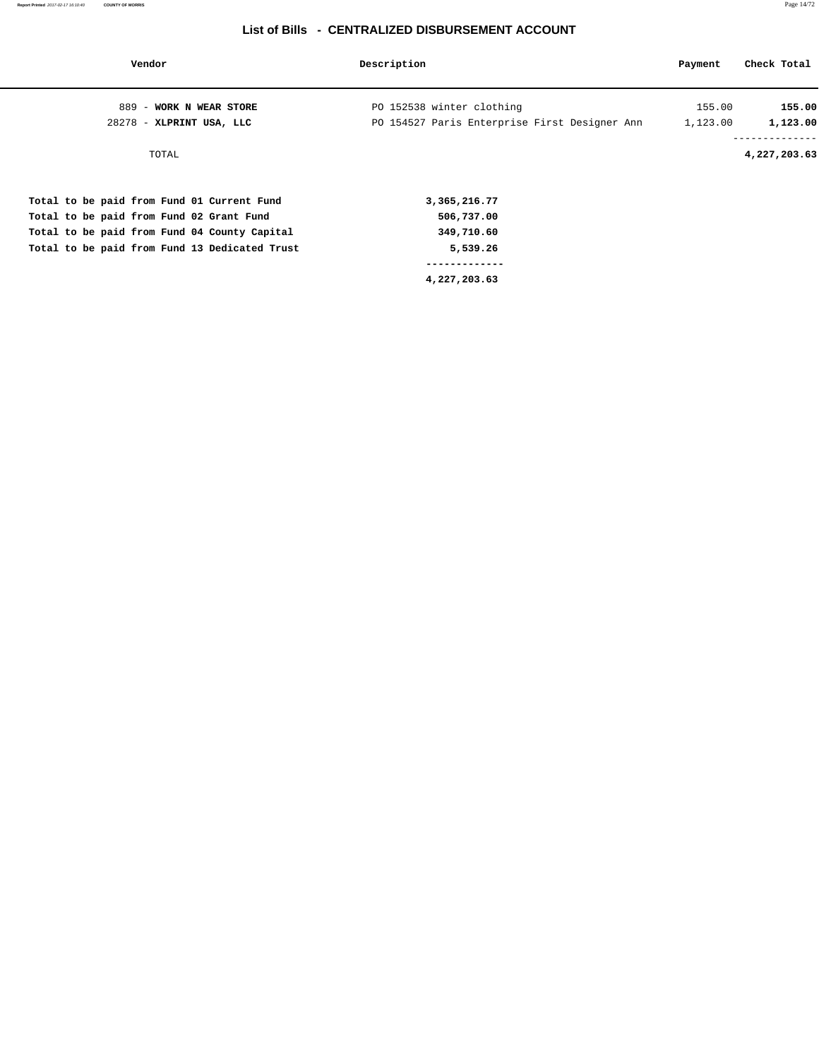# List of Bills - CENTRALIZED DISBURSEMENT ACCOUNT

| Vendor | Description | Payment | Check Total |
| --- | --- | --- | --- |
| 889 - **WORK N WEAR STORE** | PO 152538 winter clothing | 155.00 | **155.00** |
| 28278 - **XLPRINT USA, LLC** | PO 154527 Paris Enterprise First Designer Ann | 1,123.00 | **1,123.00** |
| TOTAL | | | **4,227,203.63** |

| | |
| --- | --- |
| **Total to be paid from Fund 01 Current Fund** | **3,365,216.77** |
| **Total to be paid from Fund 02 Grant Fund** | **506,737.00** |
| **Total to be paid from Fund 04 County Capital** | **349,710.60** |
| **Total to be paid from Fund 13 Dedicated Trust** | **5,539.26** |
| | **4,227,203.63** |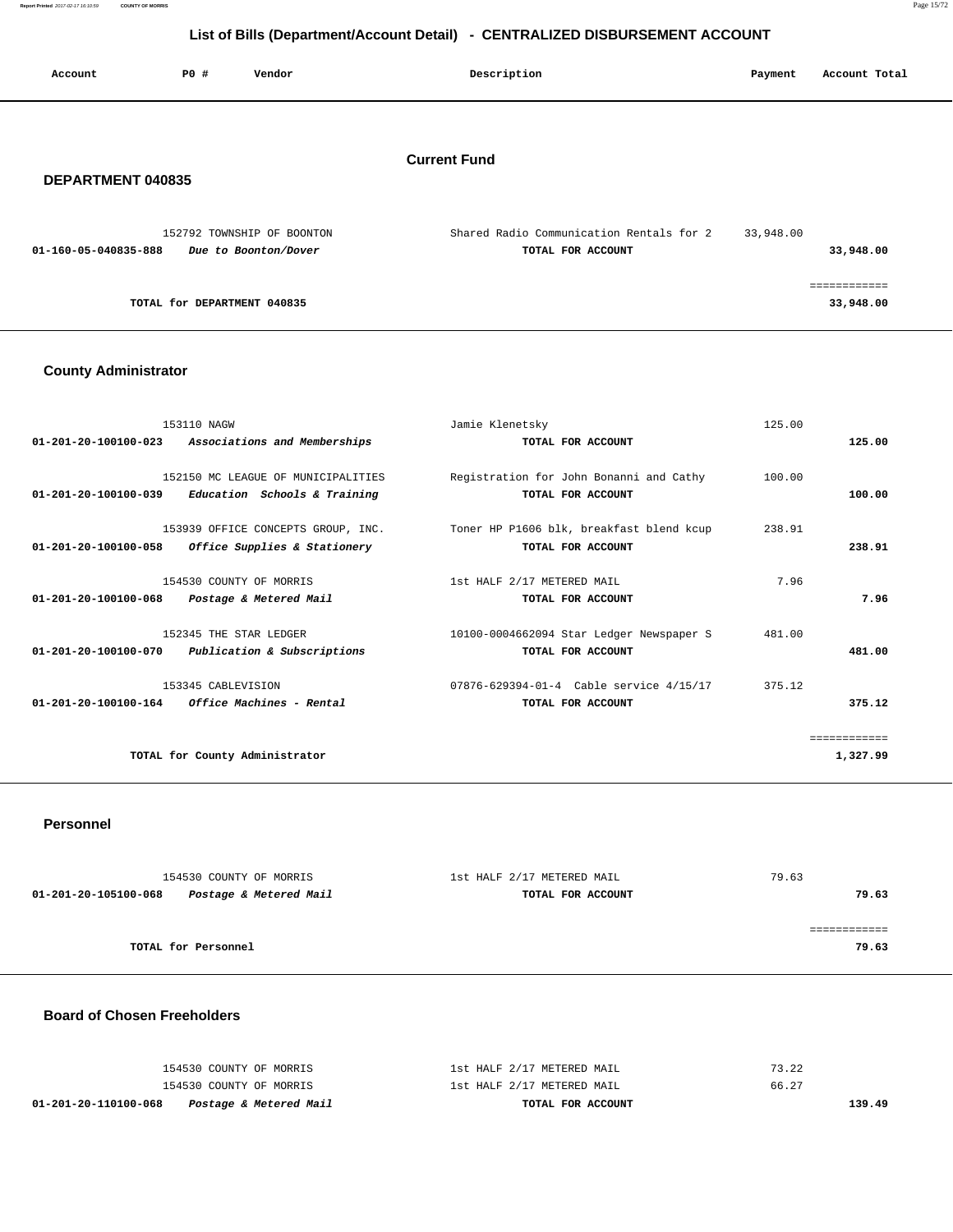# List of Bills (Department/Account Detail) - CENTRALIZED DISBURSEMENT ACCOUNT

| Account | PO # | Vendor | Description | Payment | Account Total |
|---|---|---|---|---|---|

## Current Fund

### DEPARTMENT 040835

| Account | PO # | Vendor | Description | Payment | Account Total |
|---|---|---|---|---|---|
| | 152792 | TOWNSHIP OF BOONTON | Shared Radio Communication Rentals for 2 | 33,948.00 | |
| **01-160-05-040835-888** | | ***Due to Boonton/Dover*** | **TOTAL FOR ACCOUNT** | | **33,948.00** |
| | | **TOTAL for DEPARTMENT 040835** | | | **33,948.00** |

### County Administrator

| Account | PO # | Vendor | Description | Payment | Account Total |
|---|---|---|---|---|---|
| | 153110 | NAGW | Jamie Klenetsky | 125.00 | |
| **01-201-20-100100-023** | | ***Associations and Memberships*** | **TOTAL FOR ACCOUNT** | | **125.00** |
| | 152150 | MC LEAGUE OF MUNICIPALITIES | Registration for John Bonanni and Cathy | 100.00 | |
| **01-201-20-100100-039** | | ***Education Schools & Training*** | **TOTAL FOR ACCOUNT** | | **100.00** |
| | 153939 | OFFICE CONCEPTS GROUP, INC. | Toner HP P1606 blk, breakfast blend kcup | 238.91 | |
| **01-201-20-100100-058** | | ***Office Supplies & Stationery*** | **TOTAL FOR ACCOUNT** | | **238.91** |
| | 154530 | COUNTY OF MORRIS | 1st HALF 2/17 METERED MAIL | 7.96 | |
| **01-201-20-100100-068** | | ***Postage & Metered Mail*** | **TOTAL FOR ACCOUNT** | | **7.96** |
| | 152345 | THE STAR LEDGER | 10100-0004662094 Star Ledger Newspaper S | 481.00 | |
| **01-201-20-100100-070** | | ***Publication & Subscriptions*** | **TOTAL FOR ACCOUNT** | | **481.00** |
| | 153345 | CABLEVISION | 07876-629394-01-4 Cable service 4/15/17 | 375.12 | |
| **01-201-20-100100-164** | | ***Office Machines - Rental*** | **TOTAL FOR ACCOUNT** | | **375.12** |
| | | **TOTAL for County Administrator** | | | **1,327.99** |

### Personnel

| Account | PO # | Vendor | Description | Payment | Account Total |
|---|---|---|---|---|---|
| | 154530 | COUNTY OF MORRIS | 1st HALF 2/17 METERED MAIL | 79.63 | |
| **01-201-20-105100-068** | | ***Postage & Metered Mail*** | **TOTAL FOR ACCOUNT** | | **79.63** |
| | | **TOTAL for Personnel** | | | **79.63** |

### Board of Chosen Freeholders

| Account | PO # | Vendor | Description | Payment | Account Total |
|---|---|---|---|---|---|
| | 154530 | COUNTY OF MORRIS | 1st HALF 2/17 METERED MAIL | 73.22 | |
| | 154530 | COUNTY OF MORRIS | 1st HALF 2/17 METERED MAIL | 66.27 | |
| **01-201-20-110100-068** | | ***Postage & Metered Mail*** | **TOTAL FOR ACCOUNT** | | **139.49** |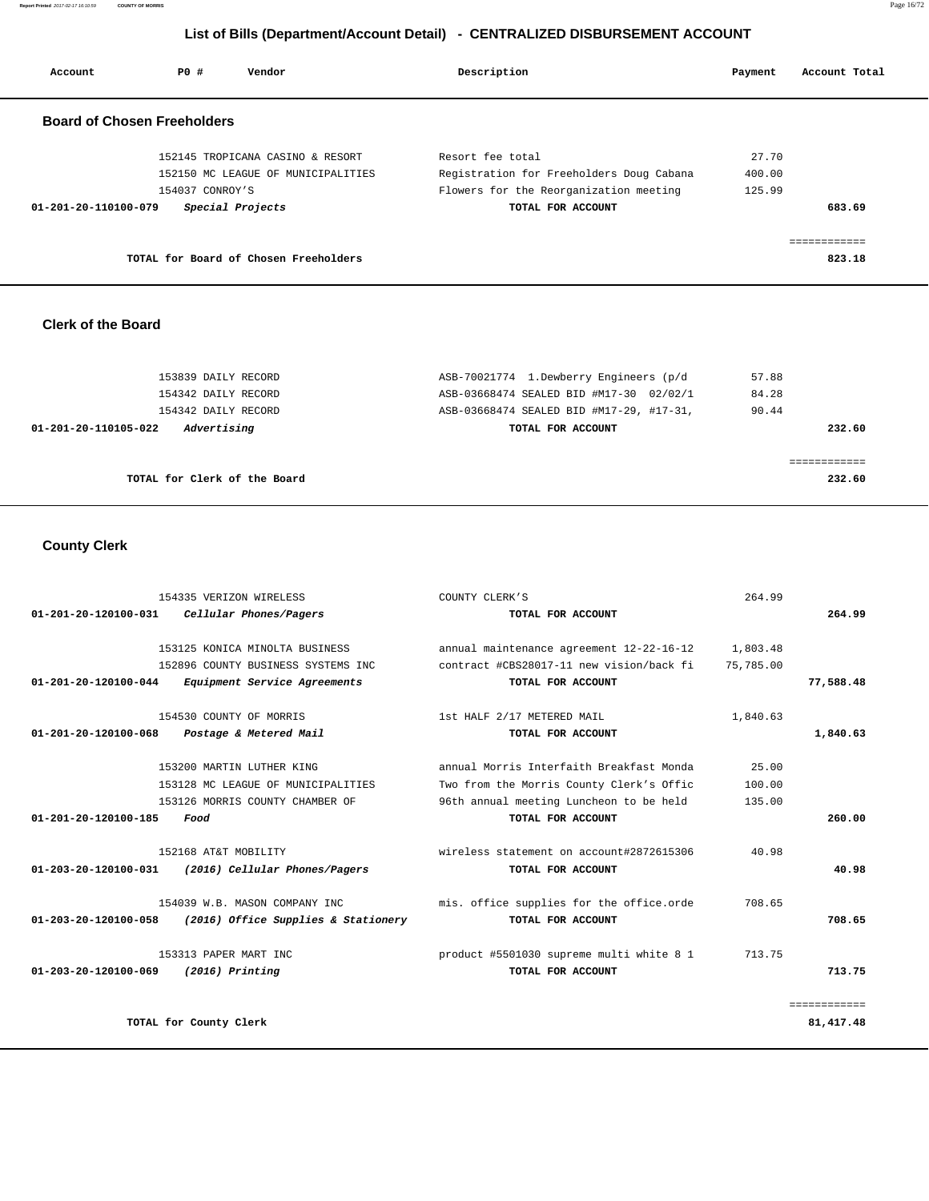# List of Bills (Department/Account Detail) - CENTRALIZED DISBURSEMENT ACCOUNT

| Account | PO # | Vendor | Description | Payment | Account Total |
|---|---|---|---|---|---|

## Board of Chosen Freeholders

| Account | PO # | Vendor | Description | Payment | Account Total |
|---|---|---|---|---|---|
| | 152145 | TROPICANA CASINO & RESORT | Resort fee total | 27.70 | |
| | 152150 | MC LEAGUE OF MUNICIPALITIES | Registration for Freeholders Doug Cabana | 400.00 | |
| | 154037 | CONROY'S | Flowers for the Reorganization meeting | 125.99 | |
| **01-201-20-110100-079** | | ***Special Projects*** | **TOTAL FOR ACCOUNT** | | **683.69** |
| | | **TOTAL for Board of Chosen Freeholders** | | | **823.18** |

## Clerk of the Board

| Account | PO # | Vendor | Description | Payment | Account Total |
|---|---|---|---|---|---|
| | 153839 | DAILY RECORD | ASB-70021774 1.Dewberry Engineers (p/d | 57.88 | |
| | 154342 | DAILY RECORD | ASB-03668474 SEALED BID #M17-30 02/02/1 | 84.28 | |
| | 154342 | DAILY RECORD | ASB-03668474 SEALED BID #M17-29, #17-31, | 90.44 | |
| **01-201-20-110105-022** | | ***Advertising*** | **TOTAL FOR ACCOUNT** | | **232.60** |
| | | **TOTAL for Clerk of the Board** | | | **232.60** |

## County Clerk

| Account | PO # | Vendor | Description | Payment | Account Total |
|---|---|---|---|---|---|
| | 154335 | VERIZON WIRELESS | COUNTY CLERK'S | 264.99 | |
| **01-201-20-120100-031** | | ***Cellular Phones/Pagers*** | **TOTAL FOR ACCOUNT** | | **264.99** |
| | 153125 | KONICA MINOLTA BUSINESS | annual maintenance agreement 12-22-16-12 | 1,803.48 | |
| | 152896 | COUNTY BUSINESS SYSTEMS INC | contract #CBS28017-11 new vision/back fi | 75,785.00 | |
| **01-201-20-120100-044** | | ***Equipment Service Agreements*** | **TOTAL FOR ACCOUNT** | | **77,588.48** |
| | 154530 | COUNTY OF MORRIS | 1st HALF 2/17 METERED MAIL | 1,840.63 | |
| **01-201-20-120100-068** | | ***Postage & Metered Mail*** | **TOTAL FOR ACCOUNT** | | **1,840.63** |
| | 153200 | MARTIN LUTHER KING | annual Morris Interfaith Breakfast Monda | 25.00 | |
| | 153128 | MC LEAGUE OF MUNICIPALITIES | Two from the Morris County Clerk's Offic | 100.00 | |
| | 153126 | MORRIS COUNTY CHAMBER OF | 96th annual meeting Luncheon to be held | 135.00 | |
| **01-201-20-120100-185** | | ***Food*** | **TOTAL FOR ACCOUNT** | | **260.00** |
| | 152168 | AT&T MOBILITY | wireless statement on account#2872615306 | 40.98 | |
| **01-203-20-120100-031** | | ***(2016) Cellular Phones/Pagers*** | **TOTAL FOR ACCOUNT** | | **40.98** |
| | 154039 | W.B. MASON COMPANY INC | mis. office supplies for the office.orde | 708.65 | |
| **01-203-20-120100-058** | | ***(2016) Office Supplies & Stationery*** | **TOTAL FOR ACCOUNT** | | **708.65** |
| | 153313 | PAPER MART INC | product #5501030 supreme multi white 8 1 | 713.75 | |
| **01-203-20-120100-069** | | ***(2016) Printing*** | **TOTAL FOR ACCOUNT** | | **713.75** |
| | | **TOTAL for County Clerk** | | | **81,417.48** |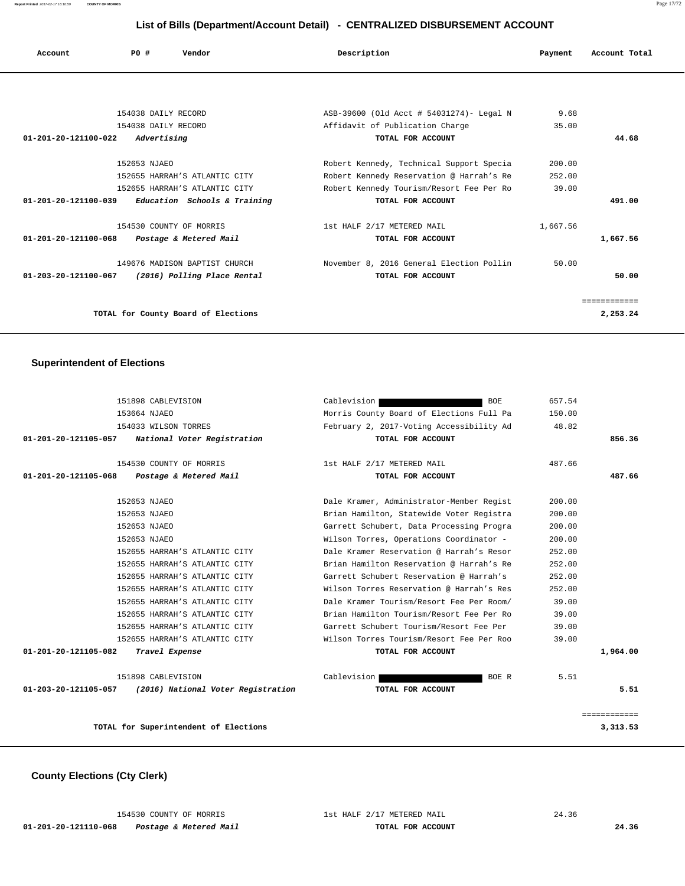## List of Bills (Department/Account Detail) - CENTRALIZED DISBURSEMENT ACCOUNT

| Account | PO # | Vendor | Description | Payment | Account Total |
|---|---|---|---|---|---|
| | 154038 | DAILY RECORD | ASB-39600 (Old Acct # 54031274)- Legal N | 9.68 | |
| | 154038 | DAILY RECORD | Affidavit of Publication Charge | 35.00 | |
| **01-201-20-121100-022** | | ***Advertising*** | **TOTAL FOR ACCOUNT** | | **44.68** |
| | 152653 | NJAEO | Robert Kennedy, Technical Support Specia | 200.00 | |
| | 152655 | HARRAH'S ATLANTIC CITY | Robert Kennedy Reservation @ Harrah's Re | 252.00 | |
| | 152655 | HARRAH'S ATLANTIC CITY | Robert Kennedy Tourism/Resort Fee Per Ro | 39.00 | |
| **01-201-20-121100-039** | | ***Education Schools & Training*** | **TOTAL FOR ACCOUNT** | | **491.00** |
| | 154530 | COUNTY OF MORRIS | 1st HALF 2/17 METERED MAIL | 1,667.56 | |
| **01-201-20-121100-068** | | ***Postage & Metered Mail*** | **TOTAL FOR ACCOUNT** | | **1,667.56** |
| | 149676 | MADISON BAPTIST CHURCH | November 8, 2016 General Election Pollin | 50.00 | |
| **01-203-20-121100-067** | | ***(2016) Polling Place Rental*** | **TOTAL FOR ACCOUNT** | | **50.00** |
| | | | | | ============ |
| | | **TOTAL for County Board of Elections** | | | **2,253.24** |

### Superintendent of Elections

| Account | PO # | Vendor | Description | Payment | Account Total |
|---|---|---|---|---|---|
| | 151898 | CABLEVISION | Cablevision [REDACTED] BOE | 657.54 | |
| | 153664 | NJAEO | Morris County Board of Elections Full Pa | 150.00 | |
| | 154033 | WILSON TORRES | February 2, 2017-Voting Accessibility Ad | 48.82 | |
| **01-201-20-121105-057** | | ***National Voter Registration*** | **TOTAL FOR ACCOUNT** | | **856.36** |
| | 154530 | COUNTY OF MORRIS | 1st HALF 2/17 METERED MAIL | 487.66 | |
| **01-201-20-121105-068** | | ***Postage & Metered Mail*** | **TOTAL FOR ACCOUNT** | | **487.66** |
| | 152653 | NJAEO | Dale Kramer, Administrator-Member Regist | 200.00 | |
| | 152653 | NJAEO | Brian Hamilton, Statewide Voter Registra | 200.00 | |
| | 152653 | NJAEO | Garrett Schubert, Data Processing Progra | 200.00 | |
| | 152653 | NJAEO | Wilson Torres, Operations Coordinator - | 200.00 | |
| | 152655 | HARRAH'S ATLANTIC CITY | Dale Kramer Reservation @ Harrah's Resor | 252.00 | |
| | 152655 | HARRAH'S ATLANTIC CITY | Brian Hamilton Reservation @ Harrah's Re | 252.00 | |
| | 152655 | HARRAH'S ATLANTIC CITY | Garrett Schubert Reservation @ Harrah's | 252.00 | |
| | 152655 | HARRAH'S ATLANTIC CITY | Wilson Torres Reservation @ Harrah's Res | 252.00 | |
| | 152655 | HARRAH'S ATLANTIC CITY | Dale Kramer Tourism/Resort Fee Per Room/ | 39.00 | |
| | 152655 | HARRAH'S ATLANTIC CITY | Brian Hamilton Tourism/Resort Fee Per Ro | 39.00 | |
| | 152655 | HARRAH'S ATLANTIC CITY | Garrett Schubert Tourism/Resort Fee Per | 39.00 | |
| | 152655 | HARRAH'S ATLANTIC CITY | Wilson Torres Tourism/Resort Fee Per Roo | 39.00 | |
| **01-201-20-121105-082** | | ***Travel Expense*** | **TOTAL FOR ACCOUNT** | | **1,964.00** |
| | 151898 | CABLEVISION | Cablevision [REDACTED] BOE R | 5.51 | |
| **01-203-20-121105-057** | | ***(2016) National Voter Registration*** | **TOTAL FOR ACCOUNT** | | **5.51** |
| | | | | | ============ |
| | | **TOTAL for Superintendent of Elections** | | | **3,313.53** |

### County Elections (Cty Clerk)

| Account | PO # | Vendor | Description | Payment | Account Total |
|---|---|---|---|---|---|
| | 154530 | COUNTY OF MORRIS | 1st HALF 2/17 METERED MAIL | 24.36 | |
| **01-201-20-121110-068** | | ***Postage & Metered Mail*** | **TOTAL FOR ACCOUNT** | | **24.36** |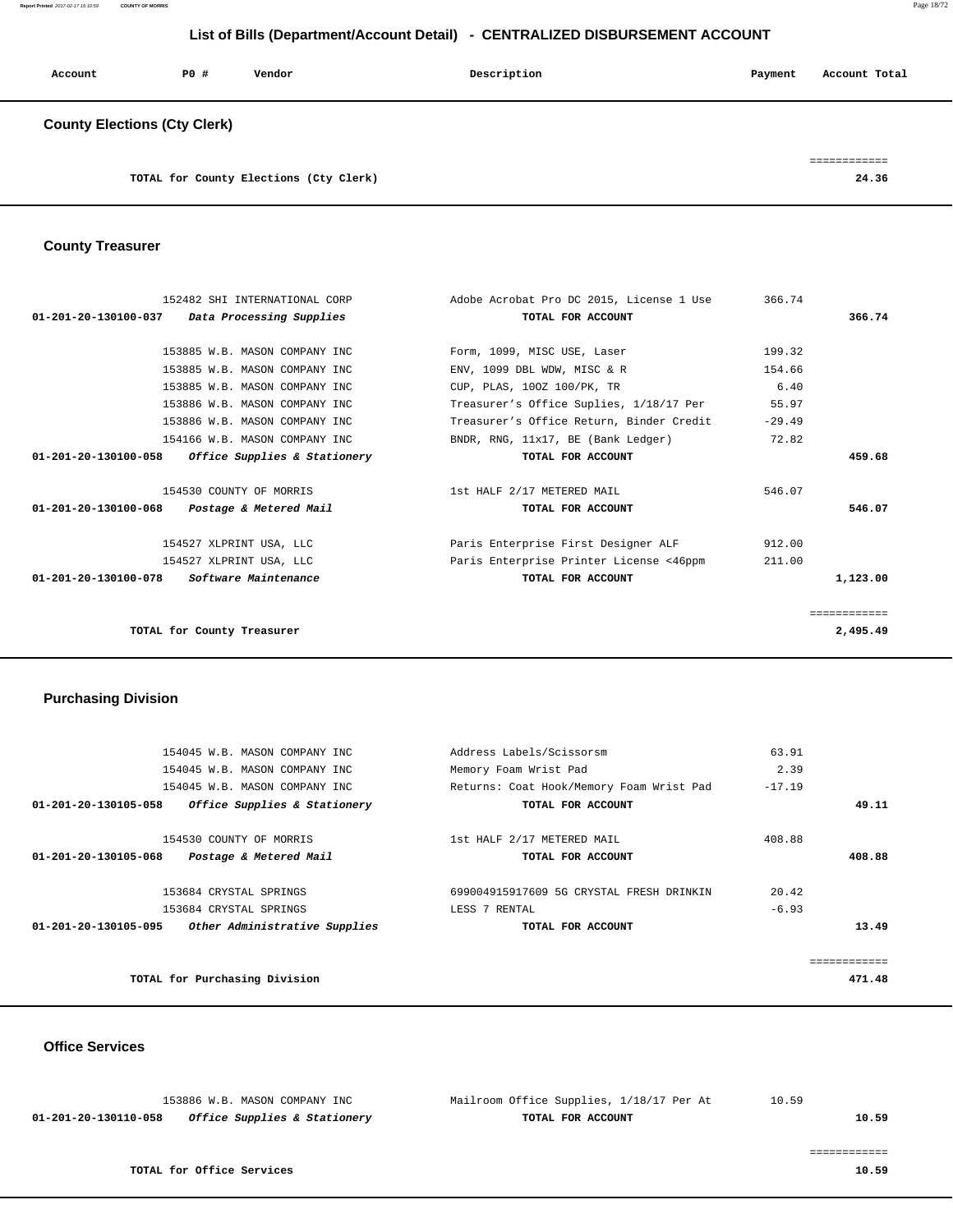# List of Bills (Department/Account Detail) - CENTRALIZED DISBURSEMENT ACCOUNT

| Account | PO # | Vendor | Description | Payment | Account Total |
|---|---|---|---|---|---|

## County Elections (Cty Clerk)

| | | | | | |
|---|---|---|---|---|---|
| | | TOTAL for County Elections (Cty Clerk) | | | 24.36 |

## County Treasurer

| Account | PO # | Vendor | Description | Payment | Account Total |
|---|---|---|---|---|---|
| | 152482 | SHI INTERNATIONAL CORP | Adobe Acrobat Pro DC 2015, License 1 Use | 366.74 | |
| 01-201-20-130100-037 | | *Data Processing Supplies* | TOTAL FOR ACCOUNT | | 366.74 |
| | 153885 | W.B. MASON COMPANY INC | Form, 1099, MISC USE, Laser | 199.32 | |
| | 153885 | W.B. MASON COMPANY INC | ENV, 1099 DBL WDW, MISC & R | 154.66 | |
| | 153885 | W.B. MASON COMPANY INC | CUP, PLAS, 10OZ 100/PK, TR | 6.40 | |
| | 153886 | W.B. MASON COMPANY INC | Treasurer's Office Suplies, 1/18/17 Per | 55.97 | |
| | 153886 | W.B. MASON COMPANY INC | Treasurer's Office Return, Binder Credit | -29.49 | |
| | 154166 | W.B. MASON COMPANY INC | BNDR, RNG, 11x17, BE (Bank Ledger) | 72.82 | |
| 01-201-20-130100-058 | | *Office Supplies & Stationery* | TOTAL FOR ACCOUNT | | 459.68 |
| | 154530 | COUNTY OF MORRIS | 1st HALF 2/17 METERED MAIL | 546.07 | |
| 01-201-20-130100-068 | | *Postage & Metered Mail* | TOTAL FOR ACCOUNT | | 546.07 |
| | 154527 | XLPRINT USA, LLC | Paris Enterprise First Designer ALF | 912.00 | |
| | 154527 | XLPRINT USA, LLC | Paris Enterprise Printer License <46ppm | 211.00 | |
| 01-201-20-130100-078 | | *Software Maintenance* | TOTAL FOR ACCOUNT | | 1,123.00 |
| | | TOTAL for County Treasurer | | | 2,495.49 |

## Purchasing Division

| Account | PO # | Vendor | Description | Payment | Account Total |
|---|---|---|---|---|---|
| | 154045 | W.B. MASON COMPANY INC | Address Labels/Scissorsm | 63.91 | |
| | 154045 | W.B. MASON COMPANY INC | Memory Foam Wrist Pad | 2.39 | |
| | 154045 | W.B. MASON COMPANY INC | Returns: Coat Hook/Memory Foam Wrist Pad | -17.19 | |
| 01-201-20-130105-058 | | *Office Supplies & Stationery* | TOTAL FOR ACCOUNT | | 49.11 |
| | 154530 | COUNTY OF MORRIS | 1st HALF 2/17 METERED MAIL | 408.88 | |
| 01-201-20-130105-068 | | *Postage & Metered Mail* | TOTAL FOR ACCOUNT | | 408.88 |
| | 153684 | CRYSTAL SPRINGS | 699004915917609 5G CRYSTAL FRESH DRINKIN | 20.42 | |
| | 153684 | CRYSTAL SPRINGS | LESS 7 RENTAL | -6.93 | |
| 01-201-20-130105-095 | | *Other Administrative Supplies* | TOTAL FOR ACCOUNT | | 13.49 |
| | | TOTAL for Purchasing Division | | | 471.48 |

## Office Services

| Account | PO # | Vendor | Description | Payment | Account Total |
|---|---|---|---|---|---|
| | 153886 | W.B. MASON COMPANY INC | Mailroom Office Supplies, 1/18/17 Per At | 10.59 | |
| 01-201-20-130110-058 | | *Office Supplies & Stationery* | TOTAL FOR ACCOUNT | | 10.59 |
| | | TOTAL for Office Services | | | 10.59 |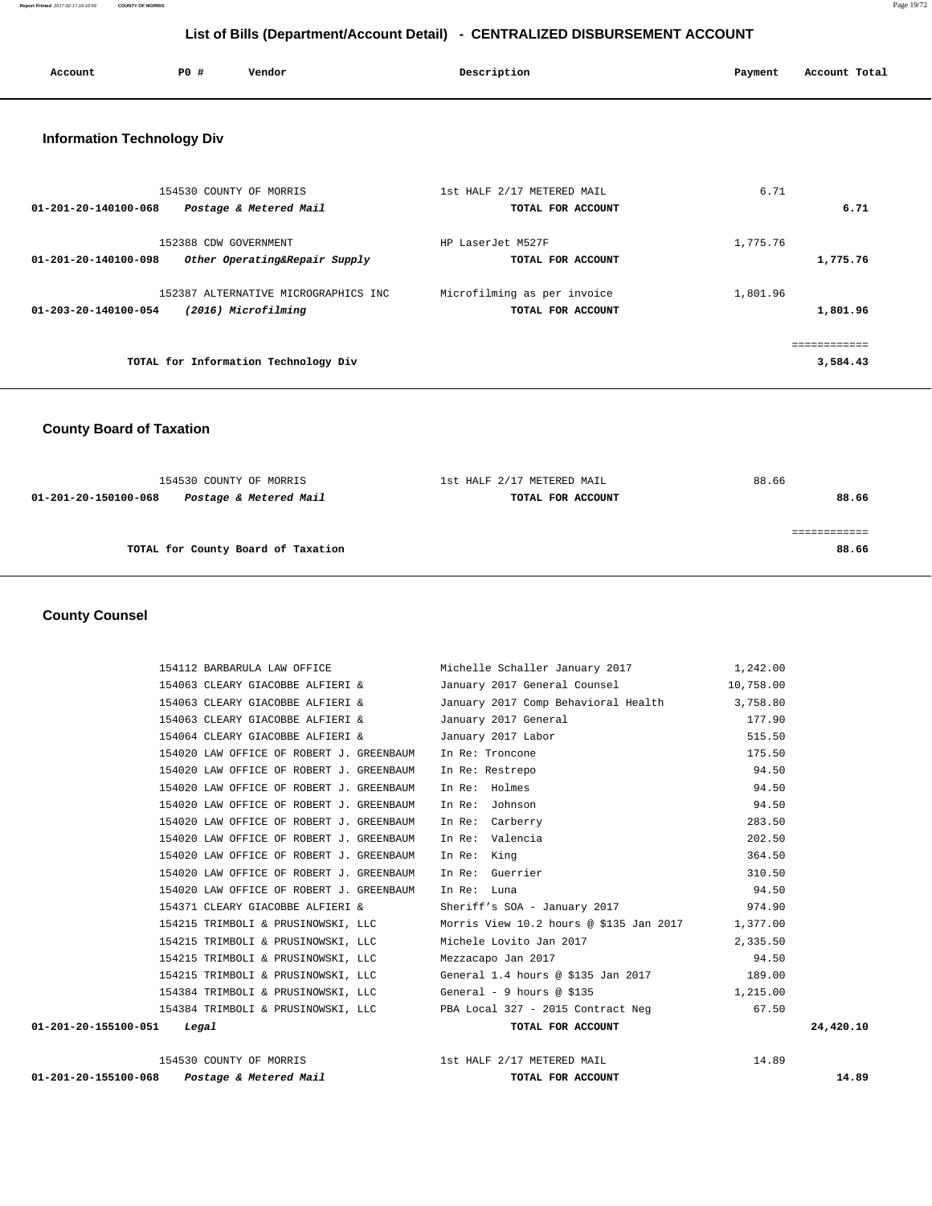# List of Bills (Department/Account Detail) - CENTRALIZED DISBURSEMENT ACCOUNT

## Information Technology Div

| Account | PO # | Vendor | Description | Payment | Account Total |
|---|---|---|---|---|---|
| | 154530 | COUNTY OF MORRIS | 1st HALF 2/17 METERED MAIL | 6.71 | |
| **01-201-20-140100-068** | | ***Postage & Metered Mail*** | **TOTAL FOR ACCOUNT** | | **6.71** |
| | 152388 | CDW GOVERNMENT | HP LaserJet M527F | 1,775.76 | |
| **01-201-20-140100-098** | | ***Other Operating&Repair Supply*** | **TOTAL FOR ACCOUNT** | | **1,775.76** |
| | 152387 | ALTERNATIVE MICROGRAPHICS INC | Microfilming as per invoice | 1,801.96 | |
| **01-203-20-140100-054** | | ***(2016) Microfilming*** | **TOTAL FOR ACCOUNT** | | **1,801.96** |
| | | **TOTAL for Information Technology Div** | | | **3,584.43** |

## County Board of Taxation

| Account | PO # | Vendor | Description | Payment | Account Total |
|---|---|---|---|---|---|
| | 154530 | COUNTY OF MORRIS | 1st HALF 2/17 METERED MAIL | 88.66 | |
| **01-201-20-150100-068** | | ***Postage & Metered Mail*** | **TOTAL FOR ACCOUNT** | | **88.66** |
| | | **TOTAL for County Board of Taxation** | | | **88.66** |

## County Counsel

| Account | PO # | Vendor | Description | Payment | Account Total |
|---|---|---|---|---|---|
| | 154112 | BARBARULA LAW OFFICE | Michelle Schaller January 2017 | 1,242.00 | |
| | 154063 | CLEARY GIACOBBE ALFIERI & | January 2017 General Counsel | 10,758.00 | |
| | 154063 | CLEARY GIACOBBE ALFIERI & | January 2017 Comp Behavioral Health | 3,758.80 | |
| | 154063 | CLEARY GIACOBBE ALFIERI & | January 2017 General | 177.90 | |
| | 154064 | CLEARY GIACOBBE ALFIERI & | January 2017 Labor | 515.50 | |
| | 154020 | LAW OFFICE OF ROBERT J. GREENBAUM | In Re: Troncone | 175.50 | |
| | 154020 | LAW OFFICE OF ROBERT J. GREENBAUM | In Re: Restrepo | 94.50 | |
| | 154020 | LAW OFFICE OF ROBERT J. GREENBAUM | In Re: Holmes | 94.50 | |
| | 154020 | LAW OFFICE OF ROBERT J. GREENBAUM | In Re: Johnson | 94.50 | |
| | 154020 | LAW OFFICE OF ROBERT J. GREENBAUM | In Re: Carberry | 283.50 | |
| | 154020 | LAW OFFICE OF ROBERT J. GREENBAUM | In Re: Valencia | 202.50 | |
| | 154020 | LAW OFFICE OF ROBERT J. GREENBAUM | In Re: King | 364.50 | |
| | 154020 | LAW OFFICE OF ROBERT J. GREENBAUM | In Re: Guerrier | 310.50 | |
| | 154020 | LAW OFFICE OF ROBERT J. GREENBAUM | In Re: Luna | 94.50 | |
| | 154371 | CLEARY GIACOBBE ALFIERI & | Sheriff's SOA - January 2017 | 974.90 | |
| | 154215 | TRIMBOLI & PRUSINOWSKI, LLC | Morris View 10.2 hours @ $135 Jan 2017 | 1,377.00 | |
| | 154215 | TRIMBOLI & PRUSINOWSKI, LLC | Michele Lovito Jan 2017 | 2,335.50 | |
| | 154215 | TRIMBOLI & PRUSINOWSKI, LLC | Mezzacapo Jan 2017 | 94.50 | |
| | 154215 | TRIMBOLI & PRUSINOWSKI, LLC | General 1.4 hours @ $135 Jan 2017 | 189.00 | |
| | 154384 | TRIMBOLI & PRUSINOWSKI, LLC | General - 9 hours @ $135 | 1,215.00 | |
| | 154384 | TRIMBOLI & PRUSINOWSKI, LLC | PBA Local 327 - 2015 Contract Neg | 67.50 | |
| **01-201-20-155100-051** | | ***Legal*** | **TOTAL FOR ACCOUNT** | | **24,420.10** |
| | 154530 | COUNTY OF MORRIS | 1st HALF 2/17 METERED MAIL | 14.89 | |
| **01-201-20-155100-068** | | ***Postage & Metered Mail*** | **TOTAL FOR ACCOUNT** | | **14.89** |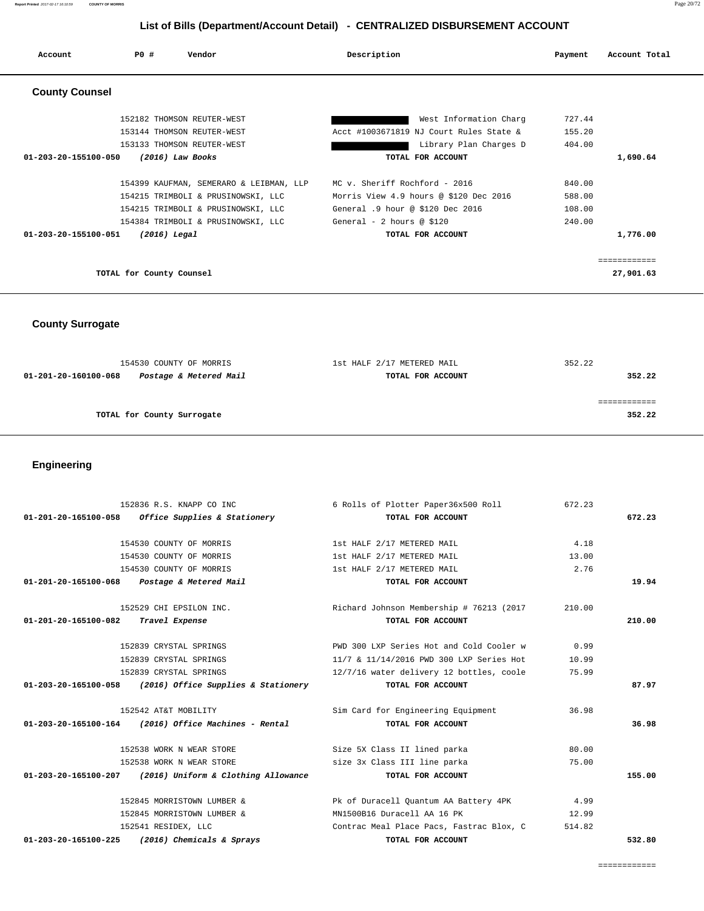## List of Bills (Department/Account Detail) - CENTRALIZED DISBURSEMENT ACCOUNT

| Account | PO # | Vendor | Description | Payment | Account Total |
|---|---|---|---|---|---|

### County Counsel

| Account | PO # | Vendor | Description | Payment | Account Total |
|---|---|---|---|---|---|
| | 152182 | THOMSON REUTER-WEST | [REDACTED] West Information Charg | 727.44 | |
| | 153144 | THOMSON REUTER-WEST | Acct #1003671819 NJ Court Rules State & | 155.20 | |
| | 153133 | THOMSON REUTER-WEST | [REDACTED] Library Plan Charges D | 404.00 | |
| **01-203-20-155100-050** | | ***(2016) Law Books*** | **TOTAL FOR ACCOUNT** | | **1,690.64** |
| | 154399 | KAUFMAN, SEMERARO & LEIBMAN, LLP | MC v. Sheriff Rochford - 2016 | 840.00 | |
| | 154215 | TRIMBOLI & PRUSINOWSKI, LLC | Morris View 4.9 hours @ $120 Dec 2016 | 588.00 | |
| | 154215 | TRIMBOLI & PRUSINOWSKI, LLC | General .9 hour @ $120 Dec 2016 | 108.00 | |
| | 154384 | TRIMBOLI & PRUSINOWSKI, LLC | General - 2 hours @ $120 | 240.00 | |
| **01-203-20-155100-051** | | ***(2016) Legal*** | **TOTAL FOR ACCOUNT** | | **1,776.00** |
| | | | | | ============ |
| | | **TOTAL for County Counsel** | | | **27,901.63** |

### County Surrogate

| Account | PO # | Vendor | Description | Payment | Account Total |
|---|---|---|---|---|---|
| | 154530 | COUNTY OF MORRIS | 1st HALF 2/17 METERED MAIL | 352.22 | |
| **01-201-20-160100-068** | | ***Postage & Metered Mail*** | **TOTAL FOR ACCOUNT** | | **352.22** |
| | | | | | ============ |
| | | **TOTAL for County Surrogate** | | | **352.22** |

### Engineering

| Account | PO # | Vendor | Description | Payment | Account Total |
|---|---|---|---|---|---|
| | 152836 | R.S. KNAPP CO INC | 6 Rolls of Plotter Paper36x500 Roll | 672.23 | |
| **01-201-20-165100-058** | | ***Office Supplies & Stationery*** | **TOTAL FOR ACCOUNT** | | **672.23** |
| | 154530 | COUNTY OF MORRIS | 1st HALF 2/17 METERED MAIL | 4.18 | |
| | 154530 | COUNTY OF MORRIS | 1st HALF 2/17 METERED MAIL | 13.00 | |
| | 154530 | COUNTY OF MORRIS | 1st HALF 2/17 METERED MAIL | 2.76 | |
| **01-201-20-165100-068** | | ***Postage & Metered Mail*** | **TOTAL FOR ACCOUNT** | | **19.94** |
| | 152529 | CHI EPSILON INC. | Richard Johnson Membership # 76213 (2017 | 210.00 | |
| **01-201-20-165100-082** | | ***Travel Expense*** | **TOTAL FOR ACCOUNT** | | **210.00** |
| | 152839 | CRYSTAL SPRINGS | PWD 300 LXP Series Hot and Cold Cooler w | 0.99 | |
| | 152839 | CRYSTAL SPRINGS | 11/7 & 11/14/2016 PWD 300 LXP Series Hot | 10.99 | |
| | 152839 | CRYSTAL SPRINGS | 12/7/16 water delivery 12 bottles, coole | 75.99 | |
| **01-203-20-165100-058** | | ***(2016) Office Supplies & Stationery*** | **TOTAL FOR ACCOUNT** | | **87.97** |
| | 152542 | AT&T MOBILITY | Sim Card for Engineering Equipment | 36.98 | |
| **01-203-20-165100-164** | | ***(2016) Office Machines - Rental*** | **TOTAL FOR ACCOUNT** | | **36.98** |
| | 152538 | WORK N WEAR STORE | Size 5X Class II lined parka | 80.00 | |
| | 152538 | WORK N WEAR STORE | size 3x Class III line parka | 75.00 | |
| **01-203-20-165100-207** | | ***(2016) Uniform & Clothing Allowance*** | **TOTAL FOR ACCOUNT** | | **155.00** |
| | 152845 | MORRISTOWN LUMBER & | Pk of Duracell Quantum AA Battery 4PK | 4.99 | |
| | 152845 | MORRISTOWN LUMBER & | MN1500B16 Duracell AA 16 PK | 12.99 | |
| | 152541 | RESIDEX, LLC | Contrac Meal Place Pacs, Fastrac Blox, C | 514.82 | |
| **01-203-20-165100-225** | | ***(2016) Chemicals & Sprays*** | **TOTAL FOR ACCOUNT** | | **532.80** |
| | | | | | ============ |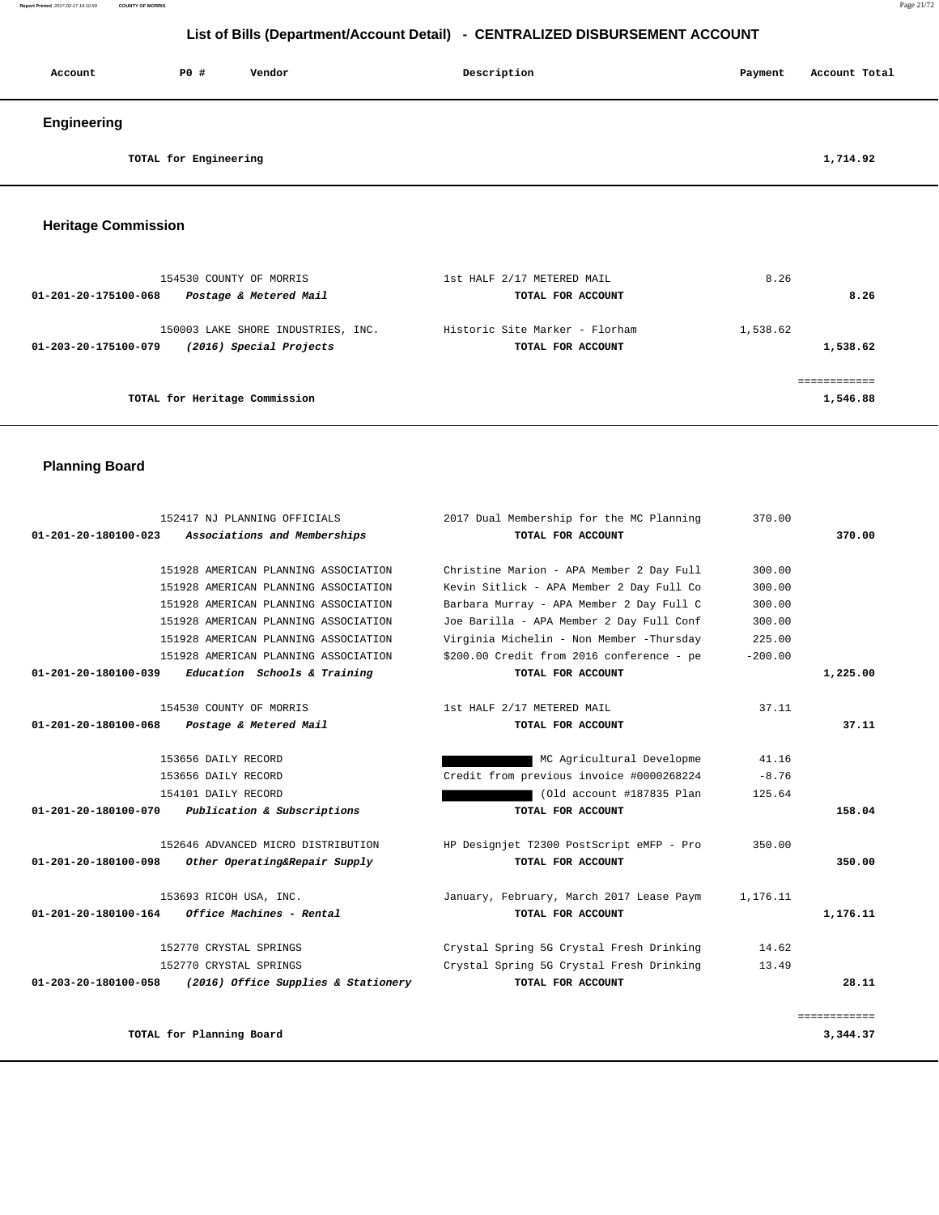# List of Bills (Department/Account Detail) - CENTRALIZED DISBURSEMENT ACCOUNT

| Account | PO # | Vendor | Description | Payment | Account Total |
|---|---|---|---|---|---|

## Engineering

| | | | | | |
|---|---|---|---|---|---|
| TOTAL for Engineering | | | | | 1,714.92 |

## Heritage Commission

| Account | PO # | Vendor | Description | Payment | Account Total |
|---|---|---|---|---|---|
| | 154530 | COUNTY OF MORRIS | 1st HALF 2/17 METERED MAIL | 8.26 | |
| 01-201-20-175100-068 | | *Postage & Metered Mail* | TOTAL FOR ACCOUNT | | 8.26 |
| | 150003 | LAKE SHORE INDUSTRIES, INC. | Historic Site Marker - Florham | 1,538.62 | |
| 01-203-20-175100-079 | | *(2016) Special Projects* | TOTAL FOR ACCOUNT | | 1,538.62 |
| | | | | | ============ |
| TOTAL for Heritage Commission | | | | | 1,546.88 |

## Planning Board

| Account | PO # | Vendor | Description | Payment | Account Total |
|---|---|---|---|---|---|
| | 152417 | NJ PLANNING OFFICIALS | 2017 Dual Membership for the MC Planning | 370.00 | |
| 01-201-20-180100-023 | | *Associations and Memberships* | TOTAL FOR ACCOUNT | | 370.00 |
| | 151928 | AMERICAN PLANNING ASSOCIATION | Christine Marion - APA Member 2 Day Full | 300.00 | |
| | 151928 | AMERICAN PLANNING ASSOCIATION | Kevin Sitlick - APA Member 2 Day Full Co | 300.00 | |
| | 151928 | AMERICAN PLANNING ASSOCIATION | Barbara Murray - APA Member 2 Day Full C | 300.00 | |
| | 151928 | AMERICAN PLANNING ASSOCIATION | Joe Barilla - APA Member 2 Day Full Conf | 300.00 | |
| | 151928 | AMERICAN PLANNING ASSOCIATION | Virginia Michelin - Non Member -Thursday | 225.00 | |
| | 151928 | AMERICAN PLANNING ASSOCIATION | $200.00 Credit from 2016 conference - pe | -200.00 | |
| 01-201-20-180100-039 | | *Education Schools & Training* | TOTAL FOR ACCOUNT | | 1,225.00 |
| | 154530 | COUNTY OF MORRIS | 1st HALF 2/17 METERED MAIL | 37.11 | |
| 01-201-20-180100-068 | | *Postage & Metered Mail* | TOTAL FOR ACCOUNT | | 37.11 |
| | 153656 | DAILY RECORD | MC Agricultural Developme | 41.16 | |
| | 153656 | DAILY RECORD | Credit from previous invoice #0000268224 | -8.76 | |
| | 154101 | DAILY RECORD | (Old account #187835 Plan | 125.64 | |
| 01-201-20-180100-070 | | *Publication & Subscriptions* | TOTAL FOR ACCOUNT | | 158.04 |
| | 152646 | ADVANCED MICRO DISTRIBUTION | HP Designjet T2300 PostScript eMFP - Pro | 350.00 | |
| 01-201-20-180100-098 | | *Other Operating&Repair Supply* | TOTAL FOR ACCOUNT | | 350.00 |
| | 153693 | RICOH USA, INC. | January, February, March 2017 Lease Paym | 1,176.11 | |
| 01-201-20-180100-164 | | *Office Machines - Rental* | TOTAL FOR ACCOUNT | | 1,176.11 |
| | 152770 | CRYSTAL SPRINGS | Crystal Spring 5G Crystal Fresh Drinking | 14.62 | |
| | 152770 | CRYSTAL SPRINGS | Crystal Spring 5G Crystal Fresh Drinking | 13.49 | |
| 01-203-20-180100-058 | | *(2016) Office Supplies & Stationery* | TOTAL FOR ACCOUNT | | 28.11 |
| | | | | | ============ |
| TOTAL for Planning Board | | | | | 3,344.37 |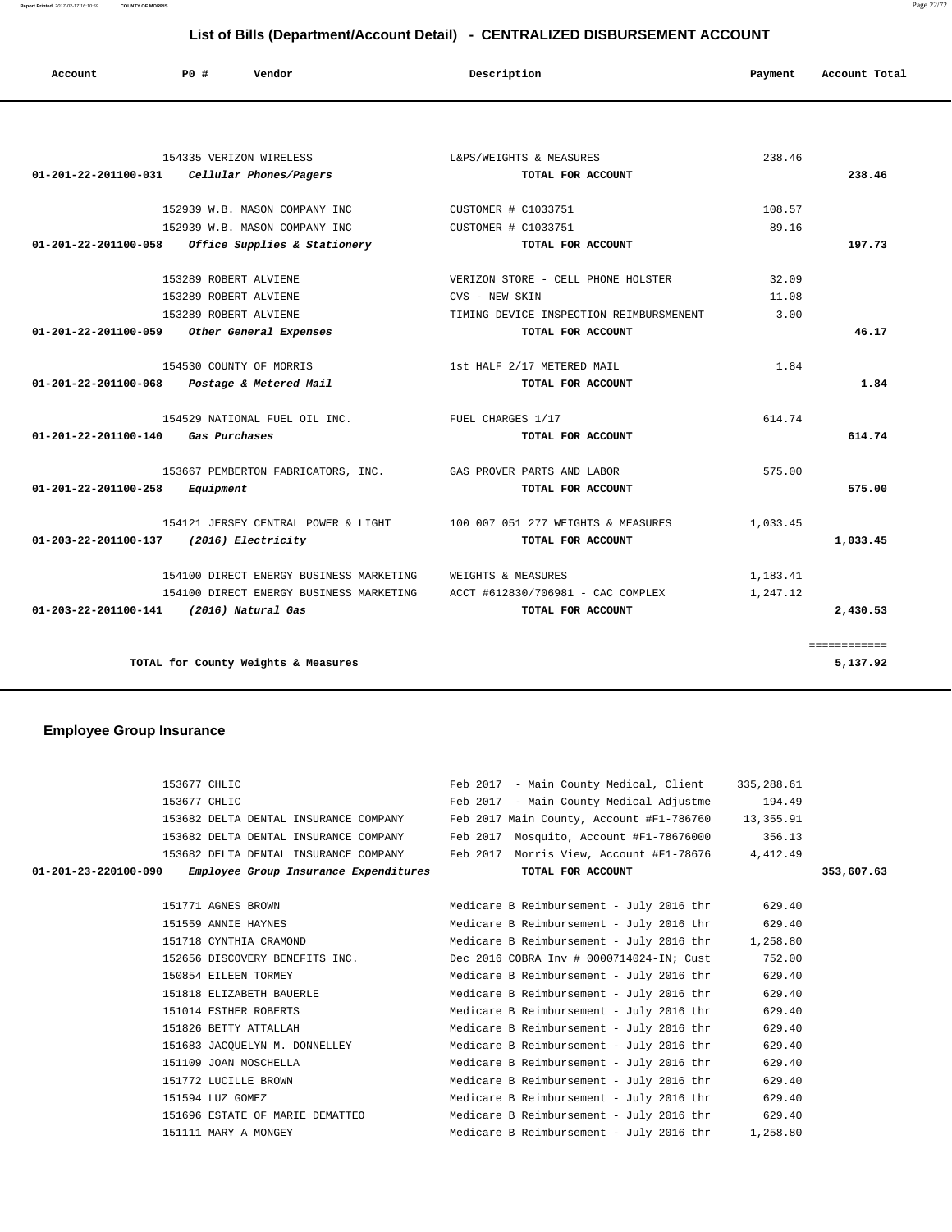# List of Bills (Department/Account Detail) - CENTRALIZED DISBURSEMENT ACCOUNT

| Account | PO # | Vendor | Description | Payment | Account Total |
|---|---|---|---|---|---|
| | 154335 | VERIZON WIRELESS | L&PS/WEIGHTS & MEASURES | 238.46 | |
| 01-201-22-201100-031 | | *Cellular Phones/Pagers* | TOTAL FOR ACCOUNT | | 238.46 |
| | 152939 | W.B. MASON COMPANY INC | CUSTOMER # C1033751 | 108.57 | |
| | 152939 | W.B. MASON COMPANY INC | CUSTOMER # C1033751 | 89.16 | |
| 01-201-22-201100-058 | | *Office Supplies & Stationery* | TOTAL FOR ACCOUNT | | 197.73 |
| | 153289 | ROBERT ALVIENE | VERIZON STORE - CELL PHONE HOLSTER | 32.09 | |
| | 153289 | ROBERT ALVIENE | CVS - NEW SKIN | 11.08 | |
| | 153289 | ROBERT ALVIENE | TIMING DEVICE INSPECTION REIMBURSMENENT | 3.00 | |
| 01-201-22-201100-059 | | *Other General Expenses* | TOTAL FOR ACCOUNT | | 46.17 |
| | 154530 | COUNTY OF MORRIS | 1st HALF 2/17 METERED MAIL | 1.84 | |
| 01-201-22-201100-068 | | *Postage & Metered Mail* | TOTAL FOR ACCOUNT | | 1.84 |
| | 154529 | NATIONAL FUEL OIL INC. | FUEL CHARGES 1/17 | 614.74 | |
| 01-201-22-201100-140 | | *Gas Purchases* | TOTAL FOR ACCOUNT | | 614.74 |
| | 153667 | PEMBERTON FABRICATORS, INC. | GAS PROVER PARTS AND LABOR | 575.00 | |
| 01-201-22-201100-258 | | *Equipment* | TOTAL FOR ACCOUNT | | 575.00 |
| | 154121 | JERSEY CENTRAL POWER & LIGHT | 100 007 051 277 WEIGHTS & MEASURES | 1,033.45 | |
| 01-203-22-201100-137 | | *(2016) Electricity* | TOTAL FOR ACCOUNT | | 1,033.45 |
| | 154100 | DIRECT ENERGY BUSINESS MARKETING | WEIGHTS & MEASURES | 1,183.41 | |
| | 154100 | DIRECT ENERGY BUSINESS MARKETING | ACCT #612830/706981 - CAC COMPLEX | 1,247.12 | |
| 01-203-22-201100-141 | | *(2016) Natural Gas* | TOTAL FOR ACCOUNT | | 2,430.53 |
| | | | | | ============ |
| | | TOTAL for County Weights & Measures | | | 5,137.92 |

## Employee Group Insurance

| Account | PO # | Vendor | Description | Payment | Account Total |
|---|---|---|---|---|---|
| | 153677 | CHLIC | Feb 2017 - Main County Medical, Client | 335,288.61 | |
| | 153677 | CHLIC | Feb 2017 - Main County Medical Adjustme | 194.49 | |
| | 153682 | DELTA DENTAL INSURANCE COMPANY | Feb 2017 Main County, Account #F1-786760 | 13,355.91 | |
| | 153682 | DELTA DENTAL INSURANCE COMPANY | Feb 2017 Mosquito, Account #F1-78676000 | 356.13 | |
| | 153682 | DELTA DENTAL INSURANCE COMPANY | Feb 2017 Morris View, Account #F1-78676 | 4,412.49 | |
| 01-201-23-220100-090 | | *Employee Group Insurance Expenditures* | TOTAL FOR ACCOUNT | | 353,607.63 |
| | 151771 | AGNES BROWN | Medicare B Reimbursement - July 2016 thr | 629.40 | |
| | 151559 | ANNIE HAYNES | Medicare B Reimbursement - July 2016 thr | 629.40 | |
| | 151718 | CYNTHIA CRAMOND | Medicare B Reimbursement - July 2016 thr | 1,258.80 | |
| | 152656 | DISCOVERY BENEFITS INC. | Dec 2016 COBRA Inv # 0000714024-IN; Cust | 752.00 | |
| | 150854 | EILEEN TORMEY | Medicare B Reimbursement - July 2016 thr | 629.40 | |
| | 151818 | ELIZABETH BAUERLE | Medicare B Reimbursement - July 2016 thr | 629.40 | |
| | 151014 | ESTHER ROBERTS | Medicare B Reimbursement - July 2016 thr | 629.40 | |
| | 151826 | BETTY ATTALLAH | Medicare B Reimbursement - July 2016 thr | 629.40 | |
| | 151683 | JACQUELYN M. DONNELLEY | Medicare B Reimbursement - July 2016 thr | 629.40 | |
| | 151109 | JOAN MOSCHELLA | Medicare B Reimbursement - July 2016 thr | 629.40 | |
| | 151772 | LUCILLE BROWN | Medicare B Reimbursement - July 2016 thr | 629.40 | |
| | 151594 | LUZ GOMEZ | Medicare B Reimbursement - July 2016 thr | 629.40 | |
| | 151696 | ESTATE OF MARIE DEMATTEO | Medicare B Reimbursement - July 2016 thr | 629.40 | |
| | 151111 | MARY A MONGEY | Medicare B Reimbursement - July 2016 thr | 1,258.80 | |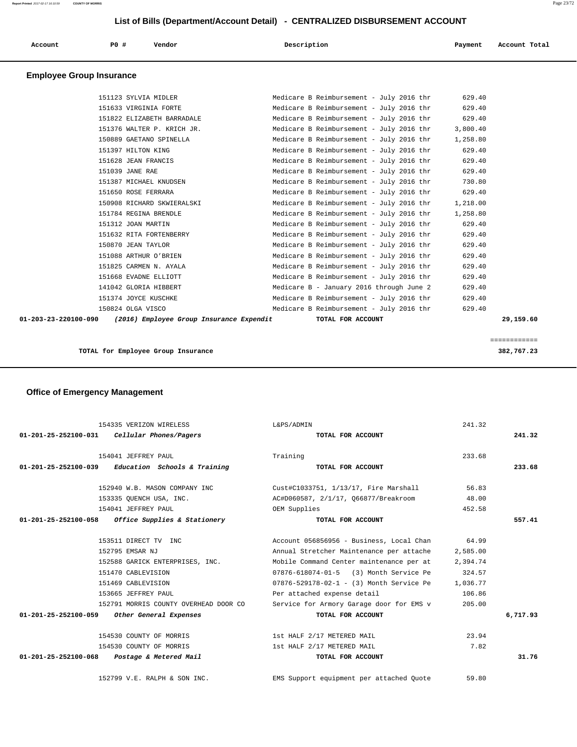## List of Bills (Department/Account Detail) - CENTRALIZED DISBURSEMENT ACCOUNT

| Account | PO # | Vendor | Description | Payment | Account Total |
|---|---|---|---|---|---|

### Employee Group Insurance

| Account | PO # | Vendor | Description | Payment | Account Total |
|---|---|---|---|---|---|
| | 151123 | SYLVIA MIDLER | Medicare B Reimbursement - July 2016 thr | 629.40 | |
| | 151633 | VIRGINIA FORTE | Medicare B Reimbursement - July 2016 thr | 629.40 | |
| | 151822 | ELIZABETH BARRADALE | Medicare B Reimbursement - July 2016 thr | 629.40 | |
| | 151376 | WALTER P. KRICH JR. | Medicare B Reimbursement - July 2016 thr | 3,800.40 | |
| | 150889 | GAETANO SPINELLA | Medicare B Reimbursement - July 2016 thr | 1,258.80 | |
| | 151397 | HILTON KING | Medicare B Reimbursement - July 2016 thr | 629.40 | |
| | 151628 | JEAN FRANCIS | Medicare B Reimbursement - July 2016 thr | 629.40 | |
| | 151039 | JANE RAE | Medicare B Reimbursement - July 2016 thr | 629.40 | |
| | 151387 | MICHAEL KNUDSEN | Medicare B Reimbursement - July 2016 thr | 730.80 | |
| | 151650 | ROSE FERRARA | Medicare B Reimbursement - July 2016 thr | 629.40 | |
| | 150908 | RICHARD SKWIERALSKI | Medicare B Reimbursement - July 2016 thr | 1,218.00 | |
| | 151784 | REGINA BRENDLE | Medicare B Reimbursement - July 2016 thr | 1,258.80 | |
| | 151312 | JOAN MARTIN | Medicare B Reimbursement - July 2016 thr | 629.40 | |
| | 151632 | RITA FORTENBERRY | Medicare B Reimbursement - July 2016 thr | 629.40 | |
| | 150870 | JEAN TAYLOR | Medicare B Reimbursement - July 2016 thr | 629.40 | |
| | 151088 | ARTHUR O'BRIEN | Medicare B Reimbursement - July 2016 thr | 629.40 | |
| | 151825 | CARMEN N. AYALA | Medicare B Reimbursement - July 2016 thr | 629.40 | |
| | 151668 | EVADNE ELLIOTT | Medicare B Reimbursement - July 2016 thr | 629.40 | |
| | 141042 | GLORIA HIBBERT | Medicare B - January 2016 through June 2 | 629.40 | |
| | 151374 | JOYCE KUSCHKE | Medicare B Reimbursement - July 2016 thr | 629.40 | |
| | 150824 | OLGA VISCO | Medicare B Reimbursement - July 2016 thr | 629.40 | |
| **01-203-23-220100-090** | | ***(2016) Employee Group Insurance Expendit*** | **TOTAL FOR ACCOUNT** | | **29,159.60** |
| | | | | | ============ |
| | | **TOTAL for Employee Group Insurance** | | | **382,767.23** |

### Office of Emergency Management

| Account | PO # | Vendor | Description | Payment | Account Total |
|---|---|---|---|---|---|
| | 154335 | VERIZON WIRELESS | L&PS/ADMIN | 241.32 | |
| **01-201-25-252100-031** | | ***Cellular Phones/Pagers*** | **TOTAL FOR ACCOUNT** | | **241.32** |
| | 154041 | JEFFREY PAUL | Training | 233.68 | |
| **01-201-25-252100-039** | | ***Education Schools & Training*** | **TOTAL FOR ACCOUNT** | | **233.68** |
| | 152940 | W.B. MASON COMPANY INC | Cust#C1033751, 1/13/17, Fire Marshall | 56.83 | |
| | 153335 | QUENCH USA, INC. | AC#D060587, 2/1/17, Q66877/Breakroom | 48.00 | |
| | 154041 | JEFFREY PAUL | OEM Supplies | 452.58 | |
| **01-201-25-252100-058** | | ***Office Supplies & Stationery*** | **TOTAL FOR ACCOUNT** | | **557.41** |
| | 153511 | DIRECT TV INC | Account 056856956 - Business, Local Chan | 64.99 | |
| | 152795 | EMSAR NJ | Annual Stretcher Maintenance per attache | 2,585.00 | |
| | 152588 | GARICK ENTERPRISES, INC. | Mobile Command Center maintenance per at | 2,394.74 | |
| | 151470 | CABLEVISION | 07876-618074-01-5 (3) Month Service Pe | 324.57 | |
| | 151469 | CABLEVISION | 07876-529178-02-1 - (3) Month Service Pe | 1,036.77 | |
| | 153665 | JEFFREY PAUL | Per attached expense detail | 106.86 | |
| | 152791 | MORRIS COUNTY OVERHEAD DOOR CO | Service for Armory Garage door for EMS v | 205.00 | |
| **01-201-25-252100-059** | | ***Other General Expenses*** | **TOTAL FOR ACCOUNT** | | **6,717.93** |
| | 154530 | COUNTY OF MORRIS | 1st HALF 2/17 METERED MAIL | 23.94 | |
| | 154530 | COUNTY OF MORRIS | 1st HALF 2/17 METERED MAIL | 7.82 | |
| **01-201-25-252100-068** | | ***Postage & Metered Mail*** | **TOTAL FOR ACCOUNT** | | **31.76** |
| | 152799 | V.E. RALPH & SON INC. | EMS Support equipment per attached Quote | 59.80 | |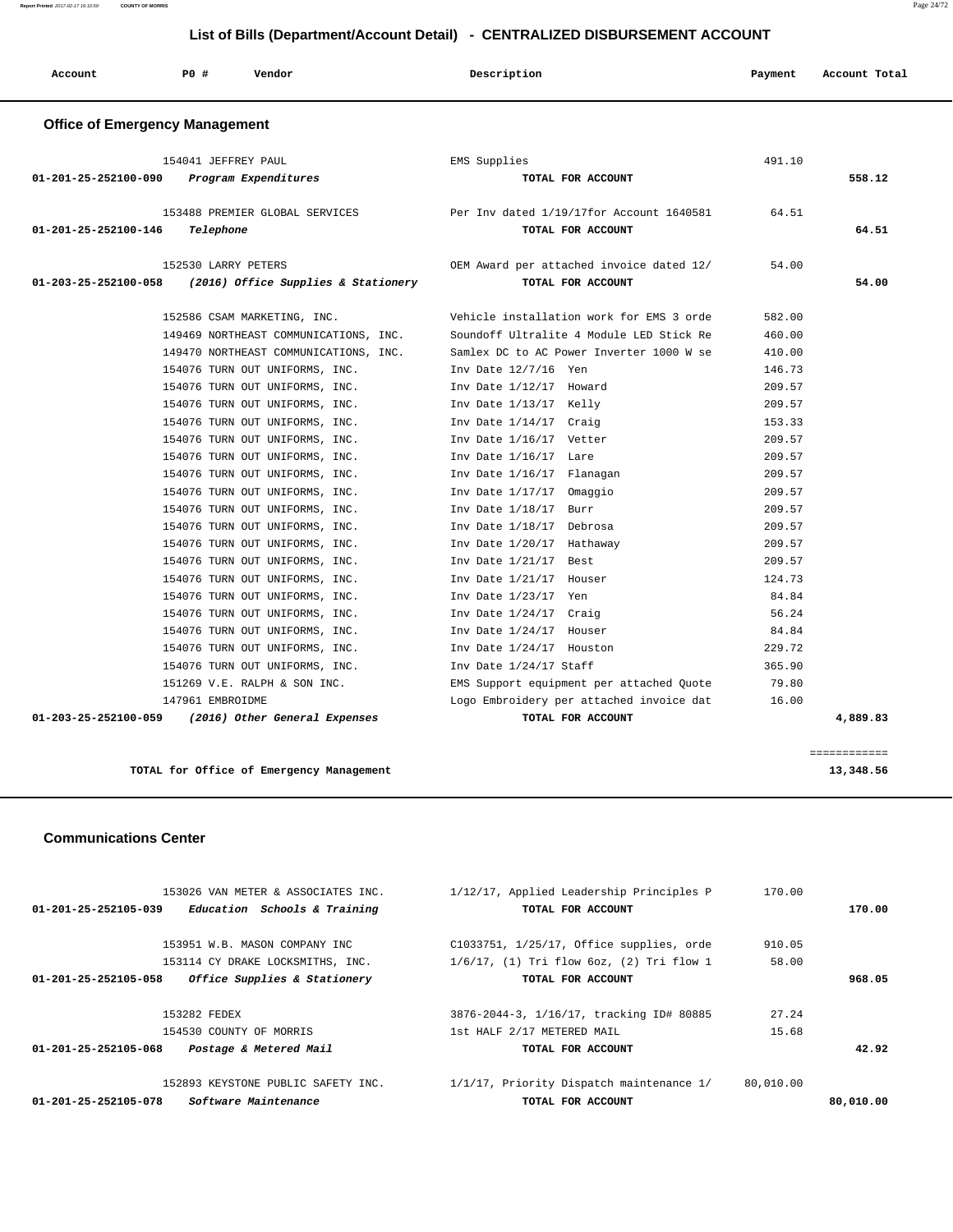# List of Bills (Department/Account Detail) - CENTRALIZED DISBURSEMENT ACCOUNT

| Account | PO # | Vendor | Description | Payment | Account Total |
|---|---|---|---|---|---|

## Office of Emergency Management

| Account | PO # | Vendor | Description | Payment | Account Total |
|---|---|---|---|---|---|
| | 154041 | JEFFREY PAUL | EMS Supplies | 491.10 | |
| 01-201-25-252100-090 | | *Program Expenditures* | TOTAL FOR ACCOUNT | | 558.12 |
| | 153488 | PREMIER GLOBAL SERVICES | Per Inv dated 1/19/17for Account 1640581 | 64.51 | |
| 01-201-25-252100-146 | | *Telephone* | TOTAL FOR ACCOUNT | | 64.51 |
| | 152530 | LARRY PETERS | OEM Award per attached invoice dated 12/ | 54.00 | |
| 01-203-25-252100-058 | | *(2016) Office Supplies & Stationery* | TOTAL FOR ACCOUNT | | 54.00 |
| | 152586 | CSAM MARKETING, INC. | Vehicle installation work for EMS 3 orde | 582.00 | |
| | 149469 | NORTHEAST COMMUNICATIONS, INC. | Soundoff Ultralite 4 Module LED Stick Re | 460.00 | |
| | 149470 | NORTHEAST COMMUNICATIONS, INC. | Samlex DC to AC Power Inverter 1000 W se | 410.00 | |
| | 154076 | TURN OUT UNIFORMS, INC. | Inv Date 12/7/16 Yen | 146.73 | |
| | 154076 | TURN OUT UNIFORMS, INC. | Inv Date 1/12/17 Howard | 209.57 | |
| | 154076 | TURN OUT UNIFORMS, INC. | Inv Date 1/13/17 Kelly | 209.57 | |
| | 154076 | TURN OUT UNIFORMS, INC. | Inv Date 1/14/17 Craig | 153.33 | |
| | 154076 | TURN OUT UNIFORMS, INC. | Inv Date 1/16/17 Vetter | 209.57 | |
| | 154076 | TURN OUT UNIFORMS, INC. | Inv Date 1/16/17 Lare | 209.57 | |
| | 154076 | TURN OUT UNIFORMS, INC. | Inv Date 1/16/17 Flanagan | 209.57 | |
| | 154076 | TURN OUT UNIFORMS, INC. | Inv Date 1/17/17 Omaggio | 209.57 | |
| | 154076 | TURN OUT UNIFORMS, INC. | Inv Date 1/18/17 Burr | 209.57 | |
| | 154076 | TURN OUT UNIFORMS, INC. | Inv Date 1/18/17 Debrosa | 209.57 | |
| | 154076 | TURN OUT UNIFORMS, INC. | Inv Date 1/20/17 Hathaway | 209.57 | |
| | 154076 | TURN OUT UNIFORMS, INC. | Inv Date 1/21/17 Best | 209.57 | |
| | 154076 | TURN OUT UNIFORMS, INC. | Inv Date 1/21/17 Houser | 124.73 | |
| | 154076 | TURN OUT UNIFORMS, INC. | Inv Date 1/23/17 Yen | 84.84 | |
| | 154076 | TURN OUT UNIFORMS, INC. | Inv Date 1/24/17 Craig | 56.24 | |
| | 154076 | TURN OUT UNIFORMS, INC. | Inv Date 1/24/17 Houser | 84.84 | |
| | 154076 | TURN OUT UNIFORMS, INC. | Inv Date 1/24/17 Houston | 229.72 | |
| | 154076 | TURN OUT UNIFORMS, INC. | Inv Date 1/24/17 Staff | 365.90 | |
| | 151269 | V.E. RALPH & SON INC. | EMS Support equipment per attached Quote | 79.80 | |
| | 147961 | EMBROIDME | Logo Embroidery per attached invoice dat | 16.00 | |
| 01-203-25-252100-059 | | *(2016) Other General Expenses* | TOTAL FOR ACCOUNT | | 4,889.83 |

**TOTAL for Office of Emergency Management** ............ **13,348.56**

## Communications Center

| Account | PO # | Vendor | Description | Payment | Account Total |
|---|---|---|---|---|---|
| | 153026 | VAN METER & ASSOCIATES INC. | 1/12/17, Applied Leadership Principles P | 170.00 | |
| 01-201-25-252105-039 | | *Education Schools & Training* | TOTAL FOR ACCOUNT | | 170.00 |
| | 153951 | W.B. MASON COMPANY INC | C1033751, 1/25/17, Office supplies, orde | 910.05 | |
| | 153114 | CY DRAKE LOCKSMITHS, INC. | 1/6/17, (1) Tri flow 6oz, (2) Tri flow 1 | 58.00 | |
| 01-201-25-252105-058 | | *Office Supplies & Stationery* | TOTAL FOR ACCOUNT | | 968.05 |
| | 153282 | FEDEX | 3876-2044-3, 1/16/17, tracking ID# 80885 | 27.24 | |
| | 154530 | COUNTY OF MORRIS | 1st HALF 2/17 METERED MAIL | 15.68 | |
| 01-201-25-252105-068 | | *Postage & Metered Mail* | TOTAL FOR ACCOUNT | | 42.92 |
| | 152893 | KEYSTONE PUBLIC SAFETY INC. | 1/1/17, Priority Dispatch maintenance 1/ | 80,010.00 | |
| 01-201-25-252105-078 | | *Software Maintenance* | TOTAL FOR ACCOUNT | | 80,010.00 |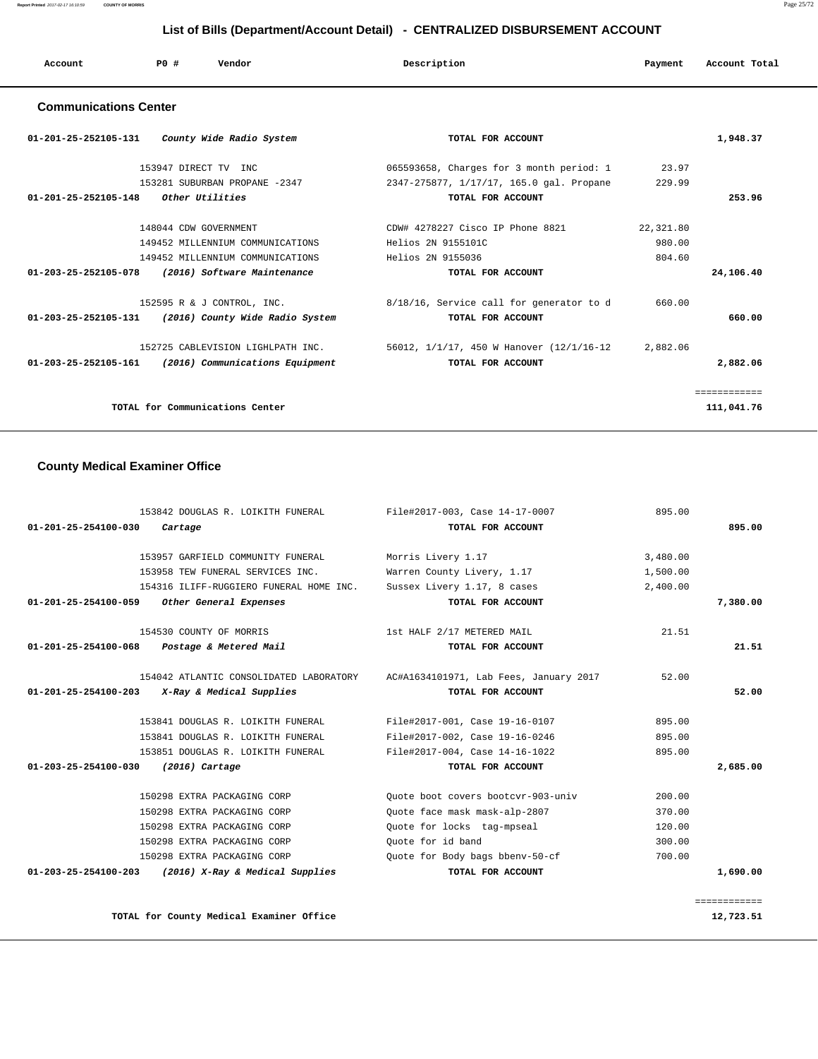## List of Bills (Department/Account Detail) - CENTRALIZED DISBURSEMENT ACCOUNT

| Account | PO # | Vendor | Description | Payment | Account Total |
|---|---|---|---|---|---|

### Communications Center

| Account | PO # | Vendor | Description | Payment | Account Total |
|---|---|---|---|---|---|
| 01-201-25-252105-131 | | *County Wide Radio System* | TOTAL FOR ACCOUNT | | 1,948.37 |
| | 153947 | DIRECT TV INC | 065593658, Charges for 3 month period: 1 | 23.97 | |
| | 153281 | SUBURBAN PROPANE -2347 | 2347-275877, 1/17/17, 165.0 gal. Propane | 229.99 | |
| 01-201-25-252105-148 | | *Other Utilities* | TOTAL FOR ACCOUNT | | 253.96 |
| | 148044 | CDW GOVERNMENT | CDW# 4278227 Cisco IP Phone 8821 | 22,321.80 | |
| | 149452 | MILLENNIUM COMMUNICATIONS | Helios 2N 9155101C | 980.00 | |
| | 149452 | MILLENNIUM COMMUNICATIONS | Helios 2N 9155036 | 804.60 | |
| 01-203-25-252105-078 | | *(2016) Software Maintenance* | TOTAL FOR ACCOUNT | | 24,106.40 |
| | 152595 | R & J CONTROL, INC. | 8/18/16, Service call for generator to d | 660.00 | |
| 01-203-25-252105-131 | | *(2016) County Wide Radio System* | TOTAL FOR ACCOUNT | | 660.00 |
| | 152725 | CABLEVISION LIGHLPATH INC. | 56012, 1/1/17, 450 W Hanover (12/1/16-12 | 2,882.06 | |
| 01-203-25-252105-161 | | *(2016) Communications Equipment* | TOTAL FOR ACCOUNT | | 2,882.06 |
| | | | | | ============ |
| | | **TOTAL for Communications Center** | | | 111,041.76 |

### County Medical Examiner Office

| Account | PO # | Vendor | Description | Payment | Account Total |
|---|---|---|---|---|---|
| | 153842 | DOUGLAS R. LOIKITH FUNERAL | File#2017-003, Case 14-17-0007 | 895.00 | |
| 01-201-25-254100-030 | | *Cartage* | TOTAL FOR ACCOUNT | | 895.00 |
| | 153957 | GARFIELD COMMUNITY FUNERAL | Morris Livery 1.17 | 3,480.00 | |
| | 153958 | TEW FUNERAL SERVICES INC. | Warren County Livery, 1.17 | 1,500.00 | |
| | 154316 | ILIFF-RUGGIERO FUNERAL HOME INC. | Sussex Livery 1.17, 8 cases | 2,400.00 | |
| 01-201-25-254100-059 | | *Other General Expenses* | TOTAL FOR ACCOUNT | | 7,380.00 |
| | 154530 | COUNTY OF MORRIS | 1st HALF 2/17 METERED MAIL | 21.51 | |
| 01-201-25-254100-068 | | *Postage & Metered Mail* | TOTAL FOR ACCOUNT | | 21.51 |
| | 154042 | ATLANTIC CONSOLIDATED LABORATORY | AC#A1634101971, Lab Fees, January 2017 | 52.00 | |
| 01-201-25-254100-203 | | *X-Ray & Medical Supplies* | TOTAL FOR ACCOUNT | | 52.00 |
| | 153841 | DOUGLAS R. LOIKITH FUNERAL | File#2017-001, Case 19-16-0107 | 895.00 | |
| | 153841 | DOUGLAS R. LOIKITH FUNERAL | File#2017-002, Case 19-16-0246 | 895.00 | |
| | 153851 | DOUGLAS R. LOIKITH FUNERAL | File#2017-004, Case 14-16-1022 | 895.00 | |
| 01-203-25-254100-030 | | *(2016) Cartage* | TOTAL FOR ACCOUNT | | 2,685.00 |
| | 150298 | EXTRA PACKAGING CORP | Quote boot covers bootcvr-903-univ | 200.00 | |
| | 150298 | EXTRA PACKAGING CORP | Quote face mask mask-alp-2807 | 370.00 | |
| | 150298 | EXTRA PACKAGING CORP | Quote for locks tag-mpseal | 120.00 | |
| | 150298 | EXTRA PACKAGING CORP | Quote for id band | 300.00 | |
| | 150298 | EXTRA PACKAGING CORP | Quote for Body bags bbenv-50-cf | 700.00 | |
| 01-203-25-254100-203 | | *(2016) X-Ray & Medical Supplies* | TOTAL FOR ACCOUNT | | 1,690.00 |
| | | | | | ============ |
| | | **TOTAL for County Medical Examiner Office** | | | 12,723.51 |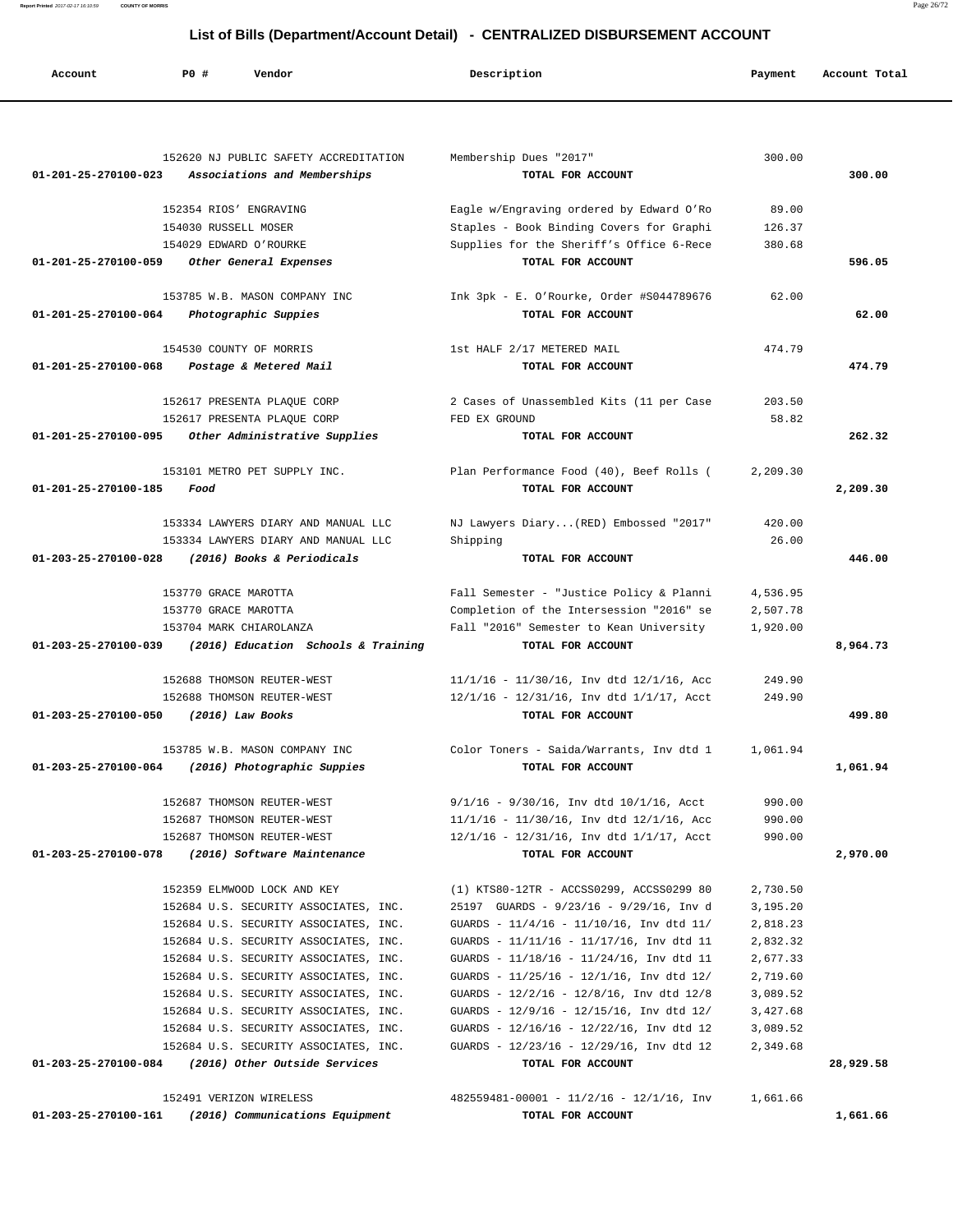## List of Bills (Department/Account Detail) - CENTRALIZED DISBURSEMENT ACCOUNT

| Account | PO # | Vendor | Description | Payment | Account Total |
|---|---|---|---|---|---|
| | 152620 | NJ PUBLIC SAFETY ACCREDITATION | Membership Dues "2017" | 300.00 | |
| 01-201-25-270100-023 | | *Associations and Memberships* | TOTAL FOR ACCOUNT | | 300.00 |
| | 152354 | RIOS' ENGRAVING | Eagle w/Engraving ordered by Edward O'Ro | 89.00 | |
| | 154030 | RUSSELL MOSER | Staples - Book Binding Covers for Graphi | 126.37 | |
| | 154029 | EDWARD O'ROURKE | Supplies for the Sheriff's Office 6-Rece | 380.68 | |
| 01-201-25-270100-059 | | *Other General Expenses* | TOTAL FOR ACCOUNT | | 596.05 |
| | 153785 | W.B. MASON COMPANY INC | Ink 3pk - E. O'Rourke, Order #S044789676 | 62.00 | |
| 01-201-25-270100-064 | | *Photographic Suppies* | TOTAL FOR ACCOUNT | | 62.00 |
| | 154530 | COUNTY OF MORRIS | 1st HALF 2/17 METERED MAIL | 474.79 | |
| 01-201-25-270100-068 | | *Postage & Metered Mail* | TOTAL FOR ACCOUNT | | 474.79 |
| | 152617 | PRESENTA PLAQUE CORP | 2 Cases of Unassembled Kits (11 per Case | 203.50 | |
| | 152617 | PRESENTA PLAQUE CORP | FED EX GROUND | 58.82 | |
| 01-201-25-270100-095 | | *Other Administrative Supplies* | TOTAL FOR ACCOUNT | | 262.32 |
| | 153101 | METRO PET SUPPLY INC. | Plan Performance Food (40), Beef Rolls ( | 2,209.30 | |
| 01-201-25-270100-185 | | *Food* | TOTAL FOR ACCOUNT | | 2,209.30 |
| | 153334 | LAWYERS DIARY AND MANUAL LLC | NJ Lawyers Diary...(RED) Embossed "2017" | 420.00 | |
| | 153334 | LAWYERS DIARY AND MANUAL LLC | Shipping | 26.00 | |
| 01-203-25-270100-028 | | *(2016) Books & Periodicals* | TOTAL FOR ACCOUNT | | 446.00 |
| | 153770 | GRACE MAROTTA | Fall Semester - "Justice Policy & Planni | 4,536.95 | |
| | 153770 | GRACE MAROTTA | Completion of the Intersession "2016" se | 2,507.78 | |
| | 153704 | MARK CHIAROLANZA | Fall "2016" Semester to Kean University | 1,920.00 | |
| 01-203-25-270100-039 | | *(2016) Education Schools & Training* | TOTAL FOR ACCOUNT | | 8,964.73 |
| | 152688 | THOMSON REUTER-WEST | 11/1/16 - 11/30/16, Inv dtd 12/1/16, Acc | 249.90 | |
| | 152688 | THOMSON REUTER-WEST | 12/1/16 - 12/31/16, Inv dtd 1/1/17, Acct | 249.90 | |
| 01-203-25-270100-050 | | *(2016) Law Books* | TOTAL FOR ACCOUNT | | 499.80 |
| | 153785 | W.B. MASON COMPANY INC | Color Toners - Saida/Warrants, Inv dtd 1 | 1,061.94 | |
| 01-203-25-270100-064 | | *(2016) Photographic Suppies* | TOTAL FOR ACCOUNT | | 1,061.94 |
| | 152687 | THOMSON REUTER-WEST | 9/1/16 - 9/30/16, Inv dtd 10/1/16, Acct | 990.00 | |
| | 152687 | THOMSON REUTER-WEST | 11/1/16 - 11/30/16, Inv dtd 12/1/16, Acc | 990.00 | |
| | 152687 | THOMSON REUTER-WEST | 12/1/16 - 12/31/16, Inv dtd 1/1/17, Acct | 990.00 | |
| 01-203-25-270100-078 | | *(2016) Software Maintenance* | TOTAL FOR ACCOUNT | | 2,970.00 |
| | 152359 | ELMWOOD LOCK AND KEY | (1) KTS80-12TR - ACCSS0299, ACCSS0299 80 | 2,730.50 | |
| | 152684 | U.S. SECURITY ASSOCIATES, INC. | 25197 GUARDS - 9/23/16 - 9/29/16, Inv d | 3,195.20 | |
| | 152684 | U.S. SECURITY ASSOCIATES, INC. | GUARDS - 11/4/16 - 11/10/16, Inv dtd 11/ | 2,818.23 | |
| | 152684 | U.S. SECURITY ASSOCIATES, INC. | GUARDS - 11/11/16 - 11/17/16, Inv dtd 11 | 2,832.32 | |
| | 152684 | U.S. SECURITY ASSOCIATES, INC. | GUARDS - 11/18/16 - 11/24/16, Inv dtd 11 | 2,677.33 | |
| | 152684 | U.S. SECURITY ASSOCIATES, INC. | GUARDS - 11/25/16 - 12/1/16, Inv dtd 12/ | 2,719.60 | |
| | 152684 | U.S. SECURITY ASSOCIATES, INC. | GUARDS - 12/2/16 - 12/8/16, Inv dtd 12/8 | 3,089.52 | |
| | 152684 | U.S. SECURITY ASSOCIATES, INC. | GUARDS - 12/9/16 - 12/15/16, Inv dtd 12/ | 3,427.68 | |
| | 152684 | U.S. SECURITY ASSOCIATES, INC. | GUARDS - 12/16/16 - 12/22/16, Inv dtd 12 | 3,089.52 | |
| | 152684 | U.S. SECURITY ASSOCIATES, INC. | GUARDS - 12/23/16 - 12/29/16, Inv dtd 12 | 2,349.68 | |
| 01-203-25-270100-084 | | *(2016) Other Outside Services* | TOTAL FOR ACCOUNT | | 28,929.58 |
| | 152491 | VERIZON WIRELESS | 482559481-00001 - 11/2/16 - 12/1/16, Inv | 1,661.66 | |
| 01-203-25-270100-161 | | *(2016) Communications Equipment* | TOTAL FOR ACCOUNT | | 1,661.66 |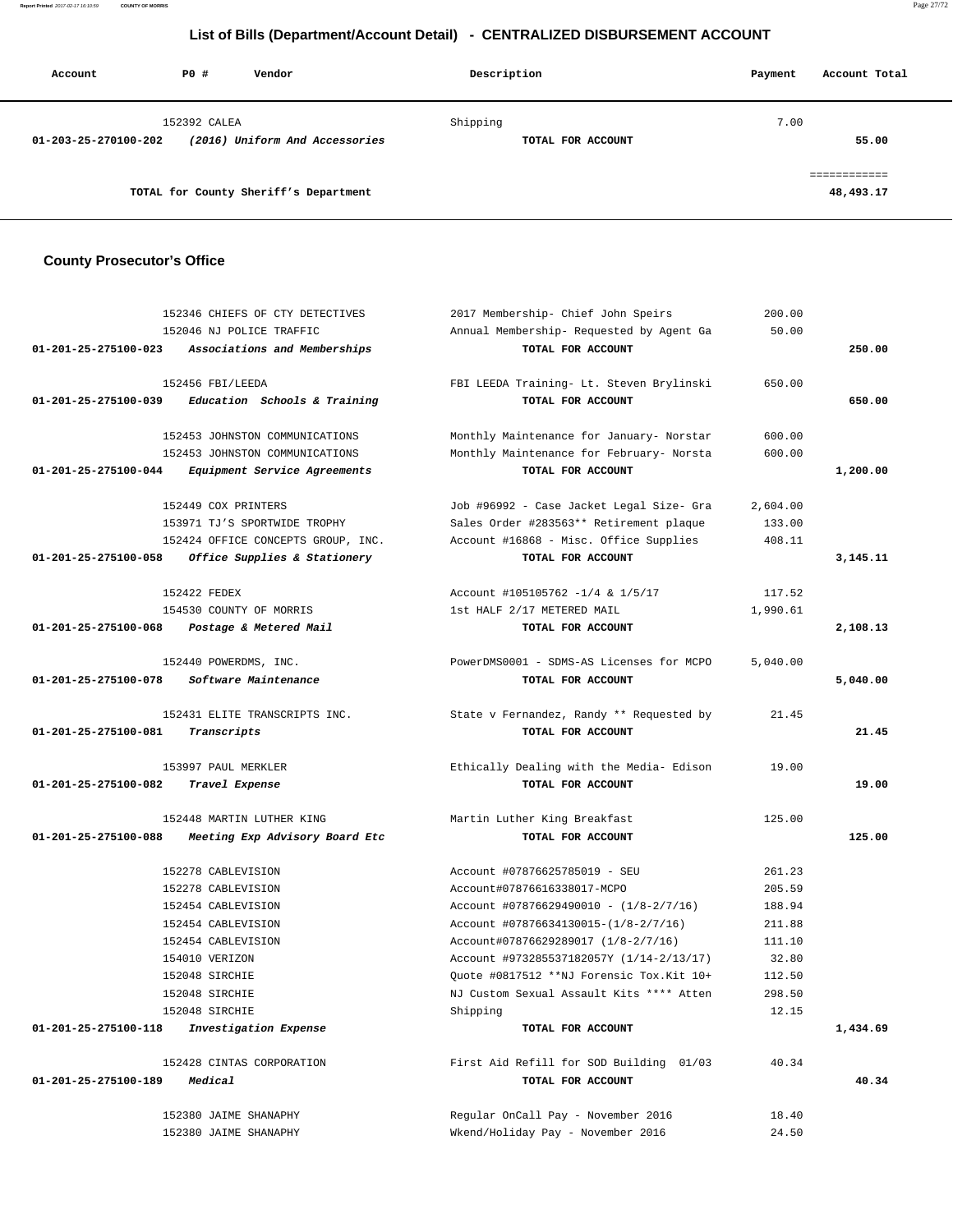## List of Bills (Department/Account Detail) - CENTRALIZED DISBURSEMENT ACCOUNT

| Account | PO # | Vendor | Description | Payment | Account Total |
|---|---|---|---|---|---|
| | 152392 | CALEA | Shipping | 7.00 | |
| 01-203-25-270100-202 | | *(2016) Uniform And Accessories* | TOTAL FOR ACCOUNT | | 55.00 |
| | | | | | ============ |
| | | TOTAL for County Sheriff's Department | | | 48,493.17 |

### County Prosecutor's Office

| Account | PO # | Vendor | Description | Payment | Account Total |
|---|---|---|---|---|---|
| | 152346 | CHIEFS OF CTY DETECTIVES | 2017 Membership- Chief John Speirs | 200.00 | |
| | 152046 | NJ POLICE TRAFFIC | Annual Membership- Requested by Agent Ga | 50.00 | |
| 01-201-25-275100-023 | | *Associations and Memberships* | TOTAL FOR ACCOUNT | | 250.00 |
| | 152456 | FBI/LEEDA | FBI LEEDA Training- Lt. Steven Brylinski | 650.00 | |
| 01-201-25-275100-039 | | *Education Schools & Training* | TOTAL FOR ACCOUNT | | 650.00 |
| | 152453 | JOHNSTON COMMUNICATIONS | Monthly Maintenance for January- Norstar | 600.00 | |
| | 152453 | JOHNSTON COMMUNICATIONS | Monthly Maintenance for February- Norsta | 600.00 | |
| 01-201-25-275100-044 | | *Equipment Service Agreements* | TOTAL FOR ACCOUNT | | 1,200.00 |
| | 152449 | COX PRINTERS | Job #96992 - Case Jacket Legal Size- Gra | 2,604.00 | |
| | 153971 | TJ'S SPORTWIDE TROPHY | Sales Order #283563** Retirement plaque | 133.00 | |
| | 152424 | OFFICE CONCEPTS GROUP, INC. | Account #16868 - Misc. Office Supplies | 408.11 | |
| 01-201-25-275100-058 | | *Office Supplies & Stationery* | TOTAL FOR ACCOUNT | | 3,145.11 |
| | 152422 | FEDEX | Account #105105762 -1/4 & 1/5/17 | 117.52 | |
| | 154530 | COUNTY OF MORRIS | 1st HALF 2/17 METERED MAIL | 1,990.61 | |
| 01-201-25-275100-068 | | *Postage & Metered Mail* | TOTAL FOR ACCOUNT | | 2,108.13 |
| | 152440 | POWERDMS, INC. | PowerDMS0001 - SDMS-AS Licenses for MCPO | 5,040.00 | |
| 01-201-25-275100-078 | | *Software Maintenance* | TOTAL FOR ACCOUNT | | 5,040.00 |
| | 152431 | ELITE TRANSCRIPTS INC. | State v Fernandez, Randy ** Requested by | 21.45 | |
| 01-201-25-275100-081 | | *Transcripts* | TOTAL FOR ACCOUNT | | 21.45 |
| | 153997 | PAUL MERKLER | Ethically Dealing with the Media- Edison | 19.00 | |
| 01-201-25-275100-082 | | *Travel Expense* | TOTAL FOR ACCOUNT | | 19.00 |
| | 152448 | MARTIN LUTHER KING | Martin Luther King Breakfast | 125.00 | |
| 01-201-25-275100-088 | | *Meeting Exp Advisory Board Etc* | TOTAL FOR ACCOUNT | | 125.00 |
| | 152278 | CABLEVISION | Account #07876625785019 - SEU | 261.23 | |
| | 152278 | CABLEVISION | Account#07876616338017-MCPO | 205.59 | |
| | 152454 | CABLEVISION | Account #07876629490010 - (1/8-2/7/16) | 188.94 | |
| | 152454 | CABLEVISION | Account #07876634130015-(1/8-2/7/16) | 211.88 | |
| | 152454 | CABLEVISION | Account#07876629289017 (1/8-2/7/16) | 111.10 | |
| | 154010 | VERIZON | Account #973285537182057Y (1/14-2/13/17) | 32.80 | |
| | 152048 | SIRCHIE | Quote #0817512 **NJ Forensic Tox.Kit 10+ | 112.50 | |
| | 152048 | SIRCHIE | NJ Custom Sexual Assault Kits **** Atten | 298.50 | |
| | 152048 | SIRCHIE | Shipping | 12.15 | |
| 01-201-25-275100-118 | | *Investigation Expense* | TOTAL FOR ACCOUNT | | 1,434.69 |
| | 152428 | CINTAS CORPORATION | First Aid Refill for SOD Building 01/03 | 40.34 | |
| 01-201-25-275100-189 | | *Medical* | TOTAL FOR ACCOUNT | | 40.34 |
| | 152380 | JAIME SHANAPHY | Regular OnCall Pay - November 2016 | 18.40 | |
| | 152380 | JAIME SHANAPHY | Wkend/Holiday Pay - November 2016 | 24.50 | |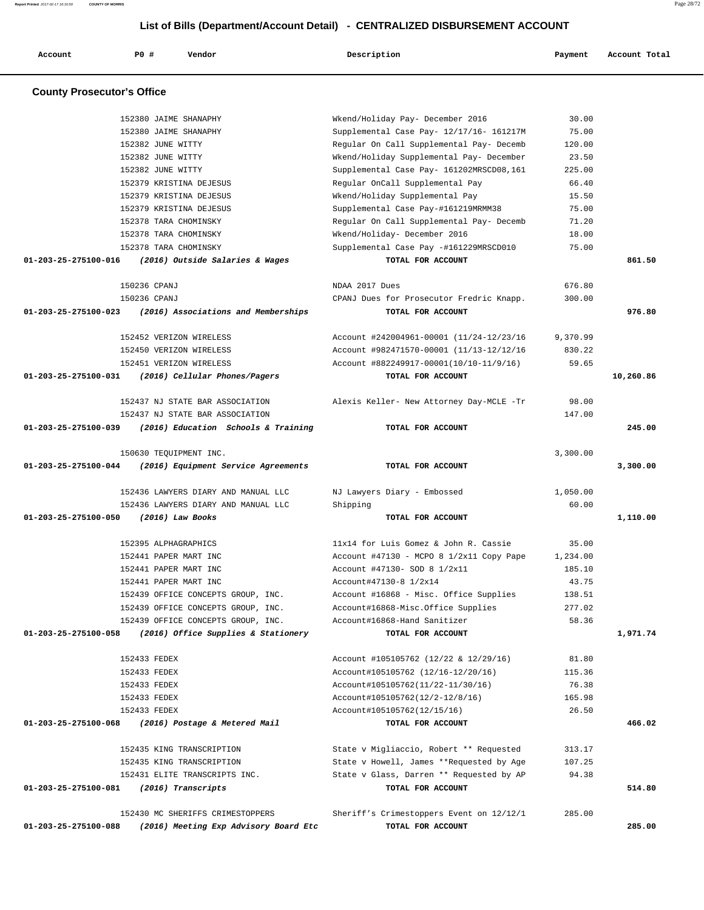## List of Bills (Department/Account Detail) - CENTRALIZED DISBURSEMENT ACCOUNT

| Account | PO # | Vendor | Description | Payment | Account Total |
|---|---|---|---|---|---|

### County Prosecutor's Office

| Account | PO # | Vendor | Description | Payment | Account Total |
|---|---|---|---|---|---|
| | 152380 | JAIME SHANAPHY | Wkend/Holiday Pay- December 2016 | 30.00 | |
| | 152380 | JAIME SHANAPHY | Supplemental Case Pay- 12/17/16- 161217M | 75.00 | |
| | 152382 | JUNE WITTY | Regular On Call Supplemental Pay- Decemb | 120.00 | |
| | 152382 | JUNE WITTY | Wkend/Holiday Supplemental Pay- December | 23.50 | |
| | 152382 | JUNE WITTY | Supplemental Case Pay- 161202MRSCD08,161 | 225.00 | |
| | 152379 | KRISTINA DEJESUS | Regular OnCall Supplemental Pay | 66.40 | |
| | 152379 | KRISTINA DEJESUS | Wkend/Holiday Supplemental Pay | 15.50 | |
| | 152379 | KRISTINA DEJESUS | Supplemental Case Pay-#161219MRMM38 | 75.00 | |
| | 152378 | TARA CHOMINSKY | Regular On Call Supplemental Pay- Decemb | 71.20 | |
| | 152378 | TARA CHOMINSKY | Wkend/Holiday- December 2016 | 18.00 | |
| | 152378 | TARA CHOMINSKY | Supplemental Case Pay -#161229MRSCD010 | 75.00 | |
| **01-203-25-275100-016** | | ***(2016) Outside Salaries & Wages*** | **TOTAL FOR ACCOUNT** | | **861.50** |
| | 150236 | CPANJ | NDAA 2017 Dues | 676.80 | |
| | 150236 | CPANJ | CPANJ Dues for Prosecutor Fredric Knapp. | 300.00 | |
| **01-203-25-275100-023** | | ***(2016) Associations and Memberships*** | **TOTAL FOR ACCOUNT** | | **976.80** |
| | 152452 | VERIZON WIRELESS | Account #242004961-00001 (11/24-12/23/16 | 9,370.99 | |
| | 152450 | VERIZON WIRELESS | Account #982471570-00001 (11/13-12/12/16 | 830.22 | |
| | 152451 | VERIZON WIRELESS | Account #882249917-00001(10/10-11/9/16) | 59.65 | |
| **01-203-25-275100-031** | | ***(2016) Cellular Phones/Pagers*** | **TOTAL FOR ACCOUNT** | | **10,260.86** |
| | 152437 | NJ STATE BAR ASSOCIATION | Alexis Keller- New Attorney Day-MCLE -Tr | 98.00 | |
| | 152437 | NJ STATE BAR ASSOCIATION | | 147.00 | |
| **01-203-25-275100-039** | | ***(2016) Education Schools & Training*** | **TOTAL FOR ACCOUNT** | | **245.00** |
| | 150630 | TEQUIPMENT INC. | | 3,300.00 | |
| **01-203-25-275100-044** | | ***(2016) Equipment Service Agreements*** | **TOTAL FOR ACCOUNT** | | **3,300.00** |
| | 152436 | LAWYERS DIARY AND MANUAL LLC | NJ Lawyers Diary - Embossed | 1,050.00 | |
| | 152436 | LAWYERS DIARY AND MANUAL LLC | Shipping | 60.00 | |
| **01-203-25-275100-050** | | ***(2016) Law Books*** | **TOTAL FOR ACCOUNT** | | **1,110.00** |
| | 152395 | ALPHAGRAPHICS | 11x14 for Luis Gomez & John R. Cassie | 35.00 | |
| | 152441 | PAPER MART INC | Account #47130 - MCPO 8 1/2x11 Copy Pape | 1,234.00 | |
| | 152441 | PAPER MART INC | Account #47130- SOD 8 1/2x11 | 185.10 | |
| | 152441 | PAPER MART INC | Account#47130-8 1/2x14 | 43.75 | |
| | 152439 | OFFICE CONCEPTS GROUP, INC. | Account #16868 - Misc. Office Supplies | 138.51 | |
| | 152439 | OFFICE CONCEPTS GROUP, INC. | Account#16868-Misc.Office Supplies | 277.02 | |
| | 152439 | OFFICE CONCEPTS GROUP, INC. | Account#16868-Hand Sanitizer | 58.36 | |
| **01-203-25-275100-058** | | ***(2016) Office Supplies & Stationery*** | **TOTAL FOR ACCOUNT** | | **1,971.74** |
| | 152433 | FEDEX | Account #105105762 (12/22 & 12/29/16) | 81.80 | |
| | 152433 | FEDEX | Account#105105762 (12/16-12/20/16) | 115.36 | |
| | 152433 | FEDEX | Account#105105762(11/22-11/30/16) | 76.38 | |
| | 152433 | FEDEX | Account#105105762(12/2-12/8/16) | 165.98 | |
| | 152433 | FEDEX | Account#105105762(12/15/16) | 26.50 | |
| **01-203-25-275100-068** | | ***(2016) Postage & Metered Mail*** | **TOTAL FOR ACCOUNT** | | **466.02** |
| | 152435 | KING TRANSCRIPTION | State v Migliaccio, Robert ** Requested | 313.17 | |
| | 152435 | KING TRANSCRIPTION | State v Howell, James **Requested by Age | 107.25 | |
| | 152431 | ELITE TRANSCRIPTS INC. | State v Glass, Darren ** Requested by AP | 94.38 | |
| **01-203-25-275100-081** | | ***(2016) Transcripts*** | **TOTAL FOR ACCOUNT** | | **514.80** |
| | 152430 | MC SHERIFFS CRIMESTOPPERS | Sheriff's Crimestoppers Event on 12/12/1 | 285.00 | |
| **01-203-25-275100-088** | | ***(2016) Meeting Exp Advisory Board Etc*** | **TOTAL FOR ACCOUNT** | | **285.00** |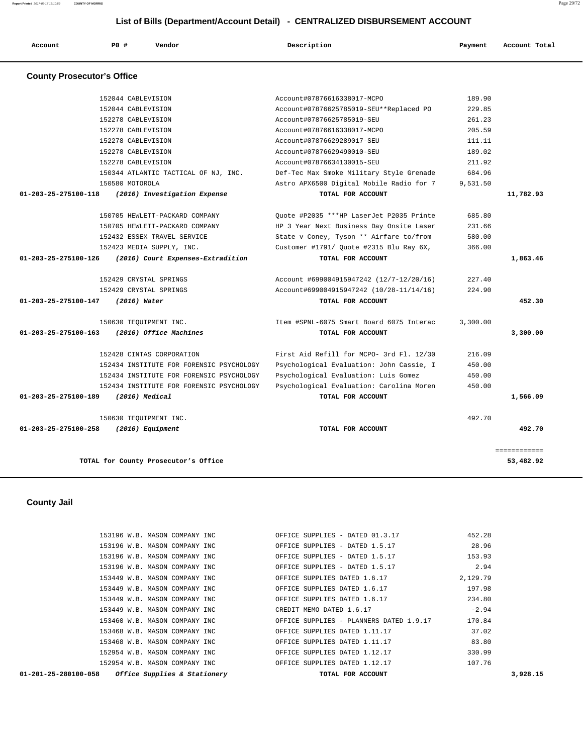## List of Bills (Department/Account Detail) - CENTRALIZED DISBURSEMENT ACCOUNT

### County Prosecutor's Office

| Account | PO # | Vendor | Description | Payment | Account Total |
|---|---|---|---|---|---|
| | 152044 | CABLEVISION | Account#07876616338017-MCPO | 189.90 | |
| | 152044 | CABLEVISION | Account#07876625785019-SEU**Replaced PO | 229.85 | |
| | 152278 | CABLEVISION | Account#07876625785019-SEU | 261.23 | |
| | 152278 | CABLEVISION | Account#07876616338017-MCPO | 205.59 | |
| | 152278 | CABLEVISION | Account#07876629289017-SEU | 111.11 | |
| | 152278 | CABLEVISION | Account#07876629490010-SEU | 189.02 | |
| | 152278 | CABLEVISION | Account#07876634130015-SEU | 211.92 | |
| | 150344 | ATLANTIC TACTICAL OF NJ, INC. | Def-Tec Max Smoke Military Style Grenade | 684.96 | |
| | 150580 | MOTOROLA | Astro APX6500 Digital Mobile Radio for 7 | 9,531.50 | |
| **01-203-25-275100-118** | | ***(2016) Investigation Expense*** | **TOTAL FOR ACCOUNT** | | **11,782.93** |
| | 150705 | HEWLETT-PACKARD COMPANY | Quote #P2035 ***HP LaserJet P2035 Printe | 685.80 | |
| | 150705 | HEWLETT-PACKARD COMPANY | HP 3 Year Next Business Day Onsite Laser | 231.66 | |
| | 152432 | ESSEX TRAVEL SERVICE | State v Coney, Tyson ** Airfare to/from | 580.00 | |
| | 152423 | MEDIA SUPPLY, INC. | Customer #1791/ Quote #2315 Blu Ray 6X, | 366.00 | |
| **01-203-25-275100-126** | | ***(2016) Court Expenses-Extradition*** | **TOTAL FOR ACCOUNT** | | **1,863.46** |
| | 152429 | CRYSTAL SPRINGS | Account #699004915947242 (12/7-12/20/16) | 227.40 | |
| | 152429 | CRYSTAL SPRINGS | Account#699004915947242 (10/28-11/14/16) | 224.90 | |
| **01-203-25-275100-147** | | ***(2016) Water*** | **TOTAL FOR ACCOUNT** | | **452.30** |
| | 150630 | TEQUIPMENT INC. | Item #SPNL-6075 Smart Board 6075 Interac | 3,300.00 | |
| **01-203-25-275100-163** | | ***(2016) Office Machines*** | **TOTAL FOR ACCOUNT** | | **3,300.00** |
| | 152428 | CINTAS CORPORATION | First Aid Refill for MCPO- 3rd Fl. 12/30 | 216.09 | |
| | 152434 | INSTITUTE FOR FORENSIC PSYCHOLOGY | Psychological Evaluation: John Cassie, I | 450.00 | |
| | 152434 | INSTITUTE FOR FORENSIC PSYCHOLOGY | Psychological Evaluation: Luis Gomez | 450.00 | |
| | 152434 | INSTITUTE FOR FORENSIC PSYCHOLOGY | Psychological Evaluation: Carolina Moren | 450.00 | |
| **01-203-25-275100-189** | | ***(2016) Medical*** | **TOTAL FOR ACCOUNT** | | **1,566.09** |
| | 150630 | TEQUIPMENT INC. | | 492.70 | |
| **01-203-25-275100-258** | | ***(2016) Equipment*** | **TOTAL FOR ACCOUNT** | | **492.70** |
| | | **TOTAL for County Prosecutor's Office** | | | **53,482.92** |

### County Jail

| Account | PO # | Vendor | Description | Payment | Account Total |
|---|---|---|---|---|---|
| | 153196 | W.B. MASON COMPANY INC | OFFICE SUPPLIES - DATED 01.3.17 | 452.28 | |
| | 153196 | W.B. MASON COMPANY INC | OFFICE SUPPLIES - DATED 1.5.17 | 28.96 | |
| | 153196 | W.B. MASON COMPANY INC | OFFICE SUPPLIES - DATED 1.5.17 | 153.93 | |
| | 153196 | W.B. MASON COMPANY INC | OFFICE SUPPLIES - DATED 1.5.17 | 2.94 | |
| | 153449 | W.B. MASON COMPANY INC | OFFICE SUPPLIES DATED 1.6.17 | 2,129.79 | |
| | 153449 | W.B. MASON COMPANY INC | OFFICE SUPPLIES DATED 1.6.17 | 197.98 | |
| | 153449 | W.B. MASON COMPANY INC | OFFICE SUPPLIES DATED 1.6.17 | 234.80 | |
| | 153449 | W.B. MASON COMPANY INC | CREDIT MEMO DATED 1.6.17 | -2.94 | |
| | 153460 | W.B. MASON COMPANY INC | OFFICE SUPPLIES - PLANNERS DATED 1.9.17 | 170.84 | |
| | 153468 | W.B. MASON COMPANY INC | OFFICE SUPPLIES DATED 1.11.17 | 37.02 | |
| | 153468 | W.B. MASON COMPANY INC | OFFICE SUPPLIES DATED 1.11.17 | 83.80 | |
| | 152954 | W.B. MASON COMPANY INC | OFFICE SUPPLIES DATED 1.12.17 | 330.99 | |
| | 152954 | W.B. MASON COMPANY INC | OFFICE SUPPLIES DATED 1.12.17 | 107.76 | |
| **01-201-25-280100-058** | | ***Office Supplies & Stationery*** | **TOTAL FOR ACCOUNT** | | **3,928.15** |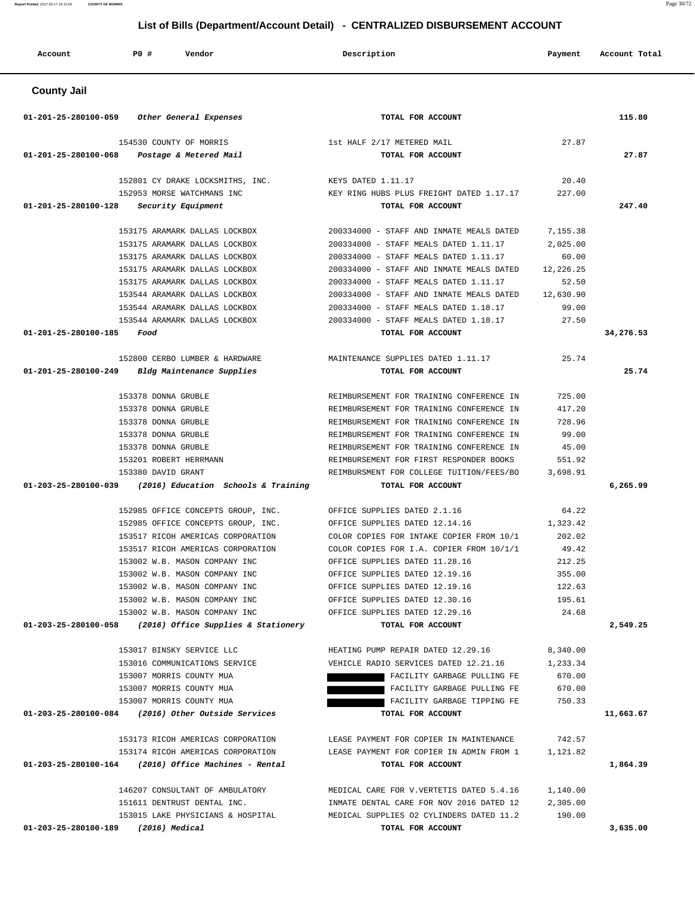# List of Bills (Department/Account Detail) - CENTRALIZED DISBURSEMENT ACCOUNT

| Account | PO # | Vendor | Description | Payment | Account Total |
|---|---|---|---|---|---|

## County Jail

| Account | PO # | Vendor | Description | Payment | Account Total |
|---|---|---|---|---|---|
| 01-201-25-280100-059 | | *Other General Expenses* | TOTAL FOR ACCOUNT | | 115.80 |
| | 154530 | COUNTY OF MORRIS | 1st HALF 2/17 METERED MAIL | 27.87 | |
| 01-201-25-280100-068 | | *Postage & Metered Mail* | TOTAL FOR ACCOUNT | | 27.87 |
| | 152801 | CY DRAKE LOCKSMITHS, INC. | KEYS DATED 1.11.17 | 20.40 | |
| | 152953 | MORSE WATCHMANS INC | KEY RING HUBS PLUS FREIGHT DATED 1.17.17 | 227.00 | |
| 01-201-25-280100-128 | | *Security Equipment* | TOTAL FOR ACCOUNT | | 247.40 |
| | 153175 | ARAMARK DALLAS LOCKBOX | 200334000 - STAFF AND INMATE MEALS DATED | 7,155.38 | |
| | 153175 | ARAMARK DALLAS LOCKBOX | 200334000 - STAFF MEALS DATED 1.11.17 | 2,025.00 | |
| | 153175 | ARAMARK DALLAS LOCKBOX | 200334000 - STAFF MEALS DATED 1.11.17 | 60.00 | |
| | 153175 | ARAMARK DALLAS LOCKBOX | 200334000 - STAFF AND INMATE MEALS DATED | 12,226.25 | |
| | 153175 | ARAMARK DALLAS LOCKBOX | 200334000 - STAFF MEALS DATED 1.11.17 | 52.50 | |
| | 153544 | ARAMARK DALLAS LOCKBOX | 200334000 - STAFF AND INMATE MEALS DATED | 12,630.90 | |
| | 153544 | ARAMARK DALLAS LOCKBOX | 200334000 - STAFF MEALS DATED 1.18.17 | 99.00 | |
| | 153544 | ARAMARK DALLAS LOCKBOX | 200334000 - STAFF MEALS DATED 1.18.17 | 27.50 | |
| 01-201-25-280100-185 | | *Food* | TOTAL FOR ACCOUNT | | 34,276.53 |
| | 152800 | CERBO LUMBER & HARDWARE | MAINTENANCE SUPPLIES DATED 1.11.17 | 25.74 | |
| 01-201-25-280100-249 | | *Bldg Maintenance Supplies* | TOTAL FOR ACCOUNT | | 25.74 |
| | 153378 | DONNA GRUBLE | REIMBURSEMENT FOR TRAINING CONFERENCE IN | 725.00 | |
| | 153378 | DONNA GRUBLE | REIMBURSEMENT FOR TRAINING CONFERENCE IN | 417.20 | |
| | 153378 | DONNA GRUBLE | REIMBURSEMENT FOR TRAINING CONFERENCE IN | 728.96 | |
| | 153378 | DONNA GRUBLE | REIMBURSEMENT FOR TRAINING CONFERENCE IN | 99.00 | |
| | 153378 | DONNA GRUBLE | REIMBURSEMENT FOR TRAINING CONFERENCE IN | 45.00 | |
| | 153201 | ROBERT HERRMANN | REIMBURSEMENT FOR FIRST RESPONDER BOOKS | 551.92 | |
| | 153380 | DAVID GRANT | REIMBURSMENT FOR COLLEGE TUITION/FEES/BO | 3,698.91 | |
| 01-203-25-280100-039 | | *(2016) Education Schools & Training* | TOTAL FOR ACCOUNT | | 6,265.99 |
| | 152985 | OFFICE CONCEPTS GROUP, INC. | OFFICE SUPPLIES DATED 2.1.16 | 64.22 | |
| | 152985 | OFFICE CONCEPTS GROUP, INC. | OFFICE SUPPLIES DATED 12.14.16 | 1,323.42 | |
| | 153517 | RICOH AMERICAS CORPORATION | COLOR COPIES FOR INTAKE COPIER FROM 10/1 | 202.02 | |
| | 153517 | RICOH AMERICAS CORPORATION | COLOR COPIES FOR I.A. COPIER FROM 10/1/1 | 49.42 | |
| | 153002 | W.B. MASON COMPANY INC | OFFICE SUPPLIES DATED 11.28.16 | 212.25 | |
| | 153002 | W.B. MASON COMPANY INC | OFFICE SUPPLIES DATED 12.19.16 | 355.00 | |
| | 153002 | W.B. MASON COMPANY INC | OFFICE SUPPLIES DATED 12.19.16 | 122.63 | |
| | 153002 | W.B. MASON COMPANY INC | OFFICE SUPPLIES DATED 12.30.16 | 195.61 | |
| | 153002 | W.B. MASON COMPANY INC | OFFICE SUPPLIES DATED 12.29.16 | 24.68 | |
| 01-203-25-280100-058 | | *(2016) Office Supplies & Stationery* | TOTAL FOR ACCOUNT | | 2,549.25 |
| | 153017 | BINSKY SERVICE LLC | HEATING PUMP REPAIR DATED 12.29.16 | 8,340.00 | |
| | 153016 | COMMUNICATIONS SERVICE | VEHICLE RADIO SERVICES DATED 12.21.16 | 1,233.34 | |
| | 153007 | MORRIS COUNTY MUA | FACILITY GARBAGE PULLING FE | 670.00 | |
| | 153007 | MORRIS COUNTY MUA | FACILITY GARBAGE PULLING FE | 670.00 | |
| | 153007 | MORRIS COUNTY MUA | FACILITY GARBAGE TIPPING FE | 750.33 | |
| 01-203-25-280100-084 | | *(2016) Other Outside Services* | TOTAL FOR ACCOUNT | | 11,663.67 |
| | 153173 | RICOH AMERICAS CORPORATION | LEASE PAYMENT FOR COPIER IN MAINTENANCE | 742.57 | |
| | 153174 | RICOH AMERICAS CORPORATION | LEASE PAYMENT FOR COPIER IN ADMIN FROM 1 | 1,121.82 | |
| 01-203-25-280100-164 | | *(2016) Office Machines - Rental* | TOTAL FOR ACCOUNT | | 1,864.39 |
| | 146207 | CONSULTANT OF AMBULATORY | MEDICAL CARE FOR V.VERTETIS DATED 5.4.16 | 1,140.00 | |
| | 151611 | DENTRUST DENTAL INC. | INMATE DENTAL CARE FOR NOV 2016 DATED 12 | 2,305.00 | |
| | 153015 | LAKE PHYSICIANS & HOSPITAL | MEDICAL SUPPLIES O2 CYLINDERS DATED 11.2 | 190.00 | |
| 01-203-25-280100-189 | | *(2016) Medical* | TOTAL FOR ACCOUNT | | 3,635.00 |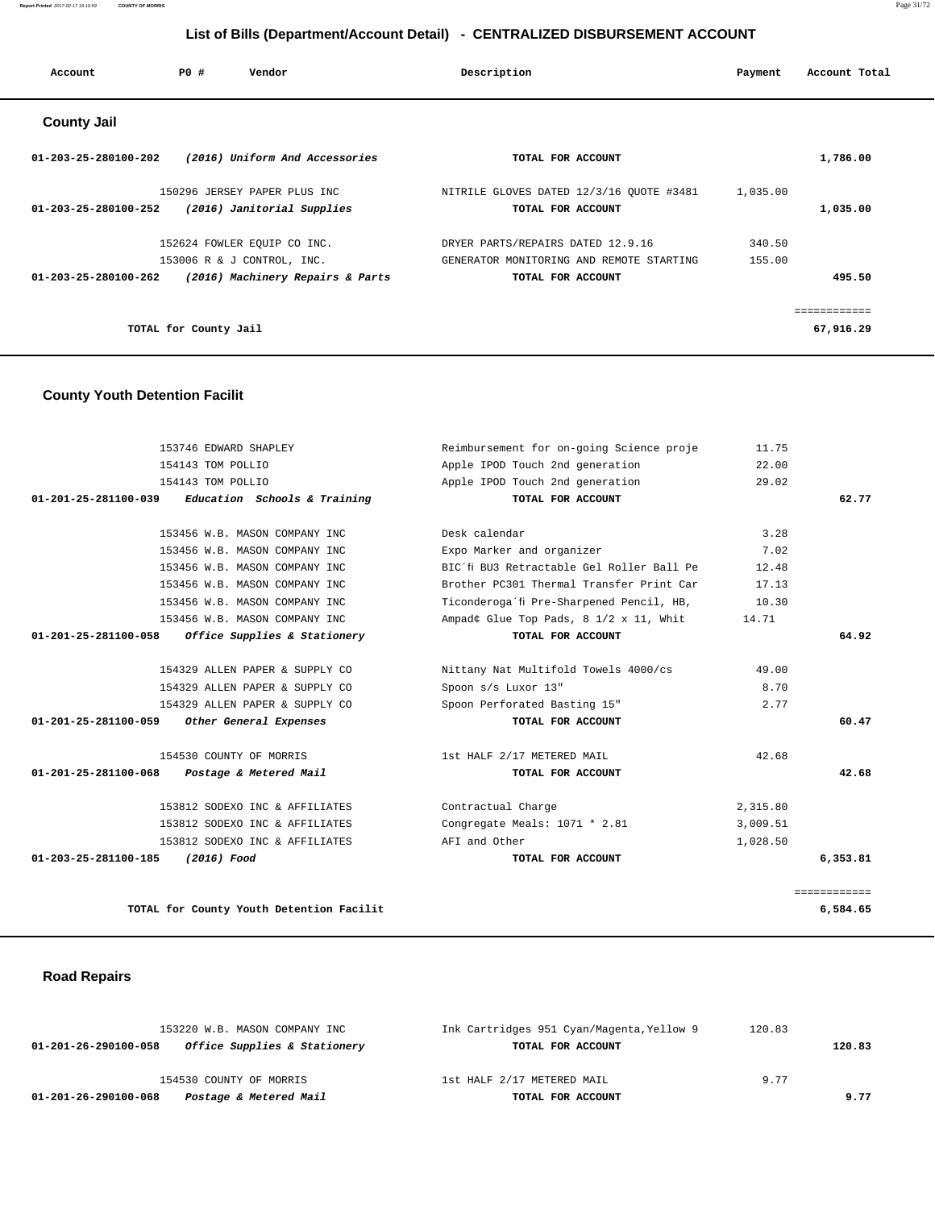## List of Bills (Department/Account Detail) - CENTRALIZED DISBURSEMENT ACCOUNT

| Account | PO # | Vendor | Description | Payment | Account Total |
|---|---|---|---|---|---|

### County Jail

| Account | PO # | Vendor | Description | Payment | Account Total |
|---|---|---|---|---|---|
| 01-203-25-280100-202 | | *(2016) Uniform And Accessories* | TOTAL FOR ACCOUNT | | 1,786.00 |
| | 150296 | JERSEY PAPER PLUS INC | NITRILE GLOVES DATED 12/3/16 QUOTE #3481 | 1,035.00 | |
| 01-203-25-280100-252 | | *(2016) Janitorial Supplies* | TOTAL FOR ACCOUNT | | 1,035.00 |
| | 152624 | FOWLER EQUIP CO INC. | DRYER PARTS/REPAIRS DATED 12.9.16 | 340.50 | |
| | 153006 | R & J CONTROL, INC. | GENERATOR MONITORING AND REMOTE STARTING | 155.00 | |
| 01-203-25-280100-262 | | *(2016) Machinery Repairs & Parts* | TOTAL FOR ACCOUNT | | 495.50 |
| | | | | | ============ |
| | | TOTAL for County Jail | | | 67,916.29 |

### County Youth Detention Facilit

| Account | PO # | Vendor | Description | Payment | Account Total |
|---|---|---|---|---|---|
| | 153746 | EDWARD SHAPLEY | Reimbursement for on-going Science proje | 11.75 | |
| | 154143 | TOM POLLIO | Apple IPOD Touch 2nd generation | 22.00 | |
| | 154143 | TOM POLLIO | Apple IPOD Touch 2nd generation | 29.02 | |
| 01-201-25-281100-039 | | *Education Schools & Training* | TOTAL FOR ACCOUNT | | 62.77 |
| | 153456 | W.B. MASON COMPANY INC | Desk calendar | 3.28 | |
| | 153456 | W.B. MASON COMPANY INC | Expo Marker and organizer | 7.02 | |
| | 153456 | W.B. MASON COMPANY INC | BIC´fi BU3 Retractable Gel Roller Ball Pe | 12.48 | |
| | 153456 | W.B. MASON COMPANY INC | Brother PC301 Thermal Transfer Print Car | 17.13 | |
| | 153456 | W.B. MASON COMPANY INC | Ticonderoga´fi Pre-Sharpened Pencil, HB, | 10.30 | |
| | 153456 | W.B. MASON COMPANY INC | Ampad¢ Glue Top Pads, 8 1/2 x 11, Whit | 14.71 | |
| 01-201-25-281100-058 | | *Office Supplies & Stationery* | TOTAL FOR ACCOUNT | | 64.92 |
| | 154329 | ALLEN PAPER & SUPPLY CO | Nittany Nat Multifold Towels 4000/cs | 49.00 | |
| | 154329 | ALLEN PAPER & SUPPLY CO | Spoon s/s Luxor 13" | 8.70 | |
| | 154329 | ALLEN PAPER & SUPPLY CO | Spoon Perforated Basting 15" | 2.77 | |
| 01-201-25-281100-059 | | *Other General Expenses* | TOTAL FOR ACCOUNT | | 60.47 |
| | 154530 | COUNTY OF MORRIS | 1st HALF 2/17 METERED MAIL | 42.68 | |
| 01-201-25-281100-068 | | *Postage & Metered Mail* | TOTAL FOR ACCOUNT | | 42.68 |
| | 153812 | SODEXO INC & AFFILIATES | Contractual Charge | 2,315.80 | |
| | 153812 | SODEXO INC & AFFILIATES | Congregate Meals: 1071 * 2.81 | 3,009.51 | |
| | 153812 | SODEXO INC & AFFILIATES | AFI and Other | 1,028.50 | |
| 01-203-25-281100-185 | | *(2016) Food* | TOTAL FOR ACCOUNT | | 6,353.81 |
| | | | | | ============ |
| | | TOTAL for County Youth Detention Facilit | | | 6,584.65 |

### Road Repairs

| Account | PO # | Vendor | Description | Payment | Account Total |
|---|---|---|---|---|---|
| | 153220 | W.B. MASON COMPANY INC | Ink Cartridges 951 Cyan/Magenta,Yellow 9 | 120.83 | |
| 01-201-26-290100-058 | | *Office Supplies & Stationery* | TOTAL FOR ACCOUNT | | 120.83 |
| | 154530 | COUNTY OF MORRIS | 1st HALF 2/17 METERED MAIL | 9.77 | |
| 01-201-26-290100-068 | | *Postage & Metered Mail* | TOTAL FOR ACCOUNT | | 9.77 |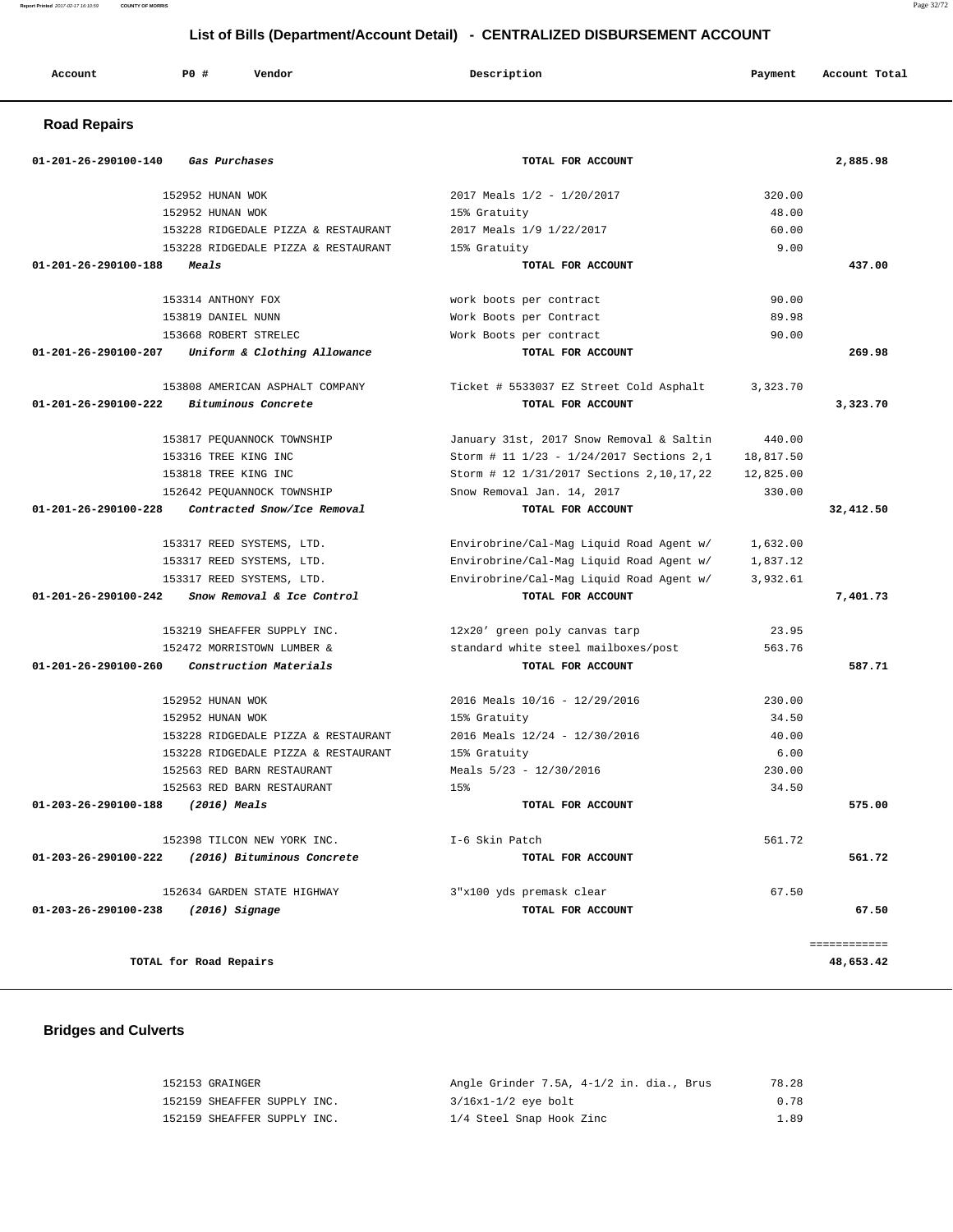## List of Bills (Department/Account Detail) - CENTRALIZED DISBURSEMENT ACCOUNT

| Account | PO # | Vendor | Description | Payment | Account Total |
|---|---|---|---|---|---|

### Road Repairs

| Account | PO # | Vendor | Description | Payment | Account Total |
|---|---|---|---|---|---|
| 01-201-26-290100-140 *Gas Purchases* | | | TOTAL FOR ACCOUNT | | 2,885.98 |
| | 152952 | HUNAN WOK | 2017 Meals 1/2 - 1/20/2017 | 320.00 | |
| | 152952 | HUNAN WOK | 15% Gratuity | 48.00 | |
| | 153228 | RIDGEDALE PIZZA & RESTAURANT | 2017 Meals 1/9 1/22/2017 | 60.00 | |
| | 153228 | RIDGEDALE PIZZA & RESTAURANT | 15% Gratuity | 9.00 | |
| 01-201-26-290100-188 *Meals* | | | TOTAL FOR ACCOUNT | | 437.00 |
| | 153314 | ANTHONY FOX | work boots per contract | 90.00 | |
| | 153819 | DANIEL NUNN | Work Boots per Contract | 89.98 | |
| | 153668 | ROBERT STRELEC | Work Boots per contract | 90.00 | |
| 01-201-26-290100-207 *Uniform & Clothing Allowance* | | | TOTAL FOR ACCOUNT | | 269.98 |
| | 153808 | AMERICAN ASPHALT COMPANY | Ticket # 5533037 EZ Street Cold Asphalt | 3,323.70 | |
| 01-201-26-290100-222 *Bituminous Concrete* | | | TOTAL FOR ACCOUNT | | 3,323.70 |
| | 153817 | PEQUANNOCK TOWNSHIP | January 31st, 2017 Snow Removal & Saltin | 440.00 | |
| | 153316 | TREE KING INC | Storm # 11 1/23 - 1/24/2017 Sections 2,1 | 18,817.50 | |
| | 153818 | TREE KING INC | Storm # 12 1/31/2017 Sections 2,10,17,22 | 12,825.00 | |
| | 152642 | PEQUANNOCK TOWNSHIP | Snow Removal Jan. 14, 2017 | 330.00 | |
| 01-201-26-290100-228 *Contracted Snow/Ice Removal* | | | TOTAL FOR ACCOUNT | | 32,412.50 |
| | 153317 | REED SYSTEMS, LTD. | Envirobrine/Cal-Mag Liquid Road Agent w/ | 1,632.00 | |
| | 153317 | REED SYSTEMS, LTD. | Envirobrine/Cal-Mag Liquid Road Agent w/ | 1,837.12 | |
| | 153317 | REED SYSTEMS, LTD. | Envirobrine/Cal-Mag Liquid Road Agent w/ | 3,932.61 | |
| 01-201-26-290100-242 *Snow Removal & Ice Control* | | | TOTAL FOR ACCOUNT | | 7,401.73 |
| | 153219 | SHEAFFER SUPPLY INC. | 12x20' green poly canvas tarp | 23.95 | |
| | 152472 | MORRISTOWN LUMBER & | standard white steel mailboxes/post | 563.76 | |
| 01-201-26-290100-260 *Construction Materials* | | | TOTAL FOR ACCOUNT | | 587.71 |
| | 152952 | HUNAN WOK | 2016 Meals 10/16 - 12/29/2016 | 230.00 | |
| | 152952 | HUNAN WOK | 15% Gratuity | 34.50 | |
| | 153228 | RIDGEDALE PIZZA & RESTAURANT | 2016 Meals 12/24 - 12/30/2016 | 40.00 | |
| | 153228 | RIDGEDALE PIZZA & RESTAURANT | 15% Gratuity | 6.00 | |
| | 152563 | RED BARN RESTAURANT | Meals 5/23 - 12/30/2016 | 230.00 | |
| | 152563 | RED BARN RESTAURANT | 15% | 34.50 | |
| 01-203-26-290100-188 *(2016) Meals* | | | TOTAL FOR ACCOUNT | | 575.00 |
| | 152398 | TILCON NEW YORK INC. | I-6 Skin Patch | 561.72 | |
| 01-203-26-290100-222 *(2016) Bituminous Concrete* | | | TOTAL FOR ACCOUNT | | 561.72 |
| | 152634 | GARDEN STATE HIGHWAY | 3"x100 yds premask clear | 67.50 | |
| 01-203-26-290100-238 *(2016) Signage* | | | TOTAL FOR ACCOUNT | | 67.50 |
| | | | | | ============ |
| TOTAL for Road Repairs | | | | | 48,653.42 |

### Bridges and Culverts

| Account | PO # | Vendor | Description | Payment | Account Total |
|---|---|---|---|---|---|
| | 152153 | GRAINGER | Angle Grinder 7.5A, 4-1/2 in. dia., Brus | 78.28 | |
| | 152159 | SHEAFFER SUPPLY INC. | 3/16x1-1/2 eye bolt | 0.78 | |
| | 152159 | SHEAFFER SUPPLY INC. | 1/4 Steel Snap Hook Zinc | 1.89 | |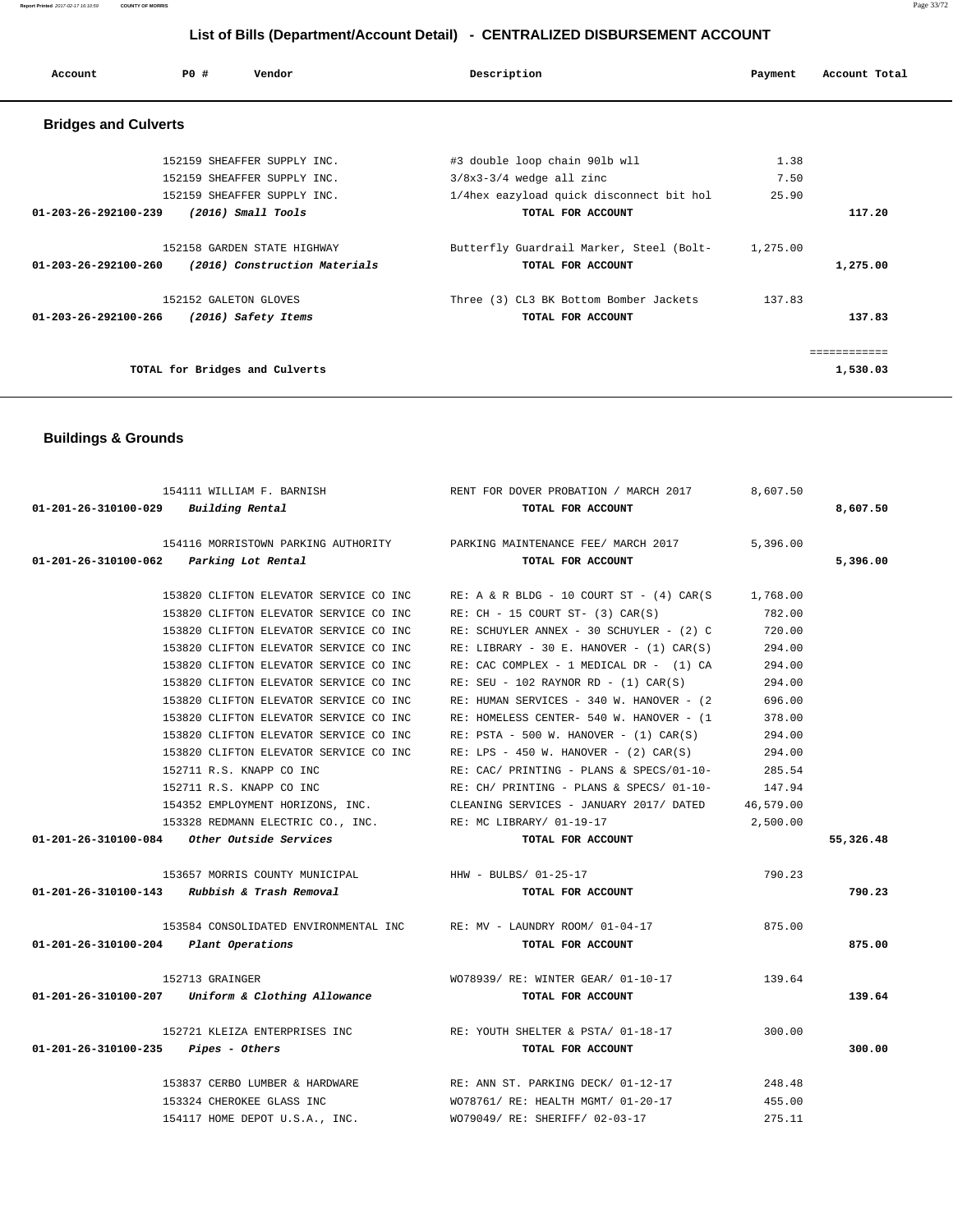# List of Bills (Department/Account Detail) - CENTRALIZED DISBURSEMENT ACCOUNT

| Account | PO # | Vendor | Description | Payment | Account Total |
|---|---|---|---|---|---|

## Bridges and Culverts

| Account | PO # | Vendor | Description | Payment | Account Total |
|---|---|---|---|---|---|
| | 152159 | SHEAFFER SUPPLY INC. | #3 double loop chain 90lb wll | 1.38 | |
| | 152159 | SHEAFFER SUPPLY INC. | 3/8x3-3/4 wedge all zinc | 7.50 | |
| | 152159 | SHEAFFER SUPPLY INC. | 1/4hex eazyload quick disconnect bit hol | 25.90 | |
| 01-203-26-292100-239 | | *(2016) Small Tools* | TOTAL FOR ACCOUNT | | 117.20 |
| | 152158 | GARDEN STATE HIGHWAY | Butterfly Guardrail Marker, Steel (Bolt- | 1,275.00 | |
| 01-203-26-292100-260 | | *(2016) Construction Materials* | TOTAL FOR ACCOUNT | | 1,275.00 |
| | 152152 | GALETON GLOVES | Three (3) CL3 BK Bottom Bomber Jackets | 137.83 | |
| 01-203-26-292100-266 | | *(2016) Safety Items* | TOTAL FOR ACCOUNT | | 137.83 |
| | | | | | ============ |
| | | TOTAL for Bridges and Culverts | | | 1,530.03 |

## Buildings & Grounds

| Account | PO # | Vendor | Description | Payment | Account Total |
|---|---|---|---|---|---|
| | 154111 | WILLIAM F. BARNISH | RENT FOR DOVER PROBATION / MARCH 2017 | 8,607.50 | |
| 01-201-26-310100-029 | | *Building Rental* | TOTAL FOR ACCOUNT | | 8,607.50 |
| | 154116 | MORRISTOWN PARKING AUTHORITY | PARKING MAINTENANCE FEE/ MARCH 2017 | 5,396.00 | |
| 01-201-26-310100-062 | | *Parking Lot Rental* | TOTAL FOR ACCOUNT | | 5,396.00 |
| | 153820 | CLIFTON ELEVATOR SERVICE CO INC | RE: A & R BLDG - 10 COURT ST - (4) CAR(S | 1,768.00 | |
| | 153820 | CLIFTON ELEVATOR SERVICE CO INC | RE: CH - 15 COURT ST- (3) CAR(S) | 782.00 | |
| | 153820 | CLIFTON ELEVATOR SERVICE CO INC | RE: SCHUYLER ANNEX - 30 SCHUYLER - (2) C | 720.00 | |
| | 153820 | CLIFTON ELEVATOR SERVICE CO INC | RE: LIBRARY - 30 E. HANOVER - (1) CAR(S) | 294.00 | |
| | 153820 | CLIFTON ELEVATOR SERVICE CO INC | RE: CAC COMPLEX - 1 MEDICAL DR - (1) CA | 294.00 | |
| | 153820 | CLIFTON ELEVATOR SERVICE CO INC | RE: SEU - 102 RAYNOR RD - (1) CAR(S) | 294.00 | |
| | 153820 | CLIFTON ELEVATOR SERVICE CO INC | RE: HUMAN SERVICES - 340 W. HANOVER - (2 | 696.00 | |
| | 153820 | CLIFTON ELEVATOR SERVICE CO INC | RE: HOMELESS CENTER- 540 W. HANOVER - (1 | 378.00 | |
| | 153820 | CLIFTON ELEVATOR SERVICE CO INC | RE: PSTA - 500 W. HANOVER - (1) CAR(S) | 294.00 | |
| | 153820 | CLIFTON ELEVATOR SERVICE CO INC | RE: LPS - 450 W. HANOVER - (2) CAR(S) | 294.00 | |
| | 152711 | R.S. KNAPP CO INC | RE: CAC/ PRINTING - PLANS & SPECS/01-10- | 285.54 | |
| | 152711 | R.S. KNAPP CO INC | RE: CH/ PRINTING - PLANS & SPECS/ 01-10- | 147.94 | |
| | 154352 | EMPLOYMENT HORIZONS, INC. | CLEANING SERVICES - JANUARY 2017/ DATED | 46,579.00 | |
| | 153328 | REDMANN ELECTRIC CO., INC. | RE: MC LIBRARY/ 01-19-17 | 2,500.00 | |
| 01-201-26-310100-084 | | *Other Outside Services* | TOTAL FOR ACCOUNT | | 55,326.48 |
| | 153657 | MORRIS COUNTY MUNICIPAL | HHW - BULBS/ 01-25-17 | 790.23 | |
| 01-201-26-310100-143 | | *Rubbish & Trash Removal* | TOTAL FOR ACCOUNT | | 790.23 |
| | 153584 | CONSOLIDATED ENVIRONMENTAL INC | RE: MV - LAUNDRY ROOM/ 01-04-17 | 875.00 | |
| 01-201-26-310100-204 | | *Plant Operations* | TOTAL FOR ACCOUNT | | 875.00 |
| | 152713 | GRAINGER | WO78939/ RE: WINTER GEAR/ 01-10-17 | 139.64 | |
| 01-201-26-310100-207 | | *Uniform & Clothing Allowance* | TOTAL FOR ACCOUNT | | 139.64 |
| | 152721 | KLEIZA ENTERPRISES INC | RE: YOUTH SHELTER & PSTA/ 01-18-17 | 300.00 | |
| 01-201-26-310100-235 | | *Pipes - Others* | TOTAL FOR ACCOUNT | | 300.00 |
| | 153837 | CERBO LUMBER & HARDWARE | RE: ANN ST. PARKING DECK/ 01-12-17 | 248.48 | |
| | 153324 | CHEROKEE GLASS INC | WO78761/ RE: HEALTH MGMT/ 01-20-17 | 455.00 | |
| | 154117 | HOME DEPOT U.S.A., INC. | WO79049/ RE: SHERIFF/ 02-03-17 | 275.11 | |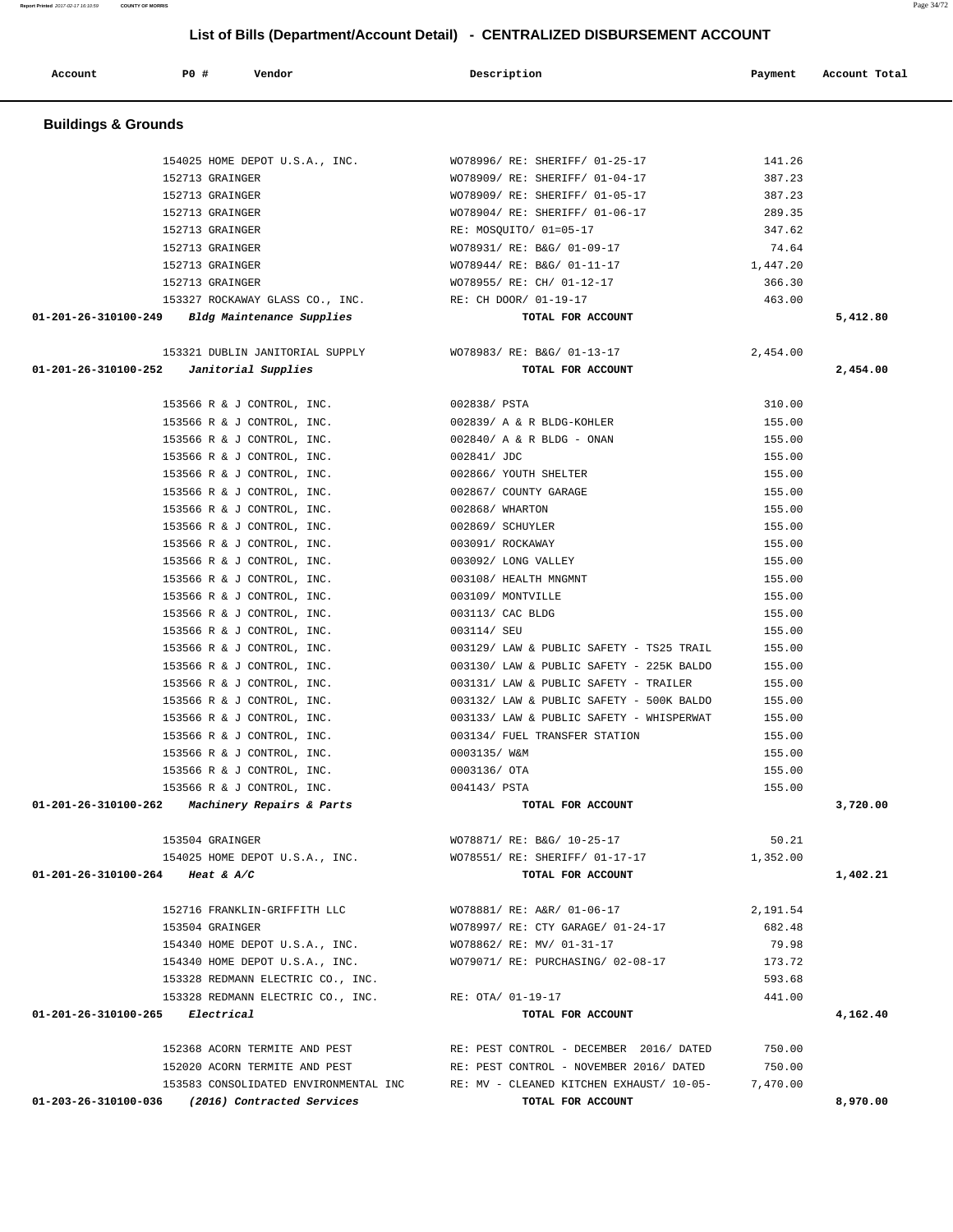# List of Bills (Department/Account Detail) - CENTRALIZED DISBURSEMENT ACCOUNT

| Account | PO # | Vendor | Description | Payment | Account Total |
|---|---|---|---|---|---|

## Buildings & Grounds

| Account | PO # | Vendor | Description | Payment | Account Total |
|---|---|---|---|---|---|
| | 154025 | HOME DEPOT U.S.A., INC. | WO78996/ RE: SHERIFF/ 01-25-17 | 141.26 | |
| | 152713 | GRAINGER | WO78909/ RE: SHERIFF/ 01-04-17 | 387.23 | |
| | 152713 | GRAINGER | WO78909/ RE: SHERIFF/ 01-05-17 | 387.23 | |
| | 152713 | GRAINGER | WO78904/ RE: SHERIFF/ 01-06-17 | 289.35 | |
| | 152713 | GRAINGER | RE: MOSQUITO/ 01=05-17 | 347.62 | |
| | 152713 | GRAINGER | WO78931/ RE: B&G/ 01-09-17 | 74.64 | |
| | 152713 | GRAINGER | WO78944/ RE: B&G/ 01-11-17 | 1,447.20 | |
| | 152713 | GRAINGER | WO78955/ RE: CH/ 01-12-17 | 366.30 | |
| | 153327 | ROCKAWAY GLASS CO., INC. | RE: CH DOOR/ 01-19-17 | 463.00 | |
| 01-201-26-310100-249 | | *Bldg Maintenance Supplies* | TOTAL FOR ACCOUNT | | 5,412.80 |
| | 153321 | DUBLIN JANITORIAL SUPPLY | WO78983/ RE: B&G/ 01-13-17 | 2,454.00 | |
| 01-201-26-310100-252 | | *Janitorial Supplies* | TOTAL FOR ACCOUNT | | 2,454.00 |
| | 153566 | R & J CONTROL, INC. | 002838/ PSTA | 310.00 | |
| | 153566 | R & J CONTROL, INC. | 002839/ A & R BLDG-KOHLER | 155.00 | |
| | 153566 | R & J CONTROL, INC. | 002840/ A & R BLDG - ONAN | 155.00 | |
| | 153566 | R & J CONTROL, INC. | 002841/ JDC | 155.00 | |
| | 153566 | R & J CONTROL, INC. | 002866/ YOUTH SHELTER | 155.00 | |
| | 153566 | R & J CONTROL, INC. | 002867/ COUNTY GARAGE | 155.00 | |
| | 153566 | R & J CONTROL, INC. | 002868/ WHARTON | 155.00 | |
| | 153566 | R & J CONTROL, INC. | 002869/ SCHUYLER | 155.00 | |
| | 153566 | R & J CONTROL, INC. | 003091/ ROCKAWAY | 155.00 | |
| | 153566 | R & J CONTROL, INC. | 003092/ LONG VALLEY | 155.00 | |
| | 153566 | R & J CONTROL, INC. | 003108/ HEALTH MNGMNT | 155.00 | |
| | 153566 | R & J CONTROL, INC. | 003109/ MONTVILLE | 155.00 | |
| | 153566 | R & J CONTROL, INC. | 003113/ CAC BLDG | 155.00 | |
| | 153566 | R & J CONTROL, INC. | 003114/ SEU | 155.00 | |
| | 153566 | R & J CONTROL, INC. | 003129/ LAW & PUBLIC SAFETY - TS25 TRAIL | 155.00 | |
| | 153566 | R & J CONTROL, INC. | 003130/ LAW & PUBLIC SAFETY - 225K BALDO | 155.00 | |
| | 153566 | R & J CONTROL, INC. | 003131/ LAW & PUBLIC SAFETY - TRAILER | 155.00 | |
| | 153566 | R & J CONTROL, INC. | 003132/ LAW & PUBLIC SAFETY - 500K BALDO | 155.00 | |
| | 153566 | R & J CONTROL, INC. | 003133/ LAW & PUBLIC SAFETY - WHISPERWAT | 155.00 | |
| | 153566 | R & J CONTROL, INC. | 003134/ FUEL TRANSFER STATION | 155.00 | |
| | 153566 | R & J CONTROL, INC. | 0003135/ W&M | 155.00 | |
| | 153566 | R & J CONTROL, INC. | 0003136/ OTA | 155.00 | |
| | 153566 | R & J CONTROL, INC. | 004143/ PSTA | 155.00 | |
| 01-201-26-310100-262 | | *Machinery Repairs & Parts* | TOTAL FOR ACCOUNT | | 3,720.00 |
| | 153504 | GRAINGER | WO78871/ RE: B&G/ 10-25-17 | 50.21 | |
| | 154025 | HOME DEPOT U.S.A., INC. | WO78551/ RE: SHERIFF/ 01-17-17 | 1,352.00 | |
| 01-201-26-310100-264 | | *Heat & A/C* | TOTAL FOR ACCOUNT | | 1,402.21 |
| | 152716 | FRANKLIN-GRIFFITH LLC | WO78881/ RE: A&R/ 01-06-17 | 2,191.54 | |
| | 153504 | GRAINGER | WO78997/ RE: CTY GARAGE/ 01-24-17 | 682.48 | |
| | 154340 | HOME DEPOT U.S.A., INC. | WO78862/ RE: MV/ 01-31-17 | 79.98 | |
| | 154340 | HOME DEPOT U.S.A., INC. | WO79071/ RE: PURCHASING/ 02-08-17 | 173.72 | |
| | 153328 | REDMANN ELECTRIC CO., INC. | | 593.68 | |
| | 153328 | REDMANN ELECTRIC CO., INC. | RE: OTA/ 01-19-17 | 441.00 | |
| 01-201-26-310100-265 | | *Electrical* | TOTAL FOR ACCOUNT | | 4,162.40 |
| | 152368 | ACORN TERMITE AND PEST | RE: PEST CONTROL - DECEMBER 2016/ DATED | 750.00 | |
| | 152020 | ACORN TERMITE AND PEST | RE: PEST CONTROL - NOVEMBER 2016/ DATED | 750.00 | |
| | 153583 | CONSOLIDATED ENVIRONMENTAL INC | RE: MV - CLEANED KITCHEN EXHAUST/ 10-05- | 7,470.00 | |
| 01-203-26-310100-036 | | *(2016) Contracted Services* | TOTAL FOR ACCOUNT | | 8,970.00 |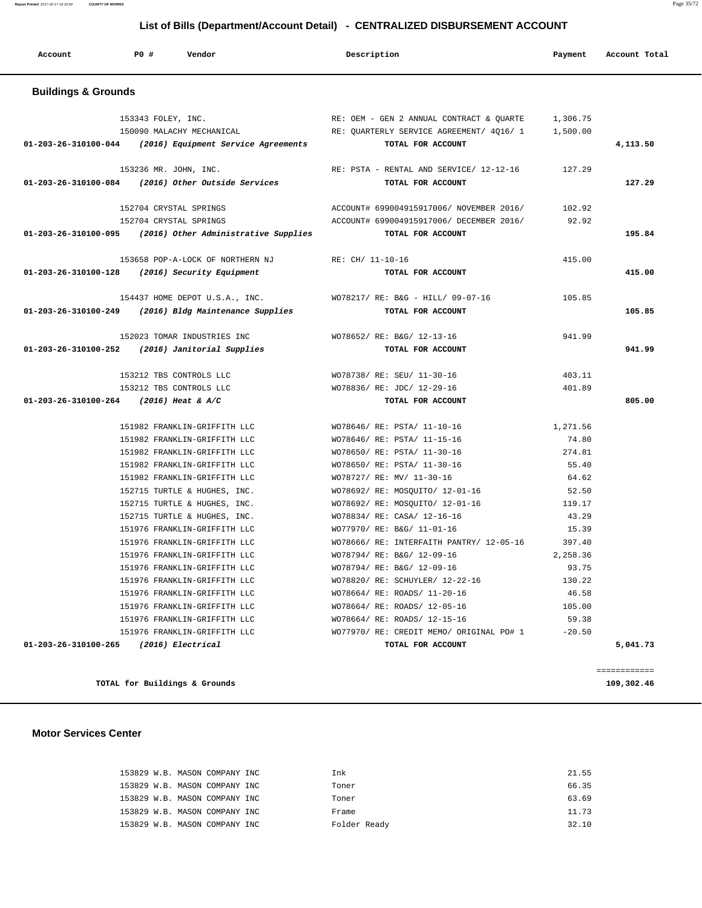## List of Bills (Department/Account Detail) - CENTRALIZED DISBURSEMENT ACCOUNT

| Account | PO # | Vendor | Description | Payment | Account Total |
|---|---|---|---|---|---|

### Buildings & Grounds

| Account | PO # | Vendor | Description | Payment | Account Total |
|---|---|---|---|---|---|
| | 153343 | FOLEY, INC. | RE: OEM - GEN 2 ANNUAL CONTRACT & QUARTE | 1,306.75 | |
| | 150090 | MALACHY MECHANICAL | RE: QUARTERLY SERVICE AGREEMENT/ 4Q16/ 1 | 1,500.00 | |
| **01-203-26-310100-044** | | ***(2016) Equipment Service Agreements*** | **TOTAL FOR ACCOUNT** | | **4,113.50** |
| | 153236 | MR. JOHN, INC. | RE: PSTA - RENTAL AND SERVICE/ 12-12-16 | 127.29 | |
| **01-203-26-310100-084** | | ***(2016) Other Outside Services*** | **TOTAL FOR ACCOUNT** | | **127.29** |
| | 152704 | CRYSTAL SPRINGS | ACCOUNT# 699004915917006/ NOVEMBER 2016/ | 102.92 | |
| | 152704 | CRYSTAL SPRINGS | ACCOUNT# 699004915917006/ DECEMBER 2016/ | 92.92 | |
| **01-203-26-310100-095** | | ***(2016) Other Administrative Supplies*** | **TOTAL FOR ACCOUNT** | | **195.84** |
| | 153658 | POP-A-LOCK OF NORTHERN NJ | RE: CH/ 11-10-16 | 415.00 | |
| **01-203-26-310100-128** | | ***(2016) Security Equipment*** | **TOTAL FOR ACCOUNT** | | **415.00** |
| | 154437 | HOME DEPOT U.S.A., INC. | WO78217/ RE: B&G - HILL/ 09-07-16 | 105.85 | |
| **01-203-26-310100-249** | | ***(2016) Bldg Maintenance Supplies*** | **TOTAL FOR ACCOUNT** | | **105.85** |
| | 152023 | TOMAR INDUSTRIES INC | WO78652/ RE: B&G/ 12-13-16 | 941.99 | |
| **01-203-26-310100-252** | | ***(2016) Janitorial Supplies*** | **TOTAL FOR ACCOUNT** | | **941.99** |
| | 153212 | TBS CONTROLS LLC | WO78738/ RE: SEU/ 11-30-16 | 403.11 | |
| | 153212 | TBS CONTROLS LLC | WO78836/ RE: JDC/ 12-29-16 | 401.89 | |
| **01-203-26-310100-264** | | ***(2016) Heat & A/C*** | **TOTAL FOR ACCOUNT** | | **805.00** |
| | 151982 | FRANKLIN-GRIFFITH LLC | WO78646/ RE: PSTA/ 11-10-16 | 1,271.56 | |
| | 151982 | FRANKLIN-GRIFFITH LLC | WO78646/ RE: PSTA/ 11-15-16 | 74.80 | |
| | 151982 | FRANKLIN-GRIFFITH LLC | WO78650/ RE: PSTA/ 11-30-16 | 274.81 | |
| | 151982 | FRANKLIN-GRIFFITH LLC | WO78650/ RE: PSTA/ 11-30-16 | 55.40 | |
| | 151982 | FRANKLIN-GRIFFITH LLC | WO78727/ RE: MV/ 11-30-16 | 64.62 | |
| | 152715 | TURTLE & HUGHES, INC. | WO78692/ RE: MOSQUITO/ 12-01-16 | 52.50 | |
| | 152715 | TURTLE & HUGHES, INC. | WO78692/ RE: MOSQUITO/ 12-01-16 | 119.17 | |
| | 152715 | TURTLE & HUGHES, INC. | WO78834/ RE: CASA/ 12-16-16 | 43.29 | |
| | 151976 | FRANKLIN-GRIFFITH LLC | WO77970/ RE: B&G/ 11-01-16 | 15.39 | |
| | 151976 | FRANKLIN-GRIFFITH LLC | WO78666/ RE: INTERFAITH PANTRY/ 12-05-16 | 397.40 | |
| | 151976 | FRANKLIN-GRIFFITH LLC | WO78794/ RE: B&G/ 12-09-16 | 2,258.36 | |
| | 151976 | FRANKLIN-GRIFFITH LLC | WO78794/ RE: B&G/ 12-09-16 | 93.75 | |
| | 151976 | FRANKLIN-GRIFFITH LLC | WO78820/ RE: SCHUYLER/ 12-22-16 | 130.22 | |
| | 151976 | FRANKLIN-GRIFFITH LLC | WO78664/ RE: ROADS/ 11-20-16 | 46.58 | |
| | 151976 | FRANKLIN-GRIFFITH LLC | WO78664/ RE: ROADS/ 12-05-16 | 105.00 | |
| | 151976 | FRANKLIN-GRIFFITH LLC | WO78664/ RE: ROADS/ 12-15-16 | 59.38 | |
| | 151976 | FRANKLIN-GRIFFITH LLC | WO77970/ RE: CREDIT MEMO/ ORIGINAL PO# 1 | -20.50 | |
| **01-203-26-310100-265** | | ***(2016) Electrical*** | **TOTAL FOR ACCOUNT** | | **5,041.73** |
| | | | | | ============ |
| **TOTAL for Buildings & Grounds** | | | | | **109,302.46** |

### Motor Services Center

| Account | PO # | Vendor | Description | Payment | Account Total |
|---|---|---|---|---|---|
| | 153829 | W.B. MASON COMPANY INC | Ink | 21.55 | |
| | 153829 | W.B. MASON COMPANY INC | Toner | 66.35 | |
| | 153829 | W.B. MASON COMPANY INC | Toner | 63.69 | |
| | 153829 | W.B. MASON COMPANY INC | Frame | 11.73 | |
| | 153829 | W.B. MASON COMPANY INC | Folder Ready | 32.10 | |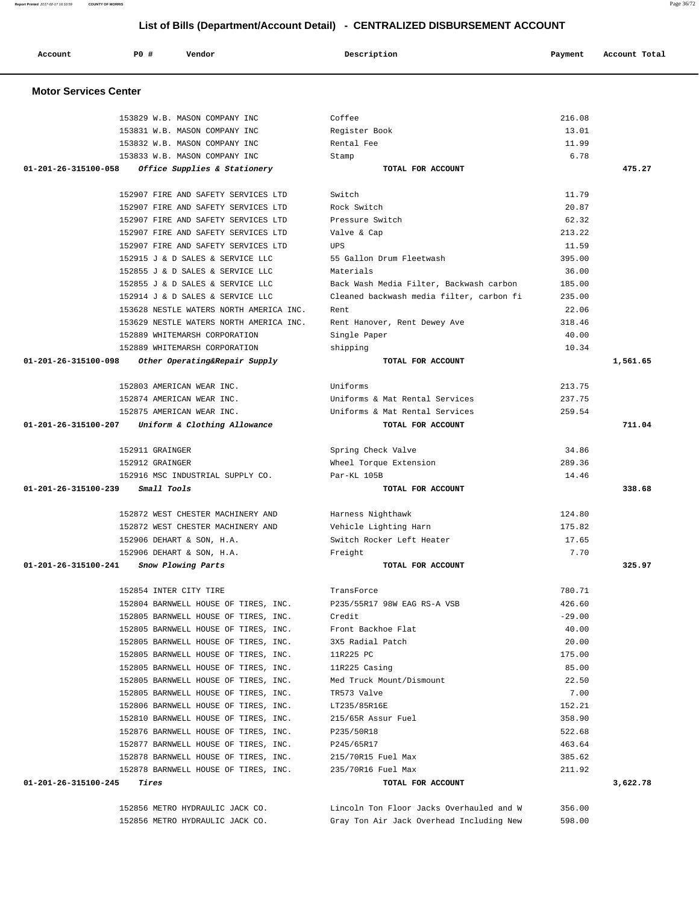# List of Bills (Department/Account Detail) - CENTRALIZED DISBURSEMENT ACCOUNT

| Account | PO # | Vendor | Description | Payment | Account Total |
|---|---|---|---|---|---|

## Motor Services Center

| Account | PO # | Vendor | Description | Payment | Account Total |
|---|---|---|---|---|---|
| | 153829 | W.B. MASON COMPANY INC | Coffee | 216.08 | |
| | 153831 | W.B. MASON COMPANY INC | Register Book | 13.01 | |
| | 153832 | W.B. MASON COMPANY INC | Rental Fee | 11.99 | |
| | 153833 | W.B. MASON COMPANY INC | Stamp | 6.78 | |
| **01-201-26-315100-058** | | ***Office Supplies & Stationery*** | **TOTAL FOR ACCOUNT** | | **475.27** |
| | 152907 | FIRE AND SAFETY SERVICES LTD | Switch | 11.79 | |
| | 152907 | FIRE AND SAFETY SERVICES LTD | Rock Switch | 20.87 | |
| | 152907 | FIRE AND SAFETY SERVICES LTD | Pressure Switch | 62.32 | |
| | 152907 | FIRE AND SAFETY SERVICES LTD | Valve & Cap | 213.22 | |
| | 152907 | FIRE AND SAFETY SERVICES LTD | UPS | 11.59 | |
| | 152915 | J & D SALES & SERVICE LLC | 55 Gallon Drum Fleetwash | 395.00 | |
| | 152855 | J & D SALES & SERVICE LLC | Materials | 36.00 | |
| | 152855 | J & D SALES & SERVICE LLC | Back Wash Media Filter, Backwash carbon | 185.00 | |
| | 152914 | J & D SALES & SERVICE LLC | Cleaned backwash media filter, carbon fi | 235.00 | |
| | 153628 | NESTLE WATERS NORTH AMERICA INC. | Rent | 22.06 | |
| | 153629 | NESTLE WATERS NORTH AMERICA INC. | Rent Hanover, Rent Dewey Ave | 318.46 | |
| | 152889 | WHITEMARSH CORPORATION | Single Paper | 40.00 | |
| | 152889 | WHITEMARSH CORPORATION | shipping | 10.34 | |
| **01-201-26-315100-098** | | ***Other Operating&Repair Supply*** | **TOTAL FOR ACCOUNT** | | **1,561.65** |
| | 152803 | AMERICAN WEAR INC. | Uniforms | 213.75 | |
| | 152874 | AMERICAN WEAR INC. | Uniforms & Mat Rental Services | 237.75 | |
| | 152875 | AMERICAN WEAR INC. | Uniforms & Mat Rental Services | 259.54 | |
| **01-201-26-315100-207** | | ***Uniform & Clothing Allowance*** | **TOTAL FOR ACCOUNT** | | **711.04** |
| | 152911 | GRAINGER | Spring Check Valve | 34.86 | |
| | 152912 | GRAINGER | Wheel Torque Extension | 289.36 | |
| | 152916 | MSC INDUSTRIAL SUPPLY CO. | Par-KL 105B | 14.46 | |
| **01-201-26-315100-239** | | ***Small Tools*** | **TOTAL FOR ACCOUNT** | | **338.68** |
| | 152872 | WEST CHESTER MACHINERY AND | Harness Nighthawk | 124.80 | |
| | 152872 | WEST CHESTER MACHINERY AND | Vehicle Lighting Harn | 175.82 | |
| | 152906 | DEHART & SON, H.A. | Switch Rocker Left Heater | 17.65 | |
| | 152906 | DEHART & SON, H.A. | Freight | 7.70 | |
| **01-201-26-315100-241** | | ***Snow Plowing Parts*** | **TOTAL FOR ACCOUNT** | | **325.97** |
| | 152854 | INTER CITY TIRE | TransForce | 780.71 | |
| | 152804 | BARNWELL HOUSE OF TIRES, INC. | P235/55R17 98W EAG RS-A VSB | 426.60 | |
| | 152805 | BARNWELL HOUSE OF TIRES, INC. | Credit | -29.00 | |
| | 152805 | BARNWELL HOUSE OF TIRES, INC. | Front Backhoe Flat | 40.00 | |
| | 152805 | BARNWELL HOUSE OF TIRES, INC. | 3X5 Radial Patch | 20.00 | |
| | 152805 | BARNWELL HOUSE OF TIRES, INC. | 11R225 PC | 175.00 | |
| | 152805 | BARNWELL HOUSE OF TIRES, INC. | 11R225 Casing | 85.00 | |
| | 152805 | BARNWELL HOUSE OF TIRES, INC. | Med Truck Mount/Dismount | 22.50 | |
| | 152805 | BARNWELL HOUSE OF TIRES, INC. | TR573 Valve | 7.00 | |
| | 152806 | BARNWELL HOUSE OF TIRES, INC. | LT235/85R16E | 152.21 | |
| | 152810 | BARNWELL HOUSE OF TIRES, INC. | 215/65R Assur Fuel | 358.90 | |
| | 152876 | BARNWELL HOUSE OF TIRES, INC. | P235/50R18 | 522.68 | |
| | 152877 | BARNWELL HOUSE OF TIRES, INC. | P245/65R17 | 463.64 | |
| | 152878 | BARNWELL HOUSE OF TIRES, INC. | 215/70R15 Fuel Max | 385.62 | |
| | 152878 | BARNWELL HOUSE OF TIRES, INC. | 235/70R16 Fuel Max | 211.92 | |
| **01-201-26-315100-245** | | ***Tires*** | **TOTAL FOR ACCOUNT** | | **3,622.78** |
| | 152856 | METRO HYDRAULIC JACK CO. | Lincoln Ton Floor Jacks Overhauled and W | 356.00 | |
| | 152856 | METRO HYDRAULIC JACK CO. | Gray Ton Air Jack Overhead Including New | 598.00 | |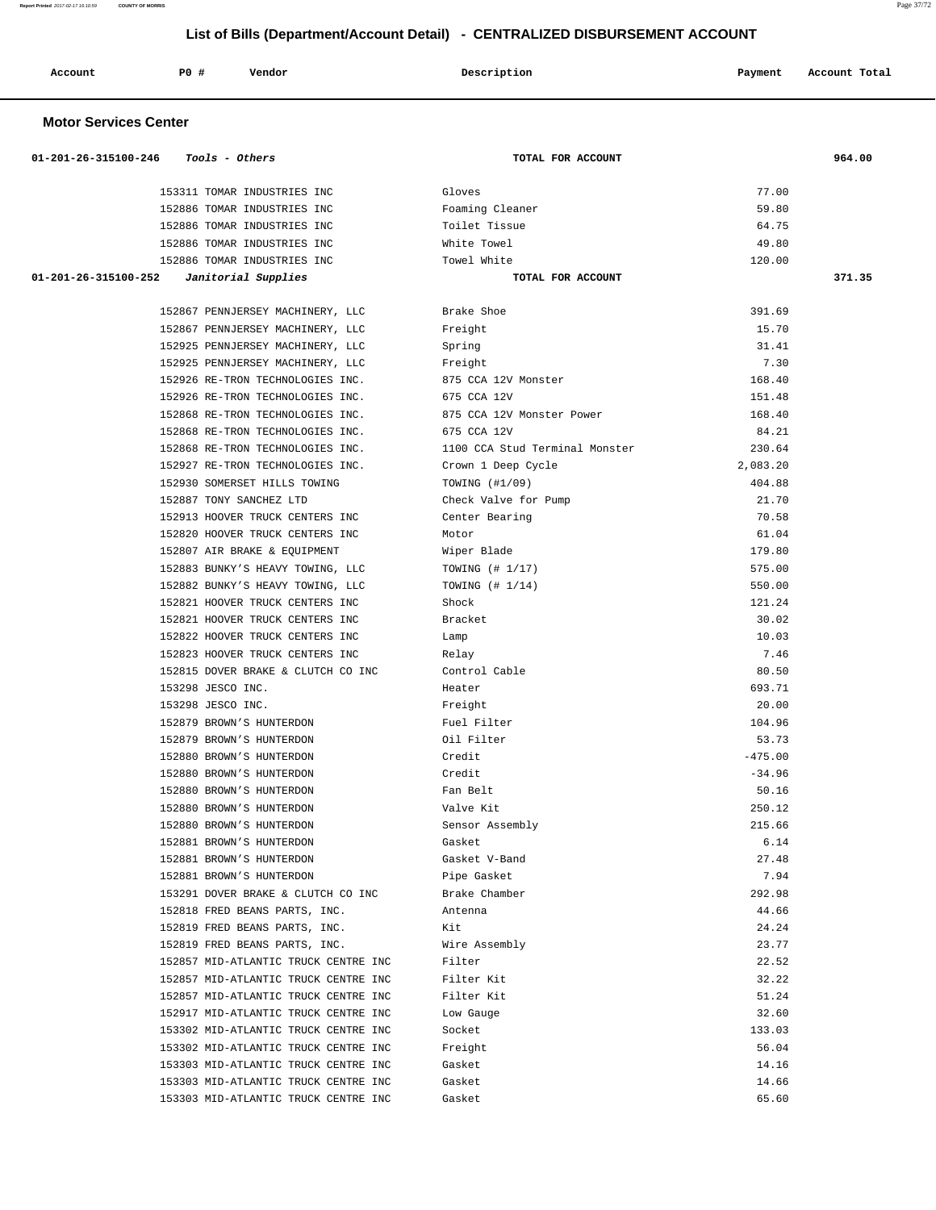# List of Bills (Department/Account Detail) - CENTRALIZED DISBURSEMENT ACCOUNT

| Account | PO # | Vendor | Description | Payment | Account Total |
|---|---|---|---|---|---|

## Motor Services Center

| Account | PO # | Vendor | Description | Payment | Account Total |
|---|---|---|---|---|---|
| 01-201-26-315100-246 | | *Tools - Others* | TOTAL FOR ACCOUNT | | 964.00 |
| | 153311 | TOMAR INDUSTRIES INC | Gloves | 77.00 | |
| | 152886 | TOMAR INDUSTRIES INC | Foaming Cleaner | 59.80 | |
| | 152886 | TOMAR INDUSTRIES INC | Toilet Tissue | 64.75 | |
| | 152886 | TOMAR INDUSTRIES INC | White Towel | 49.80 | |
| | 152886 | TOMAR INDUSTRIES INC | Towel White | 120.00 | |
| 01-201-26-315100-252 | | *Janitorial Supplies* | TOTAL FOR ACCOUNT | | 371.35 |
| | 152867 | PENNJERSEY MACHINERY, LLC | Brake Shoe | 391.69 | |
| | 152867 | PENNJERSEY MACHINERY, LLC | Freight | 15.70 | |
| | 152925 | PENNJERSEY MACHINERY, LLC | Spring | 31.41 | |
| | 152925 | PENNJERSEY MACHINERY, LLC | Freight | 7.30 | |
| | 152926 | RE-TRON TECHNOLOGIES INC. | 875 CCA 12V Monster | 168.40 | |
| | 152926 | RE-TRON TECHNOLOGIES INC. | 675 CCA 12V | 151.48 | |
| | 152868 | RE-TRON TECHNOLOGIES INC. | 875 CCA 12V Monster Power | 168.40 | |
| | 152868 | RE-TRON TECHNOLOGIES INC. | 675 CCA 12V | 84.21 | |
| | 152868 | RE-TRON TECHNOLOGIES INC. | 1100 CCA Stud Terminal Monster | 230.64 | |
| | 152927 | RE-TRON TECHNOLOGIES INC. | Crown 1 Deep Cycle | 2,083.20 | |
| | 152930 | SOMERSET HILLS TOWING | TOWING (#1/09) | 404.88 | |
| | 152887 | TONY SANCHEZ LTD | Check Valve for Pump | 21.70 | |
| | 152913 | HOOVER TRUCK CENTERS INC | Center Bearing | 70.58 | |
| | 152820 | HOOVER TRUCK CENTERS INC | Motor | 61.04 | |
| | 152807 | AIR BRAKE & EQUIPMENT | Wiper Blade | 179.80 | |
| | 152883 | BUNKY'S HEAVY TOWING, LLC | TOWING (# 1/17) | 575.00 | |
| | 152882 | BUNKY'S HEAVY TOWING, LLC | TOWING (# 1/14) | 550.00 | |
| | 152821 | HOOVER TRUCK CENTERS INC | Shock | 121.24 | |
| | 152821 | HOOVER TRUCK CENTERS INC | Bracket | 30.02 | |
| | 152822 | HOOVER TRUCK CENTERS INC | Lamp | 10.03 | |
| | 152823 | HOOVER TRUCK CENTERS INC | Relay | 7.46 | |
| | 152815 | DOVER BRAKE & CLUTCH CO INC | Control Cable | 80.50 | |
| | 153298 | JESCO INC. | Heater | 693.71 | |
| | 153298 | JESCO INC. | Freight | 20.00 | |
| | 152879 | BROWN'S HUNTERDON | Fuel Filter | 104.96 | |
| | 152879 | BROWN'S HUNTERDON | Oil Filter | 53.73 | |
| | 152880 | BROWN'S HUNTERDON | Credit | -475.00 | |
| | 152880 | BROWN'S HUNTERDON | Credit | -34.96 | |
| | 152880 | BROWN'S HUNTERDON | Fan Belt | 50.16 | |
| | 152880 | BROWN'S HUNTERDON | Valve Kit | 250.12 | |
| | 152880 | BROWN'S HUNTERDON | Sensor Assembly | 215.66 | |
| | 152881 | BROWN'S HUNTERDON | Gasket | 6.14 | |
| | 152881 | BROWN'S HUNTERDON | Gasket V-Band | 27.48 | |
| | 152881 | BROWN'S HUNTERDON | Pipe Gasket | 7.94 | |
| | 153291 | DOVER BRAKE & CLUTCH CO INC | Brake Chamber | 292.98 | |
| | 152818 | FRED BEANS PARTS, INC. | Antenna | 44.66 | |
| | 152819 | FRED BEANS PARTS, INC. | Kit | 24.24 | |
| | 152819 | FRED BEANS PARTS, INC. | Wire Assembly | 23.77 | |
| | 152857 | MID-ATLANTIC TRUCK CENTRE INC | Filter | 22.52 | |
| | 152857 | MID-ATLANTIC TRUCK CENTRE INC | Filter Kit | 32.22 | |
| | 152857 | MID-ATLANTIC TRUCK CENTRE INC | Filter Kit | 51.24 | |
| | 152917 | MID-ATLANTIC TRUCK CENTRE INC | Low Gauge | 32.60 | |
| | 153302 | MID-ATLANTIC TRUCK CENTRE INC | Socket | 133.03 | |
| | 153302 | MID-ATLANTIC TRUCK CENTRE INC | Freight | 56.04 | |
| | 153303 | MID-ATLANTIC TRUCK CENTRE INC | Gasket | 14.16 | |
| | 153303 | MID-ATLANTIC TRUCK CENTRE INC | Gasket | 14.66 | |
| | 153303 | MID-ATLANTIC TRUCK CENTRE INC | Gasket | 65.60 | |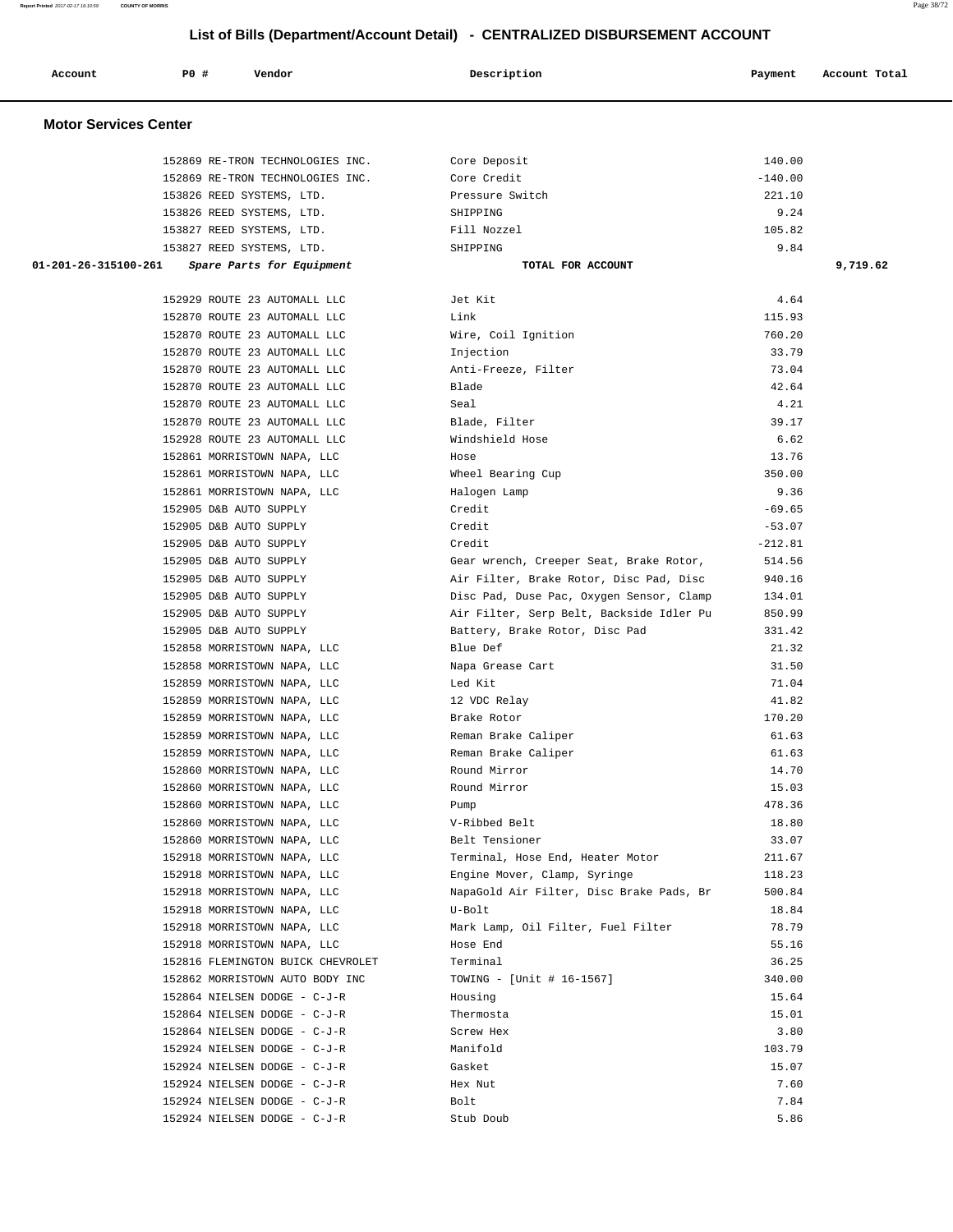## List of Bills (Department/Account Detail) - CENTRALIZED DISBURSEMENT ACCOUNT

| Account | PO # | Vendor | Description | Payment | Account Total |
|---|---|---|---|---|---|

### Motor Services Center

| Account | PO # | Vendor | Description | Payment | Account Total |
|---|---|---|---|---|---|
| | 152869 | RE-TRON TECHNOLOGIES INC. | Core Deposit | 140.00 | |
| | 152869 | RE-TRON TECHNOLOGIES INC. | Core Credit | -140.00 | |
| | 153826 | REED SYSTEMS, LTD. | Pressure Switch | 221.10 | |
| | 153826 | REED SYSTEMS, LTD. | SHIPPING | 9.24 | |
| | 153827 | REED SYSTEMS, LTD. | Fill Nozzel | 105.82 | |
| | 153827 | REED SYSTEMS, LTD. | SHIPPING | 9.84 | |
| **01-201-26-315100-261** | | *Spare Parts for Equipment* | **TOTAL FOR ACCOUNT** | | **9,719.62** |
| | 152929 | ROUTE 23 AUTOMALL LLC | Jet Kit | 4.64 | |
| | 152870 | ROUTE 23 AUTOMALL LLC | Link | 115.93 | |
| | 152870 | ROUTE 23 AUTOMALL LLC | Wire, Coil Ignition | 760.20 | |
| | 152870 | ROUTE 23 AUTOMALL LLC | Injection | 33.79 | |
| | 152870 | ROUTE 23 AUTOMALL LLC | Anti-Freeze, Filter | 73.04 | |
| | 152870 | ROUTE 23 AUTOMALL LLC | Blade | 42.64 | |
| | 152870 | ROUTE 23 AUTOMALL LLC | Seal | 4.21 | |
| | 152870 | ROUTE 23 AUTOMALL LLC | Blade, Filter | 39.17 | |
| | 152928 | ROUTE 23 AUTOMALL LLC | Windshield Hose | 6.62 | |
| | 152861 | MORRISTOWN NAPA, LLC | Hose | 13.76 | |
| | 152861 | MORRISTOWN NAPA, LLC | Wheel Bearing Cup | 350.00 | |
| | 152861 | MORRISTOWN NAPA, LLC | Halogen Lamp | 9.36 | |
| | 152905 | D&B AUTO SUPPLY | Credit | -69.65 | |
| | 152905 | D&B AUTO SUPPLY | Credit | -53.07 | |
| | 152905 | D&B AUTO SUPPLY | Credit | -212.81 | |
| | 152905 | D&B AUTO SUPPLY | Gear wrench, Creeper Seat, Brake Rotor, | 514.56 | |
| | 152905 | D&B AUTO SUPPLY | Air Filter, Brake Rotor, Disc Pad, Disc | 940.16 | |
| | 152905 | D&B AUTO SUPPLY | Disc Pad, Duse Pac, Oxygen Sensor, Clamp | 134.01 | |
| | 152905 | D&B AUTO SUPPLY | Air Filter, Serp Belt, Backside Idler Pu | 850.99 | |
| | 152905 | D&B AUTO SUPPLY | Battery, Brake Rotor, Disc Pad | 331.42 | |
| | 152858 | MORRISTOWN NAPA, LLC | Blue Def | 21.32 | |
| | 152858 | MORRISTOWN NAPA, LLC | Napa Grease Cart | 31.50 | |
| | 152859 | MORRISTOWN NAPA, LLC | Led Kit | 71.04 | |
| | 152859 | MORRISTOWN NAPA, LLC | 12 VDC Relay | 41.82 | |
| | 152859 | MORRISTOWN NAPA, LLC | Brake Rotor | 170.20 | |
| | 152859 | MORRISTOWN NAPA, LLC | Reman Brake Caliper | 61.63 | |
| | 152859 | MORRISTOWN NAPA, LLC | Reman Brake Caliper | 61.63 | |
| | 152860 | MORRISTOWN NAPA, LLC | Round Mirror | 14.70 | |
| | 152860 | MORRISTOWN NAPA, LLC | Round Mirror | 15.03 | |
| | 152860 | MORRISTOWN NAPA, LLC | Pump | 478.36 | |
| | 152860 | MORRISTOWN NAPA, LLC | V-Ribbed Belt | 18.80 | |
| | 152860 | MORRISTOWN NAPA, LLC | Belt Tensioner | 33.07 | |
| | 152918 | MORRISTOWN NAPA, LLC | Terminal, Hose End, Heater Motor | 211.67 | |
| | 152918 | MORRISTOWN NAPA, LLC | Engine Mover, Clamp, Syringe | 118.23 | |
| | 152918 | MORRISTOWN NAPA, LLC | NapaGold Air Filter, Disc Brake Pads, Br | 500.84 | |
| | 152918 | MORRISTOWN NAPA, LLC | U-Bolt | 18.84 | |
| | 152918 | MORRISTOWN NAPA, LLC | Mark Lamp, Oil Filter, Fuel Filter | 78.79 | |
| | 152918 | MORRISTOWN NAPA, LLC | Hose End | 55.16 | |
| | 152816 | FLEMINGTON BUICK CHEVROLET | Terminal | 36.25 | |
| | 152862 | MORRISTOWN AUTO BODY INC | TOWING - [Unit # 16-1567] | 340.00 | |
| | 152864 | NIELSEN DODGE - C-J-R | Housing | 15.64 | |
| | 152864 | NIELSEN DODGE - C-J-R | Thermosta | 15.01 | |
| | 152864 | NIELSEN DODGE - C-J-R | Screw Hex | 3.80 | |
| | 152924 | NIELSEN DODGE - C-J-R | Manifold | 103.79 | |
| | 152924 | NIELSEN DODGE - C-J-R | Gasket | 15.07 | |
| | 152924 | NIELSEN DODGE - C-J-R | Hex Nut | 7.60 | |
| | 152924 | NIELSEN DODGE - C-J-R | Bolt | 7.84 | |
| | 152924 | NIELSEN DODGE - C-J-R | Stub Doub | 5.86 | |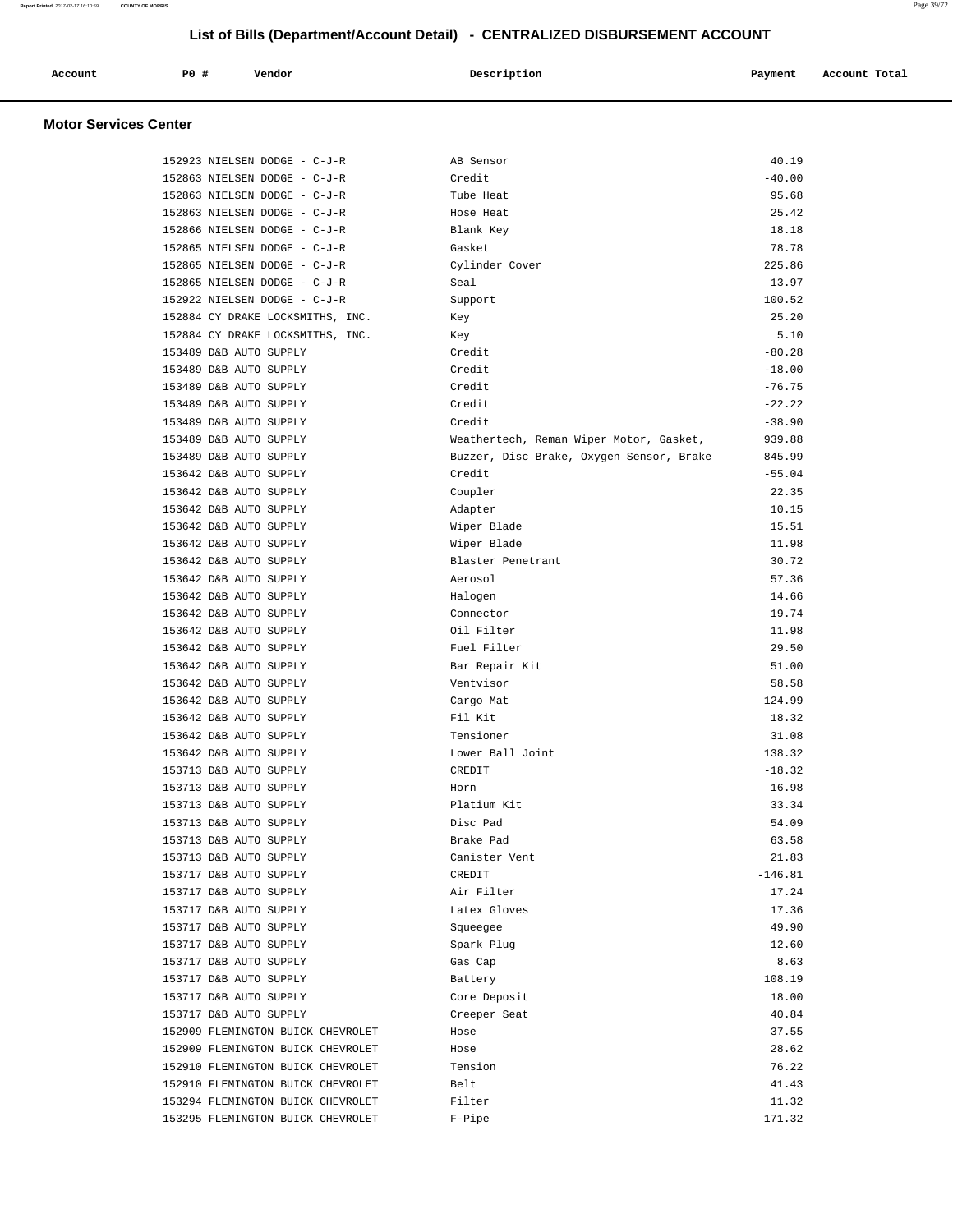# List of Bills (Department/Account Detail) - CENTRALIZED DISBURSEMENT ACCOUNT

## Motor Services Center

| Account | PO # | Vendor | Description | Payment | Account Total |
|---|---|---|---|---|---|
| | 152923 | NIELSEN DODGE - C-J-R | AB Sensor | 40.19 | |
| | 152863 | NIELSEN DODGE - C-J-R | Credit | -40.00 | |
| | 152863 | NIELSEN DODGE - C-J-R | Tube Heat | 95.68 | |
| | 152863 | NIELSEN DODGE - C-J-R | Hose Heat | 25.42 | |
| | 152866 | NIELSEN DODGE - C-J-R | Blank Key | 18.18 | |
| | 152865 | NIELSEN DODGE - C-J-R | Gasket | 78.78 | |
| | 152865 | NIELSEN DODGE - C-J-R | Cylinder Cover | 225.86 | |
| | 152865 | NIELSEN DODGE - C-J-R | Seal | 13.97 | |
| | 152922 | NIELSEN DODGE - C-J-R | Support | 100.52 | |
| | 152884 | CY DRAKE LOCKSMITHS, INC. | Key | 25.20 | |
| | 152884 | CY DRAKE LOCKSMITHS, INC. | Key | 5.10 | |
| | 153489 | D&B AUTO SUPPLY | Credit | -80.28 | |
| | 153489 | D&B AUTO SUPPLY | Credit | -18.00 | |
| | 153489 | D&B AUTO SUPPLY | Credit | -76.75 | |
| | 153489 | D&B AUTO SUPPLY | Credit | -22.22 | |
| | 153489 | D&B AUTO SUPPLY | Credit | -38.90 | |
| | 153489 | D&B AUTO SUPPLY | Weathertech, Reman Wiper Motor, Gasket, | 939.88 | |
| | 153489 | D&B AUTO SUPPLY | Buzzer, Disc Brake, Oxygen Sensor, Brake | 845.99 | |
| | 153642 | D&B AUTO SUPPLY | Credit | -55.04 | |
| | 153642 | D&B AUTO SUPPLY | Coupler | 22.35 | |
| | 153642 | D&B AUTO SUPPLY | Adapter | 10.15 | |
| | 153642 | D&B AUTO SUPPLY | Wiper Blade | 15.51 | |
| | 153642 | D&B AUTO SUPPLY | Wiper Blade | 11.98 | |
| | 153642 | D&B AUTO SUPPLY | Blaster Penetrant | 30.72 | |
| | 153642 | D&B AUTO SUPPLY | Aerosol | 57.36 | |
| | 153642 | D&B AUTO SUPPLY | Halogen | 14.66 | |
| | 153642 | D&B AUTO SUPPLY | Connector | 19.74 | |
| | 153642 | D&B AUTO SUPPLY | Oil Filter | 11.98 | |
| | 153642 | D&B AUTO SUPPLY | Fuel Filter | 29.50 | |
| | 153642 | D&B AUTO SUPPLY | Bar Repair Kit | 51.00 | |
| | 153642 | D&B AUTO SUPPLY | Ventvisor | 58.58 | |
| | 153642 | D&B AUTO SUPPLY | Cargo Mat | 124.99 | |
| | 153642 | D&B AUTO SUPPLY | Fil Kit | 18.32 | |
| | 153642 | D&B AUTO SUPPLY | Tensioner | 31.08 | |
| | 153642 | D&B AUTO SUPPLY | Lower Ball Joint | 138.32 | |
| | 153713 | D&B AUTO SUPPLY | CREDIT | -18.32 | |
| | 153713 | D&B AUTO SUPPLY | Horn | 16.98 | |
| | 153713 | D&B AUTO SUPPLY | Platium Kit | 33.34 | |
| | 153713 | D&B AUTO SUPPLY | Disc Pad | 54.09 | |
| | 153713 | D&B AUTO SUPPLY | Brake Pad | 63.58 | |
| | 153713 | D&B AUTO SUPPLY | Canister Vent | 21.83 | |
| | 153717 | D&B AUTO SUPPLY | CREDIT | -146.81 | |
| | 153717 | D&B AUTO SUPPLY | Air Filter | 17.24 | |
| | 153717 | D&B AUTO SUPPLY | Latex Gloves | 17.36 | |
| | 153717 | D&B AUTO SUPPLY | Squeegee | 49.90 | |
| | 153717 | D&B AUTO SUPPLY | Spark Plug | 12.60 | |
| | 153717 | D&B AUTO SUPPLY | Gas Cap | 8.63 | |
| | 153717 | D&B AUTO SUPPLY | Battery | 108.19 | |
| | 153717 | D&B AUTO SUPPLY | Core Deposit | 18.00 | |
| | 153717 | D&B AUTO SUPPLY | Creeper Seat | 40.84 | |
| | 152909 | FLEMINGTON BUICK CHEVROLET | Hose | 37.55 | |
| | 152909 | FLEMINGTON BUICK CHEVROLET | Hose | 28.62 | |
| | 152910 | FLEMINGTON BUICK CHEVROLET | Tension | 76.22 | |
| | 152910 | FLEMINGTON BUICK CHEVROLET | Belt | 41.43 | |
| | 153294 | FLEMINGTON BUICK CHEVROLET | Filter | 11.32 | |
| | 153295 | FLEMINGTON BUICK CHEVROLET | F-Pipe | 171.32 | |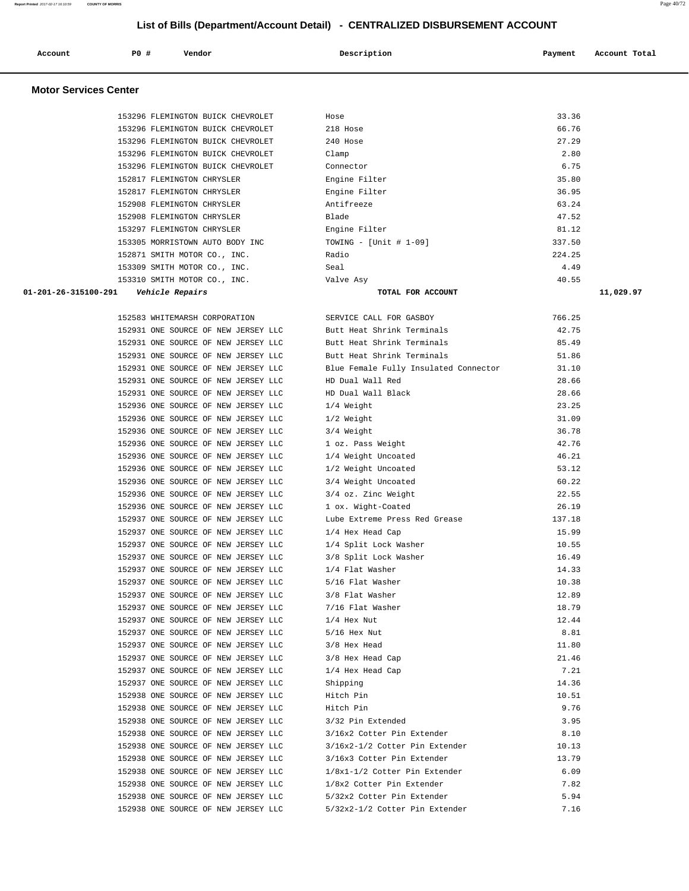## List of Bills (Department/Account Detail) - CENTRALIZED DISBURSEMENT ACCOUNT

| Account | PO # | Vendor | Description | Payment | Account Total |
|---|---|---|---|---|---|

### Motor Services Center

| Account | PO # | Vendor | Description | Payment | Account Total |
|---|---|---|---|---|---|
| | 153296 | FLEMINGTON BUICK CHEVROLET | Hose | 33.36 | |
| | 153296 | FLEMINGTON BUICK CHEVROLET | 218 Hose | 66.76 | |
| | 153296 | FLEMINGTON BUICK CHEVROLET | 240 Hose | 27.29 | |
| | 153296 | FLEMINGTON BUICK CHEVROLET | Clamp | 2.80 | |
| | 153296 | FLEMINGTON BUICK CHEVROLET | Connector | 6.75 | |
| | 152817 | FLEMINGTON CHRYSLER | Engine Filter | 35.80 | |
| | 152817 | FLEMINGTON CHRYSLER | Engine Filter | 36.95 | |
| | 152908 | FLEMINGTON CHRYSLER | Antifreeze | 63.24 | |
| | 152908 | FLEMINGTON CHRYSLER | Blade | 47.52 | |
| | 153297 | FLEMINGTON CHRYSLER | Engine Filter | 81.12 | |
| | 153305 | MORRISTOWN AUTO BODY INC | TOWING - [Unit # 1-09] | 337.50 | |
| | 152871 | SMITH MOTOR CO., INC. | Radio | 224.25 | |
| | 153309 | SMITH MOTOR CO., INC. | Seal | 4.49 | |
| | 153310 | SMITH MOTOR CO., INC. | Valve Asy | 40.55 | |
| **01-201-26-315100-291** | | *Vehicle Repairs* | **TOTAL FOR ACCOUNT** | | **11,029.97** |
| | 152583 | WHITEMARSH CORPORATION | SERVICE CALL FOR GASBOY | 766.25 | |
| | 152931 | ONE SOURCE OF NEW JERSEY LLC | Butt Heat Shrink Terminals | 42.75 | |
| | 152931 | ONE SOURCE OF NEW JERSEY LLC | Butt Heat Shrink Terminals | 85.49 | |
| | 152931 | ONE SOURCE OF NEW JERSEY LLC | Butt Heat Shrink Terminals | 51.86 | |
| | 152931 | ONE SOURCE OF NEW JERSEY LLC | Blue Female Fully Insulated Connector | 31.10 | |
| | 152931 | ONE SOURCE OF NEW JERSEY LLC | HD Dual Wall Red | 28.66 | |
| | 152931 | ONE SOURCE OF NEW JERSEY LLC | HD Dual Wall Black | 28.66 | |
| | 152936 | ONE SOURCE OF NEW JERSEY LLC | 1/4 Weight | 23.25 | |
| | 152936 | ONE SOURCE OF NEW JERSEY LLC | 1/2 Weight | 31.09 | |
| | 152936 | ONE SOURCE OF NEW JERSEY LLC | 3/4 Weight | 36.78 | |
| | 152936 | ONE SOURCE OF NEW JERSEY LLC | 1 oz. Pass Weight | 42.76 | |
| | 152936 | ONE SOURCE OF NEW JERSEY LLC | 1/4 Weight Uncoated | 46.21 | |
| | 152936 | ONE SOURCE OF NEW JERSEY LLC | 1/2 Weight Uncoated | 53.12 | |
| | 152936 | ONE SOURCE OF NEW JERSEY LLC | 3/4 Weight Uncoated | 60.22 | |
| | 152936 | ONE SOURCE OF NEW JERSEY LLC | 3/4 oz. Zinc Weight | 22.55 | |
| | 152936 | ONE SOURCE OF NEW JERSEY LLC | 1 ox. Wight-Coated | 26.19 | |
| | 152937 | ONE SOURCE OF NEW JERSEY LLC | Lube Extreme Press Red Grease | 137.18 | |
| | 152937 | ONE SOURCE OF NEW JERSEY LLC | 1/4 Hex Head Cap | 15.99 | |
| | 152937 | ONE SOURCE OF NEW JERSEY LLC | 1/4 Split Lock Washer | 10.55 | |
| | 152937 | ONE SOURCE OF NEW JERSEY LLC | 3/8 Split Lock Washer | 16.49 | |
| | 152937 | ONE SOURCE OF NEW JERSEY LLC | 1/4 Flat Washer | 14.33 | |
| | 152937 | ONE SOURCE OF NEW JERSEY LLC | 5/16 Flat Washer | 10.38 | |
| | 152937 | ONE SOURCE OF NEW JERSEY LLC | 3/8 Flat Washer | 12.89 | |
| | 152937 | ONE SOURCE OF NEW JERSEY LLC | 7/16 Flat Washer | 18.79 | |
| | 152937 | ONE SOURCE OF NEW JERSEY LLC | 1/4 Hex Nut | 12.44 | |
| | 152937 | ONE SOURCE OF NEW JERSEY LLC | 5/16 Hex Nut | 8.81 | |
| | 152937 | ONE SOURCE OF NEW JERSEY LLC | 3/8 Hex Head | 11.80 | |
| | 152937 | ONE SOURCE OF NEW JERSEY LLC | 3/8 Hex Head Cap | 21.46 | |
| | 152937 | ONE SOURCE OF NEW JERSEY LLC | 1/4 Hex Head Cap | 7.21 | |
| | 152937 | ONE SOURCE OF NEW JERSEY LLC | Shipping | 14.36 | |
| | 152938 | ONE SOURCE OF NEW JERSEY LLC | Hitch Pin | 10.51 | |
| | 152938 | ONE SOURCE OF NEW JERSEY LLC | Hitch Pin | 9.76 | |
| | 152938 | ONE SOURCE OF NEW JERSEY LLC | 3/32 Pin Extended | 3.95 | |
| | 152938 | ONE SOURCE OF NEW JERSEY LLC | 3/16x2 Cotter Pin Extender | 8.10 | |
| | 152938 | ONE SOURCE OF NEW JERSEY LLC | 3/16x2-1/2 Cotter Pin Extender | 10.13 | |
| | 152938 | ONE SOURCE OF NEW JERSEY LLC | 3/16x3 Cotter Pin Extender | 13.79 | |
| | 152938 | ONE SOURCE OF NEW JERSEY LLC | 1/8x1-1/2 Cotter Pin Extender | 6.09 | |
| | 152938 | ONE SOURCE OF NEW JERSEY LLC | 1/8x2 Cotter Pin Extender | 7.82 | |
| | 152938 | ONE SOURCE OF NEW JERSEY LLC | 5/32x2 Cotter Pin Extender | 5.94 | |
| | 152938 | ONE SOURCE OF NEW JERSEY LLC | 5/32x2-1/2 Cotter Pin Extender | 7.16 | |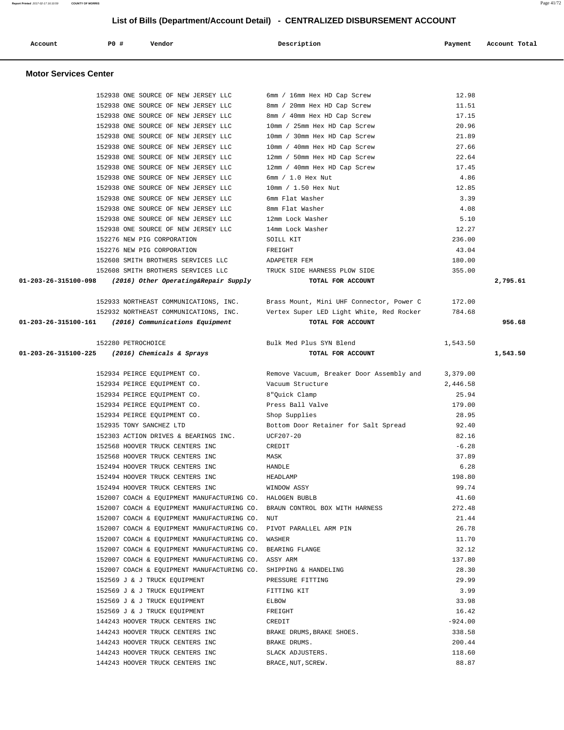## List of Bills (Department/Account Detail) - CENTRALIZED DISBURSEMENT ACCOUNT

### Motor Services Center

| Account | PO # | Vendor | Description | Payment | Account Total |
|---|---|---|---|---|---|
| | 152938 | ONE SOURCE OF NEW JERSEY LLC | 6mm / 16mm Hex HD Cap Screw | 12.98 | |
| | 152938 | ONE SOURCE OF NEW JERSEY LLC | 8mm / 20mm Hex HD Cap Screw | 11.51 | |
| | 152938 | ONE SOURCE OF NEW JERSEY LLC | 8mm / 40mm Hex HD Cap Screw | 17.15 | |
| | 152938 | ONE SOURCE OF NEW JERSEY LLC | 10mm / 25mm Hex HD Cap Screw | 20.96 | |
| | 152938 | ONE SOURCE OF NEW JERSEY LLC | 10mm / 30mm Hex HD Cap Screw | 21.89 | |
| | 152938 | ONE SOURCE OF NEW JERSEY LLC | 10mm / 40mm Hex HD Cap Screw | 27.66 | |
| | 152938 | ONE SOURCE OF NEW JERSEY LLC | 12mm / 50mm Hex HD Cap Screw | 22.64 | |
| | 152938 | ONE SOURCE OF NEW JERSEY LLC | 12mm / 40mm Hex HD Cap Screw | 17.45 | |
| | 152938 | ONE SOURCE OF NEW JERSEY LLC | 6mm / 1.0 Hex Nut | 4.86 | |
| | 152938 | ONE SOURCE OF NEW JERSEY LLC | 10mm / 1.50 Hex Nut | 12.85 | |
| | 152938 | ONE SOURCE OF NEW JERSEY LLC | 6mm Flat Washer | 3.39 | |
| | 152938 | ONE SOURCE OF NEW JERSEY LLC | 8mm Flat Washer | 4.08 | |
| | 152938 | ONE SOURCE OF NEW JERSEY LLC | 12mm Lock Washer | 5.10 | |
| | 152938 | ONE SOURCE OF NEW JERSEY LLC | 14mm Lock Washer | 12.27 | |
| | 152276 | NEW PIG CORPORATION | SOILL KIT | 236.00 | |
| | 152276 | NEW PIG CORPORATION | FREIGHT | 43.04 | |
| | 152608 | SMITH BROTHERS SERVICES LLC | ADAPETER FEM | 180.00 | |
| | 152608 | SMITH BROTHERS SERVICES LLC | TRUCK SIDE HARNESS PLOW SIDE | 355.00 | |
| **01-203-26-315100-098** | | ***(2016) Other Operating&Repair Supply*** | **TOTAL FOR ACCOUNT** | | **2,795.61** |
| | 152933 | NORTHEAST COMMUNICATIONS, INC. | Brass Mount, Mini UHF Connector, Power C | 172.00 | |
| | 152932 | NORTHEAST COMMUNICATIONS, INC. | Vertex Super LED Light White, Red Rocker | 784.68 | |
| **01-203-26-315100-161** | | ***(2016) Communications Equipment*** | **TOTAL FOR ACCOUNT** | | **956.68** |
| | 152280 | PETROCHOICE | Bulk Med Plus SYN Blend | 1,543.50 | |
| **01-203-26-315100-225** | | ***(2016) Chemicals & Sprays*** | **TOTAL FOR ACCOUNT** | | **1,543.50** |
| | 152934 | PEIRCE EQUIPMENT CO. | Remove Vacuum, Breaker Door Assembly and | 3,379.00 | |
| | 152934 | PEIRCE EQUIPMENT CO. | Vacuum Structure | 2,446.58 | |
| | 152934 | PEIRCE EQUIPMENT CO. | 8"Quick Clamp | 25.94 | |
| | 152934 | PEIRCE EQUIPMENT CO. | Press Ball Valve | 179.00 | |
| | 152934 | PEIRCE EQUIPMENT CO. | Shop Supplies | 28.95 | |
| | 152935 | TONY SANCHEZ LTD | Bottom Door Retainer for Salt Spread | 92.40 | |
| | 152303 | ACTION DRIVES & BEARINGS INC. | UCF207-20 | 82.16 | |
| | 152568 | HOOVER TRUCK CENTERS INC | CREDIT | -6.28 | |
| | 152568 | HOOVER TRUCK CENTERS INC | MASK | 37.89 | |
| | 152494 | HOOVER TRUCK CENTERS INC | HANDLE | 6.28 | |
| | 152494 | HOOVER TRUCK CENTERS INC | HEADLAMP | 198.80 | |
| | 152494 | HOOVER TRUCK CENTERS INC | WINDOW ASSY | 99.74 | |
| | 152007 | COACH & EQUIPMENT MANUFACTURING CO. | HALOGEN BUBLB | 41.60 | |
| | 152007 | COACH & EQUIPMENT MANUFACTURING CO. | BRAUN CONTROL BOX WITH HARNESS | 272.48 | |
| | 152007 | COACH & EQUIPMENT MANUFACTURING CO. | NUT | 21.44 | |
| | 152007 | COACH & EQUIPMENT MANUFACTURING CO. | PIVOT PARALLEL ARM PIN | 26.78 | |
| | 152007 | COACH & EQUIPMENT MANUFACTURING CO. | WASHER | 11.70 | |
| | 152007 | COACH & EQUIPMENT MANUFACTURING CO. | BEARING FLANGE | 32.12 | |
| | 152007 | COACH & EQUIPMENT MANUFACTURING CO. | ASSY ARM | 137.80 | |
| | 152007 | COACH & EQUIPMENT MANUFACTURING CO. | SHIPPING & HANDELING | 28.30 | |
| | 152569 | J & J TRUCK EQUIPMENT | PRESSURE FITTING | 29.99 | |
| | 152569 | J & J TRUCK EQUIPMENT | FITTING KIT | 3.99 | |
| | 152569 | J & J TRUCK EQUIPMENT | ELBOW | 33.98 | |
| | 152569 | J & J TRUCK EQUIPMENT | FREIGHT | 16.42 | |
| | 144243 | HOOVER TRUCK CENTERS INC | CREDIT | -924.00 | |
| | 144243 | HOOVER TRUCK CENTERS INC | BRAKE DRUMS,BRAKE SHOES. | 338.58 | |
| | 144243 | HOOVER TRUCK CENTERS INC | BRAKE DRUMS. | 200.44 | |
| | 144243 | HOOVER TRUCK CENTERS INC | SLACK ADJUSTERS. | 118.60 | |
| | 144243 | HOOVER TRUCK CENTERS INC | BRACE,NUT,SCREW. | 88.87 | |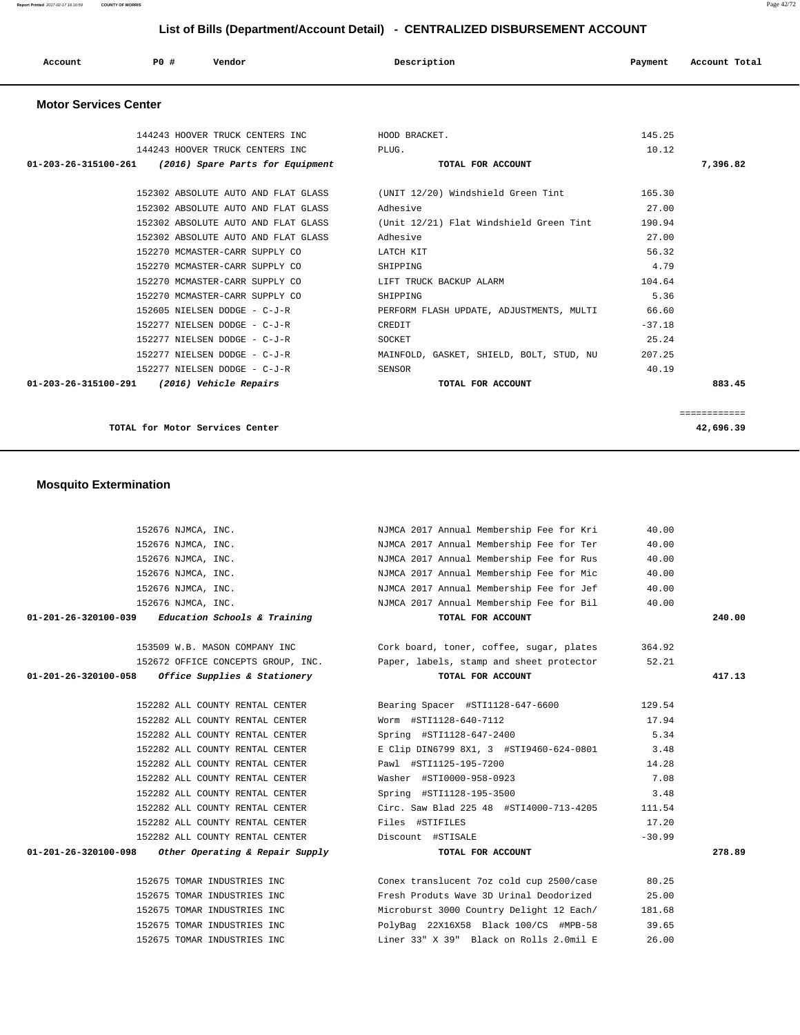## List of Bills (Department/Account Detail) - CENTRALIZED DISBURSEMENT ACCOUNT

| Account | PO # | Vendor | Description | Payment | Account Total |
|---|---|---|---|---|---|

### Motor Services Center

| Account | PO # | Vendor | Description | Payment | Account Total |
|---|---|---|---|---|---|
| | 144243 | HOOVER TRUCK CENTERS INC | HOOD BRACKET. | 145.25 | |
| | 144243 | HOOVER TRUCK CENTERS INC | PLUG. | 10.12 | |
| **01-203-26-315100-261** | | ***(2016) Spare Parts for Equipment*** | **TOTAL FOR ACCOUNT** | | **7,396.82** |
| | 152302 | ABSOLUTE AUTO AND FLAT GLASS | (UNIT 12/20) Windshield Green Tint | 165.30 | |
| | 152302 | ABSOLUTE AUTO AND FLAT GLASS | Adhesive | 27.00 | |
| | 152302 | ABSOLUTE AUTO AND FLAT GLASS | (Unit 12/21) Flat Windshield Green Tint | 190.94 | |
| | 152302 | ABSOLUTE AUTO AND FLAT GLASS | Adhesive | 27.00 | |
| | 152270 | MCMASTER-CARR SUPPLY CO | LATCH KIT | 56.32 | |
| | 152270 | MCMASTER-CARR SUPPLY CO | SHIPPING | 4.79 | |
| | 152270 | MCMASTER-CARR SUPPLY CO | LIFT TRUCK BACKUP ALARM | 104.64 | |
| | 152270 | MCMASTER-CARR SUPPLY CO | SHIPPING | 5.36 | |
| | 152605 | NIELSEN DODGE - C-J-R | PERFORM FLASH UPDATE, ADJUSTMENTS, MULTI | 66.60 | |
| | 152277 | NIELSEN DODGE - C-J-R | CREDIT | -37.18 | |
| | 152277 | NIELSEN DODGE - C-J-R | SOCKET | 25.24 | |
| | 152277 | NIELSEN DODGE - C-J-R | MAINFOLD, GASKET, SHIELD, BOLT, STUD, NU | 207.25 | |
| | 152277 | NIELSEN DODGE - C-J-R | SENSOR | 40.19 | |
| **01-203-26-315100-291** | | ***(2016) Vehicle Repairs*** | **TOTAL FOR ACCOUNT** | | **883.45** |
| | | | | | ============ |
| | | **TOTAL for Motor Services Center** | | | **42,696.39** |

### Mosquito Extermination

| Account | PO # | Vendor | Description | Payment | Account Total |
|---|---|---|---|---|---|
| | 152676 | NJMCA, INC. | NJMCA 2017 Annual Membership Fee for Kri | 40.00 | |
| | 152676 | NJMCA, INC. | NJMCA 2017 Annual Membership Fee for Ter | 40.00 | |
| | 152676 | NJMCA, INC. | NJMCA 2017 Annual Membership Fee for Rus | 40.00 | |
| | 152676 | NJMCA, INC. | NJMCA 2017 Annual Membership Fee for Mic | 40.00 | |
| | 152676 | NJMCA, INC. | NJMCA 2017 Annual Membership Fee for Jef | 40.00 | |
| | 152676 | NJMCA, INC. | NJMCA 2017 Annual Membership Fee for Bil | 40.00 | |
| **01-201-26-320100-039** | | ***Education Schools & Training*** | **TOTAL FOR ACCOUNT** | | **240.00** |
| | 153509 | W.B. MASON COMPANY INC | Cork board, toner, coffee, sugar, plates | 364.92 | |
| | 152672 | OFFICE CONCEPTS GROUP, INC. | Paper, labels, stamp and sheet protector | 52.21 | |
| **01-201-26-320100-058** | | ***Office Supplies & Stationery*** | **TOTAL FOR ACCOUNT** | | **417.13** |
| | 152282 | ALL COUNTY RENTAL CENTER | Bearing Spacer #STI1128-647-6600 | 129.54 | |
| | 152282 | ALL COUNTY RENTAL CENTER | Worm #STI1128-640-7112 | 17.94 | |
| | 152282 | ALL COUNTY RENTAL CENTER | Spring #STI1128-647-2400 | 5.34 | |
| | 152282 | ALL COUNTY RENTAL CENTER | E Clip DIN6799 8X1, 3 #STI9460-624-0801 | 3.48 | |
| | 152282 | ALL COUNTY RENTAL CENTER | Pawl #STI1125-195-7200 | 14.28 | |
| | 152282 | ALL COUNTY RENTAL CENTER | Washer #STI0000-958-0923 | 7.08 | |
| | 152282 | ALL COUNTY RENTAL CENTER | Spring #STI1128-195-3500 | 3.48 | |
| | 152282 | ALL COUNTY RENTAL CENTER | Circ. Saw Blad 225 48 #STI4000-713-4205 | 111.54 | |
| | 152282 | ALL COUNTY RENTAL CENTER | Files #STIFILES | 17.20 | |
| | 152282 | ALL COUNTY RENTAL CENTER | Discount #STISALE | -30.99 | |
| **01-201-26-320100-098** | | ***Other Operating & Repair Supply*** | **TOTAL FOR ACCOUNT** | | **278.89** |
| | 152675 | TOMAR INDUSTRIES INC | Conex translucent 7oz cold cup 2500/case | 80.25 | |
| | 152675 | TOMAR INDUSTRIES INC | Fresh Produts Wave 3D Urinal Deodorized | 25.00 | |
| | 152675 | TOMAR INDUSTRIES INC | Microburst 3000 Country Delight 12 Each/ | 181.68 | |
| | 152675 | TOMAR INDUSTRIES INC | PolyBag 22X16X58 Black 100/CS #MPB-58 | 39.65 | |
| | 152675 | TOMAR INDUSTRIES INC | Liner 33" X 39" Black on Rolls 2.0mil E | 26.00 | |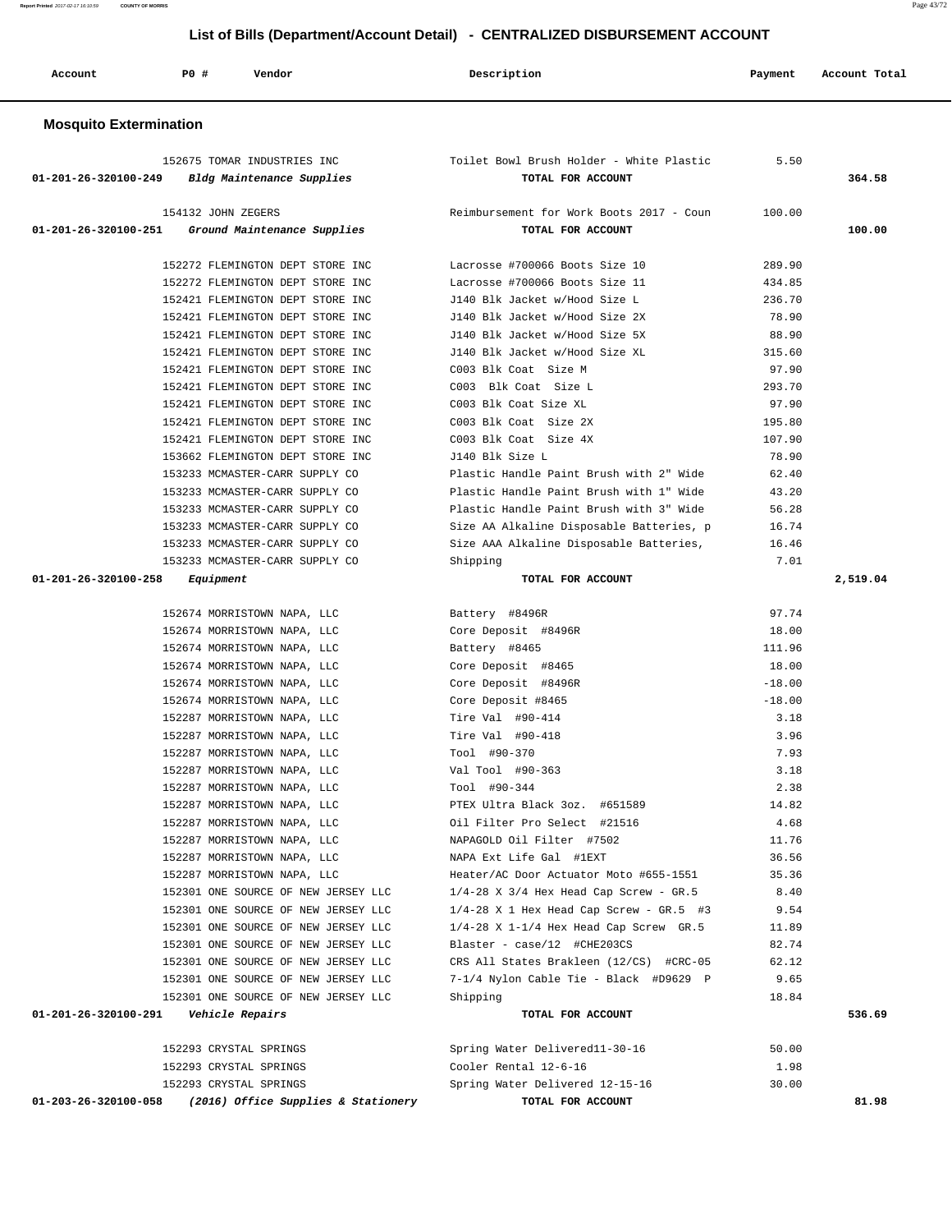# List of Bills (Department/Account Detail) - CENTRALIZED DISBURSEMENT ACCOUNT

| Account | PO # | Vendor | Description | Payment | Account Total |
|---|---|---|---|---|---|

## Mosquito Extermination

| Account | PO # | Vendor | Description | Payment | Account Total |
|---|---|---|---|---|---|
| | 152675 | TOMAR INDUSTRIES INC | Toilet Bowl Brush Holder - White Plastic | 5.50 | |
| 01-201-26-320100-249 | | *Bldg Maintenance Supplies* | TOTAL FOR ACCOUNT | | 364.58 |
| | 154132 | JOHN ZEGERS | Reimbursement for Work Boots 2017 - Coun | 100.00 | |
| 01-201-26-320100-251 | | *Ground Maintenance Supplies* | TOTAL FOR ACCOUNT | | 100.00 |
| | 152272 | FLEMINGTON DEPT STORE INC | Lacrosse #700066 Boots Size 10 | 289.90 | |
| | 152272 | FLEMINGTON DEPT STORE INC | Lacrosse #700066 Boots Size 11 | 434.85 | |
| | 152421 | FLEMINGTON DEPT STORE INC | J140 Blk Jacket w/Hood Size L | 236.70 | |
| | 152421 | FLEMINGTON DEPT STORE INC | J140 Blk Jacket w/Hood Size 2X | 78.90 | |
| | 152421 | FLEMINGTON DEPT STORE INC | J140 Blk Jacket w/Hood Size 5X | 88.90 | |
| | 152421 | FLEMINGTON DEPT STORE INC | J140 Blk Jacket w/Hood Size XL | 315.60 | |
| | 152421 | FLEMINGTON DEPT STORE INC | C003 Blk Coat Size M | 97.90 | |
| | 152421 | FLEMINGTON DEPT STORE INC | C003 Blk Coat Size L | 293.70 | |
| | 152421 | FLEMINGTON DEPT STORE INC | C003 Blk Coat Size XL | 97.90 | |
| | 152421 | FLEMINGTON DEPT STORE INC | C003 Blk Coat Size 2X | 195.80 | |
| | 152421 | FLEMINGTON DEPT STORE INC | C003 Blk Coat Size 4X | 107.90 | |
| | 153662 | FLEMINGTON DEPT STORE INC | J140 Blk Size L | 78.90 | |
| | 153233 | MCMASTER-CARR SUPPLY CO | Plastic Handle Paint Brush with 2" Wide | 62.40 | |
| | 153233 | MCMASTER-CARR SUPPLY CO | Plastic Handle Paint Brush with 1" Wide | 43.20 | |
| | 153233 | MCMASTER-CARR SUPPLY CO | Plastic Handle Paint Brush with 3" Wide | 56.28 | |
| | 153233 | MCMASTER-CARR SUPPLY CO | Size AA Alkaline Disposable Batteries, p | 16.74 | |
| | 153233 | MCMASTER-CARR SUPPLY CO | Size AAA Alkaline Disposable Batteries, | 16.46 | |
| | 153233 | MCMASTER-CARR SUPPLY CO | Shipping | 7.01 | |
| 01-201-26-320100-258 | | *Equipment* | TOTAL FOR ACCOUNT | | 2,519.04 |
| | 152674 | MORRISTOWN NAPA, LLC | Battery #8496R | 97.74 | |
| | 152674 | MORRISTOWN NAPA, LLC | Core Deposit #8496R | 18.00 | |
| | 152674 | MORRISTOWN NAPA, LLC | Battery #8465 | 111.96 | |
| | 152674 | MORRISTOWN NAPA, LLC | Core Deposit #8465 | 18.00 | |
| | 152674 | MORRISTOWN NAPA, LLC | Core Deposit #8496R | -18.00 | |
| | 152674 | MORRISTOWN NAPA, LLC | Core Deposit #8465 | -18.00 | |
| | 152287 | MORRISTOWN NAPA, LLC | Tire Val #90-414 | 3.18 | |
| | 152287 | MORRISTOWN NAPA, LLC | Tire Val #90-418 | 3.96 | |
| | 152287 | MORRISTOWN NAPA, LLC | Tool #90-370 | 7.93 | |
| | 152287 | MORRISTOWN NAPA, LLC | Val Tool #90-363 | 3.18 | |
| | 152287 | MORRISTOWN NAPA, LLC | Tool #90-344 | 2.38 | |
| | 152287 | MORRISTOWN NAPA, LLC | PTEX Ultra Black 3oz. #651589 | 14.82 | |
| | 152287 | MORRISTOWN NAPA, LLC | Oil Filter Pro Select #21516 | 4.68 | |
| | 152287 | MORRISTOWN NAPA, LLC | NAPAGOLD Oil Filter #7502 | 11.76 | |
| | 152287 | MORRISTOWN NAPA, LLC | NAPA Ext Life Gal #1EXT | 36.56 | |
| | 152287 | MORRISTOWN NAPA, LLC | Heater/AC Door Actuator Moto #655-1551 | 35.36 | |
| | 152301 | ONE SOURCE OF NEW JERSEY LLC | 1/4-28 X 3/4 Hex Head Cap Screw - GR.5 | 8.40 | |
| | 152301 | ONE SOURCE OF NEW JERSEY LLC | 1/4-28 X 1 Hex Head Cap Screw - GR.5 #3 | 9.54 | |
| | 152301 | ONE SOURCE OF NEW JERSEY LLC | 1/4-28 X 1-1/4 Hex Head Cap Screw GR.5 | 11.89 | |
| | 152301 | ONE SOURCE OF NEW JERSEY LLC | Blaster - case/12 #CHE203CS | 82.74 | |
| | 152301 | ONE SOURCE OF NEW JERSEY LLC | CRS All States Brakleen (12/CS) #CRC-05 | 62.12 | |
| | 152301 | ONE SOURCE OF NEW JERSEY LLC | 7-1/4 Nylon Cable Tie - Black #D9629 P | 9.65 | |
| | 152301 | ONE SOURCE OF NEW JERSEY LLC | Shipping | 18.84 | |
| 01-201-26-320100-291 | | *Vehicle Repairs* | TOTAL FOR ACCOUNT | | 536.69 |
| | 152293 | CRYSTAL SPRINGS | Spring Water Delivered11-30-16 | 50.00 | |
| | 152293 | CRYSTAL SPRINGS | Cooler Rental 12-6-16 | 1.98 | |
| | 152293 | CRYSTAL SPRINGS | Spring Water Delivered 12-15-16 | 30.00 | |
| 01-203-26-320100-058 | | *(2016) Office Supplies & Stationery* | TOTAL FOR ACCOUNT | | 81.98 |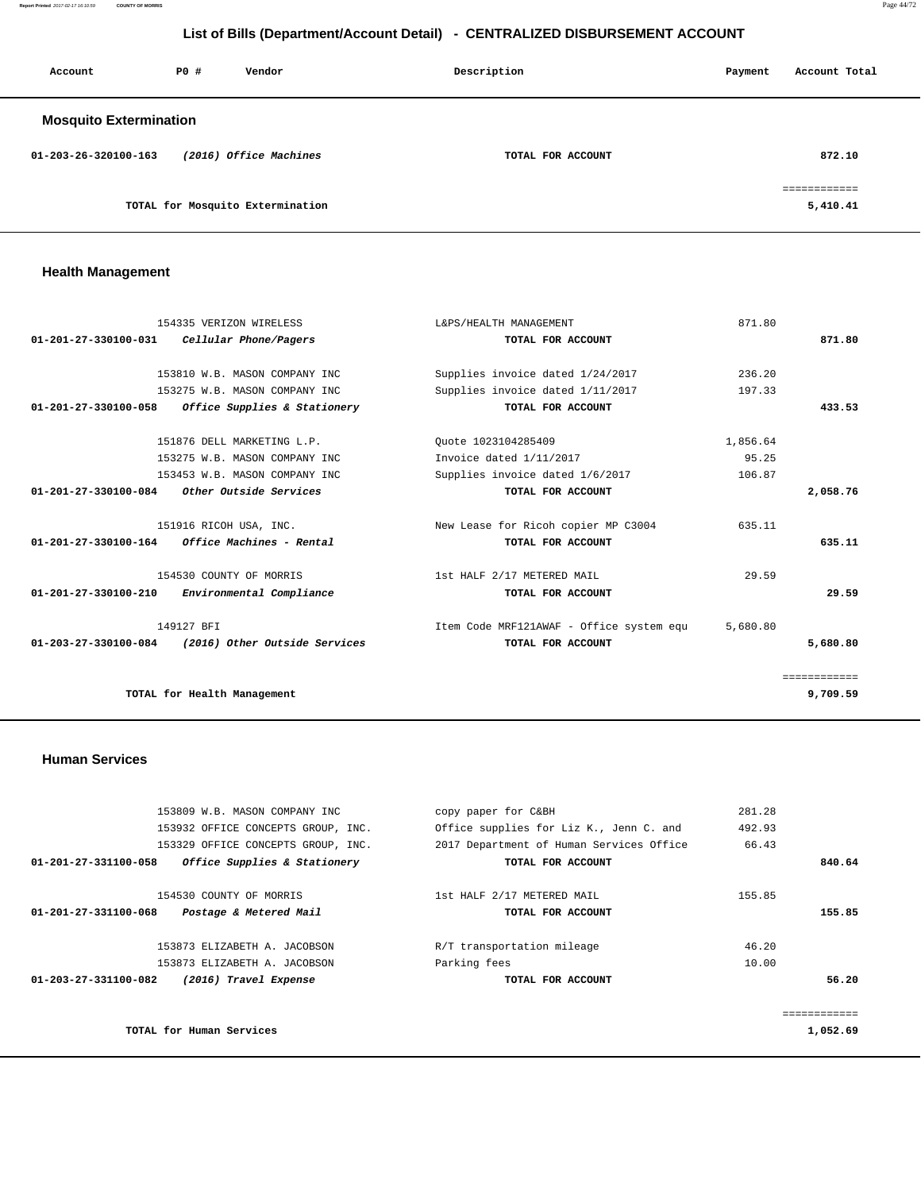# List of Bills (Department/Account Detail) - CENTRALIZED DISBURSEMENT ACCOUNT

| Account | PO # | Vendor | Description | Payment | Account Total |
|---|---|---|---|---|---|

## Mosquito Extermination

| Account | PO # | Vendor | Description | Payment | Account Total |
|---|---|---|---|---|---|
| 01-203-26-320100-163 | | *(2016) Office Machines* | TOTAL FOR ACCOUNT | | 872.10 |
| | | | | | ============ |
| | | TOTAL for Mosquito Extermination | | | 5,410.41 |

## Health Management

| Account | PO # | Vendor | Description | Payment | Account Total |
|---|---|---|---|---|---|
| | 154335 | VERIZON WIRELESS | L&PS/HEALTH MANAGEMENT | 871.80 | |
| 01-201-27-330100-031 | | *Cellular Phone/Pagers* | TOTAL FOR ACCOUNT | | 871.80 |
| | 153810 | W.B. MASON COMPANY INC | Supplies invoice dated 1/24/2017 | 236.20 | |
| | 153275 | W.B. MASON COMPANY INC | Supplies invoice dated 1/11/2017 | 197.33 | |
| 01-201-27-330100-058 | | *Office Supplies & Stationery* | TOTAL FOR ACCOUNT | | 433.53 |
| | 151876 | DELL MARKETING L.P. | Quote 1023104285409 | 1,856.64 | |
| | 153275 | W.B. MASON COMPANY INC | Invoice dated 1/11/2017 | 95.25 | |
| | 153453 | W.B. MASON COMPANY INC | Supplies invoice dated 1/6/2017 | 106.87 | |
| 01-201-27-330100-084 | | *Other Outside Services* | TOTAL FOR ACCOUNT | | 2,058.76 |
| | 151916 | RICOH USA, INC. | New Lease for Ricoh copier MP C3004 | 635.11 | |
| 01-201-27-330100-164 | | *Office Machines - Rental* | TOTAL FOR ACCOUNT | | 635.11 |
| | 154530 | COUNTY OF MORRIS | 1st HALF 2/17 METERED MAIL | 29.59 | |
| 01-201-27-330100-210 | | *Environmental Compliance* | TOTAL FOR ACCOUNT | | 29.59 |
| | 149127 | BFI | Item Code MRF121AWAF - Office system equ | 5,680.80 | |
| 01-203-27-330100-084 | | *(2016) Other Outside Services* | TOTAL FOR ACCOUNT | | 5,680.80 |
| | | | | | ============ |
| | | TOTAL for Health Management | | | 9,709.59 |

## Human Services

| Account | PO # | Vendor | Description | Payment | Account Total |
|---|---|---|---|---|---|
| | 153809 | W.B. MASON COMPANY INC | copy paper for C&BH | 281.28 | |
| | 153932 | OFFICE CONCEPTS GROUP, INC. | Office supplies for Liz K., Jenn C. and | 492.93 | |
| | 153329 | OFFICE CONCEPTS GROUP, INC. | 2017 Department of Human Services Office | 66.43 | |
| 01-201-27-331100-058 | | *Office Supplies & Stationery* | TOTAL FOR ACCOUNT | | 840.64 |
| | 154530 | COUNTY OF MORRIS | 1st HALF 2/17 METERED MAIL | 155.85 | |
| 01-201-27-331100-068 | | *Postage & Metered Mail* | TOTAL FOR ACCOUNT | | 155.85 |
| | 153873 | ELIZABETH A. JACOBSON | R/T transportation mileage | 46.20 | |
| | 153873 | ELIZABETH A. JACOBSON | Parking fees | 10.00 | |
| 01-203-27-331100-082 | | *(2016) Travel Expense* | TOTAL FOR ACCOUNT | | 56.20 |
| | | | | | ============ |
| | | TOTAL for Human Services | | | 1,052.69 |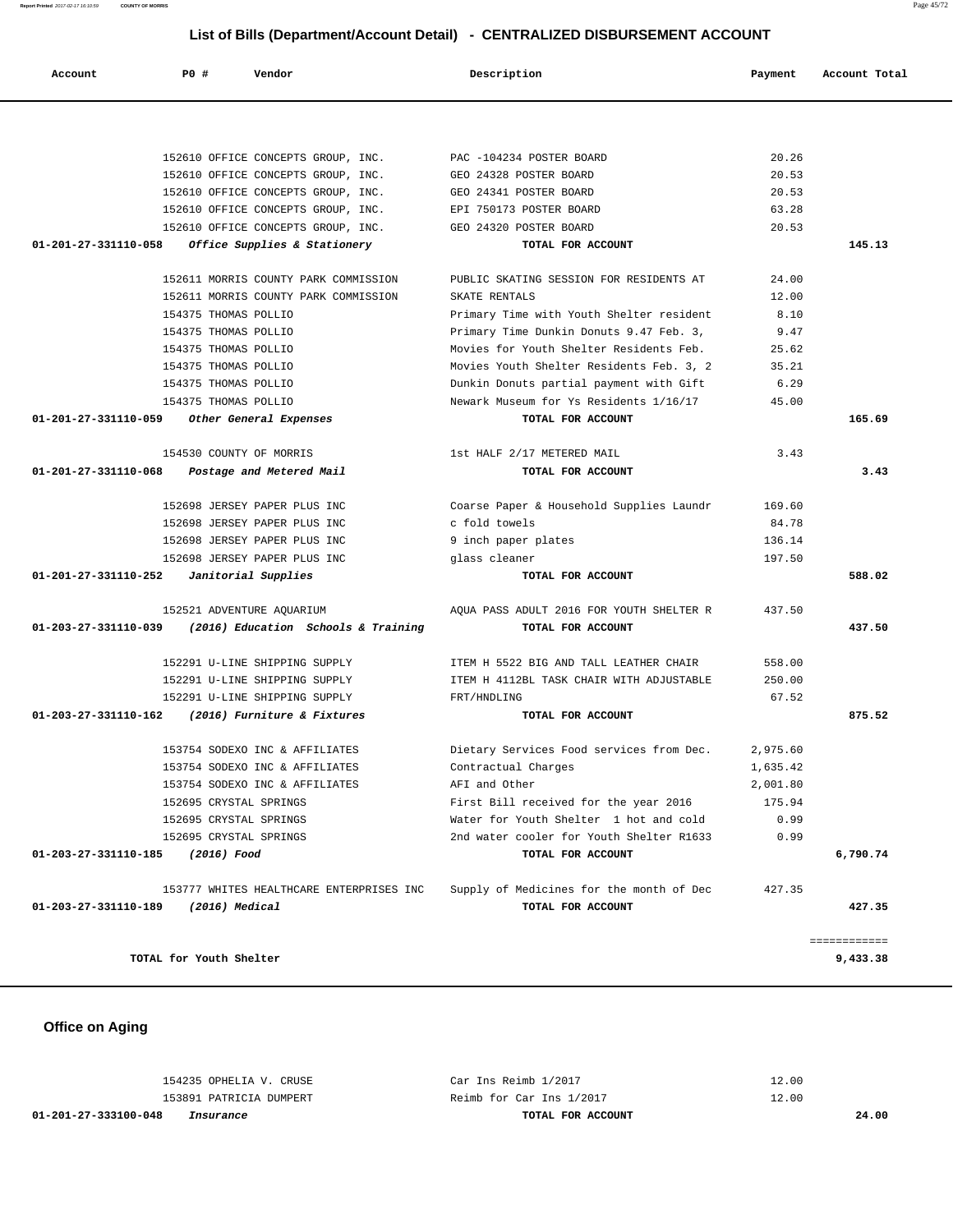## List of Bills (Department/Account Detail) - CENTRALIZED DISBURSEMENT ACCOUNT

| Account | PO # | Vendor | Description | Payment | Account Total |
|---|---|---|---|---|---|
| | 152610 | OFFICE CONCEPTS GROUP, INC. | PAC -104234 POSTER BOARD | 20.26 | |
| | 152610 | OFFICE CONCEPTS GROUP, INC. | GEO 24328 POSTER BOARD | 20.53 | |
| | 152610 | OFFICE CONCEPTS GROUP, INC. | GEO 24341 POSTER BOARD | 20.53 | |
| | 152610 | OFFICE CONCEPTS GROUP, INC. | EPI 750173 POSTER BOARD | 63.28 | |
| | 152610 | OFFICE CONCEPTS GROUP, INC. | GEO 24320 POSTER BOARD | 20.53 | |
| **01-201-27-331110-058** | | *Office Supplies & Stationery* | **TOTAL FOR ACCOUNT** | | **145.13** |
| | 152611 | MORRIS COUNTY PARK COMMISSION | PUBLIC SKATING SESSION FOR RESIDENTS AT | 24.00 | |
| | 152611 | MORRIS COUNTY PARK COMMISSION | SKATE RENTALS | 12.00 | |
| | 154375 | THOMAS POLLIO | Primary Time with Youth Shelter resident | 8.10 | |
| | 154375 | THOMAS POLLIO | Primary Time Dunkin Donuts 9.47 Feb. 3, | 9.47 | |
| | 154375 | THOMAS POLLIO | Movies for Youth Shelter Residents Feb. | 25.62 | |
| | 154375 | THOMAS POLLIO | Movies Youth Shelter Residents Feb. 3, 2 | 35.21 | |
| | 154375 | THOMAS POLLIO | Dunkin Donuts partial payment with Gift | 6.29 | |
| | 154375 | THOMAS POLLIO | Newark Museum for Ys Residents 1/16/17 | 45.00 | |
| **01-201-27-331110-059** | | *Other General Expenses* | **TOTAL FOR ACCOUNT** | | **165.69** |
| | 154530 | COUNTY OF MORRIS | 1st HALF 2/17 METERED MAIL | 3.43 | |
| **01-201-27-331110-068** | | *Postage and Metered Mail* | **TOTAL FOR ACCOUNT** | | **3.43** |
| | 152698 | JERSEY PAPER PLUS INC | Coarse Paper & Household Supplies Laundr | 169.60 | |
| | 152698 | JERSEY PAPER PLUS INC | c fold towels | 84.78 | |
| | 152698 | JERSEY PAPER PLUS INC | 9 inch paper plates | 136.14 | |
| | 152698 | JERSEY PAPER PLUS INC | glass cleaner | 197.50 | |
| **01-201-27-331110-252** | | *Janitorial Supplies* | **TOTAL FOR ACCOUNT** | | **588.02** |
| | 152521 | ADVENTURE AQUARIUM | AQUA PASS ADULT 2016 FOR YOUTH SHELTER R | 437.50 | |
| **01-203-27-331110-039** | | *(2016) Education Schools & Training* | **TOTAL FOR ACCOUNT** | | **437.50** |
| | 152291 | U-LINE SHIPPING SUPPLY | ITEM H 5522 BIG AND TALL LEATHER CHAIR | 558.00 | |
| | 152291 | U-LINE SHIPPING SUPPLY | ITEM H 4112BL TASK CHAIR WITH ADJUSTABLE | 250.00 | |
| | 152291 | U-LINE SHIPPING SUPPLY | FRT/HNDLING | 67.52 | |
| **01-203-27-331110-162** | | *(2016) Furniture & Fixtures* | **TOTAL FOR ACCOUNT** | | **875.52** |
| | 153754 | SODEXO INC & AFFILIATES | Dietary Services Food services from Dec. | 2,975.60 | |
| | 153754 | SODEXO INC & AFFILIATES | Contractual Charges | 1,635.42 | |
| | 153754 | SODEXO INC & AFFILIATES | AFI and Other | 2,001.80 | |
| | 152695 | CRYSTAL SPRINGS | First Bill received for the year 2016 | 175.94 | |
| | 152695 | CRYSTAL SPRINGS | Water for Youth Shelter 1 hot and cold | 0.99 | |
| | 152695 | CRYSTAL SPRINGS | 2nd water cooler for Youth Shelter R1633 | 0.99 | |
| **01-203-27-331110-185** | | *(2016) Food* | **TOTAL FOR ACCOUNT** | | **6,790.74** |
| | 153777 | WHITES HEALTHCARE ENTERPRISES INC | Supply of Medicines for the month of Dec | 427.35 | |
| **01-203-27-331110-189** | | *(2016) Medical* | **TOTAL FOR ACCOUNT** | | **427.35** |
| | | | | | ============ |
| | | **TOTAL for Youth Shelter** | | | **9,433.38** |

### Office on Aging

| Account | PO # | Vendor | Description | Payment | Account Total |
|---|---|---|---|---|---|
| | 154235 | OPHELIA V. CRUSE | Car Ins Reimb 1/2017 | 12.00 | |
| | 153891 | PATRICIA DUMPERT | Reimb for Car Ins 1/2017 | 12.00 | |
| **01-201-27-333100-048** | | *Insurance* | **TOTAL FOR ACCOUNT** | | **24.00** |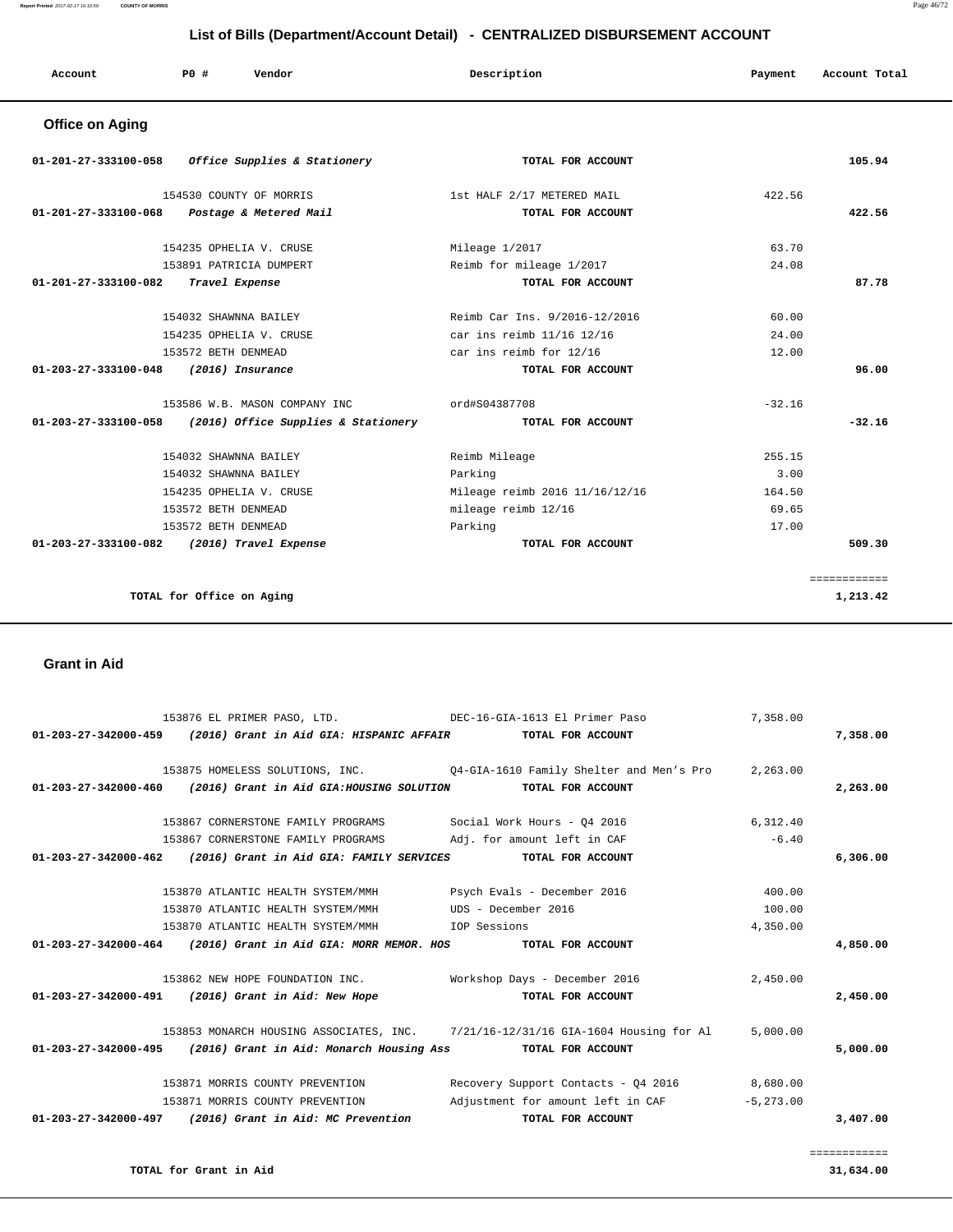# List of Bills (Department/Account Detail) - CENTRALIZED DISBURSEMENT ACCOUNT

| Account | PO # | Vendor | Description | Payment | Account Total |
|---|---|---|---|---|---|

## Office on Aging

| Account | PO # | Vendor | Description | Payment | Account Total |
|---|---|---|---|---|---|
| 01-201-27-333100-058 | | *Office Supplies & Stationery* | TOTAL FOR ACCOUNT | | 105.94 |
| | 154530 | COUNTY OF MORRIS | 1st HALF 2/17 METERED MAIL | 422.56 | |
| 01-201-27-333100-068 | | *Postage & Metered Mail* | TOTAL FOR ACCOUNT | | 422.56 |
| | 154235 | OPHELIA V. CRUSE | Mileage 1/2017 | 63.70 | |
| | 153891 | PATRICIA DUMPERT | Reimb for mileage 1/2017 | 24.08 | |
| 01-201-27-333100-082 | | *Travel Expense* | TOTAL FOR ACCOUNT | | 87.78 |
| | 154032 | SHAWNNA BAILEY | Reimb Car Ins. 9/2016-12/2016 | 60.00 | |
| | 154235 | OPHELIA V. CRUSE | car ins reimb 11/16 12/16 | 24.00 | |
| | 153572 | BETH DENMEAD | car ins reimb for 12/16 | 12.00 | |
| 01-203-27-333100-048 | | *(2016) Insurance* | TOTAL FOR ACCOUNT | | 96.00 |
| | 153586 | W.B. MASON COMPANY INC | ord#S04387708 | -32.16 | |
| 01-203-27-333100-058 | | *(2016) Office Supplies & Stationery* | TOTAL FOR ACCOUNT | | -32.16 |
| | 154032 | SHAWNNA BAILEY | Reimb Mileage | 255.15 | |
| | 154032 | SHAWNNA BAILEY | Parking | 3.00 | |
| | 154235 | OPHELIA V. CRUSE | Mileage reimb 2016 11/16/12/16 | 164.50 | |
| | 153572 | BETH DENMEAD | mileage reimb 12/16 | 69.65 | |
| | 153572 | BETH DENMEAD | Parking | 17.00 | |
| 01-203-27-333100-082 | | *(2016) Travel Expense* | TOTAL FOR ACCOUNT | | 509.30 |
| | | | | | ============ |
| | | TOTAL for Office on Aging | | | 1,213.42 |

## Grant in Aid

| Account | PO # | Vendor | Description | Payment | Account Total |
|---|---|---|---|---|---|
| | 153876 | EL PRIMER PASO, LTD. | DEC-16-GIA-1613 El Primer Paso | 7,358.00 | |
| 01-203-27-342000-459 | | *(2016) Grant in Aid GIA: HISPANIC AFFAIR* | TOTAL FOR ACCOUNT | | 7,358.00 |
| | 153875 | HOMELESS SOLUTIONS, INC. | Q4-GIA-1610 Family Shelter and Men's Pro | 2,263.00 | |
| 01-203-27-342000-460 | | *(2016) Grant in Aid GIA:HOUSING SOLUTION* | TOTAL FOR ACCOUNT | | 2,263.00 |
| | 153867 | CORNERSTONE FAMILY PROGRAMS | Social Work Hours - Q4 2016 | 6,312.40 | |
| | 153867 | CORNERSTONE FAMILY PROGRAMS | Adj. for amount left in CAF | -6.40 | |
| 01-203-27-342000-462 | | *(2016) Grant in Aid GIA: FAMILY SERVICES* | TOTAL FOR ACCOUNT | | 6,306.00 |
| | 153870 | ATLANTIC HEALTH SYSTEM/MMH | Psych Evals - December 2016 | 400.00 | |
| | 153870 | ATLANTIC HEALTH SYSTEM/MMH | UDS - December 2016 | 100.00 | |
| | 153870 | ATLANTIC HEALTH SYSTEM/MMH | IOP Sessions | 4,350.00 | |
| 01-203-27-342000-464 | | *(2016) Grant in Aid GIA: MORR MEMOR. HOS* | TOTAL FOR ACCOUNT | | 4,850.00 |
| | 153862 | NEW HOPE FOUNDATION INC. | Workshop Days - December 2016 | 2,450.00 | |
| 01-203-27-342000-491 | | *(2016) Grant in Aid: New Hope* | TOTAL FOR ACCOUNT | | 2,450.00 |
| | 153853 | MONARCH HOUSING ASSOCIATES, INC. | 7/21/16-12/31/16 GIA-1604 Housing for Al | 5,000.00 | |
| 01-203-27-342000-495 | | *(2016) Grant in Aid: Monarch Housing Ass* | TOTAL FOR ACCOUNT | | 5,000.00 |
| | 153871 | MORRIS COUNTY PREVENTION | Recovery Support Contacts - Q4 2016 | 8,680.00 | |
| | 153871 | MORRIS COUNTY PREVENTION | Adjustment for amount left in CAF | -5,273.00 | |
| 01-203-27-342000-497 | | *(2016) Grant in Aid: MC Prevention* | TOTAL FOR ACCOUNT | | 3,407.00 |
| | | | | | ============ |
| | | TOTAL for Grant in Aid | | | 31,634.00 |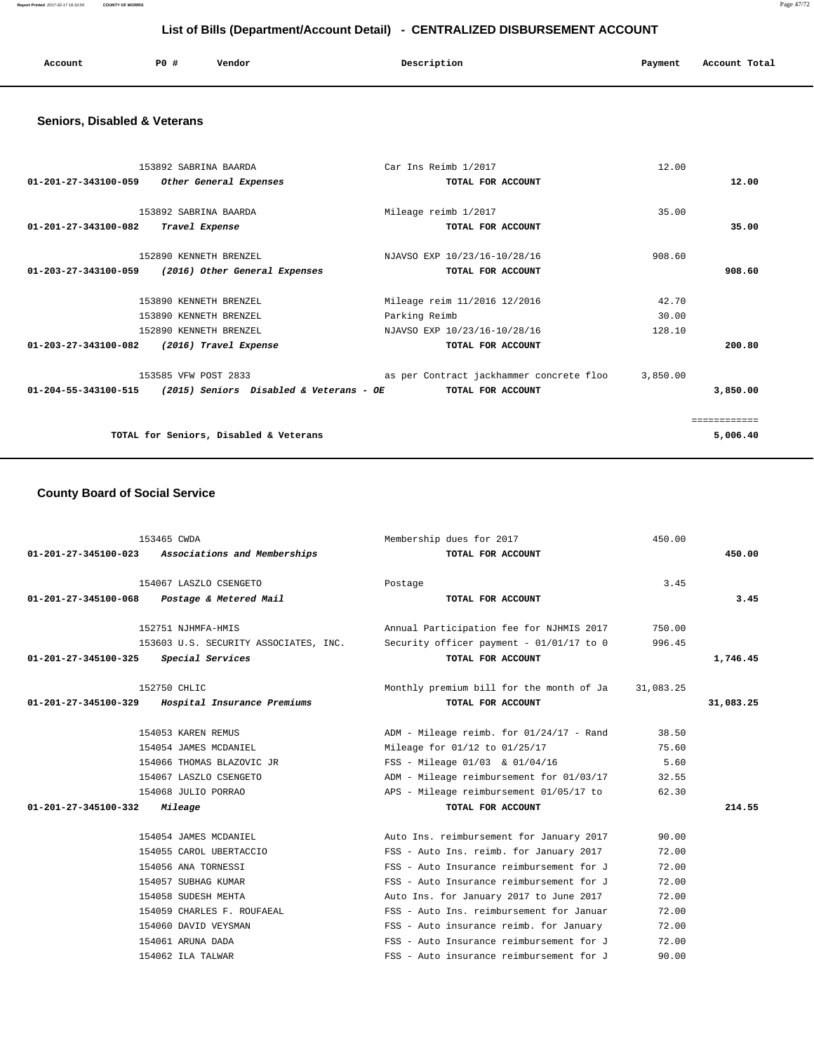# List of Bills (Department/Account Detail) - CENTRALIZED DISBURSEMENT ACCOUNT

| Account | PO # | Vendor | Description | Payment | Account Total |
|---|---|---|---|---|---|

## Seniors, Disabled & Veterans

| Account | PO # | Vendor | Description | Payment | Account Total |
|---|---|---|---|---|---|
| | 153892 | SABRINA BAARDA | Car Ins Reimb 1/2017 | 12.00 | |
| **01-201-27-343100-059** | | *Other General Expenses* | **TOTAL FOR ACCOUNT** | | **12.00** |
| | 153892 | SABRINA BAARDA | Mileage reimb 1/2017 | 35.00 | |
| **01-201-27-343100-082** | | *Travel Expense* | **TOTAL FOR ACCOUNT** | | **35.00** |
| | 152890 | KENNETH BRENZEL | NJAVSO EXP 10/23/16-10/28/16 | 908.60 | |
| **01-203-27-343100-059** | | *(2016) Other General Expenses* | **TOTAL FOR ACCOUNT** | | **908.60** |
| | 153890 | KENNETH BRENZEL | Mileage reim 11/2016 12/2016 | 42.70 | |
| | 153890 | KENNETH BRENZEL | Parking Reimb | 30.00 | |
| | 152890 | KENNETH BRENZEL | NJAVSO EXP 10/23/16-10/28/16 | 128.10 | |
| **01-203-27-343100-082** | | *(2016) Travel Expense* | **TOTAL FOR ACCOUNT** | | **200.80** |
| | 153585 | VFW POST 2833 | as per Contract jackhammer concrete floo | 3,850.00 | |
| **01-204-55-343100-515** | | *(2015) Seniors Disabled & Veterans - OE* | **TOTAL FOR ACCOUNT** | | **3,850.00** |
| | | | | | ============ |
| | | **TOTAL for Seniors, Disabled & Veterans** | | | **5,006.40** |

## County Board of Social Service

| Account | PO # | Vendor | Description | Payment | Account Total |
|---|---|---|---|---|---|
| | 153465 | CWDA | Membership dues for 2017 | 450.00 | |
| **01-201-27-345100-023** | | *Associations and Memberships* | **TOTAL FOR ACCOUNT** | | **450.00** |
| | 154067 | LASZLO CSENGETO | Postage | 3.45 | |
| **01-201-27-345100-068** | | *Postage & Metered Mail* | **TOTAL FOR ACCOUNT** | | **3.45** |
| | 152751 | NJHMFA-HMIS | Annual Participation fee for NJHMIS 2017 | 750.00 | |
| | 153603 | U.S. SECURITY ASSOCIATES, INC. | Security officer payment - 01/01/17 to 0 | 996.45 | |
| **01-201-27-345100-325** | | *Special Services* | **TOTAL FOR ACCOUNT** | | **1,746.45** |
| | 152750 | CHLIC | Monthly premium bill for the month of Ja | 31,083.25 | |
| **01-201-27-345100-329** | | *Hospital Insurance Premiums* | **TOTAL FOR ACCOUNT** | | **31,083.25** |
| | 154053 | KAREN REMUS | ADM - Mileage reimb. for 01/24/17 - Rand | 38.50 | |
| | 154054 | JAMES MCDANIEL | Mileage for 01/12 to 01/25/17 | 75.60 | |
| | 154066 | THOMAS BLAZOVIC JR | FSS - Mileage 01/03 & 01/04/16 | 5.60 | |
| | 154067 | LASZLO CSENGETO | ADM - Mileage reimbursement for 01/03/17 | 32.55 | |
| | 154068 | JULIO PORRAO | APS - Mileage reimbursement 01/05/17 to | 62.30 | |
| **01-201-27-345100-332** | | *Mileage* | **TOTAL FOR ACCOUNT** | | **214.55** |
| | 154054 | JAMES MCDANIEL | Auto Ins. reimbursement for January 2017 | 90.00 | |
| | 154055 | CAROL UBERTACCIO | FSS - Auto Ins. reimb. for January 2017 | 72.00 | |
| | 154056 | ANA TORNESSI | FSS - Auto Insurance reimbursement for J | 72.00 | |
| | 154057 | SUBHAG KUMAR | FSS - Auto Insurance reimbursement for J | 72.00 | |
| | 154058 | SUDESH MEHTA | Auto Ins. for January 2017 to June 2017 | 72.00 | |
| | 154059 | CHARLES F. ROUFAEAL | FSS - Auto Ins. reimbursement for Januar | 72.00 | |
| | 154060 | DAVID VEYSMAN | FSS - Auto insurance reimb. for January | 72.00 | |
| | 154061 | ARUNA DADA | FSS - Auto Insurance reimbursement for J | 72.00 | |
| | 154062 | ILA TALWAR | FSS - Auto insurance reimbursement for J | 90.00 | |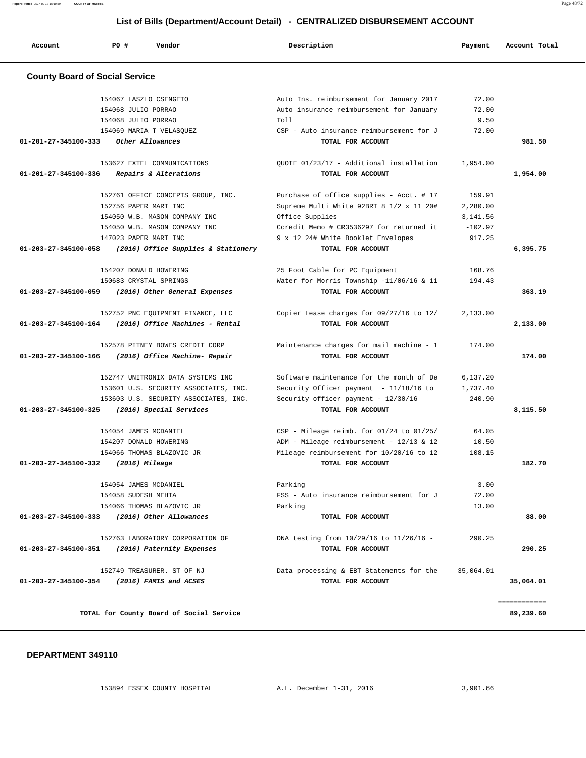## List of Bills (Department/Account Detail) - CENTRALIZED DISBURSEMENT ACCOUNT

| Account | PO # | Vendor | Description | Payment | Account Total |
|---|---|---|---|---|---|

### County Board of Social Service

| Account | PO # | Vendor | Description | Payment | Account Total |
|---|---|---|---|---|---|
| | 154067 | LASZLO CSENGETO | Auto Ins. reimbursement for January 2017 | 72.00 | |
| | 154068 | JULIO PORRAO | Auto insurance reimbursement for January | 72.00 | |
| | 154068 | JULIO PORRAO | Toll | 9.50 | |
| | 154069 | MARIA T VELASQUEZ | CSP - Auto insurance reimbursement for J | 72.00 | |
| 01-201-27-345100-333 | | *Other Allowances* | TOTAL FOR ACCOUNT | | 981.50 |
| | 153627 | EXTEL COMMUNICATIONS | QUOTE 01/23/17 - Additional installation | 1,954.00 | |
| 01-201-27-345100-336 | | *Repairs & Alterations* | TOTAL FOR ACCOUNT | | 1,954.00 |
| | 152761 | OFFICE CONCEPTS GROUP, INC. | Purchase of office supplies - Acct. # 17 | 159.91 | |
| | 152756 | PAPER MART INC | Supreme Multi White 92BRT 8 1/2 x 11 20# | 2,280.00 | |
| | 154050 | W.B. MASON COMPANY INC | Office Supplies | 3,141.56 | |
| | 154050 | W.B. MASON COMPANY INC | Ccredit Memo # CR3536297 for returned it | -102.97 | |
| | 147023 | PAPER MART INC | 9 x 12 24# White Booklet Envelopes | 917.25 | |
| 01-203-27-345100-058 | | *(2016) Office Supplies & Stationery* | TOTAL FOR ACCOUNT | | 6,395.75 |
| | 154207 | DONALD HOWERING | 25 Foot Cable for PC Equipment | 168.76 | |
| | 150683 | CRYSTAL SPRINGS | Water for Morris Township -11/06/16 & 11 | 194.43 | |
| 01-203-27-345100-059 | | *(2016) Other General Expenses* | TOTAL FOR ACCOUNT | | 363.19 |
| | 152752 | PNC EQUIPMENT FINANCE, LLC | Copier Lease charges for 09/27/16 to 12/ | 2,133.00 | |
| 01-203-27-345100-164 | | *(2016) Office Machines - Rental* | TOTAL FOR ACCOUNT | | 2,133.00 |
| | 152578 | PITNEY BOWES CREDIT CORP | Maintenance charges for mail machine - 1 | 174.00 | |
| 01-203-27-345100-166 | | *(2016) Office Machine- Repair* | TOTAL FOR ACCOUNT | | 174.00 |
| | 152747 | UNITRONIX DATA SYSTEMS INC | Software maintenance for the month of De | 6,137.20 | |
| | 153601 | U.S. SECURITY ASSOCIATES, INC. | Security Officer payment - 11/18/16 to | 1,737.40 | |
| | 153603 | U.S. SECURITY ASSOCIATES, INC. | Security officer payment - 12/30/16 | 240.90 | |
| 01-203-27-345100-325 | | *(2016) Special Services* | TOTAL FOR ACCOUNT | | 8,115.50 |
| | 154054 | JAMES MCDANIEL | CSP - Mileage reimb. for 01/24 to 01/25/ | 64.05 | |
| | 154207 | DONALD HOWERING | ADM - Mileage reimbursement - 12/13 & 12 | 10.50 | |
| | 154066 | THOMAS BLAZOVIC JR | Mileage reimbursement for 10/20/16 to 12 | 108.15 | |
| 01-203-27-345100-332 | | *(2016) Mileage* | TOTAL FOR ACCOUNT | | 182.70 |
| | 154054 | JAMES MCDANIEL | Parking | 3.00 | |
| | 154058 | SUDESH MEHTA | FSS - Auto insurance reimbursement for J | 72.00 | |
| | 154066 | THOMAS BLAZOVIC JR | Parking | 13.00 | |
| 01-203-27-345100-333 | | *(2016) Other Allowances* | TOTAL FOR ACCOUNT | | 88.00 |
| | 152763 | LABORATORY CORPORATION OF | DNA testing from 10/29/16 to 11/26/16 - | 290.25 | |
| 01-203-27-345100-351 | | *(2016) Paternity Expenses* | TOTAL FOR ACCOUNT | | 290.25 |
| | 152749 | TREASURER. ST OF NJ | Data processing & EBT Statements for the | 35,064.01 | |
| 01-203-27-345100-354 | | *(2016) FAMIS and ACSES* | TOTAL FOR ACCOUNT | | 35,064.01 |
| | | | | | ============ |
| | | TOTAL for County Board of Social Service | | | 89,239.60 |

### DEPARTMENT 349110

| Account | PO # | Vendor | Description | Payment | Account Total |
|---|---|---|---|---|---|
| | 153894 | ESSEX COUNTY HOSPITAL | A.L. December 1-31, 2016 | 3,901.66 | |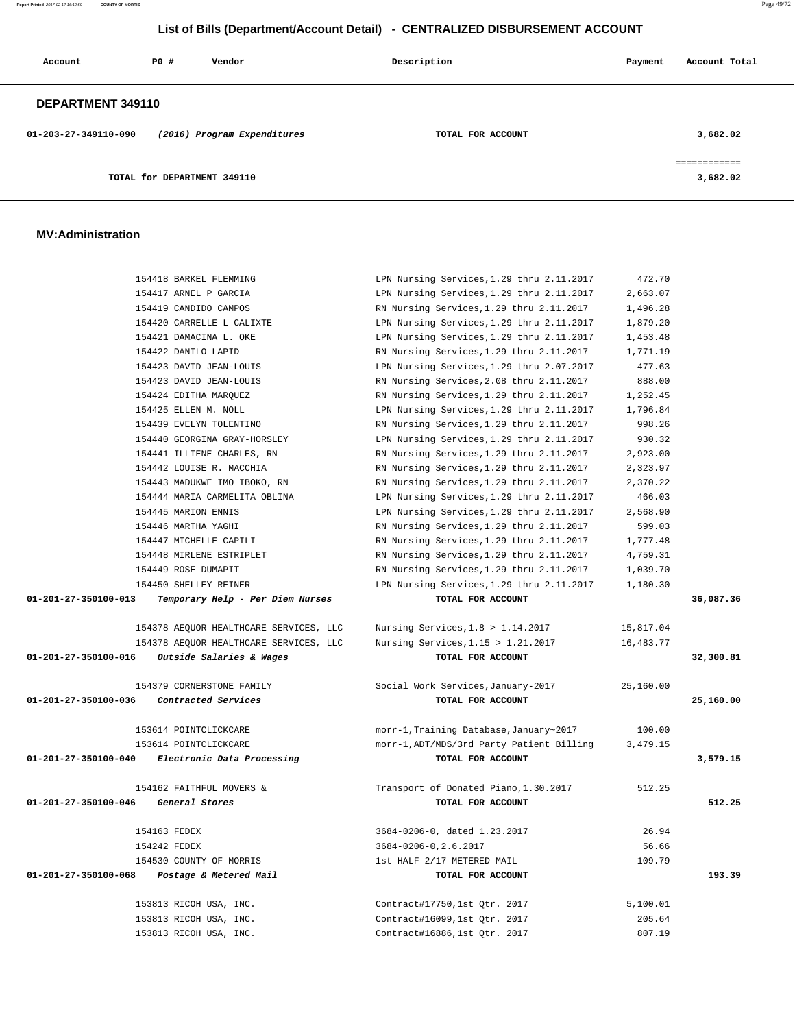## List of Bills (Department/Account Detail) - CENTRALIZED DISBURSEMENT ACCOUNT

| Account | PO # | Vendor | Description | Payment | Account Total |
|---|---|---|---|---|---|

### DEPARTMENT 349110

| Account | PO # | Vendor | Description | Payment | Account Total |
|---|---|---|---|---|---|
| 01-203-27-349110-090 | | *(2016) Program Expenditures* | **TOTAL FOR ACCOUNT** | | **3,682.02** |
| | | | | | ============ |
| | | TOTAL for DEPARTMENT 349110 | | | **3,682.02** |

### MV:Administration

| Account | PO # | Vendor | Description | Payment | Account Total |
|---|---|---|---|---|---|
| | 154418 | BARKEL FLEMMING | LPN Nursing Services,1.29 thru 2.11.2017 | 472.70 | |
| | 154417 | ARNEL P GARCIA | LPN Nursing Services,1.29 thru 2.11.2017 | 2,663.07 | |
| | 154419 | CANDIDO CAMPOS | RN Nursing Services,1.29 thru 2.11.2017 | 1,496.28 | |
| | 154420 | CARRELLE L CALIXTE | LPN Nursing Services,1.29 thru 2.11.2017 | 1,879.20 | |
| | 154421 | DAMACINA L. OKE | LPN Nursing Services,1.29 thru 2.11.2017 | 1,453.48 | |
| | 154422 | DANILO LAPID | RN Nursing Services,1.29 thru 2.11.2017 | 1,771.19 | |
| | 154423 | DAVID JEAN-LOUIS | LPN Nursing Services,1.29 thru 2.07.2017 | 477.63 | |
| | 154423 | DAVID JEAN-LOUIS | RN Nursing Services,2.08 thru 2.11.2017 | 888.00 | |
| | 154424 | EDITHA MARQUEZ | RN Nursing Services,1.29 thru 2.11.2017 | 1,252.45 | |
| | 154425 | ELLEN M. NOLL | LPN Nursing Services,1.29 thru 2.11.2017 | 1,796.84 | |
| | 154439 | EVELYN TOLENTINO | RN Nursing Services,1.29 thru 2.11.2017 | 998.26 | |
| | 154440 | GEORGINA GRAY-HORSLEY | LPN Nursing Services,1.29 thru 2.11.2017 | 930.32 | |
| | 154441 | ILLIENE CHARLES, RN | RN Nursing Services,1.29 thru 2.11.2017 | 2,923.00 | |
| | 154442 | LOUISE R. MACCHIA | RN Nursing Services,1.29 thru 2.11.2017 | 2,323.97 | |
| | 154443 | MADUKWE IMO IBOKO, RN | RN Nursing Services,1.29 thru 2.11.2017 | 2,370.22 | |
| | 154444 | MARIA CARMELITA OBLINA | LPN Nursing Services,1.29 thru 2.11.2017 | 466.03 | |
| | 154445 | MARION ENNIS | LPN Nursing Services,1.29 thru 2.11.2017 | 2,568.90 | |
| | 154446 | MARTHA YAGHI | RN Nursing Services,1.29 thru 2.11.2017 | 599.03 | |
| | 154447 | MICHELLE CAPILI | RN Nursing Services,1.29 thru 2.11.2017 | 1,777.48 | |
| | 154448 | MIRLENE ESTRIPLET | RN Nursing Services,1.29 thru 2.11.2017 | 4,759.31 | |
| | 154449 | ROSE DUMAPIT | RN Nursing Services,1.29 thru 2.11.2017 | 1,039.70 | |
| | 154450 | SHELLEY REINER | LPN Nursing Services,1.29 thru 2.11.2017 | 1,180.30 | |
| 01-201-27-350100-013 | | *Temporary Help - Per Diem Nurses* | **TOTAL FOR ACCOUNT** | | **36,087.36** |
| | 154378 | AEQUOR HEALTHCARE SERVICES, LLC | Nursing Services,1.8 > 1.14.2017 | 15,817.04 | |
| | 154378 | AEQUOR HEALTHCARE SERVICES, LLC | Nursing Services,1.15 > 1.21.2017 | 16,483.77 | |
| 01-201-27-350100-016 | | *Outside Salaries & Wages* | **TOTAL FOR ACCOUNT** | | **32,300.81** |
| | 154379 | CORNERSTONE FAMILY | Social Work Services,January-2017 | 25,160.00 | |
| 01-201-27-350100-036 | | *Contracted Services* | **TOTAL FOR ACCOUNT** | | **25,160.00** |
| | 153614 | POINTCLICKCARE | morr-1,Training Database,January~2017 | 100.00 | |
| | 153614 | POINTCLICKCARE | morr-1,ADT/MDS/3rd Party Patient Billing | 3,479.15 | |
| 01-201-27-350100-040 | | *Electronic Data Processing* | **TOTAL FOR ACCOUNT** | | **3,579.15** |
| | 154162 | FAITHFUL MOVERS & | Transport of Donated Piano,1.30.2017 | 512.25 | |
| 01-201-27-350100-046 | | *General Stores* | **TOTAL FOR ACCOUNT** | | **512.25** |
| | 154163 | FEDEX | 3684-0206-0, dated 1.23.2017 | 26.94 | |
| | 154242 | FEDEX | 3684-0206-0,2.6.2017 | 56.66 | |
| | 154530 | COUNTY OF MORRIS | 1st HALF 2/17 METERED MAIL | 109.79 | |
| 01-201-27-350100-068 | | *Postage & Metered Mail* | **TOTAL FOR ACCOUNT** | | **193.39** |
| | 153813 | RICOH USA, INC. | Contract#17750,1st Qtr. 2017 | 5,100.01 | |
| | 153813 | RICOH USA, INC. | Contract#16099,1st Qtr. 2017 | 205.64 | |
| | 153813 | RICOH USA, INC. | Contract#16886,1st Qtr. 2017 | 807.19 | |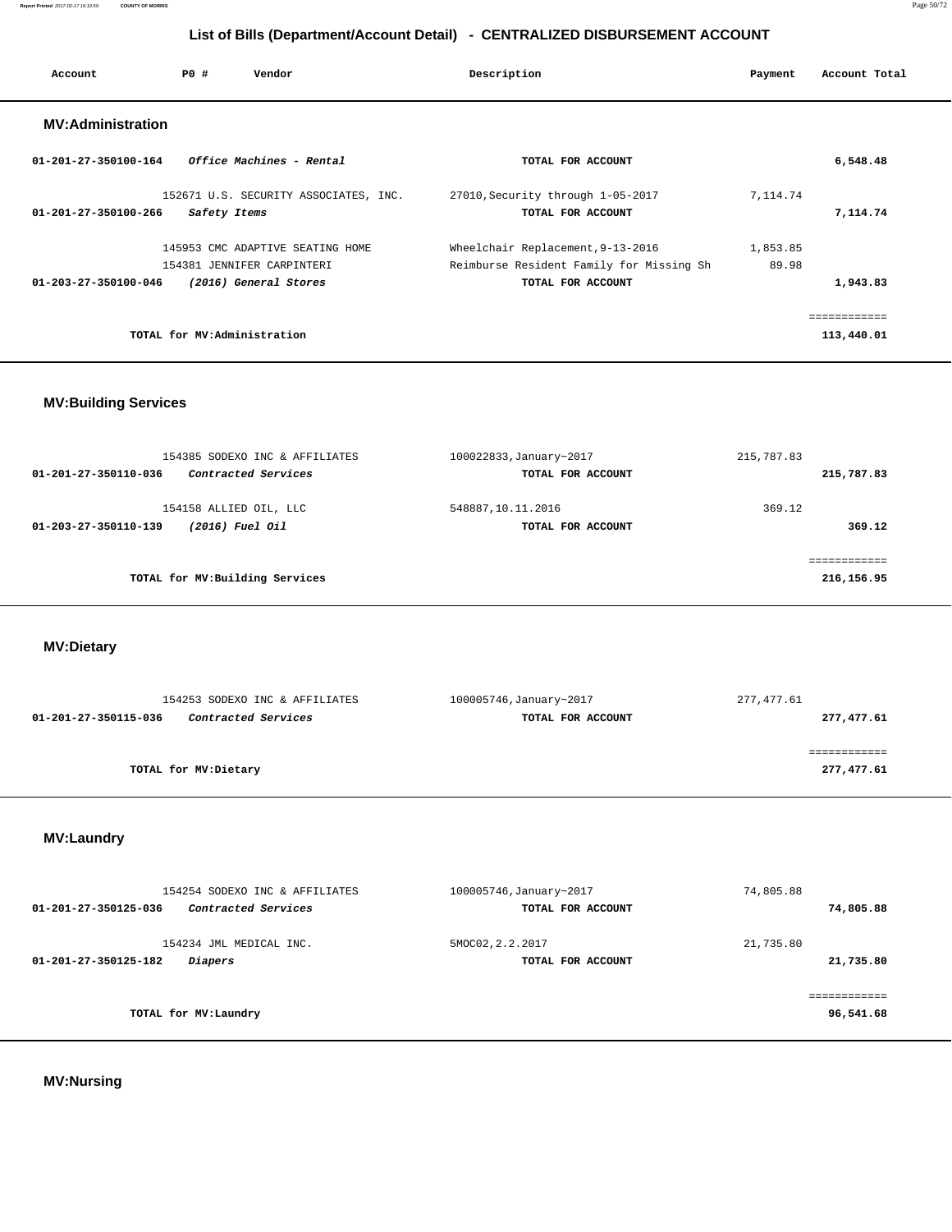## List of Bills (Department/Account Detail) - CENTRALIZED DISBURSEMENT ACCOUNT

| Account | PO # | Vendor | Description | Payment | Account Total |
|---|---|---|---|---|---|

### MV:Administration

| Account | PO # | Vendor | Description | Payment | Account Total |
|---|---|---|---|---|---|
| 01-201-27-350100-164 | | *Office Machines - Rental* | TOTAL FOR ACCOUNT | | 6,548.48 |
| | 152671 | U.S. SECURITY ASSOCIATES, INC. | 27010,Security through 1-05-2017 | 7,114.74 | |
| 01-201-27-350100-266 | | *Safety Items* | TOTAL FOR ACCOUNT | | 7,114.74 |
| | 145953 | CMC ADAPTIVE SEATING HOME | Wheelchair Replacement,9-13-2016 | 1,853.85 | |
| | 154381 | JENNIFER CARPINTERI | Reimburse Resident Family for Missing Sh | 89.98 | |
| 01-203-27-350100-046 | | *(2016) General Stores* | TOTAL FOR ACCOUNT | | 1,943.83 |
| | | | | | ============ |
| | | TOTAL for MV:Administration | | | 113,440.01 |

### MV:Building Services

| Account | PO # | Vendor | Description | Payment | Account Total |
|---|---|---|---|---|---|
| | 154385 | SODEXO INC & AFFILIATES | 100022833,January~2017 | 215,787.83 | |
| 01-201-27-350110-036 | | *Contracted Services* | TOTAL FOR ACCOUNT | | 215,787.83 |
| | 154158 | ALLIED OIL, LLC | 548887,10.11.2016 | 369.12 | |
| 01-203-27-350110-139 | | *(2016) Fuel Oil* | TOTAL FOR ACCOUNT | | 369.12 |
| | | | | | ============ |
| | | TOTAL for MV:Building Services | | | 216,156.95 |

### MV:Dietary

| Account | PO # | Vendor | Description | Payment | Account Total |
|---|---|---|---|---|---|
| | 154253 | SODEXO INC & AFFILIATES | 100005746,January~2017 | 277,477.61 | |
| 01-201-27-350115-036 | | *Contracted Services* | TOTAL FOR ACCOUNT | | 277,477.61 |
| | | | | | ============ |
| | | TOTAL for MV:Dietary | | | 277,477.61 |

### MV:Laundry

| Account | PO # | Vendor | Description | Payment | Account Total |
|---|---|---|---|---|---|
| | 154254 | SODEXO INC & AFFILIATES | 100005746,January~2017 | 74,805.88 | |
| 01-201-27-350125-036 | | *Contracted Services* | TOTAL FOR ACCOUNT | | 74,805.88 |
| | 154234 | JML MEDICAL INC. | 5MOC02,2.2.2017 | 21,735.80 | |
| 01-201-27-350125-182 | | *Diapers* | TOTAL FOR ACCOUNT | | 21,735.80 |
| | | | | | ============ |
| | | TOTAL for MV:Laundry | | | 96,541.68 |

### MV:Nursing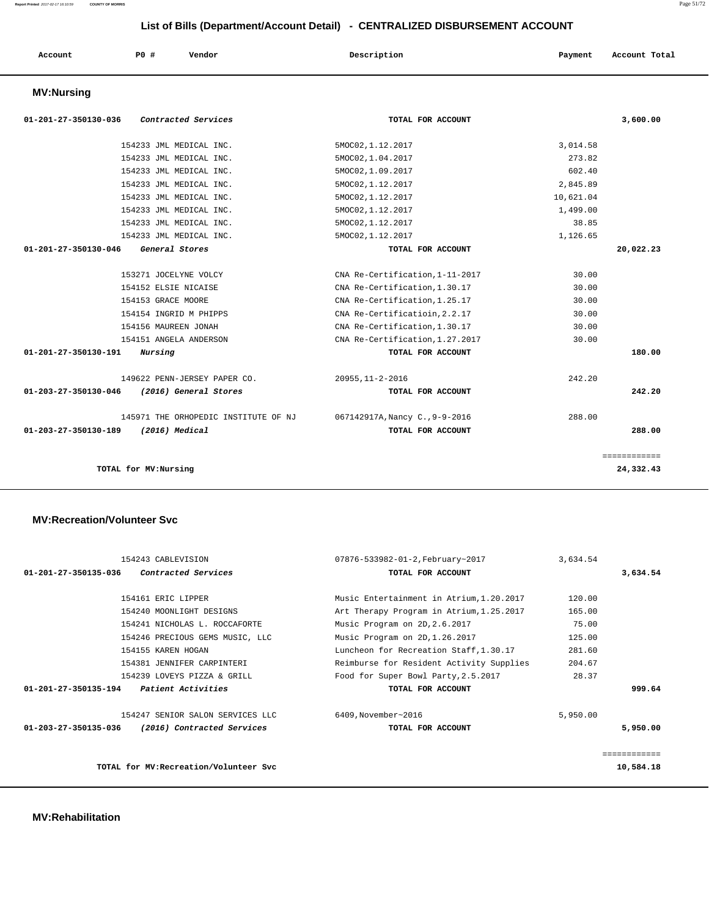## List of Bills (Department/Account Detail) - CENTRALIZED DISBURSEMENT ACCOUNT

| Account | PO # | Vendor | Description | Payment | Account Total |
|---|---|---|---|---|---|

### MV:Nursing

| Account | PO # | Vendor | Description | Payment | Account Total |
|---|---|---|---|---|---|
| 01-201-27-350130-036 | | *Contracted Services* | TOTAL FOR ACCOUNT | | 3,600.00 |
| | 154233 | JML MEDICAL INC. | 5MOC02,1.12.2017 | 3,014.58 | |
| | 154233 | JML MEDICAL INC. | 5MOC02,1.04.2017 | 273.82 | |
| | 154233 | JML MEDICAL INC. | 5MOC02,1.09.2017 | 602.40 | |
| | 154233 | JML MEDICAL INC. | 5MOC02,1.12.2017 | 2,845.89 | |
| | 154233 | JML MEDICAL INC. | 5MOC02,1.12.2017 | 10,621.04 | |
| | 154233 | JML MEDICAL INC. | 5MOC02,1.12.2017 | 1,499.00 | |
| | 154233 | JML MEDICAL INC. | 5MOC02,1.12.2017 | 38.85 | |
| | 154233 | JML MEDICAL INC. | 5MOC02,1.12.2017 | 1,126.65 | |
| 01-201-27-350130-046 | | *General Stores* | TOTAL FOR ACCOUNT | | 20,022.23 |
| | 153271 | JOCELYNE VOLCY | CNA Re-Certification,1-11-2017 | 30.00 | |
| | 154152 | ELSIE NICAISE | CNA Re-Certification,1.30.17 | 30.00 | |
| | 154153 | GRACE MOORE | CNA Re-Certification,1.25.17 | 30.00 | |
| | 154154 | INGRID M PHIPPS | CNA Re-Certificatioin,2.2.17 | 30.00 | |
| | 154156 | MAUREEN JONAH | CNA Re-Certification,1.30.17 | 30.00 | |
| | 154151 | ANGELA ANDERSON | CNA Re-Certification,1.27.2017 | 30.00 | |
| 01-201-27-350130-191 | | *Nursing* | TOTAL FOR ACCOUNT | | 180.00 |
| | 149622 | PENN-JERSEY PAPER CO. | 20955,11-2-2016 | 242.20 | |
| 01-203-27-350130-046 | | *(2016) General Stores* | TOTAL FOR ACCOUNT | | 242.20 |
| | 145971 | THE ORHOPEDIC INSTITUTE OF NJ | 067142917A,Nancy C.,9-9-2016 | 288.00 | |
| 01-203-27-350130-189 | | *(2016) Medical* | TOTAL FOR ACCOUNT | | 288.00 |
| | | TOTAL for MV:Nursing | | | 24,332.43 |

### MV:Recreation/Volunteer Svc

| Account | PO # | Vendor | Description | Payment | Account Total |
|---|---|---|---|---|---|
| | 154243 | CABLEVISION | 07876-533982-01-2,February~2017 | 3,634.54 | |
| 01-201-27-350135-036 | | *Contracted Services* | TOTAL FOR ACCOUNT | | 3,634.54 |
| | 154161 | ERIC LIPPER | Music Entertainment in Atrium,1.20.2017 | 120.00 | |
| | 154240 | MOONLIGHT DESIGNS | Art Therapy Program in Atrium,1.25.2017 | 165.00 | |
| | 154241 | NICHOLAS L. ROCCAFORTE | Music Program on 2D,2.6.2017 | 75.00 | |
| | 154246 | PRECIOUS GEMS MUSIC, LLC | Music Program on 2D,1.26.2017 | 125.00 | |
| | 154155 | KAREN HOGAN | Luncheon for Recreation Staff,1.30.17 | 281.60 | |
| | 154381 | JENNIFER CARPINTERI | Reimburse for Resident Activity Supplies | 204.67 | |
| | 154239 | LOVEYS PIZZA & GRILL | Food for Super Bowl Party,2.5.2017 | 28.37 | |
| 01-201-27-350135-194 | | *Patient Activities* | TOTAL FOR ACCOUNT | | 999.64 |
| | 154247 | SENIOR SALON SERVICES LLC | 6409,November~2016 | 5,950.00 | |
| 01-203-27-350135-036 | | *(2016) Contracted Services* | TOTAL FOR ACCOUNT | | 5,950.00 |
| | | TOTAL for MV:Recreation/Volunteer Svc | | | 10,584.18 |

### MV:Rehabilitation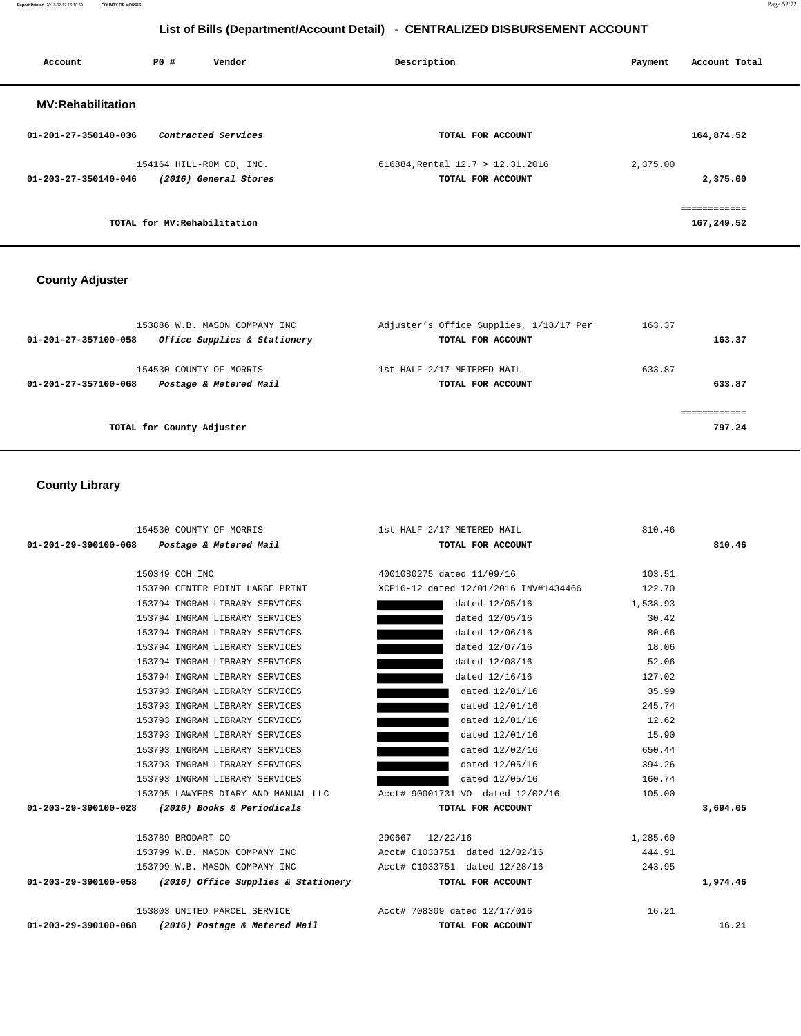## List of Bills (Department/Account Detail) - CENTRALIZED DISBURSEMENT ACCOUNT

| Account | PO # | Vendor | Description | Payment | Account Total |
|---|---|---|---|---|---|

### MV:Rehabilitation

| Account | PO # | Vendor | Description | Payment | Account Total |
|---|---|---|---|---|---|
| 01-201-27-350140-036 | | *Contracted Services* | TOTAL FOR ACCOUNT | | 164,874.52 |
| | 154164 | HILL-ROM CO, INC. | 616884,Rental 12.7 > 12.31.2016 | 2,375.00 | |
| 01-203-27-350140-046 | | *(2016) General Stores* | TOTAL FOR ACCOUNT | | 2,375.00 |
| | | | | | ============ |
| | | TOTAL for MV:Rehabilitation | | | 167,249.52 |

### County Adjuster

| Account | PO # | Vendor | Description | Payment | Account Total |
|---|---|---|---|---|---|
| | 153886 | W.B. MASON COMPANY INC | Adjuster's Office Supplies, 1/18/17 Per | 163.37 | |
| 01-201-27-357100-058 | | *Office Supplies & Stationery* | TOTAL FOR ACCOUNT | | 163.37 |
| | 154530 | COUNTY OF MORRIS | 1st HALF 2/17 METERED MAIL | 633.87 | |
| 01-201-27-357100-068 | | *Postage & Metered Mail* | TOTAL FOR ACCOUNT | | 633.87 |
| | | | | | ============ |
| | | TOTAL for County Adjuster | | | 797.24 |

### County Library

| Account | PO # | Vendor | Description | Payment | Account Total |
|---|---|---|---|---|---|
| | 154530 | COUNTY OF MORRIS | 1st HALF 2/17 METERED MAIL | 810.46 | |
| 01-201-29-390100-068 | | *Postage & Metered Mail* | TOTAL FOR ACCOUNT | | 810.46 |
| | 150349 | CCH INC | 4001080275 dated 11/09/16 | 103.51 | |
| | 153790 | CENTER POINT LARGE PRINT | XCP16-12 dated 12/01/2016 INV#1434466 | 122.70 | |
| | 153794 | INGRAM LIBRARY SERVICES | dated 12/05/16 | 1,538.93 | |
| | 153794 | INGRAM LIBRARY SERVICES | dated 12/05/16 | 30.42 | |
| | 153794 | INGRAM LIBRARY SERVICES | dated 12/06/16 | 80.66 | |
| | 153794 | INGRAM LIBRARY SERVICES | dated 12/07/16 | 18.06 | |
| | 153794 | INGRAM LIBRARY SERVICES | dated 12/08/16 | 52.06 | |
| | 153794 | INGRAM LIBRARY SERVICES | dated 12/16/16 | 127.02 | |
| | 153793 | INGRAM LIBRARY SERVICES | dated 12/01/16 | 35.99 | |
| | 153793 | INGRAM LIBRARY SERVICES | dated 12/01/16 | 245.74 | |
| | 153793 | INGRAM LIBRARY SERVICES | dated 12/01/16 | 12.62 | |
| | 153793 | INGRAM LIBRARY SERVICES | dated 12/01/16 | 15.90 | |
| | 153793 | INGRAM LIBRARY SERVICES | dated 12/02/16 | 650.44 | |
| | 153793 | INGRAM LIBRARY SERVICES | dated 12/05/16 | 394.26 | |
| | 153793 | INGRAM LIBRARY SERVICES | dated 12/05/16 | 160.74 | |
| | 153795 | LAWYERS DIARY AND MANUAL LLC | Acct# 90001731-VO dated 12/02/16 | 105.00 | |
| 01-203-29-390100-028 | | *(2016) Books & Periodicals* | TOTAL FOR ACCOUNT | | 3,694.05 |
| | 153789 | BRODART CO | 290667 12/22/16 | 1,285.60 | |
| | 153799 | W.B. MASON COMPANY INC | Acct# C1033751 dated 12/02/16 | 444.91 | |
| | 153799 | W.B. MASON COMPANY INC | Acct# C1033751 dated 12/28/16 | 243.95 | |
| 01-203-29-390100-058 | | *(2016) Office Supplies & Stationery* | TOTAL FOR ACCOUNT | | 1,974.46 |
| | 153803 | UNITED PARCEL SERVICE | Acct# 708309 dated 12/17/016 | 16.21 | |
| 01-203-29-390100-068 | | *(2016) Postage & Metered Mail* | TOTAL FOR ACCOUNT | | 16.21 |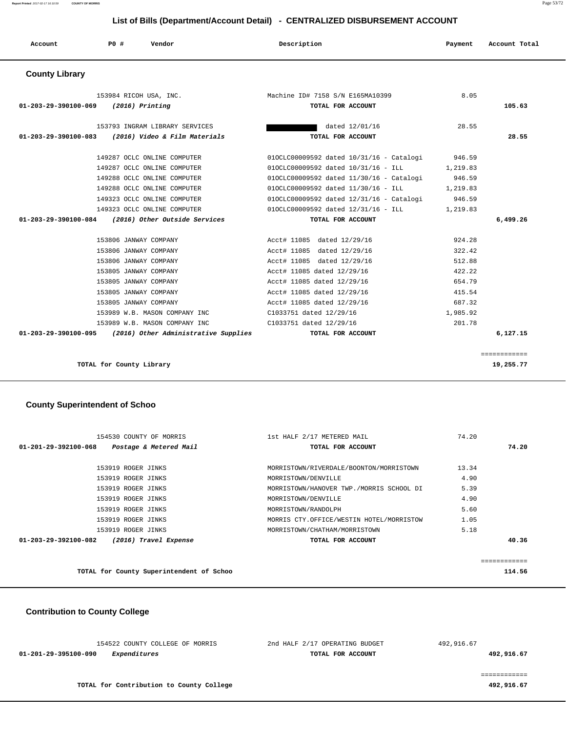## List of Bills (Department/Account Detail) - CENTRALIZED DISBURSEMENT ACCOUNT

| Account | PO # | Vendor | Description | Payment | Account Total |
|---|---|---|---|---|---|

### County Library

| Account | PO # | Vendor | Description | Payment | Account Total |
|---|---|---|---|---|---|
| | 153984 | RICOH USA, INC. | Machine ID# 7158 S/N E165MA10399 | 8.05 | |
| **01-203-29-390100-069** | | ***(2016) Printing*** | **TOTAL FOR ACCOUNT** | | **105.63** |
| | 153793 | INGRAM LIBRARY SERVICES | [REDACTED] dated 12/01/16 | 28.55 | |
| **01-203-29-390100-083** | | ***(2016) Video & Film Materials*** | **TOTAL FOR ACCOUNT** | | **28.55** |
| | 149287 | OCLC ONLINE COMPUTER | 01OCLC00009592 dated 10/31/16 - Catalogi | 946.59 | |
| | 149287 | OCLC ONLINE COMPUTER | 01OCLC00009592 dated 10/31/16 - ILL | 1,219.83 | |
| | 149288 | OCLC ONLINE COMPUTER | 01OCLC00009592 dated 11/30/16 - Catalogi | 946.59 | |
| | 149288 | OCLC ONLINE COMPUTER | 01OCLC00009592 dated 11/30/16 - ILL | 1,219.83 | |
| | 149323 | OCLC ONLINE COMPUTER | 01OCLC00009592 dated 12/31/16 - Catalogi | 946.59 | |
| | 149323 | OCLC ONLINE COMPUTER | 01OCLC00009592 dated 12/31/16 - ILL | 1,219.83 | |
| **01-203-29-390100-084** | | ***(2016) Other Outside Services*** | **TOTAL FOR ACCOUNT** | | **6,499.26** |
| | 153806 | JANWAY COMPANY | Acct# 11085 dated 12/29/16 | 924.28 | |
| | 153806 | JANWAY COMPANY | Acct# 11085 dated 12/29/16 | 322.42 | |
| | 153806 | JANWAY COMPANY | Acct# 11085 dated 12/29/16 | 512.88 | |
| | 153805 | JANWAY COMPANY | Acct# 11085 dated 12/29/16 | 422.22 | |
| | 153805 | JANWAY COMPANY | Acct# 11085 dated 12/29/16 | 654.79 | |
| | 153805 | JANWAY COMPANY | Acct# 11085 dated 12/29/16 | 415.54 | |
| | 153805 | JANWAY COMPANY | Acct# 11085 dated 12/29/16 | 687.32 | |
| | 153989 | W.B. MASON COMPANY INC | C1033751 dated 12/29/16 | 1,985.92 | |
| | 153989 | W.B. MASON COMPANY INC | C1033751 dated 12/29/16 | 201.78 | |
| **01-203-29-390100-095** | | ***(2016) Other Administrative Supplies*** | **TOTAL FOR ACCOUNT** | | **6,127.15** |
| | | **TOTAL for County Library** | | | **19,255.77** |

### County Superintendent of Schoo

| Account | PO # | Vendor | Description | Payment | Account Total |
|---|---|---|---|---|---|
| | 154530 | COUNTY OF MORRIS | 1st HALF 2/17 METERED MAIL | 74.20 | |
| **01-201-29-392100-068** | | ***Postage & Metered Mail*** | **TOTAL FOR ACCOUNT** | | **74.20** |
| | 153919 | ROGER JINKS | MORRISTOWN/RIVERDALE/BOONTON/MORRISTOWN | 13.34 | |
| | 153919 | ROGER JINKS | MORRISTOWN/DENVILLE | 4.90 | |
| | 153919 | ROGER JINKS | MORRISTOWN/HANOVER TWP./MORRIS SCHOOL DI | 5.39 | |
| | 153919 | ROGER JINKS | MORRISTOWN/DENVILLE | 4.90 | |
| | 153919 | ROGER JINKS | MORRISTOWN/RANDOLPH | 5.60 | |
| | 153919 | ROGER JINKS | MORRIS CTY.OFFICE/WESTIN HOTEL/MORRISTOW | 1.05 | |
| | 153919 | ROGER JINKS | MORRISTOWN/CHATHAM/MORRISTOWN | 5.18 | |
| **01-203-29-392100-082** | | ***(2016) Travel Expense*** | **TOTAL FOR ACCOUNT** | | **40.36** |
| | | **TOTAL for County Superintendent of Schoo** | | | **114.56** |

### Contribution to County College

| Account | PO # | Vendor | Description | Payment | Account Total |
|---|---|---|---|---|---|
| | 154522 | COUNTY COLLEGE OF MORRIS | 2nd HALF 2/17 OPERATING BUDGET | 492,916.67 | |
| **01-201-29-395100-090** | | ***Expenditures*** | **TOTAL FOR ACCOUNT** | | **492,916.67** |
| | | **TOTAL for Contribution to County College** | | | **492,916.67** |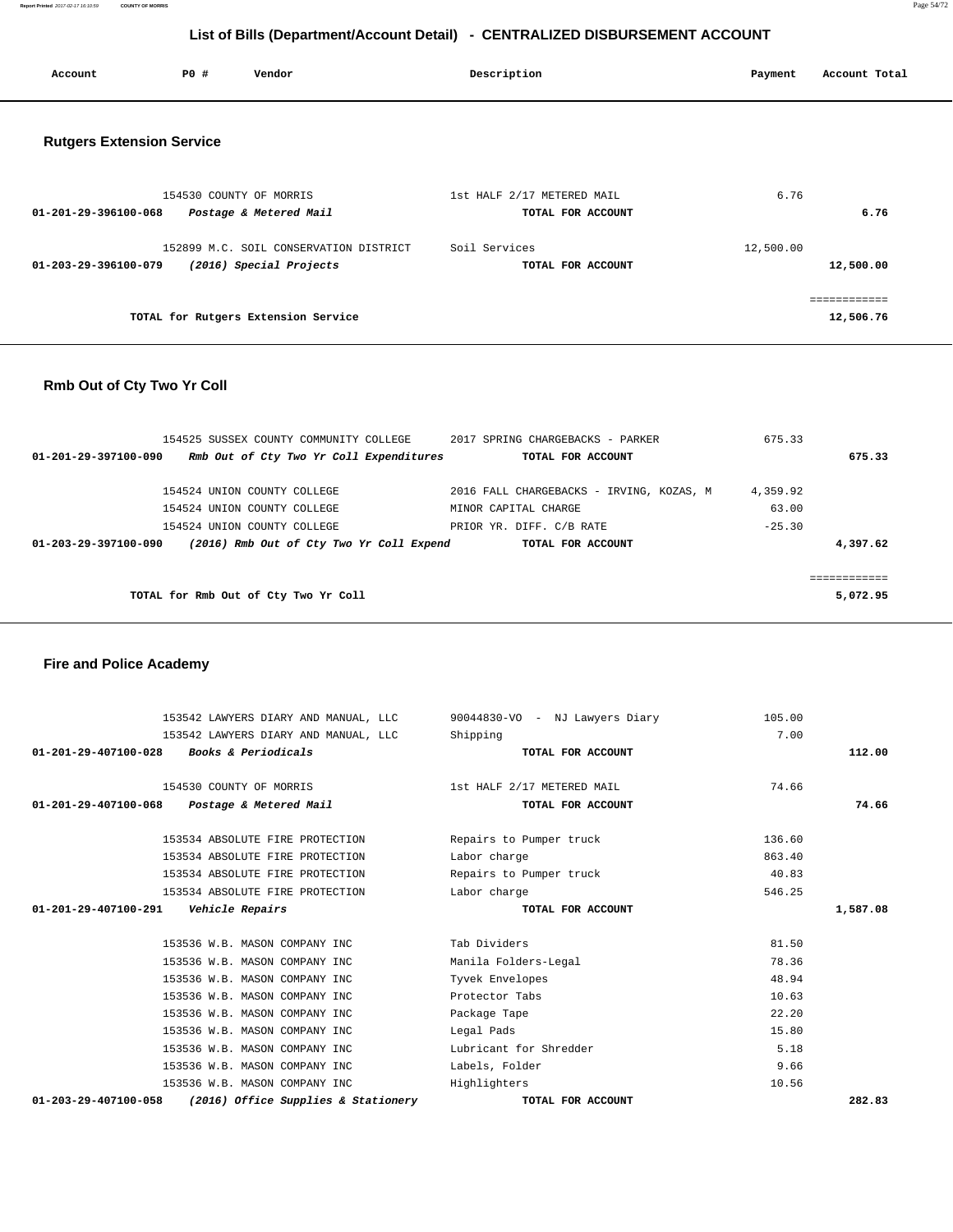## List of Bills (Department/Account Detail) - CENTRALIZED DISBURSEMENT ACCOUNT

| Account | PO # | Vendor | Description | Payment | Account Total |
|---|---|---|---|---|---|

### Rutgers Extension Service

| Account | PO # | Vendor | Description | Payment | Account Total |
|---|---|---|---|---|---|
| | 154530 | COUNTY OF MORRIS | 1st HALF 2/17 METERED MAIL | 6.76 | |
| **01-201-29-396100-068** | | ***Postage & Metered Mail*** | **TOTAL FOR ACCOUNT** | | **6.76** |
| | 152899 | M.C. SOIL CONSERVATION DISTRICT | Soil Services | 12,500.00 | |
| **01-203-29-396100-079** | | ***(2016) Special Projects*** | **TOTAL FOR ACCOUNT** | | **12,500.00** |
| | | | | | ============ |
| | | **TOTAL for Rutgers Extension Service** | | | **12,506.76** |

### Rmb Out of Cty Two Yr Coll

| Account | PO # | Vendor | Description | Payment | Account Total |
|---|---|---|---|---|---|
| | 154525 | SUSSEX COUNTY COMMUNITY COLLEGE | 2017 SPRING CHARGEBACKS - PARKER | 675.33 | |
| **01-201-29-397100-090** | | ***Rmb Out of Cty Two Yr Coll Expenditures*** | **TOTAL FOR ACCOUNT** | | **675.33** |
| | 154524 | UNION COUNTY COLLEGE | 2016 FALL CHARGEBACKS - IRVING, KOZAS, M | 4,359.92 | |
| | 154524 | UNION COUNTY COLLEGE | MINOR CAPITAL CHARGE | 63.00 | |
| | 154524 | UNION COUNTY COLLEGE | PRIOR YR. DIFF. C/B RATE | -25.30 | |
| **01-203-29-397100-090** | | ***(2016) Rmb Out of Cty Two Yr Coll Expend*** | **TOTAL FOR ACCOUNT** | | **4,397.62** |
| | | | | | ============ |
| | | **TOTAL for Rmb Out of Cty Two Yr Coll** | | | **5,072.95** |

### Fire and Police Academy

| Account | PO # | Vendor | Description | Payment | Account Total |
|---|---|---|---|---|---|
| | 153542 | LAWYERS DIARY AND MANUAL, LLC | 90044830-VO - NJ Lawyers Diary | 105.00 | |
| | 153542 | LAWYERS DIARY AND MANUAL, LLC | Shipping | 7.00 | |
| **01-201-29-407100-028** | | ***Books & Periodicals*** | **TOTAL FOR ACCOUNT** | | **112.00** |
| | 154530 | COUNTY OF MORRIS | 1st HALF 2/17 METERED MAIL | 74.66 | |
| **01-201-29-407100-068** | | ***Postage & Metered Mail*** | **TOTAL FOR ACCOUNT** | | **74.66** |
| | 153534 | ABSOLUTE FIRE PROTECTION | Repairs to Pumper truck | 136.60 | |
| | 153534 | ABSOLUTE FIRE PROTECTION | Labor charge | 863.40 | |
| | 153534 | ABSOLUTE FIRE PROTECTION | Repairs to Pumper truck | 40.83 | |
| | 153534 | ABSOLUTE FIRE PROTECTION | Labor charge | 546.25 | |
| **01-201-29-407100-291** | | ***Vehicle Repairs*** | **TOTAL FOR ACCOUNT** | | **1,587.08** |
| | 153536 | W.B. MASON COMPANY INC | Tab Dividers | 81.50 | |
| | 153536 | W.B. MASON COMPANY INC | Manila Folders-Legal | 78.36 | |
| | 153536 | W.B. MASON COMPANY INC | Tyvek Envelopes | 48.94 | |
| | 153536 | W.B. MASON COMPANY INC | Protector Tabs | 10.63 | |
| | 153536 | W.B. MASON COMPANY INC | Package Tape | 22.20 | |
| | 153536 | W.B. MASON COMPANY INC | Legal Pads | 15.80 | |
| | 153536 | W.B. MASON COMPANY INC | Lubricant for Shredder | 5.18 | |
| | 153536 | W.B. MASON COMPANY INC | Labels, Folder | 9.66 | |
| | 153536 | W.B. MASON COMPANY INC | Highlighters | 10.56 | |
| **01-203-29-407100-058** | | ***(2016) Office Supplies & Stationery*** | **TOTAL FOR ACCOUNT** | | **282.83** |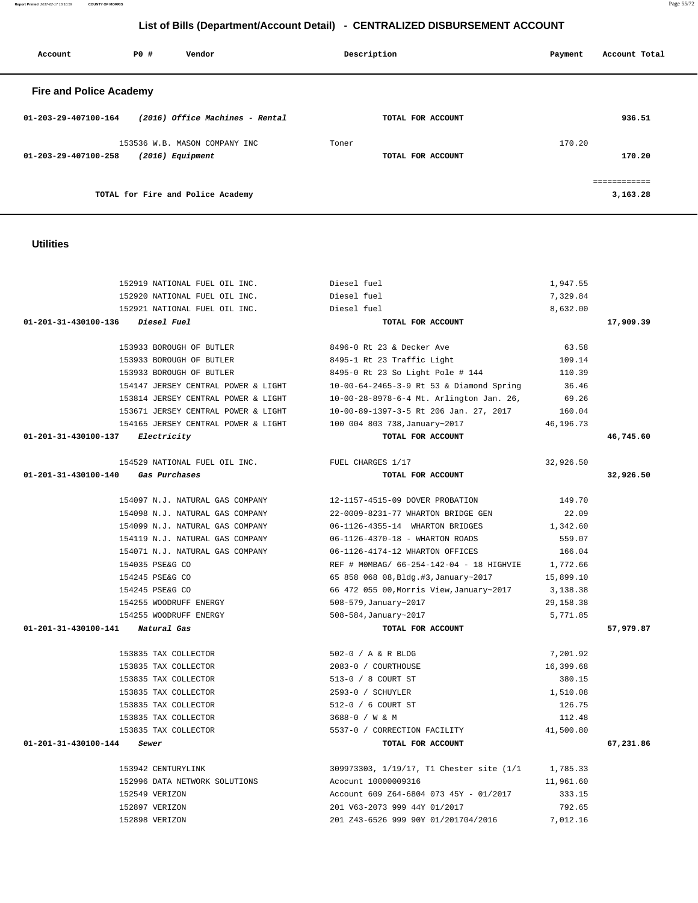## List of Bills (Department/Account Detail) - CENTRALIZED DISBURSEMENT ACCOUNT

| Account | PO # | Vendor | Description | Payment | Account Total |
|---|---|---|---|---|---|

### Fire and Police Academy

| Account | PO # | Vendor | Description | Payment | Account Total |
|---|---|---|---|---|---|
| 01-203-29-407100-164 | | *(2016) Office Machines - Rental* | TOTAL FOR ACCOUNT | | 936.51 |
| | 153536 | W.B. MASON COMPANY INC | Toner | 170.20 | |
| 01-203-29-407100-258 | | *(2016) Equipment* | TOTAL FOR ACCOUNT | | 170.20 |
| | | | | | ============ |
| | | TOTAL for Fire and Police Academy | | | 3,163.28 |

### Utilities

| Account | PO # | Vendor | Description | Payment | Account Total |
|---|---|---|---|---|---|
| | 152919 | NATIONAL FUEL OIL INC. | Diesel fuel | 1,947.55 | |
| | 152920 | NATIONAL FUEL OIL INC. | Diesel fuel | 7,329.84 | |
| | 152921 | NATIONAL FUEL OIL INC. | Diesel fuel | 8,632.00 | |
| 01-201-31-430100-136 | | *Diesel Fuel* | TOTAL FOR ACCOUNT | | 17,909.39 |
| | 153933 | BOROUGH OF BUTLER | 8496-0 Rt 23 & Decker Ave | 63.58 | |
| | 153933 | BOROUGH OF BUTLER | 8495-1 Rt 23 Traffic Light | 109.14 | |
| | 153933 | BOROUGH OF BUTLER | 8495-0 Rt 23 So Light Pole # 144 | 110.39 | |
| | 154147 | JERSEY CENTRAL POWER & LIGHT | 10-00-64-2465-3-9 Rt 53 & Diamond Spring | 36.46 | |
| | 153814 | JERSEY CENTRAL POWER & LIGHT | 10-00-28-8978-6-4 Mt. Arlington Jan. 26, | 69.26 | |
| | 153671 | JERSEY CENTRAL POWER & LIGHT | 10-00-89-1397-3-5 Rt 206 Jan. 27, 2017 | 160.04 | |
| | 154165 | JERSEY CENTRAL POWER & LIGHT | 100 004 803 738,January~2017 | 46,196.73 | |
| 01-201-31-430100-137 | | *Electricity* | TOTAL FOR ACCOUNT | | 46,745.60 |
| | 154529 | NATIONAL FUEL OIL INC. | FUEL CHARGES 1/17 | 32,926.50 | |
| 01-201-31-430100-140 | | *Gas Purchases* | TOTAL FOR ACCOUNT | | 32,926.50 |
| | 154097 | N.J. NATURAL GAS COMPANY | 12-1157-4515-09 DOVER PROBATION | 149.70 | |
| | 154098 | N.J. NATURAL GAS COMPANY | 22-0009-8231-77 WHARTON BRIDGE GEN | 22.09 | |
| | 154099 | N.J. NATURAL GAS COMPANY | 06-1126-4355-14 WHARTON BRIDGES | 1,342.60 | |
| | 154119 | N.J. NATURAL GAS COMPANY | 06-1126-4370-18 - WHARTON ROADS | 559.07 | |
| | 154071 | N.J. NATURAL GAS COMPANY | 06-1126-4174-12 WHARTON OFFICES | 166.04 | |
| | 154035 | PSE&G CO | REF # M0MBAG/ 66-254-142-04 - 18 HIGHVIE | 1,772.66 | |
| | 154245 | PSE&G CO | 65 858 068 08,Bldg.#3,January~2017 | 15,899.10 | |
| | 154245 | PSE&G CO | 66 472 055 00,Morris View,January~2017 | 3,138.38 | |
| | 154255 | WOODRUFF ENERGY | 508-579,January~2017 | 29,158.38 | |
| | 154255 | WOODRUFF ENERGY | 508-584,January~2017 | 5,771.85 | |
| 01-201-31-430100-141 | | *Natural Gas* | TOTAL FOR ACCOUNT | | 57,979.87 |
| | 153835 | TAX COLLECTOR | 502-0 / A & R BLDG | 7,201.92 | |
| | 153835 | TAX COLLECTOR | 2083-0 / COURTHOUSE | 16,399.68 | |
| | 153835 | TAX COLLECTOR | 513-0 / 8 COURT ST | 380.15 | |
| | 153835 | TAX COLLECTOR | 2593-0 / SCHUYLER | 1,510.08 | |
| | 153835 | TAX COLLECTOR | 512-0 / 6 COURT ST | 126.75 | |
| | 153835 | TAX COLLECTOR | 3688-0 / W & M | 112.48 | |
| | 153835 | TAX COLLECTOR | 5537-0 / CORRECTION FACILITY | 41,500.80 | |
| 01-201-31-430100-144 | | *Sewer* | TOTAL FOR ACCOUNT | | 67,231.86 |
| | 153942 | CENTURYLINK | 309973303, 1/19/17, T1 Chester site (1/1 | 1,785.33 | |
| | 152996 | DATA NETWORK SOLUTIONS | Acocunt 10000009316 | 11,961.60 | |
| | 152549 | VERIZON | Account 609 Z64-6804 073 45Y - 01/2017 | 333.15 | |
| | 152897 | VERIZON | 201 V63-2073 999 44Y 01/2017 | 792.65 | |
| | 152898 | VERIZON | 201 Z43-6526 999 90Y 01/201704/2016 | 7,012.16 | |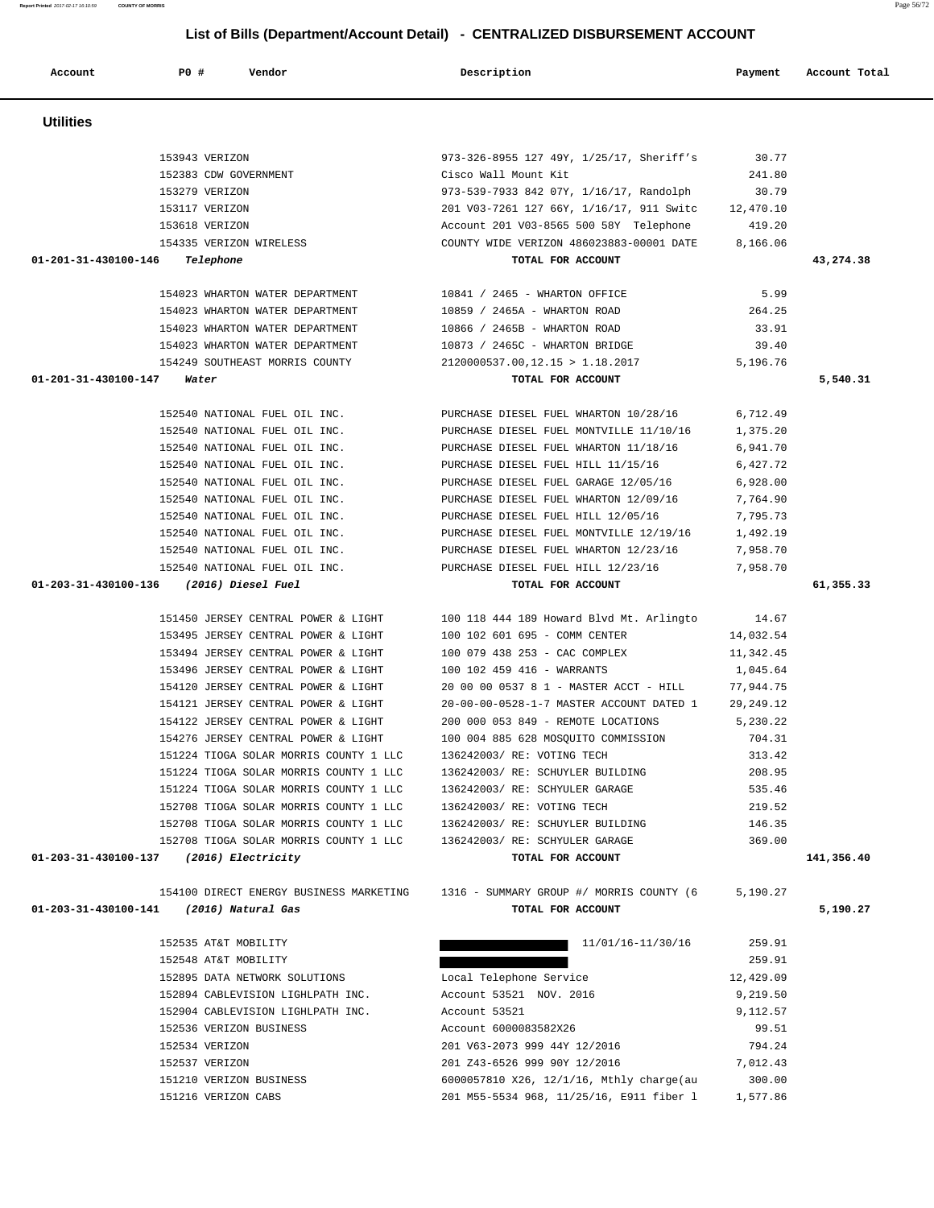# List of Bills (Department/Account Detail) - CENTRALIZED DISBURSEMENT ACCOUNT

| Account | PO # | Vendor | Description | Payment | Account Total |
|---|---|---|---|---|---|
| **Utilities** | | | | | |
| | 153943 | VERIZON | 973-326-8955 127 49Y, 1/25/17, Sheriff's | 30.77 | |
| | 152383 | CDW GOVERNMENT | Cisco Wall Mount Kit | 241.80 | |
| | 153279 | VERIZON | 973-539-7933 842 07Y, 1/16/17, Randolph | 30.79 | |
| | 153117 | VERIZON | 201 V03-7261 127 66Y, 1/16/17, 911 Switc | 12,470.10 | |
| | 153618 | VERIZON | Account 201 V03-8565 500 58Y Telephone | 419.20 | |
| | 154335 | VERIZON WIRELESS | COUNTY WIDE VERIZON 486023883-00001 DATE | 8,166.06 | |
| 01-201-31-430100-146 | | *Telephone* | TOTAL FOR ACCOUNT | | 43,274.38 |
| | 154023 | WHARTON WATER DEPARTMENT | 10841 / 2465 - WHARTON OFFICE | 5.99 | |
| | 154023 | WHARTON WATER DEPARTMENT | 10859 / 2465A - WHARTON ROAD | 264.25 | |
| | 154023 | WHARTON WATER DEPARTMENT | 10866 / 2465B - WHARTON ROAD | 33.91 | |
| | 154023 | WHARTON WATER DEPARTMENT | 10873 / 2465C - WHARTON BRIDGE | 39.40 | |
| | 154249 | SOUTHEAST MORRIS COUNTY | 2120000537.00,12.15 > 1.18.2017 | 5,196.76 | |
| 01-201-31-430100-147 | | *Water* | TOTAL FOR ACCOUNT | | 5,540.31 |
| | 152540 | NATIONAL FUEL OIL INC. | PURCHASE DIESEL FUEL WHARTON 10/28/16 | 6,712.49 | |
| | 152540 | NATIONAL FUEL OIL INC. | PURCHASE DIESEL FUEL MONTVILLE 11/10/16 | 1,375.20 | |
| | 152540 | NATIONAL FUEL OIL INC. | PURCHASE DIESEL FUEL WHARTON 11/18/16 | 6,941.70 | |
| | 152540 | NATIONAL FUEL OIL INC. | PURCHASE DIESEL FUEL HILL 11/15/16 | 6,427.72 | |
| | 152540 | NATIONAL FUEL OIL INC. | PURCHASE DIESEL FUEL GARAGE 12/05/16 | 6,928.00 | |
| | 152540 | NATIONAL FUEL OIL INC. | PURCHASE DIESEL FUEL WHARTON 12/09/16 | 7,764.90 | |
| | 152540 | NATIONAL FUEL OIL INC. | PURCHASE DIESEL FUEL HILL 12/05/16 | 7,795.73 | |
| | 152540 | NATIONAL FUEL OIL INC. | PURCHASE DIESEL FUEL MONTVILLE 12/19/16 | 1,492.19 | |
| | 152540 | NATIONAL FUEL OIL INC. | PURCHASE DIESEL FUEL WHARTON 12/23/16 | 7,958.70 | |
| | 152540 | NATIONAL FUEL OIL INC. | PURCHASE DIESEL FUEL HILL 12/23/16 | 7,958.70 | |
| 01-203-31-430100-136 | | *(2016) Diesel Fuel* | TOTAL FOR ACCOUNT | | 61,355.33 |
| | 151450 | JERSEY CENTRAL POWER & LIGHT | 100 118 444 189 Howard Blvd Mt. Arlingto | 14.67 | |
| | 153495 | JERSEY CENTRAL POWER & LIGHT | 100 102 601 695 - COMM CENTER | 14,032.54 | |
| | 153494 | JERSEY CENTRAL POWER & LIGHT | 100 079 438 253 - CAC COMPLEX | 11,342.45 | |
| | 153496 | JERSEY CENTRAL POWER & LIGHT | 100 102 459 416 - WARRANTS | 1,045.64 | |
| | 154120 | JERSEY CENTRAL POWER & LIGHT | 20 00 00 0537 8 1 - MASTER ACCT - HILL | 77,944.75 | |
| | 154121 | JERSEY CENTRAL POWER & LIGHT | 20-00-00-0528-1-7 MASTER ACCOUNT DATED 1 | 29,249.12 | |
| | 154122 | JERSEY CENTRAL POWER & LIGHT | 200 000 053 849 - REMOTE LOCATIONS | 5,230.22 | |
| | 154276 | JERSEY CENTRAL POWER & LIGHT | 100 004 885 628 MOSQUITO COMMISSION | 704.31 | |
| | 151224 | TIOGA SOLAR MORRIS COUNTY 1 LLC | 136242003/ RE: VOTING TECH | 313.42 | |
| | 151224 | TIOGA SOLAR MORRIS COUNTY 1 LLC | 136242003/ RE: SCHUYLER BUILDING | 208.95 | |
| | 151224 | TIOGA SOLAR MORRIS COUNTY 1 LLC | 136242003/ RE: SCHYULER GARAGE | 535.46 | |
| | 152708 | TIOGA SOLAR MORRIS COUNTY 1 LLC | 136242003/ RE: VOTING TECH | 219.52 | |
| | 152708 | TIOGA SOLAR MORRIS COUNTY 1 LLC | 136242003/ RE: SCHUYLER BUILDING | 146.35 | |
| | 152708 | TIOGA SOLAR MORRIS COUNTY 1 LLC | 136242003/ RE: SCHYULER GARAGE | 369.00 | |
| 01-203-31-430100-137 | | *(2016) Electricity* | TOTAL FOR ACCOUNT | | 141,356.40 |
| | 154100 | DIRECT ENERGY BUSINESS MARKETING | 1316 - SUMMARY GROUP #/ MORRIS COUNTY (6 | 5,190.27 | |
| 01-203-31-430100-141 | | *(2016) Natural Gas* | TOTAL FOR ACCOUNT | | 5,190.27 |
| | 152535 | AT&T MOBILITY | 11/01/16-11/30/16 | 259.91 | |
| | 152548 | AT&T MOBILITY | | 259.91 | |
| | 152895 | DATA NETWORK SOLUTIONS | Local Telephone Service | 12,429.09 | |
| | 152894 | CABLEVISION LIGHLPATH INC. | Account 53521 NOV. 2016 | 9,219.50 | |
| | 152904 | CABLEVISION LIGHLPATH INC. | Account 53521 | 9,112.57 | |
| | 152536 | VERIZON BUSINESS | Account 6000083582X26 | 99.51 | |
| | 152534 | VERIZON | 201 V63-2073 999 44Y 12/2016 | 794.24 | |
| | 152537 | VERIZON | 201 Z43-6526 999 90Y 12/2016 | 7,012.43 | |
| | 151210 | VERIZON BUSINESS | 6000057810 X26, 12/1/16, Mthly charge(au | 300.00 | |
| | 151216 | VERIZON CABS | 201 M55-5534 968, 11/25/16, E911 fiber l | 1,577.86 | |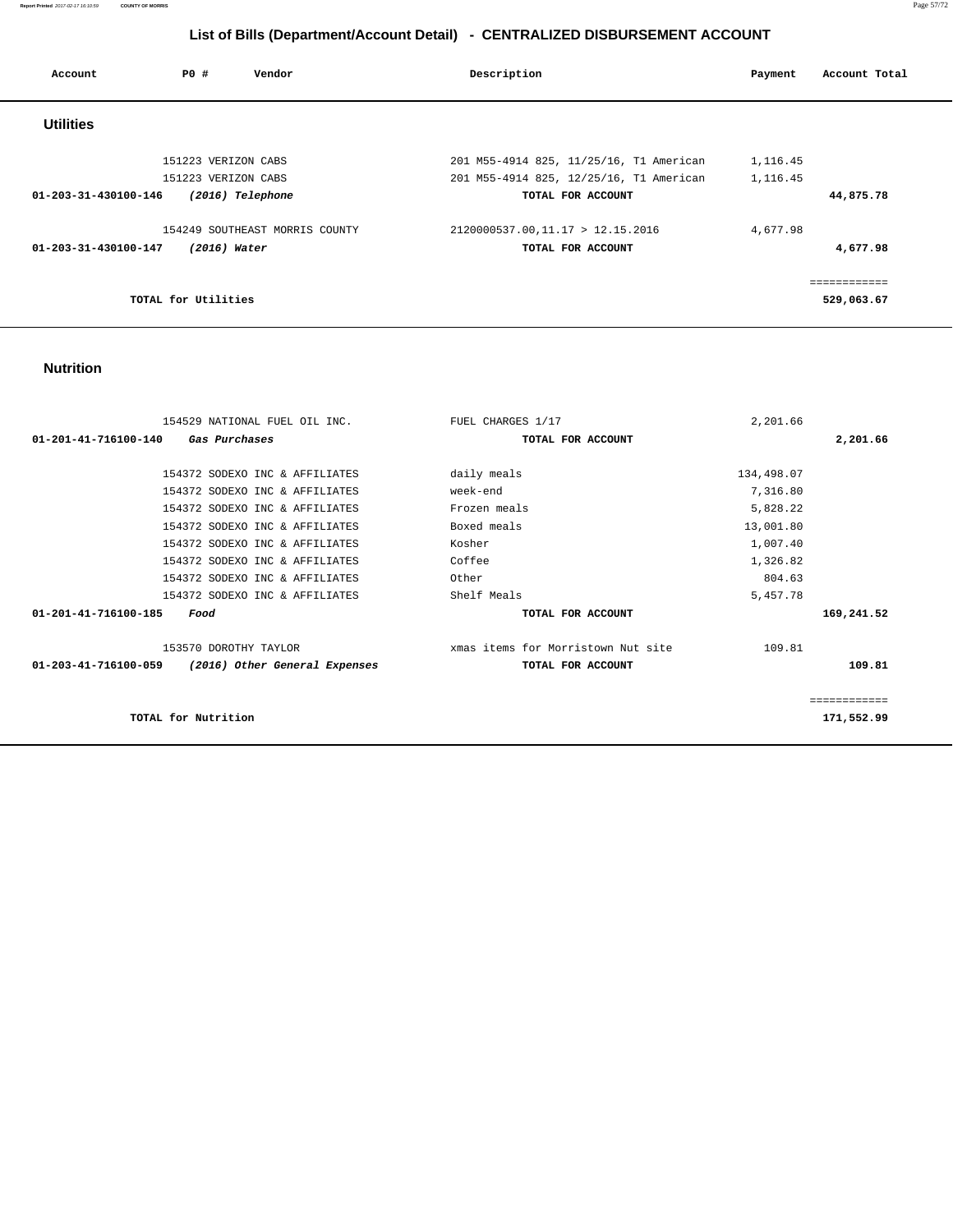# List of Bills (Department/Account Detail) - CENTRALIZED DISBURSEMENT ACCOUNT

| Account | PO # | Vendor | Description | Payment | Account Total |
|---|---|---|---|---|---|

## Utilities

| Account | PO # | Vendor | Description | Payment | Account Total |
|---|---|---|---|---|---|
| | 151223 | VERIZON CABS | 201 M55-4914 825, 11/25/16, T1 American | 1,116.45 | |
| | 151223 | VERIZON CABS | 201 M55-4914 825, 12/25/16, T1 American | 1,116.45 | |
| **01-203-31-430100-146** | | ***(2016) Telephone*** | **TOTAL FOR ACCOUNT** | | **44,875.78** |
| | 154249 | SOUTHEAST MORRIS COUNTY | 2120000537.00,11.17 > 12.15.2016 | 4,677.98 | |
| **01-203-31-430100-147** | | ***(2016) Water*** | **TOTAL FOR ACCOUNT** | | **4,677.98** |
| | | | | | ============ |
| | | **TOTAL for Utilities** | | | **529,063.67** |

## Nutrition

| Account | PO # | Vendor | Description | Payment | Account Total |
|---|---|---|---|---|---|
| | 154529 | NATIONAL FUEL OIL INC. | FUEL CHARGES 1/17 | 2,201.66 | |
| **01-201-41-716100-140** | | ***Gas Purchases*** | **TOTAL FOR ACCOUNT** | | **2,201.66** |
| | 154372 | SODEXO INC & AFFILIATES | daily meals | 134,498.07 | |
| | 154372 | SODEXO INC & AFFILIATES | week-end | 7,316.80 | |
| | 154372 | SODEXO INC & AFFILIATES | Frozen meals | 5,828.22 | |
| | 154372 | SODEXO INC & AFFILIATES | Boxed meals | 13,001.80 | |
| | 154372 | SODEXO INC & AFFILIATES | Kosher | 1,007.40 | |
| | 154372 | SODEXO INC & AFFILIATES | Coffee | 1,326.82 | |
| | 154372 | SODEXO INC & AFFILIATES | Other | 804.63 | |
| | 154372 | SODEXO INC & AFFILIATES | Shelf Meals | 5,457.78 | |
| **01-201-41-716100-185** | | ***Food*** | **TOTAL FOR ACCOUNT** | | **169,241.52** |
| | 153570 | DOROTHY TAYLOR | xmas items for Morristown Nut site | 109.81 | |
| **01-203-41-716100-059** | | ***(2016) Other General Expenses*** | **TOTAL FOR ACCOUNT** | | **109.81** |
| | | | | | ============ |
| | | **TOTAL for Nutrition** | | | **171,552.99** |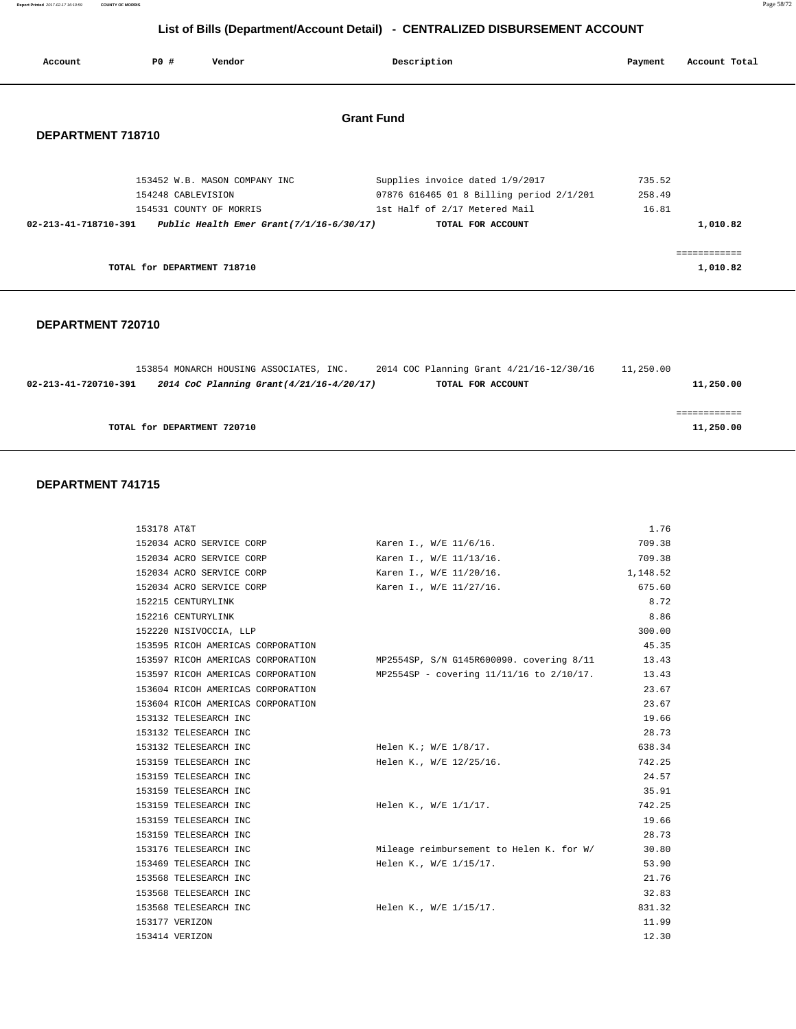## List of Bills (Department/Account Detail) - CENTRALIZED DISBURSEMENT ACCOUNT

| Account | PO # | Vendor | Description | Payment | Account Total |
|---|---|---|---|---|---|

### Grant Fund

### DEPARTMENT 718710

| Account | PO # | Vendor | Description | Payment | Account Total |
|---|---|---|---|---|---|
| | 153452 | W.B. MASON COMPANY INC | Supplies invoice dated 1/9/2017 | 735.52 | |
| | 154248 | CABLEVISION | 07876 616465 01 8 Billing period 2/1/201 | 258.49 | |
| | 154531 | COUNTY OF MORRIS | 1st Half of 2/17 Metered Mail | 16.81 | |
| **02-213-41-718710-391** | | ***Public Health Emer Grant(7/1/16-6/30/17)*** | **TOTAL FOR ACCOUNT** | | **1,010.82** |

**TOTAL for DEPARTMENT 718710** ............ **1,010.82**

### DEPARTMENT 720710

| Account | PO # | Vendor | Description | Payment | Account Total |
|---|---|---|---|---|---|
| | 153854 | MONARCH HOUSING ASSOCIATES, INC. | 2014 COC Planning Grant 4/21/16-12/30/16 | 11,250.00 | |
| **02-213-41-720710-391** | | ***2014 CoC Planning Grant(4/21/16-4/20/17)*** | **TOTAL FOR ACCOUNT** | | **11,250.00** |

**TOTAL for DEPARTMENT 720710** ............ **11,250.00**

### DEPARTMENT 741715

| Account | PO # | Vendor | Description | Payment | Account Total |
|---|---|---|---|---|---|
| | 153178 | AT&T | | 1.76 | |
| | 152034 | ACRO SERVICE CORP | Karen I., W/E 11/6/16. | 709.38 | |
| | 152034 | ACRO SERVICE CORP | Karen I., W/E 11/13/16. | 709.38 | |
| | 152034 | ACRO SERVICE CORP | Karen I., W/E 11/20/16. | 1,148.52 | |
| | 152034 | ACRO SERVICE CORP | Karen I., W/E 11/27/16. | 675.60 | |
| | 152215 | CENTURYLINK | | 8.72 | |
| | 152216 | CENTURYLINK | | 8.86 | |
| | 152220 | NISIVOCCIA, LLP | | 300.00 | |
| | 153595 | RICOH AMERICAS CORPORATION | | 45.35 | |
| | 153597 | RICOH AMERICAS CORPORATION | MP2554SP, S/N G145R600090. covering 8/11 | 13.43 | |
| | 153597 | RICOH AMERICAS CORPORATION | MP2554SP - covering 11/11/16 to 2/10/17. | 13.43 | |
| | 153604 | RICOH AMERICAS CORPORATION | | 23.67 | |
| | 153604 | RICOH AMERICAS CORPORATION | | 23.67 | |
| | 153132 | TELESEARCH INC | | 19.66 | |
| | 153132 | TELESEARCH INC | | 28.73 | |
| | 153132 | TELESEARCH INC | Helen K.; W/E 1/8/17. | 638.34 | |
| | 153159 | TELESEARCH INC | Helen K., W/E 12/25/16. | 742.25 | |
| | 153159 | TELESEARCH INC | | 24.57 | |
| | 153159 | TELESEARCH INC | | 35.91 | |
| | 153159 | TELESEARCH INC | Helen K., W/E 1/1/17. | 742.25 | |
| | 153159 | TELESEARCH INC | | 19.66 | |
| | 153159 | TELESEARCH INC | | 28.73 | |
| | 153176 | TELESEARCH INC | Mileage reimbursement to Helen K. for W/ | 30.80 | |
| | 153469 | TELESEARCH INC | Helen K., W/E 1/15/17. | 53.90 | |
| | 153568 | TELESEARCH INC | | 21.76 | |
| | 153568 | TELESEARCH INC | | 32.83 | |
| | 153568 | TELESEARCH INC | Helen K., W/E 1/15/17. | 831.32 | |
| | 153177 | VERIZON | | 11.99 | |
| | 153414 | VERIZON | | 12.30 | |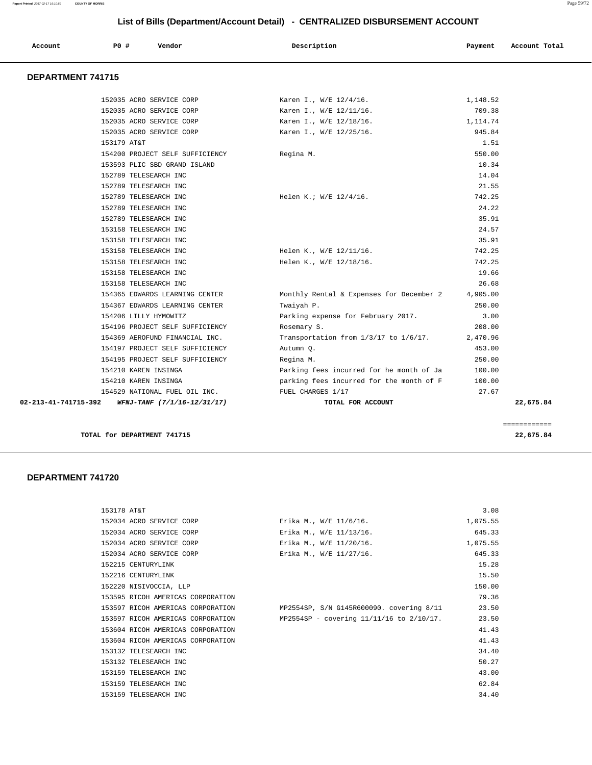## List of Bills (Department/Account Detail) - CENTRALIZED DISBURSEMENT ACCOUNT

| Account | PO # | Vendor | Description | Payment | Account Total |
|---|---|---|---|---|---|

### DEPARTMENT 741715

| Account | PO # | Vendor | Description | Payment | Account Total |
|---|---|---|---|---|---|
| | 152035 | ACRO SERVICE CORP | Karen I., W/E 12/4/16. | 1,148.52 | |
| | 152035 | ACRO SERVICE CORP | Karen I., W/E 12/11/16. | 709.38 | |
| | 152035 | ACRO SERVICE CORP | Karen I., W/E 12/18/16. | 1,114.74 | |
| | 152035 | ACRO SERVICE CORP | Karen I., W/E 12/25/16. | 945.84 | |
| | 153179 | AT&T | | 1.51 | |
| | 154200 | PROJECT SELF SUFFICIENCY | Regina M. | 550.00 | |
| | 153593 | PLIC SBD GRAND ISLAND | | 10.34 | |
| | 152789 | TELESEARCH INC | | 14.04 | |
| | 152789 | TELESEARCH INC | | 21.55 | |
| | 152789 | TELESEARCH INC | Helen K.; W/E 12/4/16. | 742.25 | |
| | 152789 | TELESEARCH INC | | 24.22 | |
| | 152789 | TELESEARCH INC | | 35.91 | |
| | 153158 | TELESEARCH INC | | 24.57 | |
| | 153158 | TELESEARCH INC | | 35.91 | |
| | 153158 | TELESEARCH INC | Helen K., W/E 12/11/16. | 742.25 | |
| | 153158 | TELESEARCH INC | Helen K., W/E 12/18/16. | 742.25 | |
| | 153158 | TELESEARCH INC | | 19.66 | |
| | 153158 | TELESEARCH INC | | 26.68 | |
| | 154365 | EDWARDS LEARNING CENTER | Monthly Rental & Expenses for December 2 | 4,905.00 | |
| | 154367 | EDWARDS LEARNING CENTER | Twaiyah P. | 250.00 | |
| | 154206 | LILLY HYMOWITZ | Parking expense for February 2017. | 3.00 | |
| | 154196 | PROJECT SELF SUFFICIENCY | Rosemary S. | 208.00 | |
| | 154369 | AEROFUND FINANCIAL INC. | Transportation from 1/3/17 to 1/6/17. | 2,470.96 | |
| | 154197 | PROJECT SELF SUFFICIENCY | Autumn Q. | 453.00 | |
| | 154195 | PROJECT SELF SUFFICIENCY | Regina M. | 250.00 | |
| | 154210 | KAREN INSINGA | Parking fees incurred for he month of Ja | 100.00 | |
| | 154210 | KAREN INSINGA | parking fees incurred for the month of F | 100.00 | |
| | 154529 | NATIONAL FUEL OIL INC. | FUEL CHARGES 1/17 | 27.67 | |
| **02-213-41-741715-392** | | ***WFNJ-TANF (7/1/16-12/31/17)*** | **TOTAL FOR ACCOUNT** | | **22,675.84** |

**TOTAL for DEPARTMENT 741715** **22,675.84**

### DEPARTMENT 741720

| Account | PO # | Vendor | Description | Payment | Account Total |
|---|---|---|---|---|---|
| | 153178 | AT&T | | 3.08 | |
| | 152034 | ACRO SERVICE CORP | Erika M., W/E 11/6/16. | 1,075.55 | |
| | 152034 | ACRO SERVICE CORP | Erika M., W/E 11/13/16. | 645.33 | |
| | 152034 | ACRO SERVICE CORP | Erika M., W/E 11/20/16. | 1,075.55 | |
| | 152034 | ACRO SERVICE CORP | Erika M., W/E 11/27/16. | 645.33 | |
| | 152215 | CENTURYLINK | | 15.28 | |
| | 152216 | CENTURYLINK | | 15.50 | |
| | 152220 | NISIVOCCIA, LLP | | 150.00 | |
| | 153595 | RICOH AMERICAS CORPORATION | | 79.36 | |
| | 153597 | RICOH AMERICAS CORPORATION | MP2554SP, S/N G145R600090. covering 8/11 | 23.50 | |
| | 153597 | RICOH AMERICAS CORPORATION | MP2554SP - covering 11/11/16 to 2/10/17. | 23.50 | |
| | 153604 | RICOH AMERICAS CORPORATION | | 41.43 | |
| | 153604 | RICOH AMERICAS CORPORATION | | 41.43 | |
| | 153132 | TELESEARCH INC | | 34.40 | |
| | 153132 | TELESEARCH INC | | 50.27 | |
| | 153159 | TELESEARCH INC | | 43.00 | |
| | 153159 | TELESEARCH INC | | 62.84 | |
| | 153159 | TELESEARCH INC | | 34.40 | |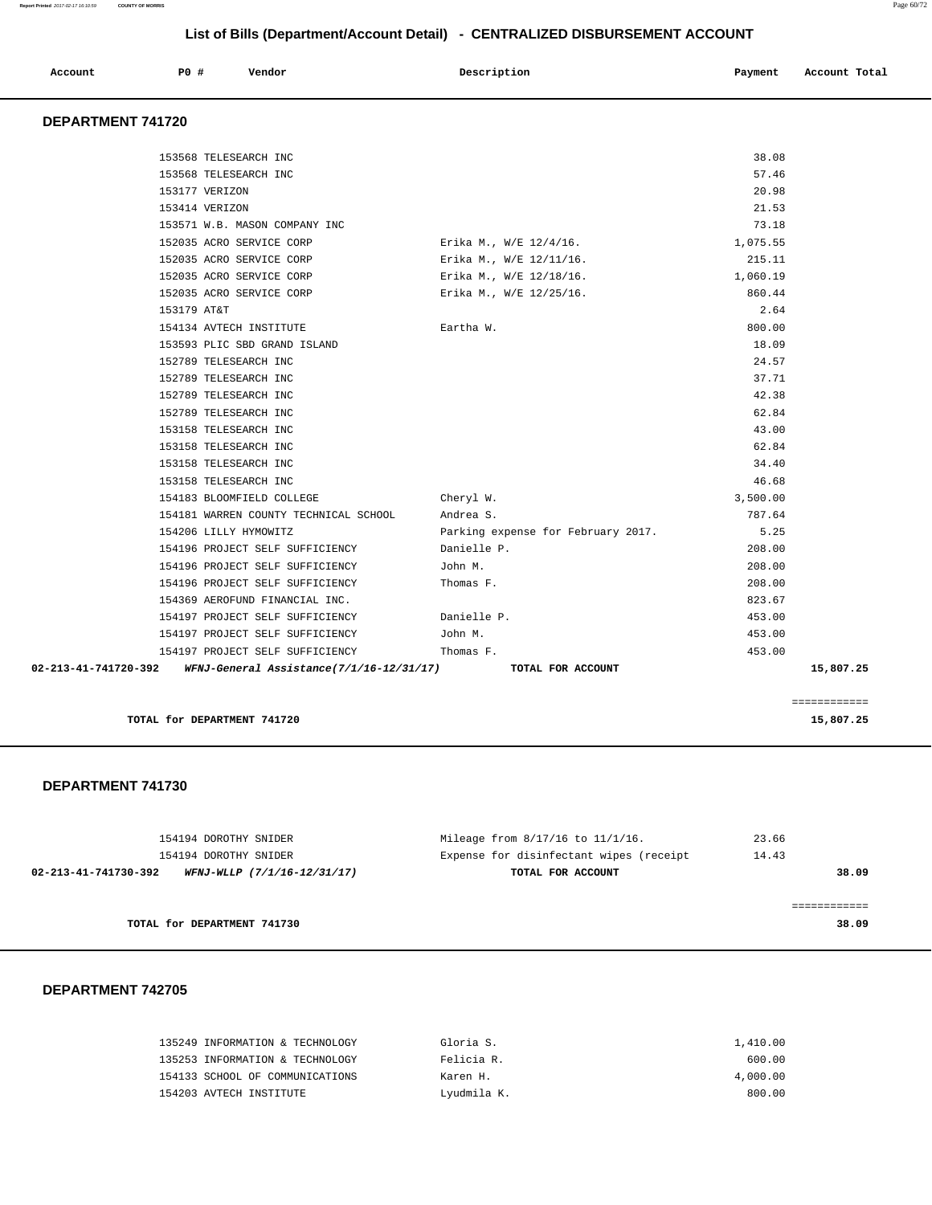## List of Bills (Department/Account Detail) - CENTRALIZED DISBURSEMENT ACCOUNT

| Account | PO # | Vendor | Description | Payment | Account Total |
|---|---|---|---|---|---|

### DEPARTMENT 741720

| Account | PO # | Vendor | Description | Payment | Account Total |
|---|---|---|---|---|---|
| | 153568 | TELESEARCH INC | | 38.08 | |
| | 153568 | TELESEARCH INC | | 57.46 | |
| | 153177 | VERIZON | | 20.98 | |
| | 153414 | VERIZON | | 21.53 | |
| | 153571 | W.B. MASON COMPANY INC | | 73.18 | |
| | 152035 | ACRO SERVICE CORP | Erika M., W/E 12/4/16. | 1,075.55 | |
| | 152035 | ACRO SERVICE CORP | Erika M., W/E 12/11/16. | 215.11 | |
| | 152035 | ACRO SERVICE CORP | Erika M., W/E 12/18/16. | 1,060.19 | |
| | 152035 | ACRO SERVICE CORP | Erika M., W/E 12/25/16. | 860.44 | |
| | 153179 | AT&T | | 2.64 | |
| | 154134 | AVTECH INSTITUTE | Eartha W. | 800.00 | |
| | 153593 | PLIC SBD GRAND ISLAND | | 18.09 | |
| | 152789 | TELESEARCH INC | | 24.57 | |
| | 152789 | TELESEARCH INC | | 37.71 | |
| | 152789 | TELESEARCH INC | | 42.38 | |
| | 152789 | TELESEARCH INC | | 62.84 | |
| | 153158 | TELESEARCH INC | | 43.00 | |
| | 153158 | TELESEARCH INC | | 62.84 | |
| | 153158 | TELESEARCH INC | | 34.40 | |
| | 153158 | TELESEARCH INC | | 46.68 | |
| | 154183 | BLOOMFIELD COLLEGE | Cheryl W. | 3,500.00 | |
| | 154181 | WARREN COUNTY TECHNICAL SCHOOL | Andrea S. | 787.64 | |
| | 154206 | LILLY HYMOWITZ | Parking expense for February 2017. | 5.25 | |
| | 154196 | PROJECT SELF SUFFICIENCY | Danielle P. | 208.00 | |
| | 154196 | PROJECT SELF SUFFICIENCY | John M. | 208.00 | |
| | 154196 | PROJECT SELF SUFFICIENCY | Thomas F. | 208.00 | |
| | 154369 | AEROFUND FINANCIAL INC. | | 823.67 | |
| | 154197 | PROJECT SELF SUFFICIENCY | Danielle P. | 453.00 | |
| | 154197 | PROJECT SELF SUFFICIENCY | John M. | 453.00 | |
| | 154197 | PROJECT SELF SUFFICIENCY | Thomas F. | 453.00 | |
| **02-213-41-741720-392** | | ***WFNJ-General Assistance(7/1/16-12/31/17)*** | **TOTAL FOR ACCOUNT** | | **15,807.25** |

**TOTAL for DEPARTMENT 741720** **15,807.25**

### DEPARTMENT 741730

| Account | PO # | Vendor | Description | Payment | Account Total |
|---|---|---|---|---|---|
| | 154194 | DOROTHY SNIDER | Mileage from 8/17/16 to 11/1/16. | 23.66 | |
| | 154194 | DOROTHY SNIDER | Expense for disinfectant wipes (receipt | 14.43 | |
| **02-213-41-741730-392** | | ***WFNJ-WLLP (7/1/16-12/31/17)*** | **TOTAL FOR ACCOUNT** | | **38.09** |

**TOTAL for DEPARTMENT 741730** **38.09**

### DEPARTMENT 742705

| Account | PO # | Vendor | Description | Payment | Account Total |
|---|---|---|---|---|---|
| | 135249 | INFORMATION & TECHNOLOGY | Gloria S. | 1,410.00 | |
| | 135253 | INFORMATION & TECHNOLOGY | Felicia R. | 600.00 | |
| | 154133 | SCHOOL OF COMMUNICATIONS | Karen H. | 4,000.00 | |
| | 154203 | AVTECH INSTITUTE | Lyudmila K. | 800.00 | |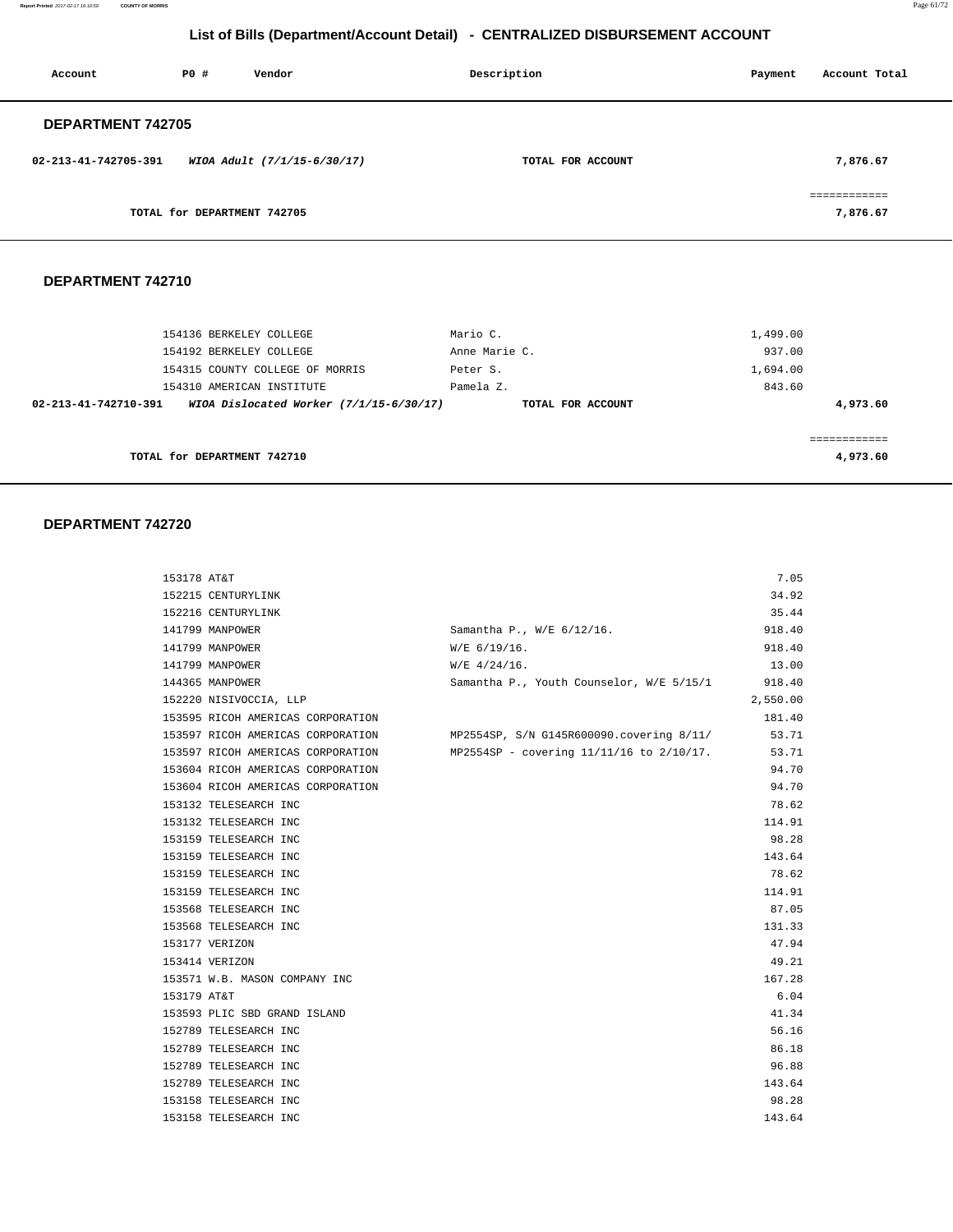## List of Bills (Department/Account Detail) - CENTRALIZED DISBURSEMENT ACCOUNT

| Account | PO # | Vendor | Description | Payment | Account Total |
|---|---|---|---|---|---|

### DEPARTMENT 742705

| Account | PO # | Vendor | Description | Payment | Account Total |
|---|---|---|---|---|---|
| 02-213-41-742705-391 | | *WIOA Adult (7/1/15-6/30/17)* | TOTAL FOR ACCOUNT | | 7,876.67 |
| | | | | | ============ |
| | | TOTAL for DEPARTMENT 742705 | | | 7,876.67 |

### DEPARTMENT 742710

| Account | PO # | Vendor | Description | Payment | Account Total |
|---|---|---|---|---|---|
| | 154136 | BERKELEY COLLEGE | Mario C. | 1,499.00 | |
| | 154192 | BERKELEY COLLEGE | Anne Marie C. | 937.00 | |
| | 154315 | COUNTY COLLEGE OF MORRIS | Peter S. | 1,694.00 | |
| | 154310 | AMERICAN INSTITUTE | Pamela Z. | 843.60 | |
| 02-213-41-742710-391 | | *WIOA Dislocated Worker (7/1/15-6/30/17)* | TOTAL FOR ACCOUNT | | 4,973.60 |
| | | | | | ============ |
| | | TOTAL for DEPARTMENT 742710 | | | 4,973.60 |

### DEPARTMENT 742720

| Account | PO # | Vendor | Description | Payment | Account Total |
|---|---|---|---|---|---|
| | 153178 | AT&T | | 7.05 | |
| | 152215 | CENTURYLINK | | 34.92 | |
| | 152216 | CENTURYLINK | | 35.44 | |
| | 141799 | MANPOWER | Samantha P., W/E 6/12/16. | 918.40 | |
| | 141799 | MANPOWER | W/E 6/19/16. | 918.40 | |
| | 141799 | MANPOWER | W/E 4/24/16. | 13.00 | |
| | 144365 | MANPOWER | Samantha P., Youth Counselor, W/E 5/15/1 | 918.40 | |
| | 152220 | NISIVOCCIA, LLP | | 2,550.00 | |
| | 153595 | RICOH AMERICAS CORPORATION | | 181.40 | |
| | 153597 | RICOH AMERICAS CORPORATION | MP2554SP, S/N G145R600090.covering 8/11/ | 53.71 | |
| | 153597 | RICOH AMERICAS CORPORATION | MP2554SP - covering 11/11/16 to 2/10/17. | 53.71 | |
| | 153604 | RICOH AMERICAS CORPORATION | | 94.70 | |
| | 153604 | RICOH AMERICAS CORPORATION | | 94.70 | |
| | 153132 | TELESEARCH INC | | 78.62 | |
| | 153132 | TELESEARCH INC | | 114.91 | |
| | 153159 | TELESEARCH INC | | 98.28 | |
| | 153159 | TELESEARCH INC | | 143.64 | |
| | 153159 | TELESEARCH INC | | 78.62 | |
| | 153159 | TELESEARCH INC | | 114.91 | |
| | 153568 | TELESEARCH INC | | 87.05 | |
| | 153568 | TELESEARCH INC | | 131.33 | |
| | 153177 | VERIZON | | 47.94 | |
| | 153414 | VERIZON | | 49.21 | |
| | 153571 | W.B. MASON COMPANY INC | | 167.28 | |
| | 153179 | AT&T | | 6.04 | |
| | 153593 | PLIC SBD GRAND ISLAND | | 41.34 | |
| | 152789 | TELESEARCH INC | | 56.16 | |
| | 152789 | TELESEARCH INC | | 86.18 | |
| | 152789 | TELESEARCH INC | | 96.88 | |
| | 152789 | TELESEARCH INC | | 143.64 | |
| | 153158 | TELESEARCH INC | | 98.28 | |
| | 153158 | TELESEARCH INC | | 143.64 | |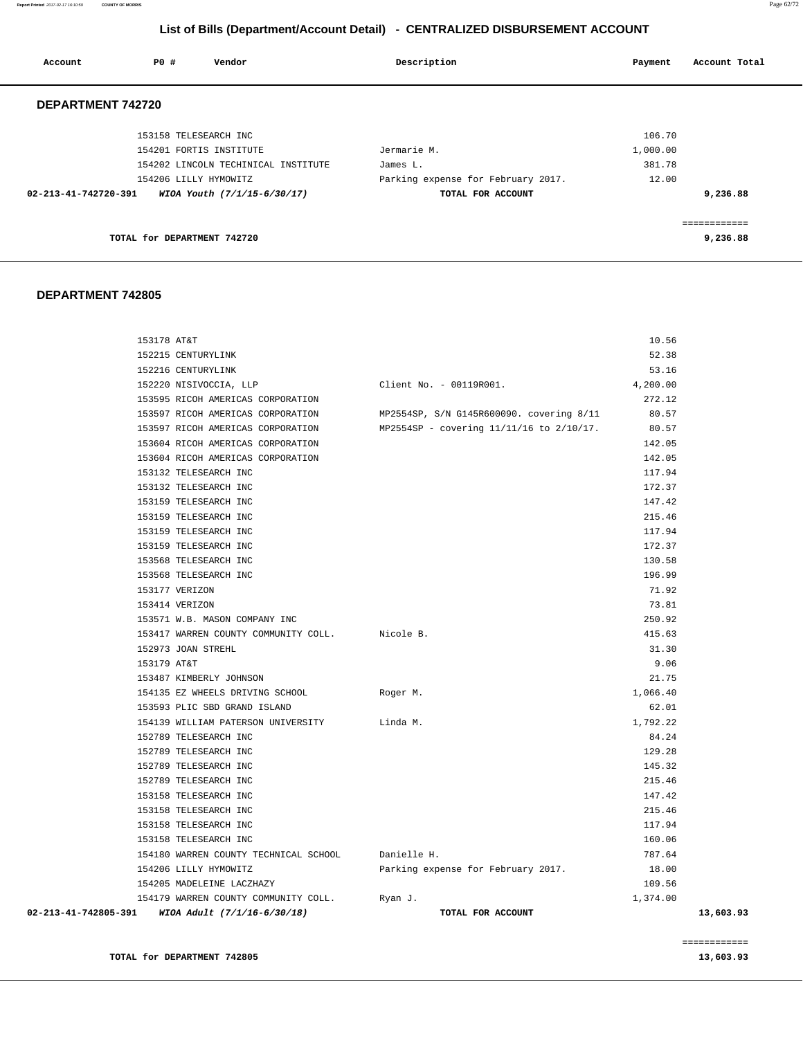## List of Bills (Department/Account Detail) - CENTRALIZED DISBURSEMENT ACCOUNT

| Account | PO # | Vendor | Description | Payment | Account Total |
|---|---|---|---|---|---|

### DEPARTMENT 742720

| Account | PO # | Vendor | Description | Payment | Account Total |
|---|---|---|---|---|---|
| | 153158 | TELESEARCH INC | | 106.70 | |
| | 154201 | FORTIS INSTITUTE | Jermarie M. | 1,000.00 | |
| | 154202 | LINCOLN TECHINICAL INSTITUTE | James L. | 381.78 | |
| | 154206 | LILLY HYMOWITZ | Parking expense for February 2017. | 12.00 | |
| 02-213-41-742720-391 | | *WIOA Youth (7/1/15-6/30/17)* | TOTAL FOR ACCOUNT | | 9,236.88 |

**TOTAL for DEPARTMENT 742720** 9,236.88

### DEPARTMENT 742805

| Account | PO # | Vendor | Description | Payment | Account Total |
|---|---|---|---|---|---|
| | 153178 | AT&T | | 10.56 | |
| | 152215 | CENTURYLINK | | 52.38 | |
| | 152216 | CENTURYLINK | | 53.16 | |
| | 152220 | NISIVOCCIA, LLP | Client No. - 00119R001. | 4,200.00 | |
| | 153595 | RICOH AMERICAS CORPORATION | | 272.12 | |
| | 153597 | RICOH AMERICAS CORPORATION | MP2554SP, S/N G145R600090. covering 8/11 | 80.57 | |
| | 153597 | RICOH AMERICAS CORPORATION | MP2554SP - covering 11/11/16 to 2/10/17. | 80.57 | |
| | 153604 | RICOH AMERICAS CORPORATION | | 142.05 | |
| | 153604 | RICOH AMERICAS CORPORATION | | 142.05 | |
| | 153132 | TELESEARCH INC | | 117.94 | |
| | 153132 | TELESEARCH INC | | 172.37 | |
| | 153159 | TELESEARCH INC | | 147.42 | |
| | 153159 | TELESEARCH INC | | 215.46 | |
| | 153159 | TELESEARCH INC | | 117.94 | |
| | 153159 | TELESEARCH INC | | 172.37 | |
| | 153568 | TELESEARCH INC | | 130.58 | |
| | 153568 | TELESEARCH INC | | 196.99 | |
| | 153177 | VERIZON | | 71.92 | |
| | 153414 | VERIZON | | 73.81 | |
| | 153571 | W.B. MASON COMPANY INC | | 250.92 | |
| | 153417 | WARREN COUNTY COMMUNITY COLL. | Nicole B. | 415.63 | |
| | 152973 | JOAN STREHL | | 31.30 | |
| | 153179 | AT&T | | 9.06 | |
| | 153487 | KIMBERLY JOHNSON | | 21.75 | |
| | 154135 | EZ WHEELS DRIVING SCHOOL | Roger M. | 1,066.40 | |
| | 153593 | PLIC SBD GRAND ISLAND | | 62.01 | |
| | 154139 | WILLIAM PATERSON UNIVERSITY | Linda M. | 1,792.22 | |
| | 152789 | TELESEARCH INC | | 84.24 | |
| | 152789 | TELESEARCH INC | | 129.28 | |
| | 152789 | TELESEARCH INC | | 145.32 | |
| | 152789 | TELESEARCH INC | | 215.46 | |
| | 153158 | TELESEARCH INC | | 147.42 | |
| | 153158 | TELESEARCH INC | | 215.46 | |
| | 153158 | TELESEARCH INC | | 117.94 | |
| | 153158 | TELESEARCH INC | | 160.06 | |
| | 154180 | WARREN COUNTY TECHNICAL SCHOOL | Danielle H. | 787.64 | |
| | 154206 | LILLY HYMOWITZ | Parking expense for February 2017. | 18.00 | |
| | 154205 | MADELEINE LACZHAZY | | 109.56 | |
| | 154179 | WARREN COUNTY COMMUNITY COLL. | Ryan J. | 1,374.00 | |
| 02-213-41-742805-391 | | *WIOA Adult (7/1/16-6/30/18)* | TOTAL FOR ACCOUNT | | 13,603.93 |

**TOTAL for DEPARTMENT 742805** 13,603.93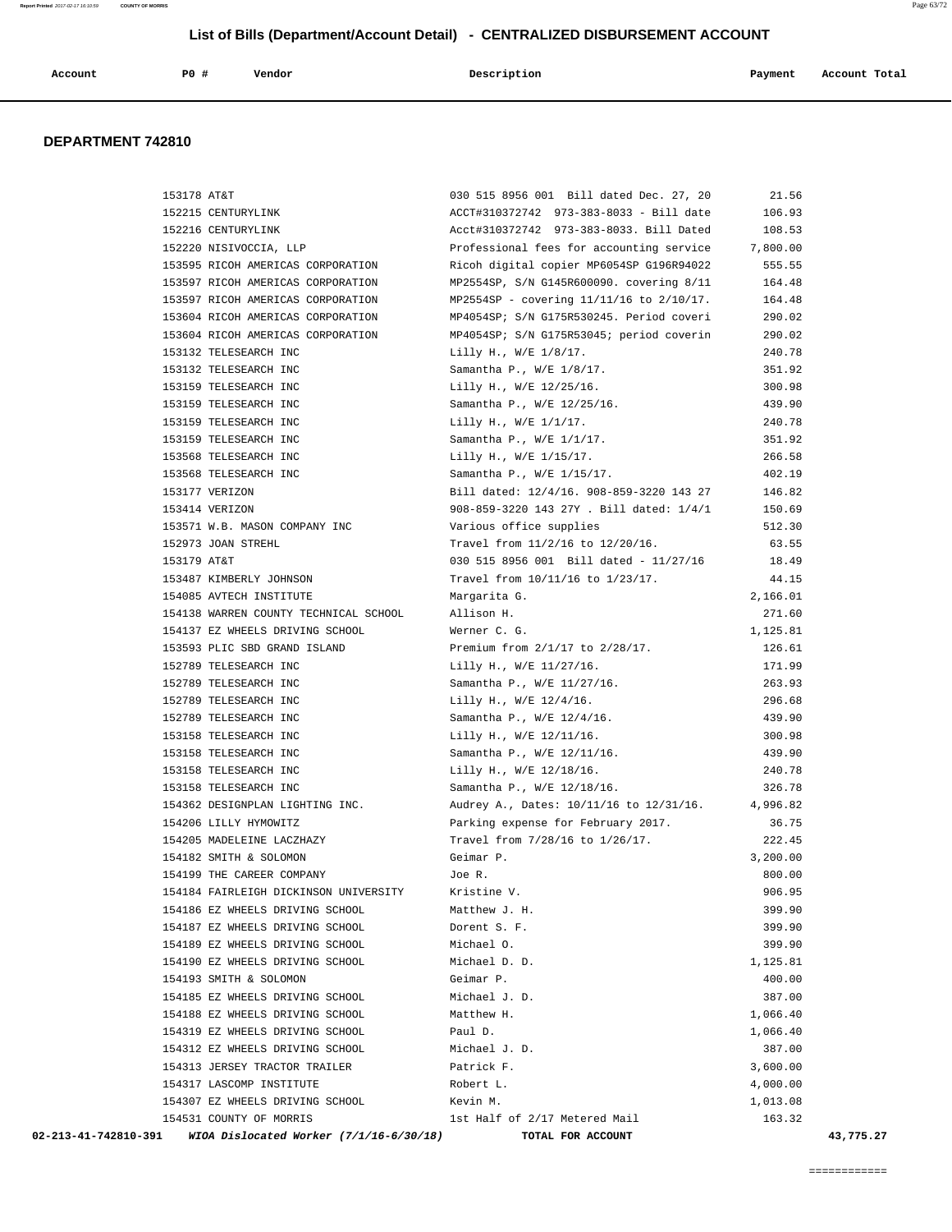## List of Bills (Department/Account Detail) - CENTRALIZED DISBURSEMENT ACCOUNT

| Account | PO # | Vendor | Description | Payment | Account Total |
|---|---|---|---|---|---|

### DEPARTMENT 742810

| Account | PO # | Vendor | Description | Payment | Account Total |
|---|---|---|---|---|---|
| | 153178 | AT&T | 030 515 8956 001 Bill dated Dec. 27, 20 | 21.56 | |
| | 152215 | CENTURYLINK | ACCT#310372742 973-383-8033 - Bill date | 106.93 | |
| | 152216 | CENTURYLINK | Acct#310372742 973-383-8033. Bill Dated | 108.53 | |
| | 152220 | NISIVOCCIA, LLP | Professional fees for accounting service | 7,800.00 | |
| | 153595 | RICOH AMERICAS CORPORATION | Ricoh digital copier MP6054SP G196R94022 | 555.55 | |
| | 153597 | RICOH AMERICAS CORPORATION | MP2554SP, S/N G145R600090. covering 8/11 | 164.48 | |
| | 153597 | RICOH AMERICAS CORPORATION | MP2554SP - covering 11/11/16 to 2/10/17. | 164.48 | |
| | 153604 | RICOH AMERICAS CORPORATION | MP4054SP; S/N G175R530245. Period coveri | 290.02 | |
| | 153604 | RICOH AMERICAS CORPORATION | MP4054SP; S/N G175R53045; period coverin | 290.02 | |
| | 153132 | TELESEARCH INC | Lilly H., W/E 1/8/17. | 240.78 | |
| | 153132 | TELESEARCH INC | Samantha P., W/E 1/8/17. | 351.92 | |
| | 153159 | TELESEARCH INC | Lilly H., W/E 12/25/16. | 300.98 | |
| | 153159 | TELESEARCH INC | Samantha P., W/E 12/25/16. | 439.90 | |
| | 153159 | TELESEARCH INC | Lilly H., W/E 1/1/17. | 240.78 | |
| | 153159 | TELESEARCH INC | Samantha P., W/E 1/1/17. | 351.92 | |
| | 153568 | TELESEARCH INC | Lilly H., W/E 1/15/17. | 266.58 | |
| | 153568 | TELESEARCH INC | Samantha P., W/E 1/15/17. | 402.19 | |
| | 153177 | VERIZON | Bill dated: 12/4/16. 908-859-3220 143 27 | 146.82 | |
| | 153414 | VERIZON | 908-859-3220 143 27Y . Bill dated: 1/4/1 | 150.69 | |
| | 153571 | W.B. MASON COMPANY INC | Various office supplies | 512.30 | |
| | 152973 | JOAN STREHL | Travel from 11/2/16 to 12/20/16. | 63.55 | |
| | 153179 | AT&T | 030 515 8956 001 Bill dated - 11/27/16 | 18.49 | |
| | 153487 | KIMBERLY JOHNSON | Travel from 10/11/16 to 1/23/17. | 44.15 | |
| | 154085 | AVTECH INSTITUTE | Margarita G. | 2,166.01 | |
| | 154138 | WARREN COUNTY TECHNICAL SCHOOL | Allison H. | 271.60 | |
| | 154137 | EZ WHEELS DRIVING SCHOOL | Werner C. G. | 1,125.81 | |
| | 153593 | PLIC SBD GRAND ISLAND | Premium from 2/1/17 to 2/28/17. | 126.61 | |
| | 152789 | TELESEARCH INC | Lilly H., W/E 11/27/16. | 171.99 | |
| | 152789 | TELESEARCH INC | Samantha P., W/E 11/27/16. | 263.93 | |
| | 152789 | TELESEARCH INC | Lilly H., W/E 12/4/16. | 296.68 | |
| | 152789 | TELESEARCH INC | Samantha P., W/E 12/4/16. | 439.90 | |
| | 153158 | TELESEARCH INC | Lilly H., W/E 12/11/16. | 300.98 | |
| | 153158 | TELESEARCH INC | Samantha P., W/E 12/11/16. | 439.90 | |
| | 153158 | TELESEARCH INC | Lilly H., W/E 12/18/16. | 240.78 | |
| | 153158 | TELESEARCH INC | Samantha P., W/E 12/18/16. | 326.78 | |
| | 154362 | DESIGNPLAN LIGHTING INC. | Audrey A., Dates: 10/11/16 to 12/31/16. | 4,996.82 | |
| | 154206 | LILLY HYMOWITZ | Parking expense for February 2017. | 36.75 | |
| | 154205 | MADELEINE LACZHAZY | Travel from 7/28/16 to 1/26/17. | 222.45 | |
| | 154182 | SMITH & SOLOMON | Geimar P. | 3,200.00 | |
| | 154199 | THE CAREER COMPANY | Joe R. | 800.00 | |
| | 154184 | FAIRLEIGH DICKINSON UNIVERSITY | Kristine V. | 906.95 | |
| | 154186 | EZ WHEELS DRIVING SCHOOL | Matthew J. H. | 399.90 | |
| | 154187 | EZ WHEELS DRIVING SCHOOL | Dorent S. F. | 399.90 | |
| | 154189 | EZ WHEELS DRIVING SCHOOL | Michael O. | 399.90 | |
| | 154190 | EZ WHEELS DRIVING SCHOOL | Michael D. D. | 1,125.81 | |
| | 154193 | SMITH & SOLOMON | Geimar P. | 400.00 | |
| | 154185 | EZ WHEELS DRIVING SCHOOL | Michael J. D. | 387.00 | |
| | 154188 | EZ WHEELS DRIVING SCHOOL | Matthew H. | 1,066.40 | |
| | 154319 | EZ WHEELS DRIVING SCHOOL | Paul D. | 1,066.40 | |
| | 154312 | EZ WHEELS DRIVING SCHOOL | Michael J. D. | 387.00 | |
| | 154313 | JERSEY TRACTOR TRAILER | Patrick F. | 3,600.00 | |
| | 154317 | LASCOMP INSTITUTE | Robert L. | 4,000.00 | |
| | 154307 | EZ WHEELS DRIVING SCHOOL | Kevin M. | 1,013.08 | |
| | 154531 | COUNTY OF MORRIS | 1st Half of 2/17 Metered Mail | 163.32 | |
| 02-213-41-742810-391 | | *WIOA Dislocated Worker (7/1/16-6/30/18)* | **TOTAL FOR ACCOUNT** | | 43,775.27 |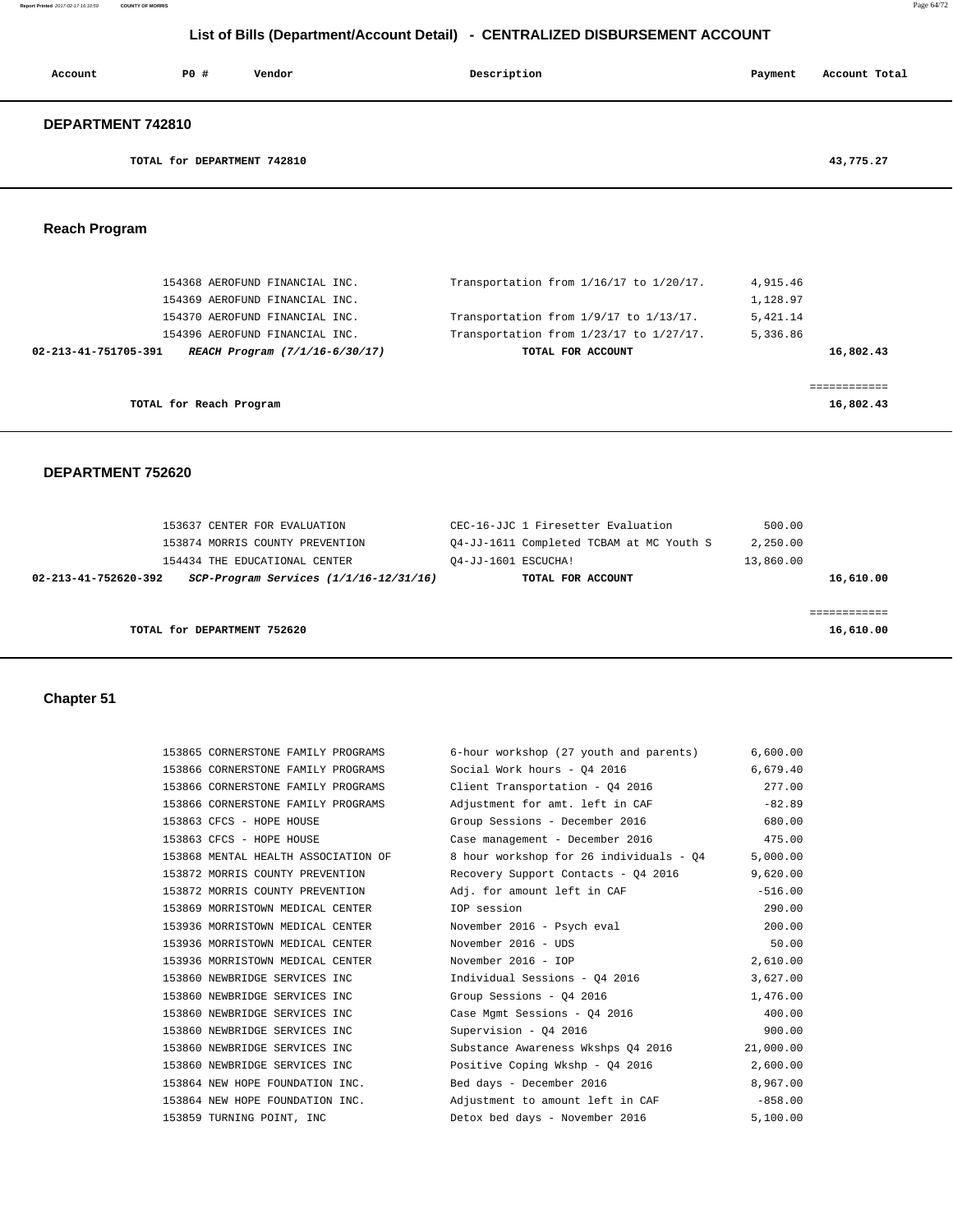# List of Bills (Department/Account Detail) - CENTRALIZED DISBURSEMENT ACCOUNT

| Account | PO # | Vendor | Description | Payment | Account Total |
|---|---|---|---|---|---|

## DEPARTMENT 742810

| | | | | | |
|---|---|---|---|---|---|
| TOTAL for DEPARTMENT 742810 | | | | | 43,775.27 |

## Reach Program

| Account | PO # | Vendor | Description | Payment | Account Total |
|---|---|---|---|---|---|
| | 154368 | AEROFUND FINANCIAL INC. | Transportation from 1/16/17 to 1/20/17. | 4,915.46 | |
| | 154369 | AEROFUND FINANCIAL INC. | | 1,128.97 | |
| | 154370 | AEROFUND FINANCIAL INC. | Transportation from 1/9/17 to 1/13/17. | 5,421.14 | |
| | 154396 | AEROFUND FINANCIAL INC. | Transportation from 1/23/17 to 1/27/17. | 5,336.86 | |
| 02-213-41-751705-391 | | *REACH Program (7/1/16-6/30/17)* | TOTAL FOR ACCOUNT | | 16,802.43 |
| TOTAL for Reach Program | | | | | 16,802.43 |

## DEPARTMENT 752620

| Account | PO # | Vendor | Description | Payment | Account Total |
|---|---|---|---|---|---|
| | 153637 | CENTER FOR EVALUATION | CEC-16-JJC 1 Firesetter Evaluation | 500.00 | |
| | 153874 | MORRIS COUNTY PREVENTION | Q4-JJ-1611 Completed TCBAM at MC Youth S | 2,250.00 | |
| | 154434 | THE EDUCATIONAL CENTER | Q4-JJ-1601 ESCUCHA! | 13,860.00 | |
| 02-213-41-752620-392 | | *SCP-Program Services (1/1/16-12/31/16)* | TOTAL FOR ACCOUNT | | 16,610.00 |
| TOTAL for DEPARTMENT 752620 | | | | | 16,610.00 |

## Chapter 51

| Account | PO # | Vendor | Description | Payment | Account Total |
|---|---|---|---|---|---|
| | 153865 | CORNERSTONE FAMILY PROGRAMS | 6-hour workshop (27 youth and parents) | 6,600.00 | |
| | 153866 | CORNERSTONE FAMILY PROGRAMS | Social Work hours - Q4 2016 | 6,679.40 | |
| | 153866 | CORNERSTONE FAMILY PROGRAMS | Client Transportation - Q4 2016 | 277.00 | |
| | 153866 | CORNERSTONE FAMILY PROGRAMS | Adjustment for amt. left in CAF | -82.89 | |
| | 153863 | CFCS - HOPE HOUSE | Group Sessions - December 2016 | 680.00 | |
| | 153863 | CFCS - HOPE HOUSE | Case management - December 2016 | 475.00 | |
| | 153868 | MENTAL HEALTH ASSOCIATION OF | 8 hour workshop for 26 individuals - Q4 | 5,000.00 | |
| | 153872 | MORRIS COUNTY PREVENTION | Recovery Support Contacts - Q4 2016 | 9,620.00 | |
| | 153872 | MORRIS COUNTY PREVENTION | Adj. for amount left in CAF | -516.00 | |
| | 153869 | MORRISTOWN MEDICAL CENTER | IOP session | 290.00 | |
| | 153936 | MORRISTOWN MEDICAL CENTER | November 2016 - Psych eval | 200.00 | |
| | 153936 | MORRISTOWN MEDICAL CENTER | November 2016 - UDS | 50.00 | |
| | 153936 | MORRISTOWN MEDICAL CENTER | November 2016 - IOP | 2,610.00 | |
| | 153860 | NEWBRIDGE SERVICES INC | Individual Sessions - Q4 2016 | 3,627.00 | |
| | 153860 | NEWBRIDGE SERVICES INC | Group Sessions - Q4 2016 | 1,476.00 | |
| | 153860 | NEWBRIDGE SERVICES INC | Case Mgmt Sessions - Q4 2016 | 400.00 | |
| | 153860 | NEWBRIDGE SERVICES INC | Supervision - Q4 2016 | 900.00 | |
| | 153860 | NEWBRIDGE SERVICES INC | Substance Awareness Wkshps Q4 2016 | 21,000.00 | |
| | 153860 | NEWBRIDGE SERVICES INC | Positive Coping Wkshp - Q4 2016 | 2,600.00 | |
| | 153864 | NEW HOPE FOUNDATION INC. | Bed days - December 2016 | 8,967.00 | |
| | 153864 | NEW HOPE FOUNDATION INC. | Adjustment to amount left in CAF | -858.00 | |
| | 153859 | TURNING POINT, INC | Detox bed days - November 2016 | 5,100.00 | |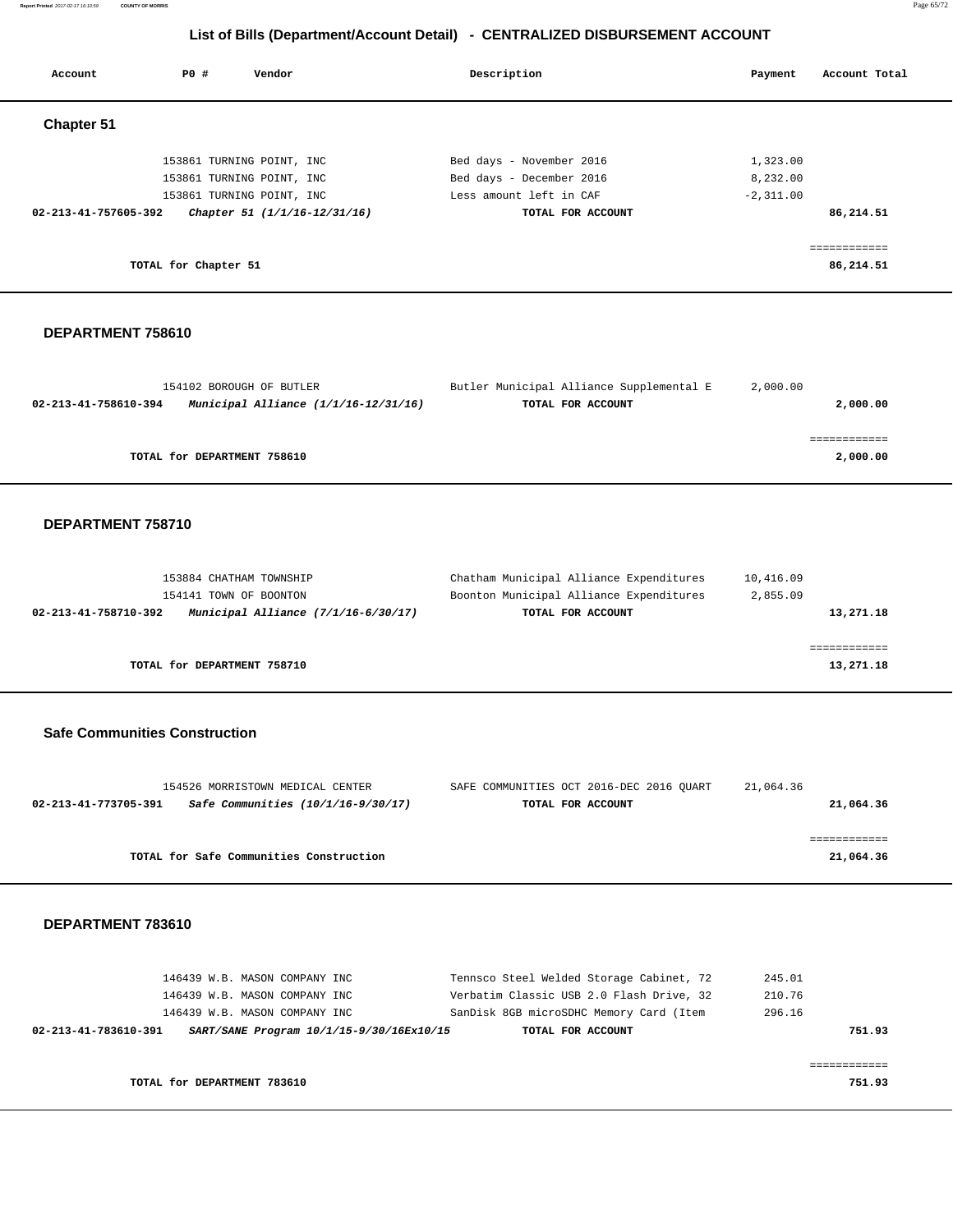## List of Bills (Department/Account Detail) - CENTRALIZED DISBURSEMENT ACCOUNT

| Account | PO # | Vendor | Description | Payment | Account Total |
|---|---|---|---|---|---|

### Chapter 51

| Account | PO # | Vendor | Description | Payment | Account Total |
|---|---|---|---|---|---|
| | 153861 | TURNING POINT, INC | Bed days - November 2016 | 1,323.00 | |
| | 153861 | TURNING POINT, INC | Bed days - December 2016 | 8,232.00 | |
| | 153861 | TURNING POINT, INC | Less amount left in CAF | -2,311.00 | |
| **02-213-41-757605-392** | | ***Chapter 51 (1/1/16-12/31/16)*** | **TOTAL FOR ACCOUNT** | | **86,214.51** |
| | | | | | ============ |
| | **TOTAL for Chapter 51** | | | | **86,214.51** |

### DEPARTMENT 758610

| Account | PO # | Vendor | Description | Payment | Account Total |
|---|---|---|---|---|---|
| | 154102 | BOROUGH OF BUTLER | Butler Municipal Alliance Supplemental E | 2,000.00 | |
| **02-213-41-758610-394** | | ***Municipal Alliance (1/1/16-12/31/16)*** | **TOTAL FOR ACCOUNT** | | **2,000.00** |
| | | | | | ============ |
| | **TOTAL for DEPARTMENT 758610** | | | | **2,000.00** |

### DEPARTMENT 758710

| Account | PO # | Vendor | Description | Payment | Account Total |
|---|---|---|---|---|---|
| | 153884 | CHATHAM TOWNSHIP | Chatham Municipal Alliance Expenditures | 10,416.09 | |
| | 154141 | TOWN OF BOONTON | Boonton Municipal Alliance Expenditures | 2,855.09 | |
| **02-213-41-758710-392** | | ***Municipal Alliance (7/1/16-6/30/17)*** | **TOTAL FOR ACCOUNT** | | **13,271.18** |
| | | | | | ============ |
| | **TOTAL for DEPARTMENT 758710** | | | | **13,271.18** |

### Safe Communities Construction

| Account | PO # | Vendor | Description | Payment | Account Total |
|---|---|---|---|---|---|
| | 154526 | MORRISTOWN MEDICAL CENTER | SAFE COMMUNITIES OCT 2016-DEC 2016 QUART | 21,064.36 | |
| **02-213-41-773705-391** | | ***Safe Communities (10/1/16-9/30/17)*** | **TOTAL FOR ACCOUNT** | | **21,064.36** |
| | | | | | ============ |
| | **TOTAL for Safe Communities Construction** | | | | **21,064.36** |

### DEPARTMENT 783610

| Account | PO # | Vendor | Description | Payment | Account Total |
|---|---|---|---|---|---|
| | 146439 | W.B. MASON COMPANY INC | Tennsco Steel Welded Storage Cabinet, 72 | 245.01 | |
| | 146439 | W.B. MASON COMPANY INC | Verbatim Classic USB 2.0 Flash Drive, 32 | 210.76 | |
| | 146439 | W.B. MASON COMPANY INC | SanDisk 8GB microSDHC Memory Card (Item | 296.16 | |
| **02-213-41-783610-391** | | ***SART/SANE Program 10/1/15-9/30/16Ex10/15*** | **TOTAL FOR ACCOUNT** | | **751.93** |
| | | | | | ============ |
| | **TOTAL for DEPARTMENT 783610** | | | | **751.93** |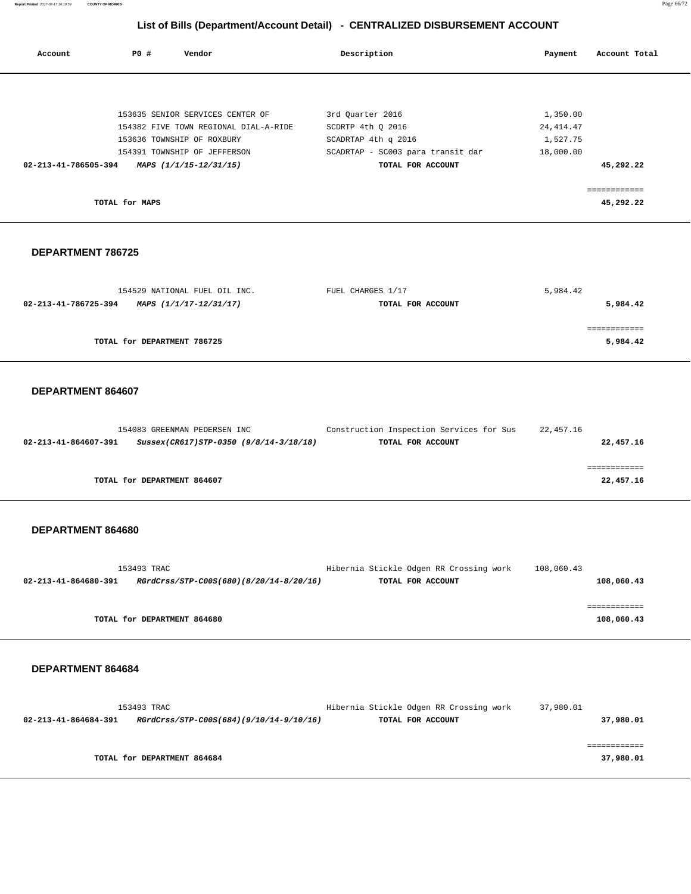## List of Bills (Department/Account Detail) - CENTRALIZED DISBURSEMENT ACCOUNT

| Account | PO # | Vendor | Description | Payment | Account Total |
|---|---|---|---|---|---|
| | 153635 | SENIOR SERVICES CENTER OF | 3rd Quarter 2016 | 1,350.00 | |
| | 154382 | FIVE TOWN REGIONAL DIAL-A-RIDE | SCDRTP 4th Q 2016 | 24,414.47 | |
| | 153636 | TOWNSHIP OF ROXBURY | SCADRTAP 4th q 2016 | 1,527.75 | |
| | 154391 | TOWNSHIP OF JEFFERSON | SCADRTAP - SC003 para transit dar | 18,000.00 | |
| **02-213-41-786505-394** | | ***MAPS (1/1/15-12/31/15)*** | **TOTAL FOR ACCOUNT** | | **45,292.22** |
| | | | | | ============ |
| | **TOTAL for MAPS** | | | | **45,292.22** |

### DEPARTMENT 786725

| Account | PO # | Vendor | Description | Payment | Account Total |
|---|---|---|---|---|---|
| | 154529 | NATIONAL FUEL OIL INC. | FUEL CHARGES 1/17 | 5,984.42 | |
| **02-213-41-786725-394** | | ***MAPS (1/1/17-12/31/17)*** | **TOTAL FOR ACCOUNT** | | **5,984.42** |
| | | | | | ============ |
| | **TOTAL for DEPARTMENT 786725** | | | | **5,984.42** |

### DEPARTMENT 864607

| Account | PO # | Vendor | Description | Payment | Account Total |
|---|---|---|---|---|---|
| | 154083 | GREENMAN PEDERSEN INC | Construction Inspection Services for Sus | 22,457.16 | |
| **02-213-41-864607-391** | | ***Sussex(CR617)STP-0350 (9/8/14-3/18/18)*** | **TOTAL FOR ACCOUNT** | | **22,457.16** |
| | | | | | ============ |
| | **TOTAL for DEPARTMENT 864607** | | | | **22,457.16** |

### DEPARTMENT 864680

| Account | PO # | Vendor | Description | Payment | Account Total |
|---|---|---|---|---|---|
| | 153493 | TRAC | Hibernia Stickle Odgen RR Crossing work | 108,060.43 | |
| **02-213-41-864680-391** | | ***RGrdCrss/STP-C00S(680)(8/20/14-8/20/16)*** | **TOTAL FOR ACCOUNT** | | **108,060.43** |
| | | | | | ============ |
| | **TOTAL for DEPARTMENT 864680** | | | | **108,060.43** |

### DEPARTMENT 864684

| Account | PO # | Vendor | Description | Payment | Account Total |
|---|---|---|---|---|---|
| | 153493 | TRAC | Hibernia Stickle Odgen RR Crossing work | 37,980.01 | |
| **02-213-41-864684-391** | | ***RGrdCrss/STP-C00S(684)(9/10/14-9/10/16)*** | **TOTAL FOR ACCOUNT** | | **37,980.01** |
| | | | | | ============ |
| | **TOTAL for DEPARTMENT 864684** | | | | **37,980.01** |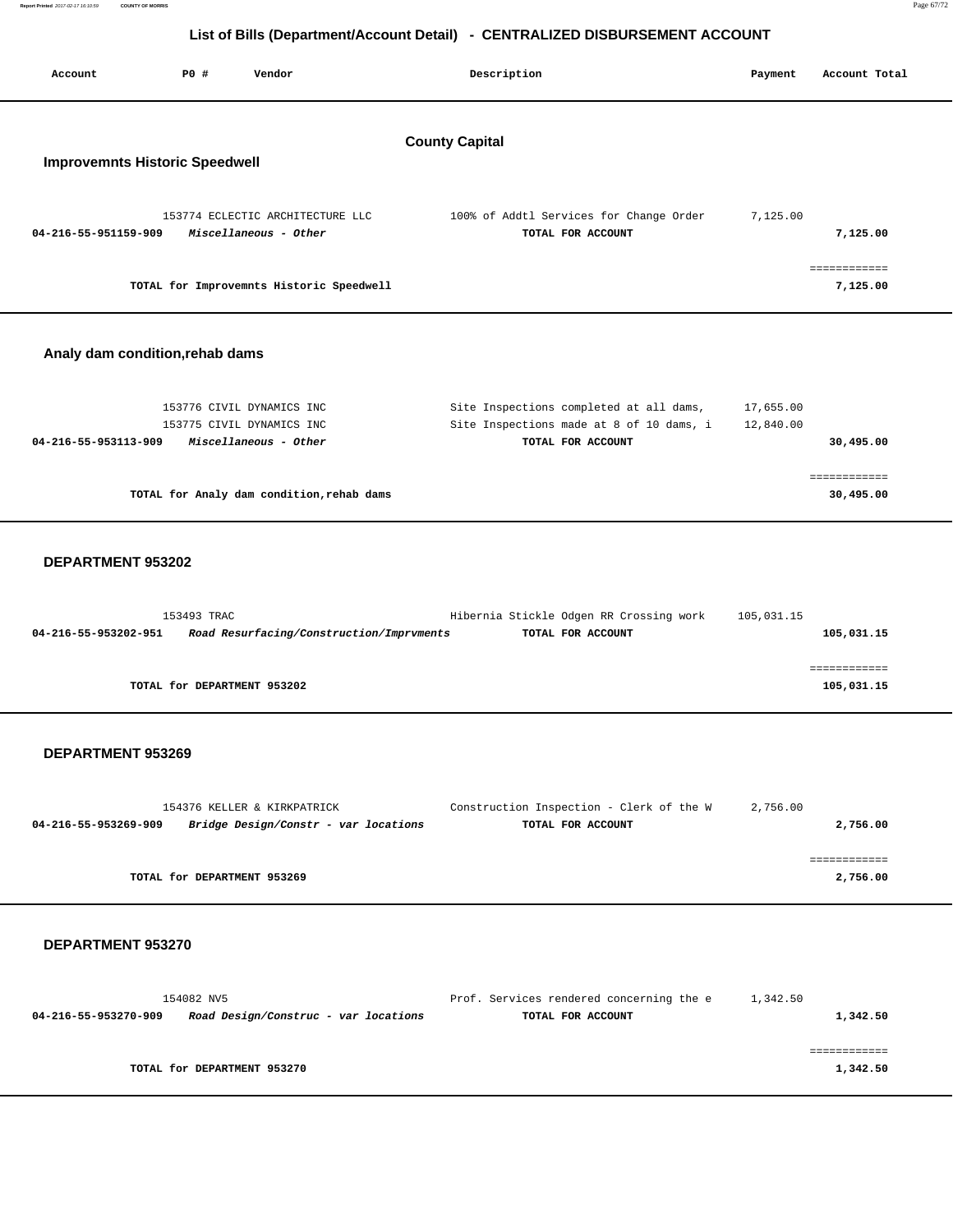# List of Bills (Department/Account Detail) - CENTRALIZED DISBURSEMENT ACCOUNT

| Account | PO # | Vendor | Description | Payment | Account Total |
|---|---|---|---|---|---|

## County Capital

### Improvemnts Historic Speedwell

| Account | PO # | Vendor | Description | Payment | Account Total |
|---|---|---|---|---|---|
| | 153774 | ECLECTIC ARCHITECTURE LLC | 100% of Addtl Services for Change Order | 7,125.00 | |
| **04-216-55-951159-909** | | *Miscellaneous - Other* | **TOTAL FOR ACCOUNT** | | **7,125.00** |
| | | **TOTAL for Improvemnts Historic Speedwell** | | | **7,125.00** |

### Analy dam condition,rehab dams

| Account | PO # | Vendor | Description | Payment | Account Total |
|---|---|---|---|---|---|
| | 153776 | CIVIL DYNAMICS INC | Site Inspections completed at all dams, | 17,655.00 | |
| | 153775 | CIVIL DYNAMICS INC | Site Inspections made at 8 of 10 dams, i | 12,840.00 | |
| **04-216-55-953113-909** | | *Miscellaneous - Other* | **TOTAL FOR ACCOUNT** | | **30,495.00** |
| | | **TOTAL for Analy dam condition,rehab dams** | | | **30,495.00** |

### DEPARTMENT 953202

| Account | PO # | Vendor | Description | Payment | Account Total |
|---|---|---|---|---|---|
| | 153493 | TRAC | Hibernia Stickle Odgen RR Crossing work | 105,031.15 | |
| **04-216-55-953202-951** | | *Road Resurfacing/Construction/Imprvments* | **TOTAL FOR ACCOUNT** | | **105,031.15** |
| | | **TOTAL for DEPARTMENT 953202** | | | **105,031.15** |

### DEPARTMENT 953269

| Account | PO # | Vendor | Description | Payment | Account Total |
|---|---|---|---|---|---|
| | 154376 | KELLER & KIRKPATRICK | Construction Inspection - Clerk of the W | 2,756.00 | |
| **04-216-55-953269-909** | | *Bridge Design/Constr - var locations* | **TOTAL FOR ACCOUNT** | | **2,756.00** |
| | | **TOTAL for DEPARTMENT 953269** | | | **2,756.00** |

### DEPARTMENT 953270

| Account | PO # | Vendor | Description | Payment | Account Total |
|---|---|---|---|---|---|
| | 154082 | NV5 | Prof. Services rendered concerning the e | 1,342.50 | |
| **04-216-55-953270-909** | | *Road Design/Construc - var locations* | **TOTAL FOR ACCOUNT** | | **1,342.50** |
| | | **TOTAL for DEPARTMENT 953270** | | | **1,342.50** |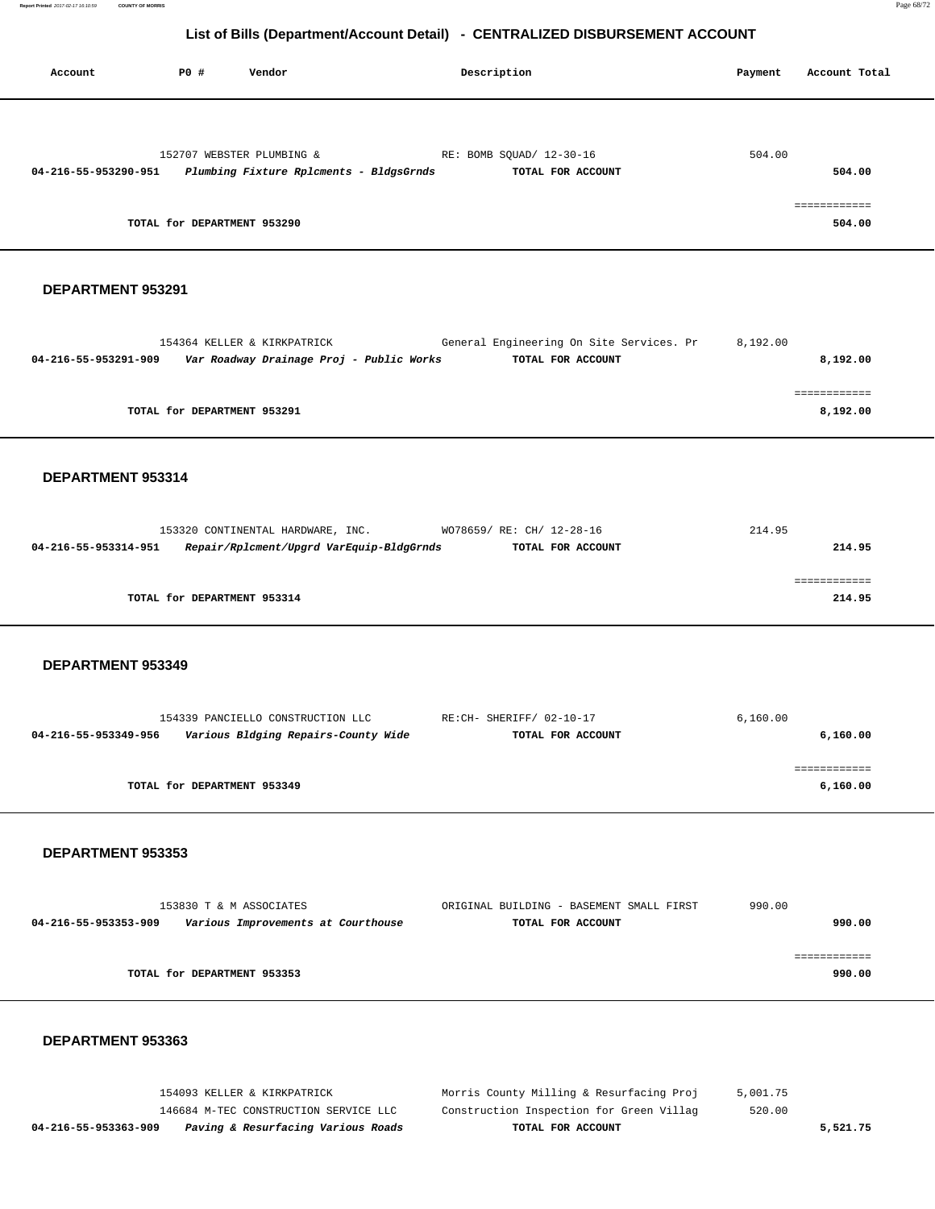## List of Bills (Department/Account Detail) - CENTRALIZED DISBURSEMENT ACCOUNT

| Account | PO # | Vendor | Description | Payment | Account Total |
|---|---|---|---|---|---|
| | 152707 | WEBSTER PLUMBING & | RE: BOMB SQUAD/ 12-30-16 | 504.00 | |
| **04-216-55-953290-951** | | ***Plumbing Fixture Rplcments - BldgsGrnds*** | **TOTAL FOR ACCOUNT** | | **504.00** |
| | | | | | ============ |
| | **TOTAL for DEPARTMENT 953290** | | | | **504.00** |

### DEPARTMENT 953291

| Account | PO # | Vendor | Description | Payment | Account Total |
|---|---|---|---|---|---|
| | 154364 | KELLER & KIRKPATRICK | General Engineering On Site Services. Pr | 8,192.00 | |
| **04-216-55-953291-909** | | ***Var Roadway Drainage Proj - Public Works*** | **TOTAL FOR ACCOUNT** | | **8,192.00** |
| | | | | | ============ |
| | **TOTAL for DEPARTMENT 953291** | | | | **8,192.00** |

### DEPARTMENT 953314

| Account | PO # | Vendor | Description | Payment | Account Total |
|---|---|---|---|---|---|
| | 153320 | CONTINENTAL HARDWARE, INC. | WO78659/ RE: CH/ 12-28-16 | 214.95 | |
| **04-216-55-953314-951** | | ***Repair/Rplcment/Upgrd VarEquip-BldgGrnds*** | **TOTAL FOR ACCOUNT** | | **214.95** |
| | | | | | ============ |
| | **TOTAL for DEPARTMENT 953314** | | | | **214.95** |

### DEPARTMENT 953349

| Account | PO # | Vendor | Description | Payment | Account Total |
|---|---|---|---|---|---|
| | 154339 | PANCIELLO CONSTRUCTION LLC | RE:CH- SHERIFF/ 02-10-17 | 6,160.00 | |
| **04-216-55-953349-956** | | ***Various Bldging Repairs-County Wide*** | **TOTAL FOR ACCOUNT** | | **6,160.00** |
| | | | | | ============ |
| | **TOTAL for DEPARTMENT 953349** | | | | **6,160.00** |

### DEPARTMENT 953353

| Account | PO # | Vendor | Description | Payment | Account Total |
|---|---|---|---|---|---|
| | 153830 | T & M ASSOCIATES | ORIGINAL BUILDING - BASEMENT SMALL FIRST | 990.00 | |
| **04-216-55-953353-909** | | ***Various Improvements at Courthouse*** | **TOTAL FOR ACCOUNT** | | **990.00** |
| | | | | | ============ |
| | **TOTAL for DEPARTMENT 953353** | | | | **990.00** |

### DEPARTMENT 953363

| Account | PO # | Vendor | Description | Payment | Account Total |
|---|---|---|---|---|---|
| | 154093 | KELLER & KIRKPATRICK | Morris County Milling & Resurfacing Proj | 5,001.75 | |
| | 146684 | M-TEC CONSTRUCTION SERVICE LLC | Construction Inspection for Green Villag | 520.00 | |
| **04-216-55-953363-909** | | ***Paving & Resurfacing Various Roads*** | **TOTAL FOR ACCOUNT** | | **5,521.75** |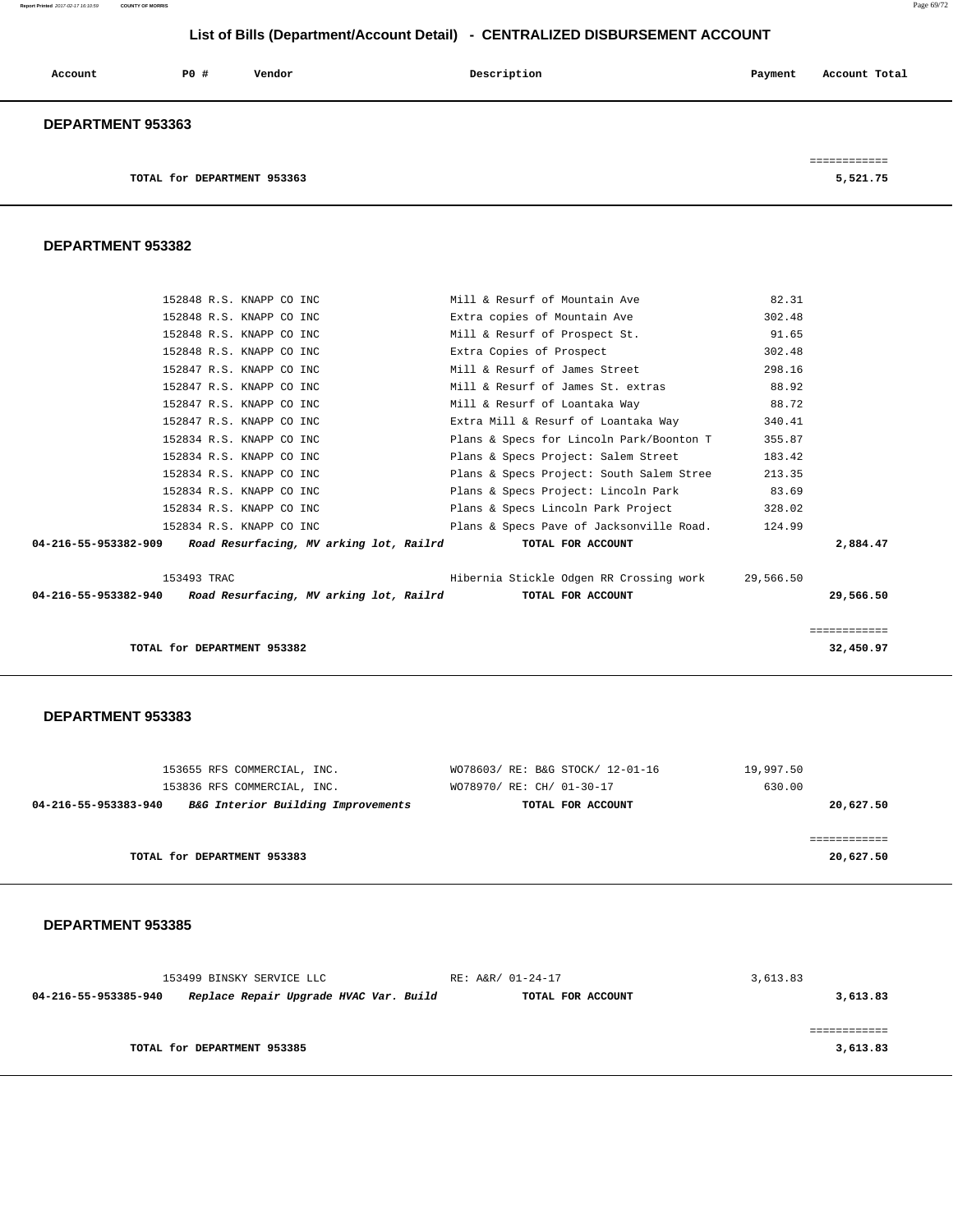## List of Bills (Department/Account Detail) - CENTRALIZED DISBURSEMENT ACCOUNT

| Account | PO # | Vendor | Description | Payment | Account Total |
|---|---|---|---|---|---|

### DEPARTMENT 953363

| | | | | | |
|---|---|---|---|---|---|
| | | | | | ============ |
| | TOTAL for DEPARTMENT 953363 | | | | 5,521.75 |

### DEPARTMENT 953382

| Account | PO # | Vendor | Description | Payment | Account Total |
|---|---|---|---|---|---|
| | 152848 | R.S. KNAPP CO INC | Mill & Resurf of Mountain Ave | 82.31 | |
| | 152848 | R.S. KNAPP CO INC | Extra copies of Mountain Ave | 302.48 | |
| | 152848 | R.S. KNAPP CO INC | Mill & Resurf of Prospect St. | 91.65 | |
| | 152848 | R.S. KNAPP CO INC | Extra Copies of Prospect | 302.48 | |
| | 152847 | R.S. KNAPP CO INC | Mill & Resurf of James Street | 298.16 | |
| | 152847 | R.S. KNAPP CO INC | Mill & Resurf of James St. extras | 88.92 | |
| | 152847 | R.S. KNAPP CO INC | Mill & Resurf of Loantaka Way | 88.72 | |
| | 152847 | R.S. KNAPP CO INC | Extra Mill & Resurf of Loantaka Way | 340.41 | |
| | 152834 | R.S. KNAPP CO INC | Plans & Specs for Lincoln Park/Boonton T | 355.87 | |
| | 152834 | R.S. KNAPP CO INC | Plans & Specs Project: Salem Street | 183.42 | |
| | 152834 | R.S. KNAPP CO INC | Plans & Specs Project: South Salem Stree | 213.35 | |
| | 152834 | R.S. KNAPP CO INC | Plans & Specs Project: Lincoln Park | 83.69 | |
| | 152834 | R.S. KNAPP CO INC | Plans & Specs Lincoln Park Project | 328.02 | |
| | 152834 | R.S. KNAPP CO INC | Plans & Specs Pave of Jacksonville Road. | 124.99 | |
| **04-216-55-953382-909** | ***Road Resurfacing, MV arking lot, Railrd*** | | **TOTAL FOR ACCOUNT** | | **2,884.47** |
| | 153493 | TRAC | Hibernia Stickle Odgen RR Crossing work | 29,566.50 | |
| **04-216-55-953382-940** | ***Road Resurfacing, MV arking lot, Railrd*** | | **TOTAL FOR ACCOUNT** | | **29,566.50** |
| | | | | | ============ |
| | TOTAL for DEPARTMENT 953382 | | | | 32,450.97 |

### DEPARTMENT 953383

| Account | PO # | Vendor | Description | Payment | Account Total |
|---|---|---|---|---|---|
| | 153655 | RFS COMMERCIAL, INC. | WO78603/ RE: B&G STOCK/ 12-01-16 | 19,997.50 | |
| | 153836 | RFS COMMERCIAL, INC. | WO78970/ RE: CH/ 01-30-17 | 630.00 | |
| **04-216-55-953383-940** | ***B&G Interior Building Improvements*** | | **TOTAL FOR ACCOUNT** | | **20,627.50** |
| | | | | | ============ |
| | TOTAL for DEPARTMENT 953383 | | | | 20,627.50 |

### DEPARTMENT 953385

| Account | PO # | Vendor | Description | Payment | Account Total |
|---|---|---|---|---|---|
| | 153499 | BINSKY SERVICE LLC | RE: A&R/ 01-24-17 | 3,613.83 | |
| **04-216-55-953385-940** | ***Replace Repair Upgrade HVAC Var. Build*** | | **TOTAL FOR ACCOUNT** | | **3,613.83** |
| | | | | | ============ |
| | TOTAL for DEPARTMENT 953385 | | | | 3,613.83 |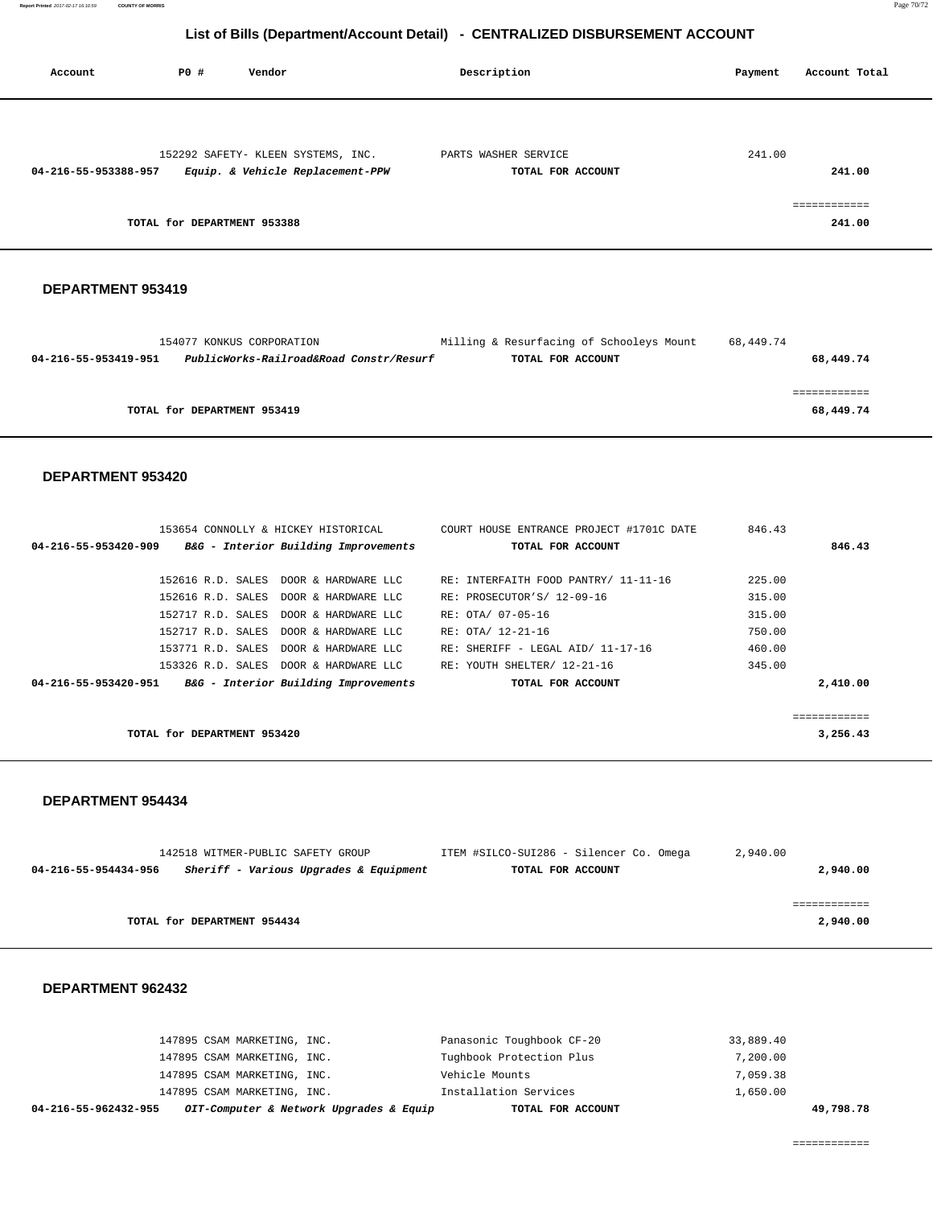# List of Bills (Department/Account Detail) - CENTRALIZED DISBURSEMENT ACCOUNT

| Account | PO # | Vendor | Description | Payment | Account Total |
|---|---|---|---|---|---|
| | 152292 | SAFETY- KLEEN SYSTEMS, INC. | PARTS WASHER SERVICE | 241.00 | |
| **04-216-55-953388-957** | | ***Equip. & Vehicle Replacement-PPW*** | **TOTAL FOR ACCOUNT** | | **241.00** |
| | | | | | ============ |
| | | **TOTAL for DEPARTMENT 953388** | | | **241.00** |

### DEPARTMENT 953419

| Account | PO # | Vendor | Description | Payment | Account Total |
|---|---|---|---|---|---|
| | 154077 | KONKUS CORPORATION | Milling & Resurfacing of Schooleys Mount | 68,449.74 | |
| **04-216-55-953419-951** | | ***PublicWorks-Railroad&Road Constr/Resurf*** | **TOTAL FOR ACCOUNT** | | **68,449.74** |
| | | | | | ============ |
| | | **TOTAL for DEPARTMENT 953419** | | | **68,449.74** |

### DEPARTMENT 953420

| Account | PO # | Vendor | Description | Payment | Account Total |
|---|---|---|---|---|---|
| | 153654 | CONNOLLY & HICKEY HISTORICAL | COURT HOUSE ENTRANCE PROJECT #1701C DATE | 846.43 | |
| **04-216-55-953420-909** | | ***B&G - Interior Building Improvements*** | **TOTAL FOR ACCOUNT** | | **846.43** |
| | 152616 | R.D. SALES DOOR & HARDWARE LLC | RE: INTERFAITH FOOD PANTRY/ 11-11-16 | 225.00 | |
| | 152616 | R.D. SALES DOOR & HARDWARE LLC | RE: PROSECUTOR'S/ 12-09-16 | 315.00 | |
| | 152717 | R.D. SALES DOOR & HARDWARE LLC | RE: OTA/ 07-05-16 | 315.00 | |
| | 152717 | R.D. SALES DOOR & HARDWARE LLC | RE: OTA/ 12-21-16 | 750.00 | |
| | 153771 | R.D. SALES DOOR & HARDWARE LLC | RE: SHERIFF - LEGAL AID/ 11-17-16 | 460.00 | |
| | 153326 | R.D. SALES DOOR & HARDWARE LLC | RE: YOUTH SHELTER/ 12-21-16 | 345.00 | |
| **04-216-55-953420-951** | | ***B&G - Interior Building Improvements*** | **TOTAL FOR ACCOUNT** | | **2,410.00** |
| | | | | | ============ |
| | | **TOTAL for DEPARTMENT 953420** | | | **3,256.43** |

### DEPARTMENT 954434

| Account | PO # | Vendor | Description | Payment | Account Total |
|---|---|---|---|---|---|
| | 142518 | WITMER-PUBLIC SAFETY GROUP | ITEM #SILCO-SUI286 - Silencer Co. Omega | 2,940.00 | |
| **04-216-55-954434-956** | | ***Sheriff - Various Upgrades & Equipment*** | **TOTAL FOR ACCOUNT** | | **2,940.00** |
| | | | | | ============ |
| | | **TOTAL for DEPARTMENT 954434** | | | **2,940.00** |

### DEPARTMENT 962432

| Account | PO # | Vendor | Description | Payment | Account Total |
|---|---|---|---|---|---|
| | 147895 | CSAM MARKETING, INC. | Panasonic Toughbook CF-20 | 33,889.40 | |
| | 147895 | CSAM MARKETING, INC. | Tughbook Protection Plus | 7,200.00 | |
| | 147895 | CSAM MARKETING, INC. | Vehicle Mounts | 7,059.38 | |
| | 147895 | CSAM MARKETING, INC. | Installation Services | 1,650.00 | |
| **04-216-55-962432-955** | | ***OIT-Computer & Network Upgrades & Equip*** | **TOTAL FOR ACCOUNT** | | **49,798.78** |
| | | | | | ============ |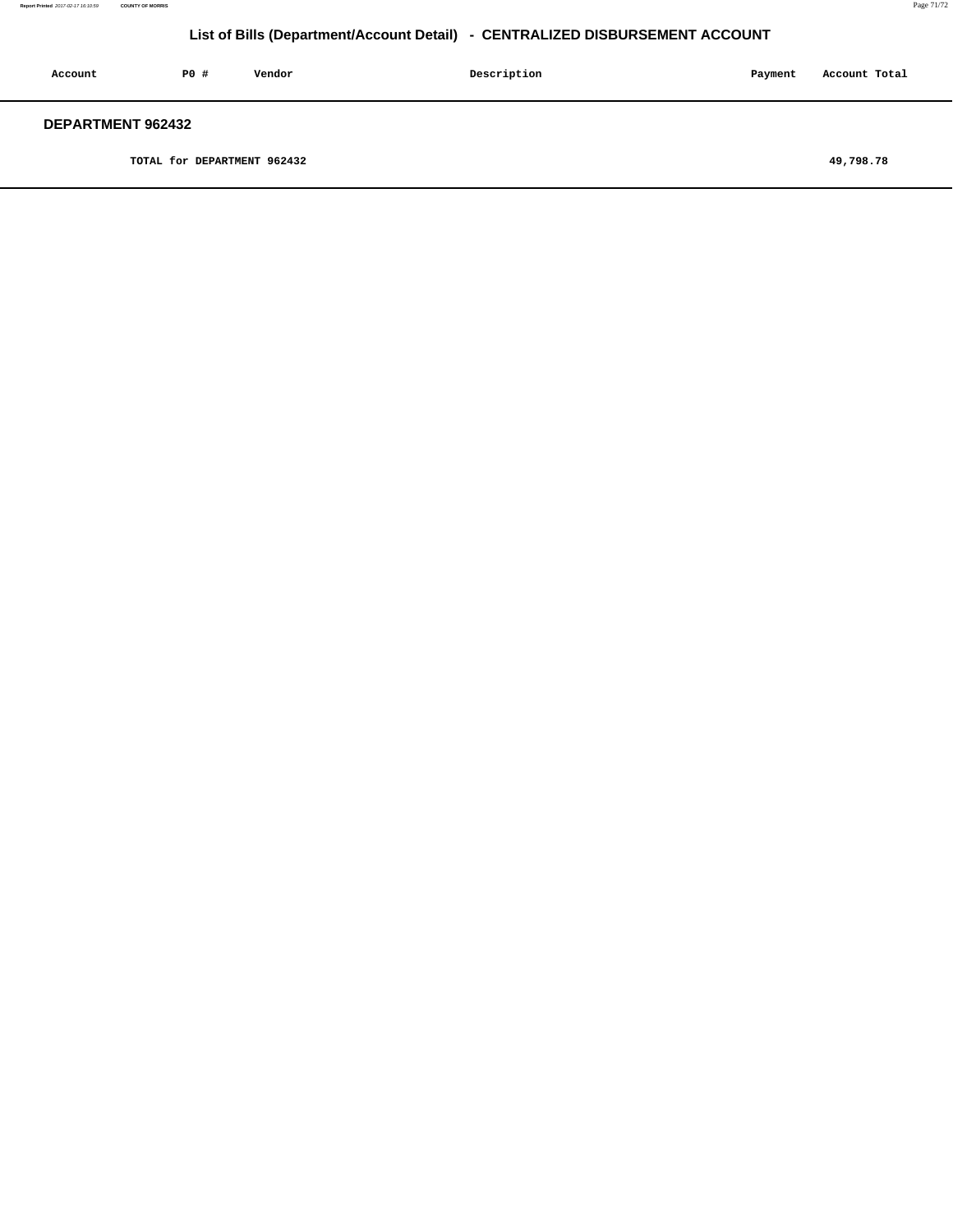## List of Bills (Department/Account Detail) - CENTRALIZED DISBURSEMENT ACCOUNT

| Account | PO # | Vendor | Description | Payment | Account Total |
|---|---|---|---|---|---|

### DEPARTMENT 962432

| | | | | | |
|---|---|---|---|---|---|
| TOTAL for DEPARTMENT 962432 | | | | | 49,798.78 |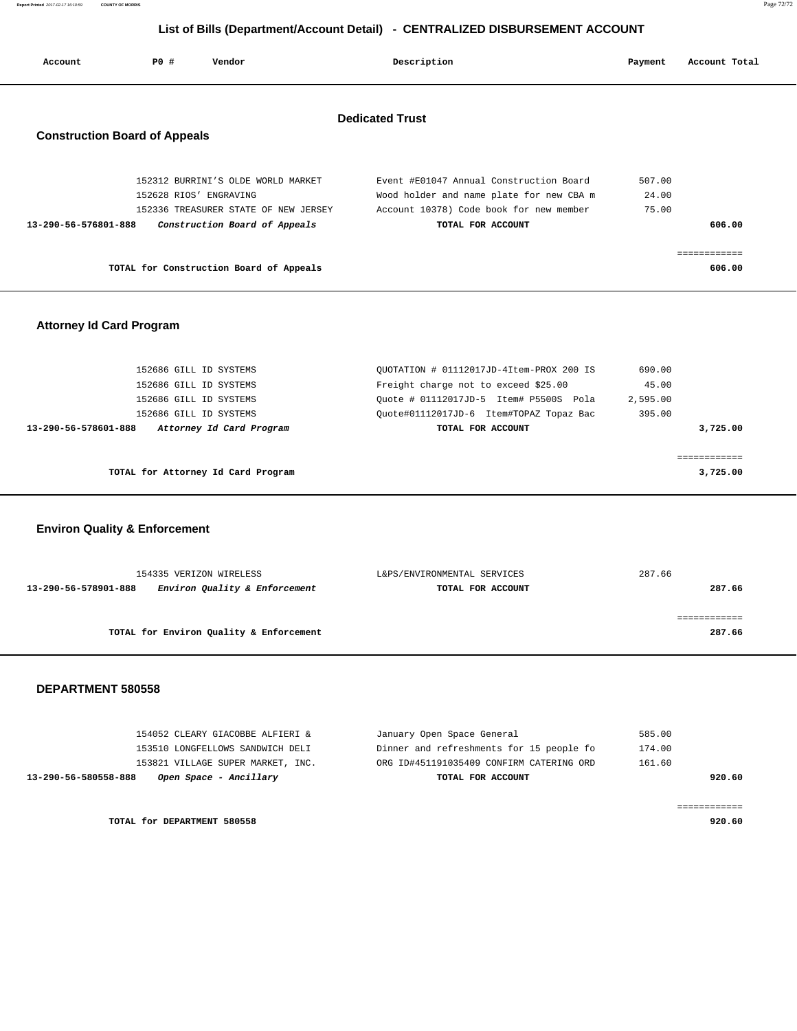## List of Bills (Department/Account Detail) - CENTRALIZED DISBURSEMENT ACCOUNT

| Account | PO # | Vendor | Description | Payment | Account Total |
|---|---|---|---|---|---|

### Dedicated Trust

### Construction Board of Appeals

| Account | PO # | Vendor | Description | Payment | Account Total |
|---|---|---|---|---|---|
| | 152312 | BURRINI'S OLDE WORLD MARKET | Event #E01047 Annual Construction Board | 507.00 | |
| | 152628 | RIOS' ENGRAVING | Wood holder and name plate for new CBA m | 24.00 | |
| | 152336 | TREASURER STATE OF NEW JERSEY | Account 10378) Code book for new member | 75.00 | |
| **13-290-56-576801-888** | | ***Construction Board of Appeals*** | **TOTAL FOR ACCOUNT** | | **606.00** |
| | | **TOTAL for Construction Board of Appeals** | | | **606.00** |

### Attorney Id Card Program

| Account | PO # | Vendor | Description | Payment | Account Total |
|---|---|---|---|---|---|
| | 152686 | GILL ID SYSTEMS | QUOTATION # 01112017JD-4Item-PROX 200 IS | 690.00 | |
| | 152686 | GILL ID SYSTEMS | Freight charge not to exceed $25.00 | 45.00 | |
| | 152686 | GILL ID SYSTEMS | Quote # 01112017JD-5 Item# P5500S Pola | 2,595.00 | |
| | 152686 | GILL ID SYSTEMS | Quote#01112017JD-6 Item#TOPAZ Topaz Bac | 395.00 | |
| **13-290-56-578601-888** | | ***Attorney Id Card Program*** | **TOTAL FOR ACCOUNT** | | **3,725.00** |
| | | **TOTAL for Attorney Id Card Program** | | | **3,725.00** |

### Environ Quality & Enforcement

| Account | PO # | Vendor | Description | Payment | Account Total |
|---|---|---|---|---|---|
| | 154335 | VERIZON WIRELESS | L&PS/ENVIRONMENTAL SERVICES | 287.66 | |
| **13-290-56-578901-888** | | ***Environ Quality & Enforcement*** | **TOTAL FOR ACCOUNT** | | **287.66** |
| | | **TOTAL for Environ Quality & Enforcement** | | | **287.66** |

### DEPARTMENT 580558

| Account | PO # | Vendor | Description | Payment | Account Total |
|---|---|---|---|---|---|
| | 154052 | CLEARY GIACOBBE ALFIERI & | January Open Space General | 585.00 | |
| | 153510 | LONGFELLOWS SANDWICH DELI | Dinner and refreshments for 15 people fo | 174.00 | |
| | 153821 | VILLAGE SUPER MARKET, INC. | ORG ID#451191035409 CONFIRM CATERING ORD | 161.60 | |
| **13-290-56-580558-888** | | ***Open Space - Ancillary*** | **TOTAL FOR ACCOUNT** | | **920.60** |
| | | **TOTAL for DEPARTMENT 580558** | | | **920.60** |